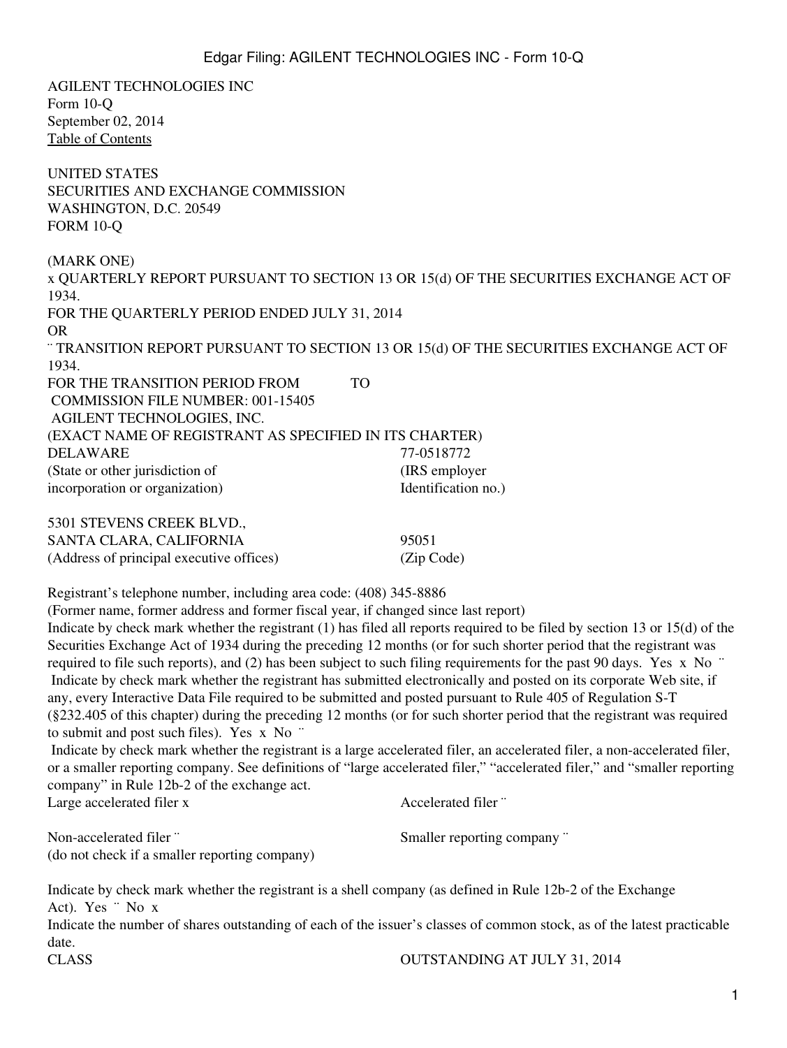AGILENT TECHNOLOGIES INC
Form 10-Q
September 02, 2014
Table of Contents

UNITED STATES
SECURITIES AND EXCHANGE COMMISSION
WASHINGTON, D.C. 20549
FORM 10-Q

(MARK ONE)
x QUARTERLY REPORT PURSUANT TO SECTION 13 OR 15(d) OF THE SECURITIES EXCHANGE ACT OF 1934.
FOR THE QUARTERLY PERIOD ENDED JULY 31, 2014
OR
¨ TRANSITION REPORT PURSUANT TO SECTION 13 OR 15(d) OF THE SECURITIES EXCHANGE ACT OF 1934.
FOR THE TRANSITION PERIOD FROM TO
COMMISSION FILE NUMBER: 001-15405
AGILENT TECHNOLOGIES, INC.
(EXACT NAME OF REGISTRANT AS SPECIFIED IN ITS CHARTER)

| | |
|---|---|
| DELAWARE | 77-0518772 |
| (State or other jurisdiction of incorporation or organization) | (IRS employer Identification no.) |
| 5301 STEVENS CREEK BLVD., SANTA CLARA, CALIFORNIA | 95051 |
| (Address of principal executive offices) | (Zip Code) |

Registrant's telephone number, including area code: (408) 345-8886
(Former name, former address and former fiscal year, if changed since last report)
Indicate by check mark whether the registrant (1) has filed all reports required to be filed by section 13 or 15(d) of the Securities Exchange Act of 1934 during the preceding 12 months (or for such shorter period that the registrant was required to file such reports), and (2) has been subject to such filing requirements for the past 90 days. Yes x No ¨
Indicate by check mark whether the registrant has submitted electronically and posted on its corporate Web site, if any, every Interactive Data File required to be submitted and posted pursuant to Rule 405 of Regulation S-T (§232.405 of this chapter) during the preceding 12 months (or for such shorter period that the registrant was required to submit and post such files). Yes x No ¨
Indicate by check mark whether the registrant is a large accelerated filer, an accelerated filer, a non-accelerated filer, or a smaller reporting company. See definitions of "large accelerated filer," "accelerated filer," and "smaller reporting company" in Rule 12b-2 of the exchange act.

| | |
|---|---|
| Large accelerated filer x | Accelerated filer ¨ |
| Non-accelerated filer ¨ (do not check if a smaller reporting company) | Smaller reporting company ¨ |

Indicate by check mark whether the registrant is a shell company (as defined in Rule 12b-2 of the Exchange Act). Yes ¨ No x
Indicate the number of shares outstanding of each of the issuer's classes of common stock, as of the latest practicable date.

| CLASS | OUTSTANDING AT JULY 31, 2014 |
|---|---|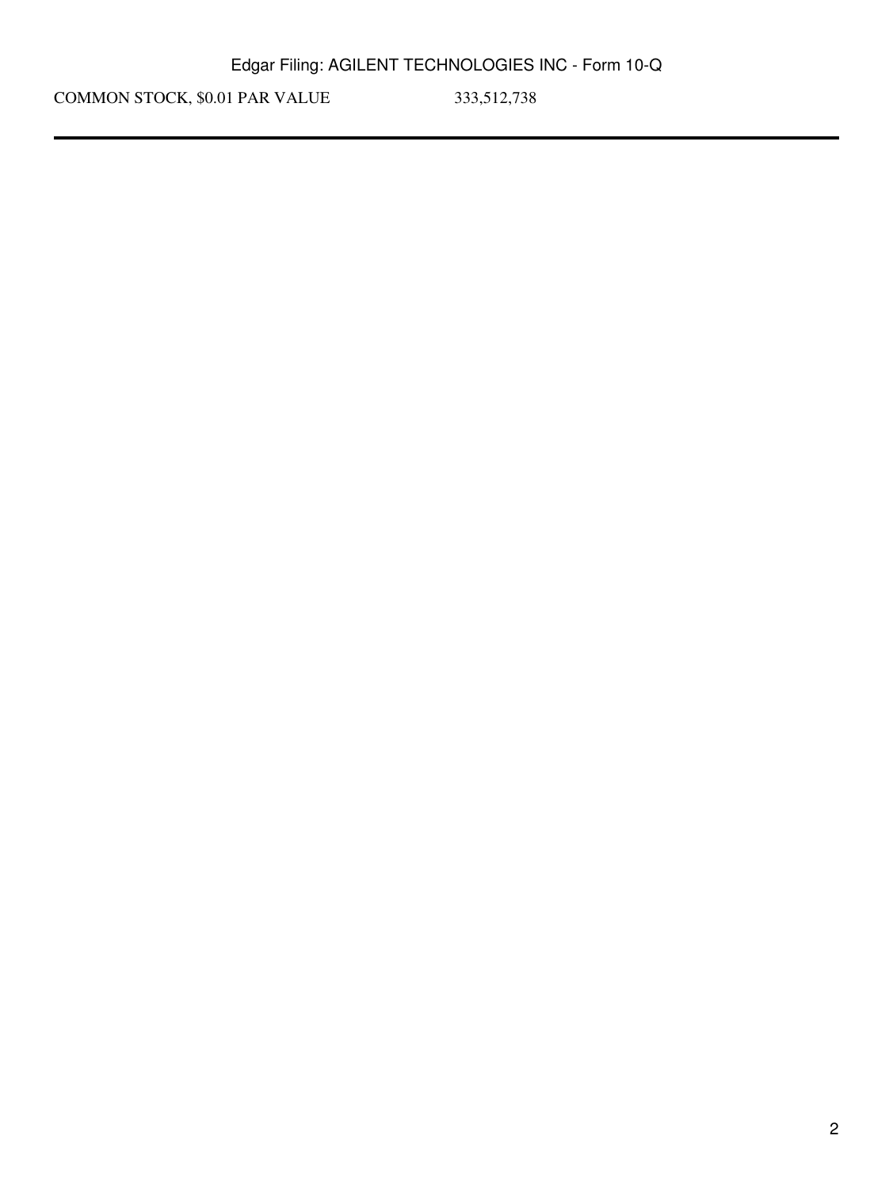| COMMON STOCK, $0.01 PAR VALUE | 333,512,738 |
|---|---|

---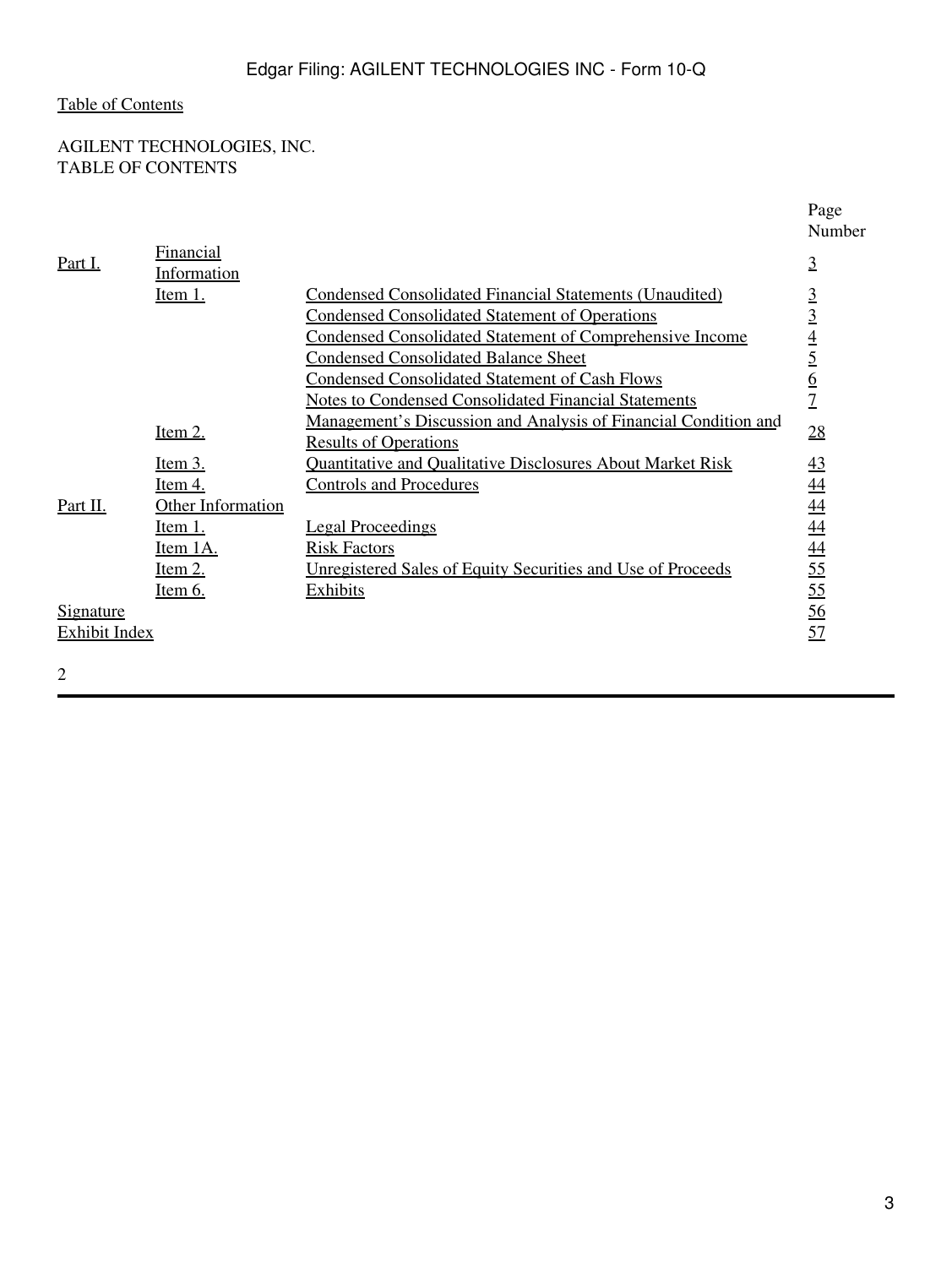Table of Contents

AGILENT TECHNOLOGIES, INC.
TABLE OF CONTENTS

| | | | Page Number |
|---|---|---|---|
| Part I. | Financial Information | | 3 |
| | Item 1. | Condensed Consolidated Financial Statements (Unaudited) | 3 |
| | | Condensed Consolidated Statement of Operations | 3 |
| | | Condensed Consolidated Statement of Comprehensive Income | 4 |
| | | Condensed Consolidated Balance Sheet | 5 |
| | | Condensed Consolidated Statement of Cash Flows | 6 |
| | | Notes to Condensed Consolidated Financial Statements | 7 |
| | Item 2. | Management's Discussion and Analysis of Financial Condition and Results of Operations | 28 |
| | Item 3. | Quantitative and Qualitative Disclosures About Market Risk | 43 |
| | Item 4. | Controls and Procedures | 44 |
| Part II. | Other Information | | 44 |
| | Item 1. | Legal Proceedings | 44 |
| | Item 1A. | Risk Factors | 44 |
| | Item 2. | Unregistered Sales of Equity Securities and Use of Proceeds | 55 |
| | Item 6. | Exhibits | 55 |
| Signature | | | 56 |
| Exhibit Index | | | 57 |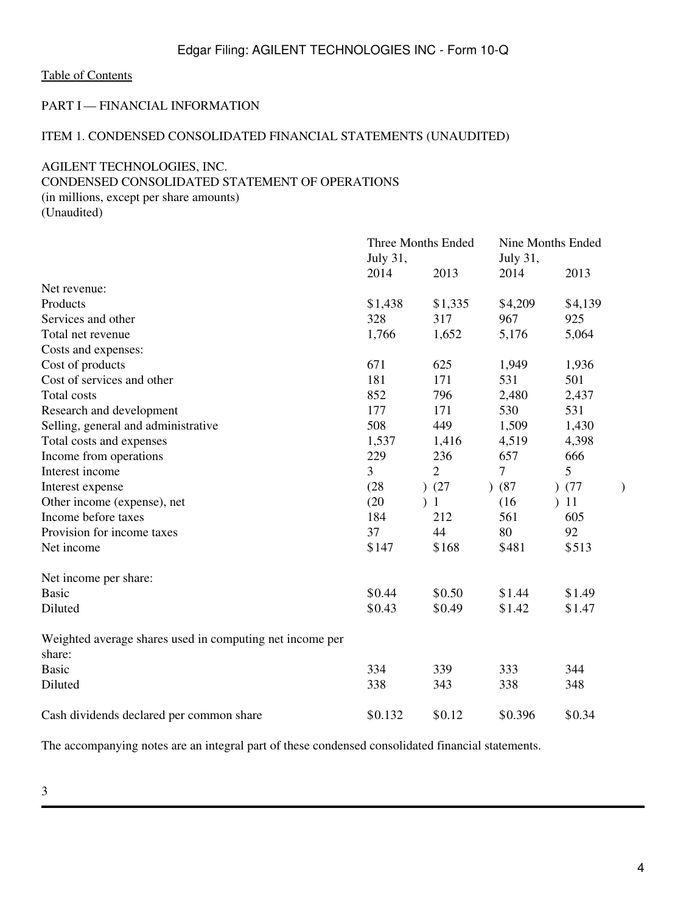Table of Contents

PART I — FINANCIAL INFORMATION

ITEM 1. CONDENSED CONSOLIDATED FINANCIAL STATEMENTS (UNAUDITED)

AGILENT TECHNOLOGIES, INC.
CONDENSED CONSOLIDATED STATEMENT OF OPERATIONS
(in millions, except per share amounts)
(Unaudited)

| | Three Months Ended July 31, | | Nine Months Ended July 31, | |
|---|---|---|---|---|
| | 2014 | 2013 | 2014 | 2013 |
| Net revenue: | | | | |
| Products | $1,438 | $1,335 | $4,209 | $4,139 |
| Services and other | 328 | 317 | 967 | 925 |
| Total net revenue | 1,766 | 1,652 | 5,176 | 5,064 |
| Costs and expenses: | | | | |
| Cost of products | 671 | 625 | 1,949 | 1,936 |
| Cost of services and other | 181 | 171 | 531 | 501 |
| Total costs | 852 | 796 | 2,480 | 2,437 |
| Research and development | 177 | 171 | 530 | 531 |
| Selling, general and administrative | 508 | 449 | 1,509 | 1,430 |
| Total costs and expenses | 1,537 | 1,416 | 4,519 | 4,398 |
| Income from operations | 229 | 236 | 657 | 666 |
| Interest income | 3 | 2 | 7 | 5 |
| Interest expense | (28) | (27) | (87) | (77) |
| Other income (expense), net | (20) | 1 | (16) | 11 |
| Income before taxes | 184 | 212 | 561 | 605 |
| Provision for income taxes | 37 | 44 | 80 | 92 |
| Net income | $147 | $168 | $481 | $513 |
| | | | | |
| Net income per share: | | | | |
| Basic | $0.44 | $0.50 | $1.44 | $1.49 |
| Diluted | $0.43 | $0.49 | $1.42 | $1.47 |
| | | | | |
| Weighted average shares used in computing net income per share: | | | | |
| Basic | 334 | 339 | 333 | 344 |
| Diluted | 338 | 343 | 338 | 348 |
| | | | | |
| Cash dividends declared per common share | $0.132 | $0.12 | $0.396 | $0.34 |

The accompanying notes are an integral part of these condensed consolidated financial statements.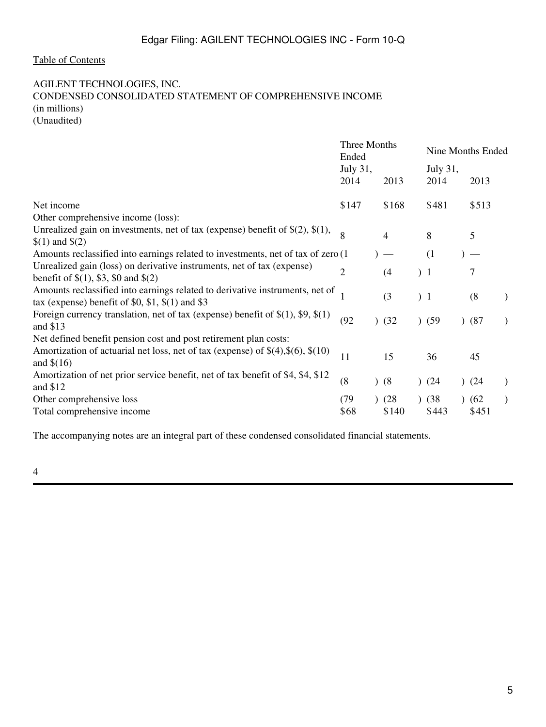[Table of Contents](#)

AGILENT TECHNOLOGIES, INC.
CONDENSED CONSOLIDATED STATEMENT OF COMPREHENSIVE INCOME
(in millions)
(Unaudited)

| | Three Months Ended July 31, | | Nine Months Ended July 31, | |
|---|---|---|---|---|
| | 2014 | 2013 | 2014 | 2013 |
| Net income | $147 | $168 | $481 | $513 |
| Other comprehensive income (loss): | | | | |
| Unrealized gain on investments, net of tax (expense) benefit of $(2), $(1), $(1) and $(2) | 8 | 4 | 8 | 5 |
| Amounts reclassified into earnings related to investments, net of tax of zero | (1) | — | (1) | — |
| Unrealized gain (loss) on derivative instruments, net of tax (expense) benefit of $(1), $3, $0 and $(2) | 2 | (4) | 1 | 7 |
| Amounts reclassified into earnings related to derivative instruments, net of tax (expense) benefit of $0, $1, $(1) and $3 | 1 | (3) | 1 | (8) |
| Foreign currency translation, net of tax (expense) benefit of $(1), $9, $(1) and $13 | (92) | (32) | (59) | (87) |
| Net defined benefit pension cost and post retirement plan costs: | | | | |
| Amortization of actuarial net loss, net of tax (expense) of $(4),$(6), $(10) and $(16) | 11 | 15 | 36 | 45 |
| Amortization of net prior service benefit, net of tax benefit of $4, $4, $12 and $12 | (8) | (8) | (24) | (24) |
| Other comprehensive loss | (79) | (28) | (38) | (62) |
| Total comprehensive income | $68 | $140 | $443 | $451 |

The accompanying notes are an integral part of these condensed consolidated financial statements.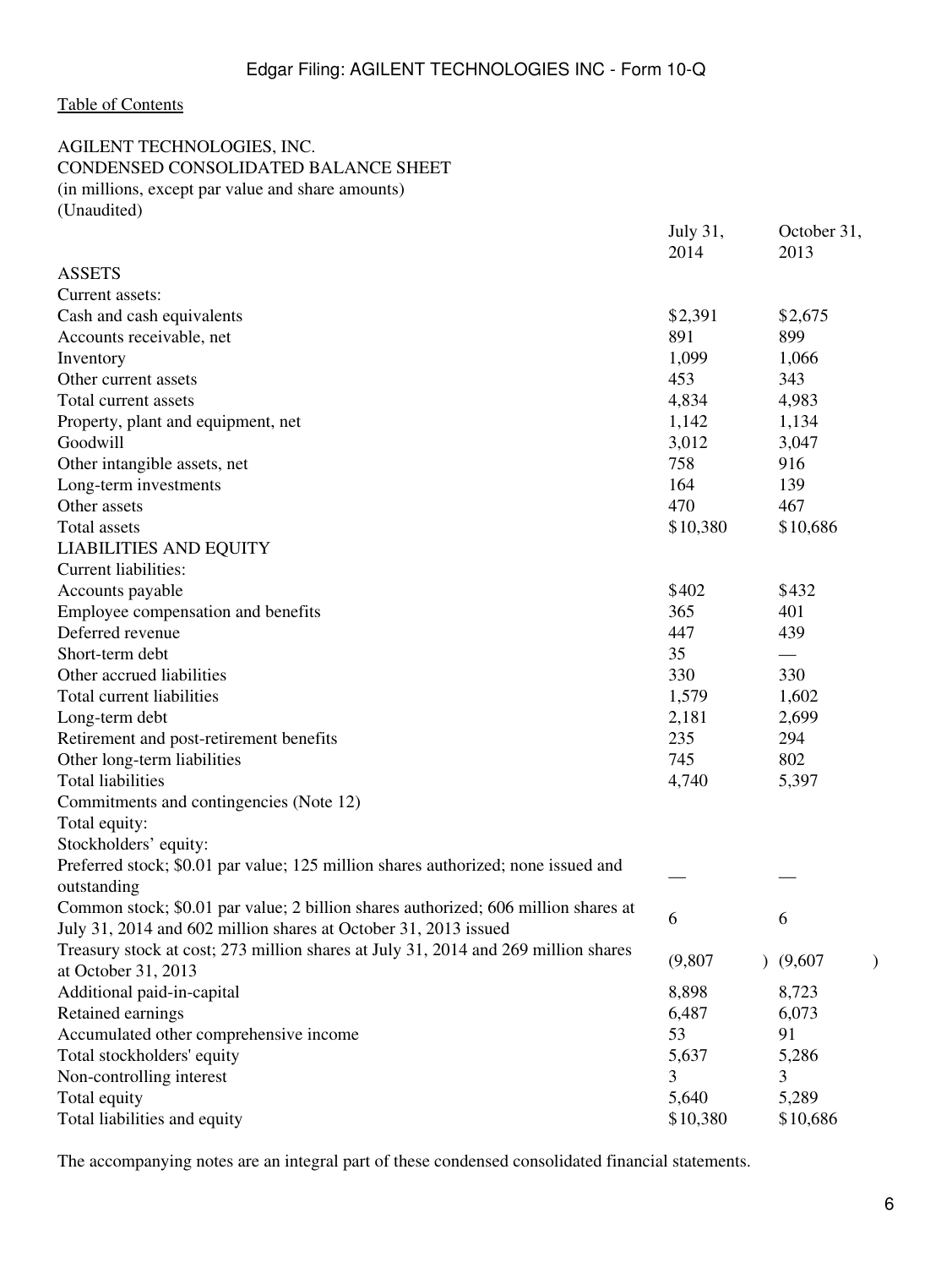[Table of Contents](#)

AGILENT TECHNOLOGIES, INC.
CONDENSED CONSOLIDATED BALANCE SHEET
(in millions, except par value and share amounts)
(Unaudited)

| | July 31, 2014 | October 31, 2013 |
|---|---|---|
| ASSETS | | |
| Current assets: | | |
| Cash and cash equivalents | $2,391 | $2,675 |
| Accounts receivable, net | 891 | 899 |
| Inventory | 1,099 | 1,066 |
| Other current assets | 453 | 343 |
| Total current assets | 4,834 | 4,983 |
| Property, plant and equipment, net | 1,142 | 1,134 |
| Goodwill | 3,012 | 3,047 |
| Other intangible assets, net | 758 | 916 |
| Long-term investments | 164 | 139 |
| Other assets | 470 | 467 |
| Total assets | $10,380 | $10,686 |
| LIABILITIES AND EQUITY | | |
| Current liabilities: | | |
| Accounts payable | $402 | $432 |
| Employee compensation and benefits | 365 | 401 |
| Deferred revenue | 447 | 439 |
| Short-term debt | 35 | — |
| Other accrued liabilities | 330 | 330 |
| Total current liabilities | 1,579 | 1,602 |
| Long-term debt | 2,181 | 2,699 |
| Retirement and post-retirement benefits | 235 | 294 |
| Other long-term liabilities | 745 | 802 |
| Total liabilities | 4,740 | 5,397 |
| Commitments and contingencies (Note 12) | | |
| Total equity: | | |
| Stockholders' equity: | | |
| Preferred stock; $0.01 par value; 125 million shares authorized; none issued and outstanding | — | — |
| Common stock; $0.01 par value; 2 billion shares authorized; 606 million shares at July 31, 2014 and 602 million shares at October 31, 2013 issued | 6 | 6 |
| Treasury stock at cost; 273 million shares at July 31, 2014 and 269 million shares at October 31, 2013 | (9,807) | (9,607) |
| Additional paid-in-capital | 8,898 | 8,723 |
| Retained earnings | 6,487 | 6,073 |
| Accumulated other comprehensive income | 53 | 91 |
| Total stockholders' equity | 5,637 | 5,286 |
| Non-controlling interest | 3 | 3 |
| Total equity | 5,640 | 5,289 |
| Total liabilities and equity | $10,380 | $10,686 |

The accompanying notes are an integral part of these condensed consolidated financial statements.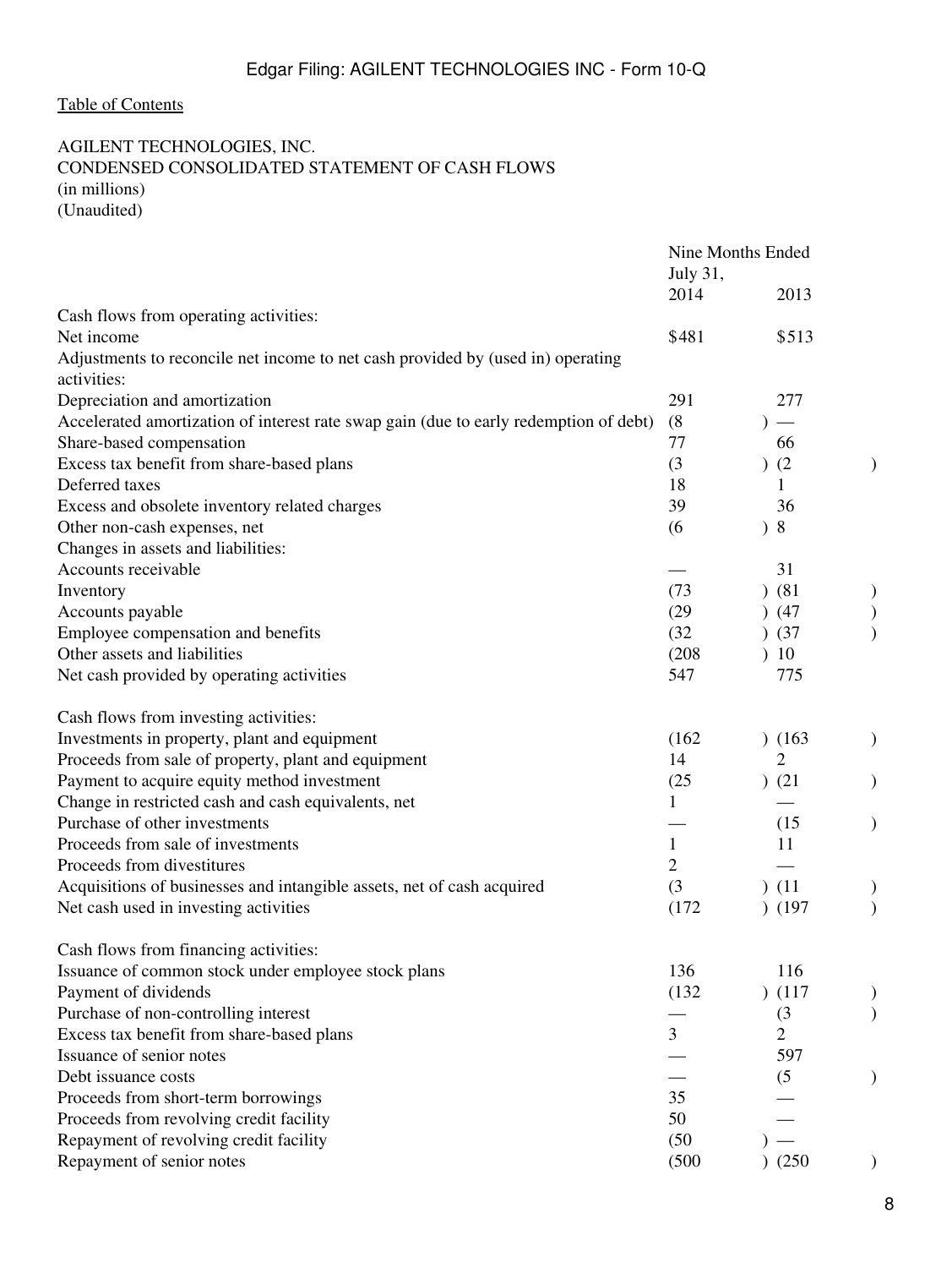Table of Contents

AGILENT TECHNOLOGIES, INC.
CONDENSED CONSOLIDATED STATEMENT OF CASH FLOWS
(in millions)
(Unaudited)

| | Nine Months Ended July 31, | |
|---|---|---|
| | 2014 | 2013 |
| Cash flows from operating activities: | | |
| Net income | $481 | $513 |
| Adjustments to reconcile net income to net cash provided by (used in) operating activities: | | |
| Depreciation and amortization | 291 | 277 |
| Accelerated amortization of interest rate swap gain (due to early redemption of debt) | (8) | — |
| Share-based compensation | 77 | 66 |
| Excess tax benefit from share-based plans | (3) | (2) |
| Deferred taxes | 18 | 1 |
| Excess and obsolete inventory related charges | 39 | 36 |
| Other non-cash expenses, net | (6) | 8 |
| Changes in assets and liabilities: | | |
| Accounts receivable | — | 31 |
| Inventory | (73) | (81) |
| Accounts payable | (29) | (47) |
| Employee compensation and benefits | (32) | (37) |
| Other assets and liabilities | (208) | 10 |
| Net cash provided by operating activities | 547 | 775 |
| | | |
| Cash flows from investing activities: | | |
| Investments in property, plant and equipment | (162) | (163) |
| Proceeds from sale of property, plant and equipment | 14 | 2 |
| Payment to acquire equity method investment | (25) | (21) |
| Change in restricted cash and cash equivalents, net | 1 | — |
| Purchase of other investments | — | (15) |
| Proceeds from sale of investments | 1 | 11 |
| Proceeds from divestitures | 2 | — |
| Acquisitions of businesses and intangible assets, net of cash acquired | (3) | (11) |
| Net cash used in investing activities | (172) | (197) |
| | | |
| Cash flows from financing activities: | | |
| Issuance of common stock under employee stock plans | 136 | 116 |
| Payment of dividends | (132) | (117) |
| Purchase of non-controlling interest | — | (3) |
| Excess tax benefit from share-based plans | 3 | 2 |
| Issuance of senior notes | — | 597 |
| Debt issuance costs | — | (5) |
| Proceeds from short-term borrowings | 35 | — |
| Proceeds from revolving credit facility | 50 | — |
| Repayment of revolving credit facility | (50) | — |
| Repayment of senior notes | (500) | (250) |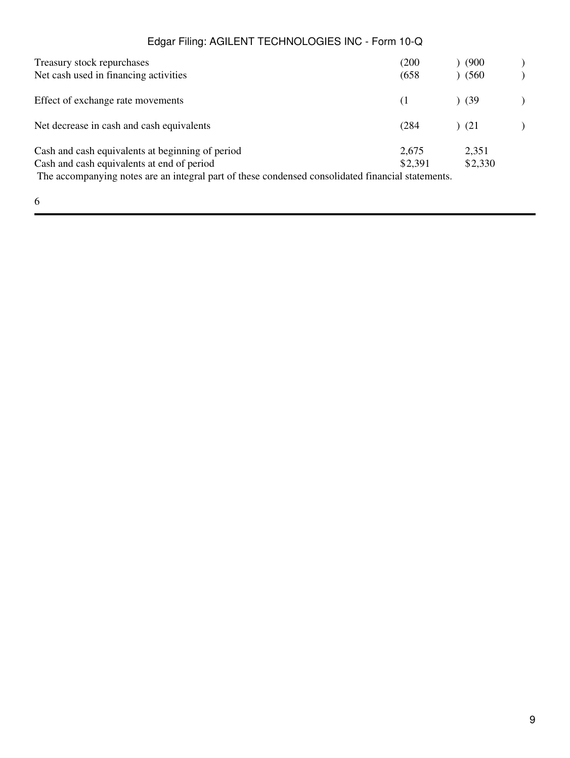| | | |
|---|---|---|
| Treasury stock repurchases | (200) | (900) |
| Net cash used in financing activities | (658) | (560) |
| | | |
| Effect of exchange rate movements | (1) | (39) |
| | | |
| Net decrease in cash and cash equivalents | (284) | (21) |
| | | |
| Cash and cash equivalents at beginning of period | 2,675 | 2,351 |
| Cash and cash equivalents at end of period | $2,391 | $2,330 |

The accompanying notes are an integral part of these condensed consolidated financial statements.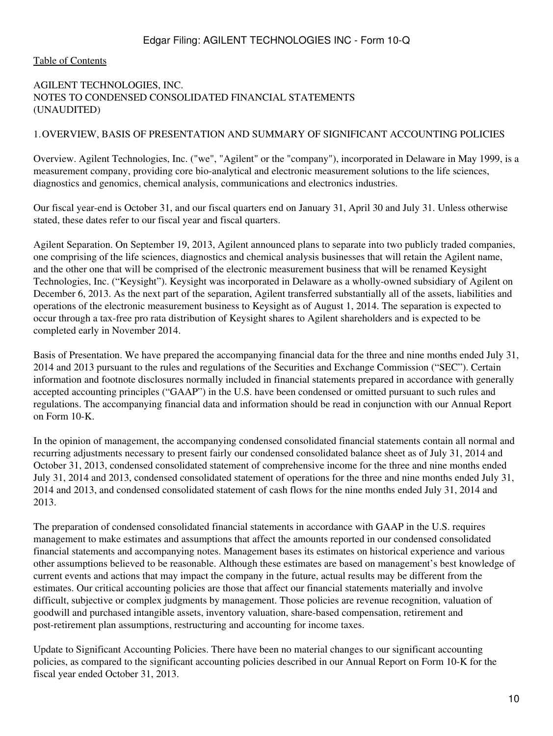AGILENT TECHNOLOGIES, INC.
NOTES TO CONDENSED CONSOLIDATED FINANCIAL STATEMENTS
(UNAUDITED)

1. OVERVIEW, BASIS OF PRESENTATION AND SUMMARY OF SIGNIFICANT ACCOUNTING POLICIES

Overview. Agilent Technologies, Inc. ("we", "Agilent" or the "company"), incorporated in Delaware in May 1999, is a measurement company, providing core bio-analytical and electronic measurement solutions to the life sciences, diagnostics and genomics, chemical analysis, communications and electronics industries.

Our fiscal year-end is October 31, and our fiscal quarters end on January 31, April 30 and July 31. Unless otherwise stated, these dates refer to our fiscal year and fiscal quarters.

Agilent Separation. On September 19, 2013, Agilent announced plans to separate into two publicly traded companies, one comprising of the life sciences, diagnostics and chemical analysis businesses that will retain the Agilent name, and the other one that will be comprised of the electronic measurement business that will be renamed Keysight Technologies, Inc. ("Keysight"). Keysight was incorporated in Delaware as a wholly-owned subsidiary of Agilent on December 6, 2013. As the next part of the separation, Agilent transferred substantially all of the assets, liabilities and operations of the electronic measurement business to Keysight as of August 1, 2014. The separation is expected to occur through a tax-free pro rata distribution of Keysight shares to Agilent shareholders and is expected to be completed early in November 2014.

Basis of Presentation. We have prepared the accompanying financial data for the three and nine months ended July 31, 2014 and 2013 pursuant to the rules and regulations of the Securities and Exchange Commission ("SEC"). Certain information and footnote disclosures normally included in financial statements prepared in accordance with generally accepted accounting principles ("GAAP") in the U.S. have been condensed or omitted pursuant to such rules and regulations. The accompanying financial data and information should be read in conjunction with our Annual Report on Form 10-K.

In the opinion of management, the accompanying condensed consolidated financial statements contain all normal and recurring adjustments necessary to present fairly our condensed consolidated balance sheet as of July 31, 2014 and October 31, 2013, condensed consolidated statement of comprehensive income for the three and nine months ended July 31, 2014 and 2013, condensed consolidated statement of operations for the three and nine months ended July 31, 2014 and 2013, and condensed consolidated statement of cash flows for the nine months ended July 31, 2014 and 2013.

The preparation of condensed consolidated financial statements in accordance with GAAP in the U.S. requires management to make estimates and assumptions that affect the amounts reported in our condensed consolidated financial statements and accompanying notes. Management bases its estimates on historical experience and various other assumptions believed to be reasonable. Although these estimates are based on management's best knowledge of current events and actions that may impact the company in the future, actual results may be different from the estimates. Our critical accounting policies are those that affect our financial statements materially and involve difficult, subjective or complex judgments by management. Those policies are revenue recognition, valuation of goodwill and purchased intangible assets, inventory valuation, share-based compensation, retirement and post-retirement plan assumptions, restructuring and accounting for income taxes.

Update to Significant Accounting Policies. There have been no material changes to our significant accounting policies, as compared to the significant accounting policies described in our Annual Report on Form 10-K for the fiscal year ended October 31, 2013.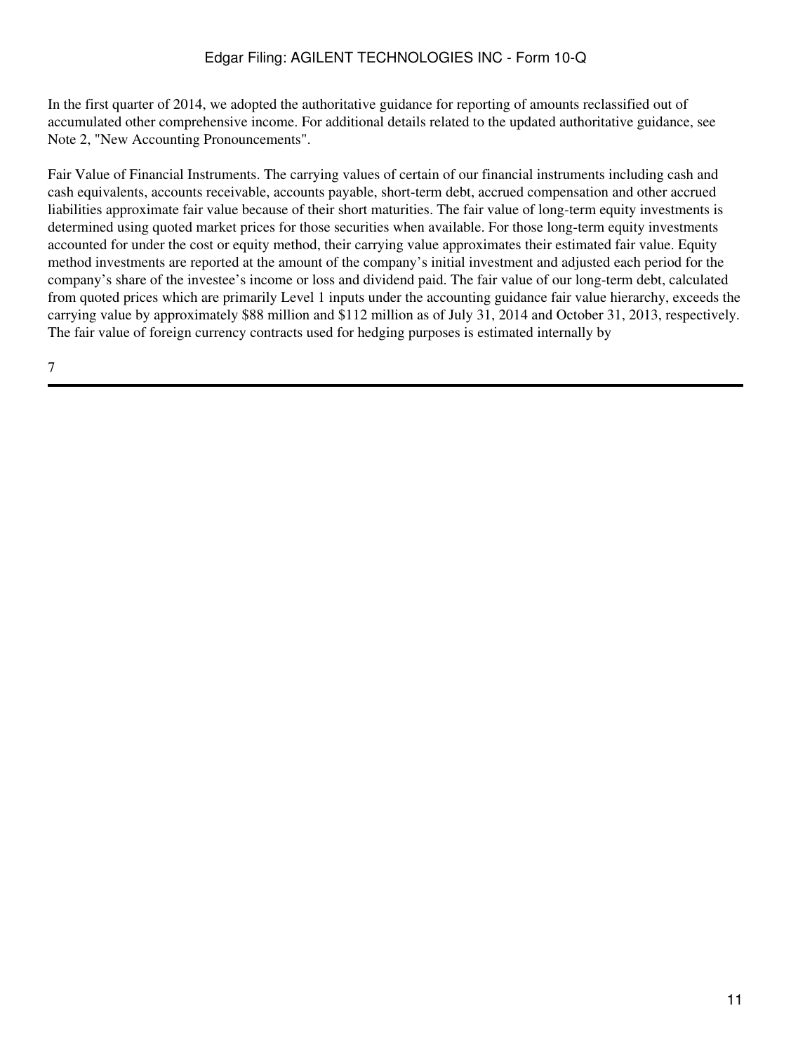In the first quarter of 2014, we adopted the authoritative guidance for reporting of amounts reclassified out of accumulated other comprehensive income. For additional details related to the updated authoritative guidance, see Note 2, "New Accounting Pronouncements".

Fair Value of Financial Instruments. The carrying values of certain of our financial instruments including cash and cash equivalents, accounts receivable, accounts payable, short-term debt, accrued compensation and other accrued liabilities approximate fair value because of their short maturities. The fair value of long-term equity investments is determined using quoted market prices for those securities when available. For those long-term equity investments accounted for under the cost or equity method, their carrying value approximates their estimated fair value. Equity method investments are reported at the amount of the company's initial investment and adjusted each period for the company's share of the investee's income or loss and dividend paid. The fair value of our long-term debt, calculated from quoted prices which are primarily Level 1 inputs under the accounting guidance fair value hierarchy, exceeds the carrying value by approximately $88 million and $112 million as of July 31, 2014 and October 31, 2013, respectively. The fair value of foreign currency contracts used for hedging purposes is estimated internally by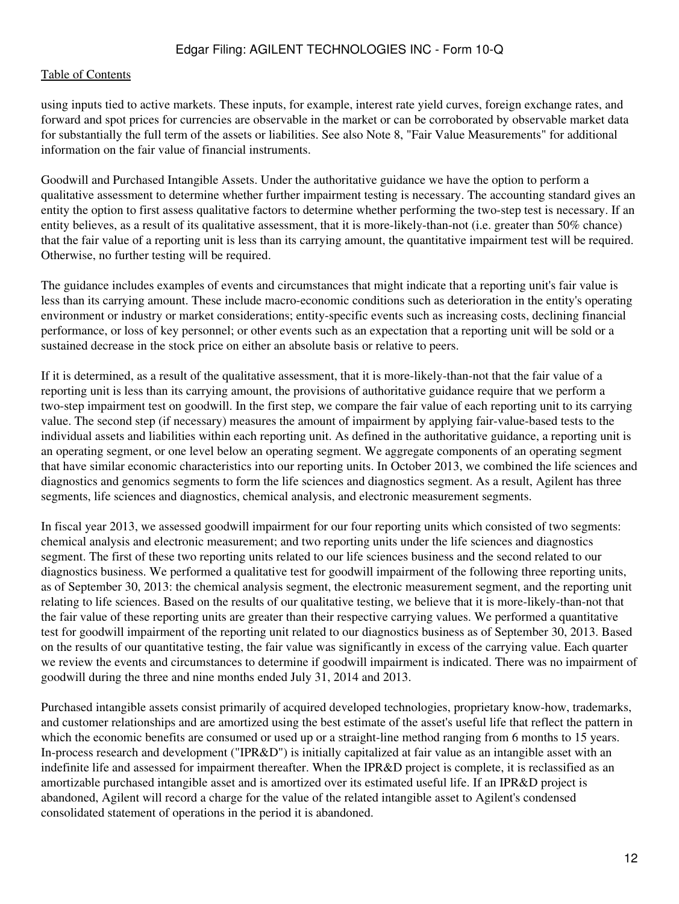using inputs tied to active markets. These inputs, for example, interest rate yield curves, foreign exchange rates, and forward and spot prices for currencies are observable in the market or can be corroborated by observable market data for substantially the full term of the assets or liabilities. See also Note 8, "Fair Value Measurements" for additional information on the fair value of financial instruments.

Goodwill and Purchased Intangible Assets. Under the authoritative guidance we have the option to perform a qualitative assessment to determine whether further impairment testing is necessary. The accounting standard gives an entity the option to first assess qualitative factors to determine whether performing the two-step test is necessary. If an entity believes, as a result of its qualitative assessment, that it is more-likely-than-not (i.e. greater than 50% chance) that the fair value of a reporting unit is less than its carrying amount, the quantitative impairment test will be required. Otherwise, no further testing will be required.

The guidance includes examples of events and circumstances that might indicate that a reporting unit's fair value is less than its carrying amount. These include macro-economic conditions such as deterioration in the entity's operating environment or industry or market considerations; entity-specific events such as increasing costs, declining financial performance, or loss of key personnel; or other events such as an expectation that a reporting unit will be sold or a sustained decrease in the stock price on either an absolute basis or relative to peers.

If it is determined, as a result of the qualitative assessment, that it is more-likely-than-not that the fair value of a reporting unit is less than its carrying amount, the provisions of authoritative guidance require that we perform a two-step impairment test on goodwill. In the first step, we compare the fair value of each reporting unit to its carrying value. The second step (if necessary) measures the amount of impairment by applying fair-value-based tests to the individual assets and liabilities within each reporting unit. As defined in the authoritative guidance, a reporting unit is an operating segment, or one level below an operating segment. We aggregate components of an operating segment that have similar economic characteristics into our reporting units. In October 2013, we combined the life sciences and diagnostics and genomics segments to form the life sciences and diagnostics segment. As a result, Agilent has three segments, life sciences and diagnostics, chemical analysis, and electronic measurement segments.

In fiscal year 2013, we assessed goodwill impairment for our four reporting units which consisted of two segments: chemical analysis and electronic measurement; and two reporting units under the life sciences and diagnostics segment. The first of these two reporting units related to our life sciences business and the second related to our diagnostics business. We performed a qualitative test for goodwill impairment of the following three reporting units, as of September 30, 2013: the chemical analysis segment, the electronic measurement segment, and the reporting unit relating to life sciences. Based on the results of our qualitative testing, we believe that it is more-likely-than-not that the fair value of these reporting units are greater than their respective carrying values. We performed a quantitative test for goodwill impairment of the reporting unit related to our diagnostics business as of September 30, 2013. Based on the results of our quantitative testing, the fair value was significantly in excess of the carrying value. Each quarter we review the events and circumstances to determine if goodwill impairment is indicated. There was no impairment of goodwill during the three and nine months ended July 31, 2014 and 2013.

Purchased intangible assets consist primarily of acquired developed technologies, proprietary know-how, trademarks, and customer relationships and are amortized using the best estimate of the asset's useful life that reflect the pattern in which the economic benefits are consumed or used up or a straight-line method ranging from 6 months to 15 years. In-process research and development ("IPR&D") is initially capitalized at fair value as an intangible asset with an indefinite life and assessed for impairment thereafter. When the IPR&D project is complete, it is reclassified as an amortizable purchased intangible asset and is amortized over its estimated useful life. If an IPR&D project is abandoned, Agilent will record a charge for the value of the related intangible asset to Agilent's condensed consolidated statement of operations in the period it is abandoned.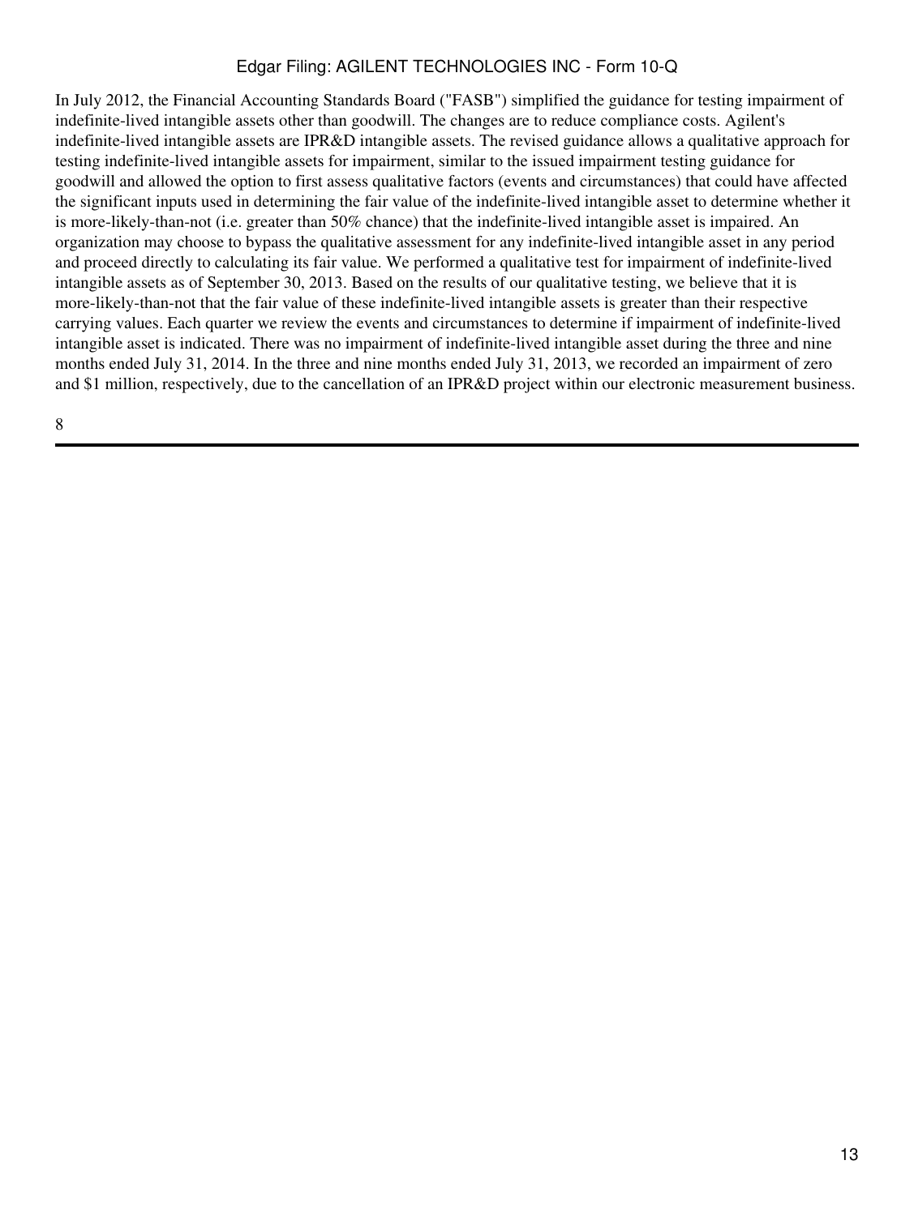In July 2012, the Financial Accounting Standards Board ("FASB") simplified the guidance for testing impairment of indefinite-lived intangible assets other than goodwill. The changes are to reduce compliance costs. Agilent's indefinite-lived intangible assets are IPR&D intangible assets. The revised guidance allows a qualitative approach for testing indefinite-lived intangible assets for impairment, similar to the issued impairment testing guidance for goodwill and allowed the option to first assess qualitative factors (events and circumstances) that could have affected the significant inputs used in determining the fair value of the indefinite-lived intangible asset to determine whether it is more-likely-than-not (i.e. greater than 50% chance) that the indefinite-lived intangible asset is impaired. An organization may choose to bypass the qualitative assessment for any indefinite-lived intangible asset in any period and proceed directly to calculating its fair value. We performed a qualitative test for impairment of indefinite-lived intangible assets as of September 30, 2013. Based on the results of our qualitative testing, we believe that it is more-likely-than-not that the fair value of these indefinite-lived intangible assets is greater than their respective carrying values. Each quarter we review the events and circumstances to determine if impairment of indefinite-lived intangible asset is indicated. There was no impairment of indefinite-lived intangible asset during the three and nine months ended July 31, 2014. In the three and nine months ended July 31, 2013, we recorded an impairment of zero and $1 million, respectively, due to the cancellation of an IPR&D project within our electronic measurement business.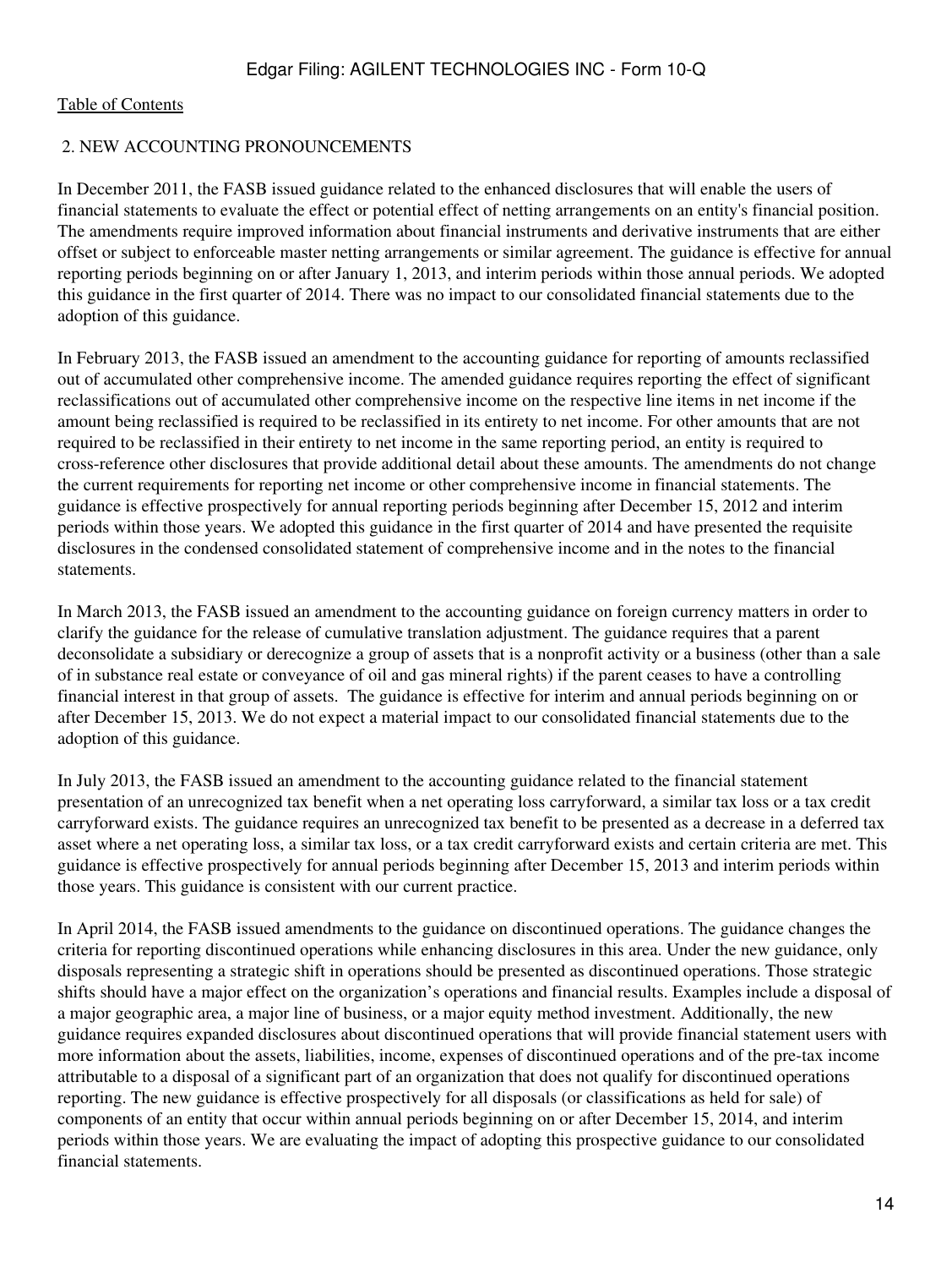## 2. NEW ACCOUNTING PRONOUNCEMENTS

In December 2011, the FASB issued guidance related to the enhanced disclosures that will enable the users of financial statements to evaluate the effect or potential effect of netting arrangements on an entity's financial position. The amendments require improved information about financial instruments and derivative instruments that are either offset or subject to enforceable master netting arrangements or similar agreement. The guidance is effective for annual reporting periods beginning on or after January 1, 2013, and interim periods within those annual periods. We adopted this guidance in the first quarter of 2014. There was no impact to our consolidated financial statements due to the adoption of this guidance.

In February 2013, the FASB issued an amendment to the accounting guidance for reporting of amounts reclassified out of accumulated other comprehensive income. The amended guidance requires reporting the effect of significant reclassifications out of accumulated other comprehensive income on the respective line items in net income if the amount being reclassified is required to be reclassified in its entirety to net income. For other amounts that are not required to be reclassified in their entirety to net income in the same reporting period, an entity is required to cross-reference other disclosures that provide additional detail about these amounts. The amendments do not change the current requirements for reporting net income or other comprehensive income in financial statements. The guidance is effective prospectively for annual reporting periods beginning after December 15, 2012 and interim periods within those years. We adopted this guidance in the first quarter of 2014 and have presented the requisite disclosures in the condensed consolidated statement of comprehensive income and in the notes to the financial statements.

In March 2013, the FASB issued an amendment to the accounting guidance on foreign currency matters in order to clarify the guidance for the release of cumulative translation adjustment. The guidance requires that a parent deconsolidate a subsidiary or derecognize a group of assets that is a nonprofit activity or a business (other than a sale of in substance real estate or conveyance of oil and gas mineral rights) if the parent ceases to have a controlling financial interest in that group of assets. The guidance is effective for interim and annual periods beginning on or after December 15, 2013. We do not expect a material impact to our consolidated financial statements due to the adoption of this guidance.

In July 2013, the FASB issued an amendment to the accounting guidance related to the financial statement presentation of an unrecognized tax benefit when a net operating loss carryforward, a similar tax loss or a tax credit carryforward exists. The guidance requires an unrecognized tax benefit to be presented as a decrease in a deferred tax asset where a net operating loss, a similar tax loss, or a tax credit carryforward exists and certain criteria are met. This guidance is effective prospectively for annual periods beginning after December 15, 2013 and interim periods within those years. This guidance is consistent with our current practice.

In April 2014, the FASB issued amendments to the guidance on discontinued operations. The guidance changes the criteria for reporting discontinued operations while enhancing disclosures in this area. Under the new guidance, only disposals representing a strategic shift in operations should be presented as discontinued operations. Those strategic shifts should have a major effect on the organization's operations and financial results. Examples include a disposal of a major geographic area, a major line of business, or a major equity method investment. Additionally, the new guidance requires expanded disclosures about discontinued operations that will provide financial statement users with more information about the assets, liabilities, income, expenses of discontinued operations and of the pre-tax income attributable to a disposal of a significant part of an organization that does not qualify for discontinued operations reporting. The new guidance is effective prospectively for all disposals (or classifications as held for sale) of components of an entity that occur within annual periods beginning on or after December 15, 2014, and interim periods within those years. We are evaluating the impact of adopting this prospective guidance to our consolidated financial statements.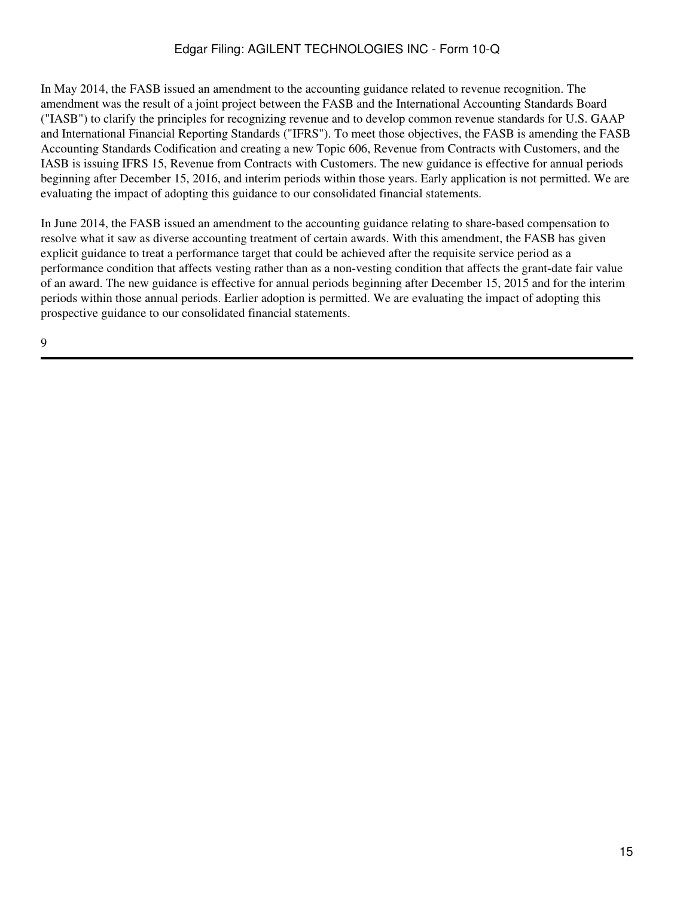In May 2014, the FASB issued an amendment to the accounting guidance related to revenue recognition. The amendment was the result of a joint project between the FASB and the International Accounting Standards Board ("IASB") to clarify the principles for recognizing revenue and to develop common revenue standards for U.S. GAAP and International Financial Reporting Standards ("IFRS"). To meet those objectives, the FASB is amending the FASB Accounting Standards Codification and creating a new Topic 606, Revenue from Contracts with Customers, and the IASB is issuing IFRS 15, Revenue from Contracts with Customers. The new guidance is effective for annual periods beginning after December 15, 2016, and interim periods within those years. Early application is not permitted. We are evaluating the impact of adopting this guidance to our consolidated financial statements.

In June 2014, the FASB issued an amendment to the accounting guidance relating to share-based compensation to resolve what it saw as diverse accounting treatment of certain awards. With this amendment, the FASB has given explicit guidance to treat a performance target that could be achieved after the requisite service period as a performance condition that affects vesting rather than as a non-vesting condition that affects the grant-date fair value of an award. The new guidance is effective for annual periods beginning after December 15, 2015 and for the interim periods within those annual periods. Earlier adoption is permitted. We are evaluating the impact of adopting this prospective guidance to our consolidated financial statements.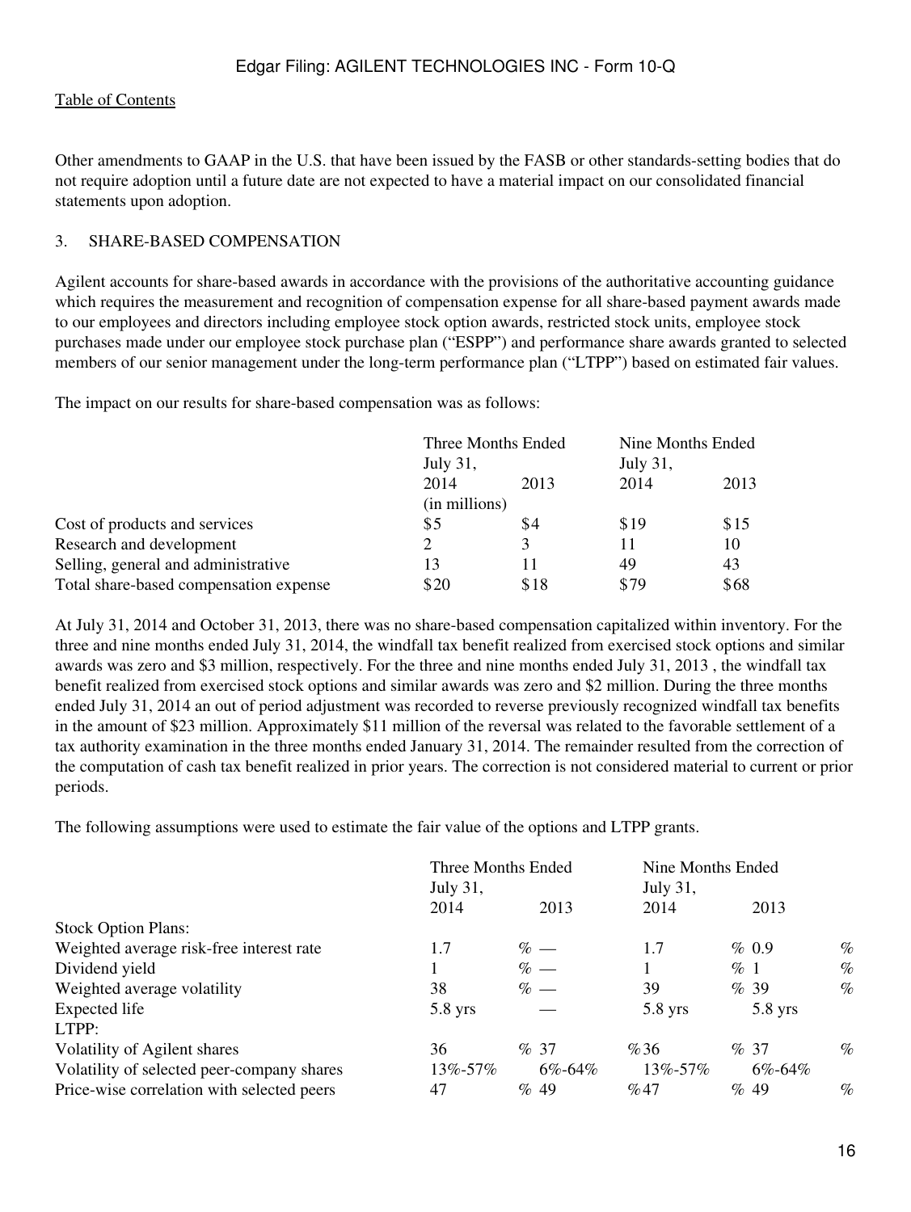Other amendments to GAAP in the U.S. that have been issued by the FASB or other standards-setting bodies that do not require adoption until a future date are not expected to have a material impact on our consolidated financial statements upon adoption.

## 3. SHARE-BASED COMPENSATION

Agilent accounts for share-based awards in accordance with the provisions of the authoritative accounting guidance which requires the measurement and recognition of compensation expense for all share-based payment awards made to our employees and directors including employee stock option awards, restricted stock units, employee stock purchases made under our employee stock purchase plan ("ESPP") and performance share awards granted to selected members of our senior management under the long-term performance plan ("LTPP") based on estimated fair values.

The impact on our results for share-based compensation was as follows:

| | Three Months Ended July 31, | | Nine Months Ended July 31, | |
|---|---|---|---|---|
| | 2014 | 2013 | 2014 | 2013 |
| | (in millions) | | | |
| Cost of products and services | $5 | $4 | $19 | $15 |
| Research and development | 2 | 3 | 11 | 10 |
| Selling, general and administrative | 13 | 11 | 49 | 43 |
| Total share-based compensation expense | $20 | $18 | $79 | $68 |

At July 31, 2014 and October 31, 2013, there was no share-based compensation capitalized within inventory. For the three and nine months ended July 31, 2014, the windfall tax benefit realized from exercised stock options and similar awards was zero and $3 million, respectively. For the three and nine months ended July 31, 2013 , the windfall tax benefit realized from exercised stock options and similar awards was zero and $2 million. During the three months ended July 31, 2014 an out of period adjustment was recorded to reverse previously recognized windfall tax benefits in the amount of $23 million. Approximately $11 million of the reversal was related to the favorable settlement of a tax authority examination in the three months ended January 31, 2014. The remainder resulted from the correction of the computation of cash tax benefit realized in prior years. The correction is not considered material to current or prior periods.

The following assumptions were used to estimate the fair value of the options and LTPP grants.

| | Three Months Ended July 31, | | Nine Months Ended July 31, | |
|---|---|---|---|---|
| | 2014 | 2013 | 2014 | 2013 |
| Stock Option Plans: | | | | |
| Weighted average risk-free interest rate | 1.7% | — | 1.7% | 0.9% |
| Dividend yield | 1% | — | 1% | 1% |
| Weighted average volatility | 38% | — | 39% | 39% |
| Expected life | 5.8 yrs | — | 5.8 yrs | 5.8 yrs |
| LTPP: | | | | |
| Volatility of Agilent shares | 36% | 37% | 36% | 37% |
| Volatility of selected peer-company shares | 13%-57% | 6%-64% | 13%-57% | 6%-64% |
| Price-wise correlation with selected peers | 47% | 49% | 47% | 49% |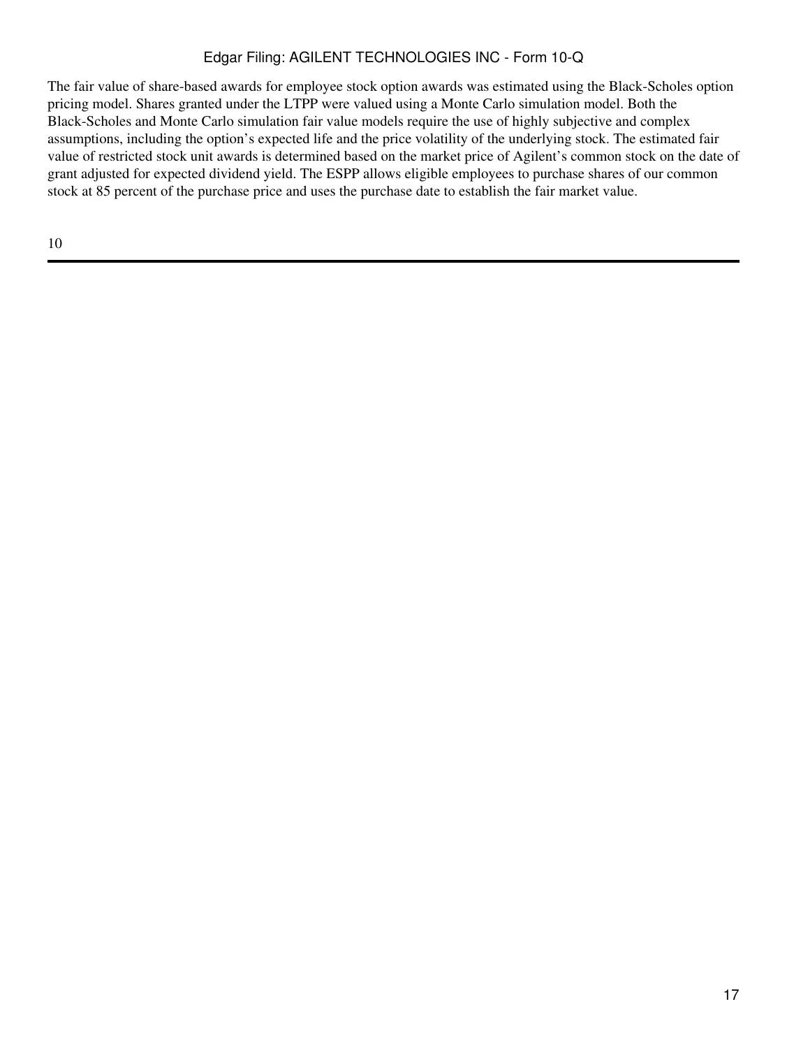The fair value of share-based awards for employee stock option awards was estimated using the Black-Scholes option pricing model. Shares granted under the LTPP were valued using a Monte Carlo simulation model. Both the Black-Scholes and Monte Carlo simulation fair value models require the use of highly subjective and complex assumptions, including the option's expected life and the price volatility of the underlying stock. The estimated fair value of restricted stock unit awards is determined based on the market price of Agilent's common stock on the date of grant adjusted for expected dividend yield. The ESPP allows eligible employees to purchase shares of our common stock at 85 percent of the purchase price and uses the purchase date to establish the fair market value.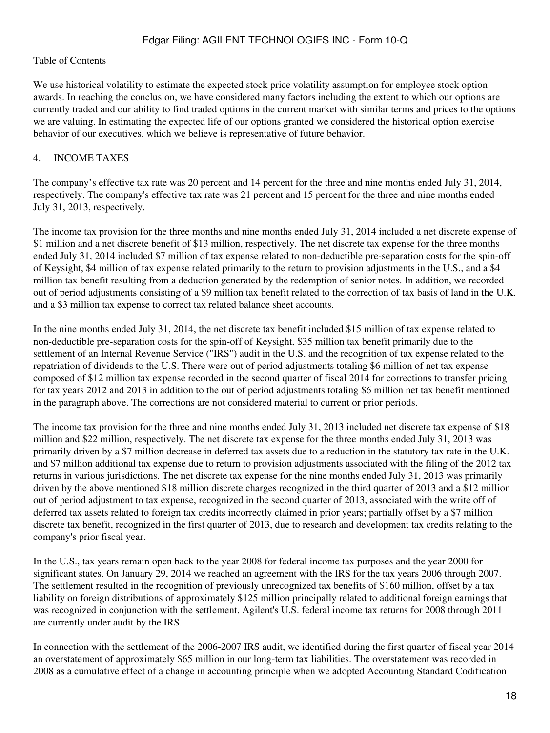We use historical volatility to estimate the expected stock price volatility assumption for employee stock option awards. In reaching the conclusion, we have considered many factors including the extent to which our options are currently traded and our ability to find traded options in the current market with similar terms and prices to the options we are valuing. In estimating the expected life of our options granted we considered the historical option exercise behavior of our executives, which we believe is representative of future behavior.

## 4. INCOME TAXES

The company's effective tax rate was 20 percent and 14 percent for the three and nine months ended July 31, 2014, respectively. The company's effective tax rate was 21 percent and 15 percent for the three and nine months ended July 31, 2013, respectively.

The income tax provision for the three months and nine months ended July 31, 2014 included a net discrete expense of $1 million and a net discrete benefit of $13 million, respectively. The net discrete tax expense for the three months ended July 31, 2014 included $7 million of tax expense related to non-deductible pre-separation costs for the spin-off of Keysight, $4 million of tax expense related primarily to the return to provision adjustments in the U.S., and a $4 million tax benefit resulting from a deduction generated by the redemption of senior notes. In addition, we recorded out of period adjustments consisting of a $9 million tax benefit related to the correction of tax basis of land in the U.K. and a $3 million tax expense to correct tax related balance sheet accounts.

In the nine months ended July 31, 2014, the net discrete tax benefit included $15 million of tax expense related to non-deductible pre-separation costs for the spin-off of Keysight, $35 million tax benefit primarily due to the settlement of an Internal Revenue Service ("IRS") audit in the U.S. and the recognition of tax expense related to the repatriation of dividends to the U.S. There were out of period adjustments totaling $6 million of net tax expense composed of $12 million tax expense recorded in the second quarter of fiscal 2014 for corrections to transfer pricing for tax years 2012 and 2013 in addition to the out of period adjustments totaling $6 million net tax benefit mentioned in the paragraph above. The corrections are not considered material to current or prior periods.

The income tax provision for the three and nine months ended July 31, 2013 included net discrete tax expense of $18 million and $22 million, respectively. The net discrete tax expense for the three months ended July 31, 2013 was primarily driven by a $7 million decrease in deferred tax assets due to a reduction in the statutory tax rate in the U.K. and $7 million additional tax expense due to return to provision adjustments associated with the filing of the 2012 tax returns in various jurisdictions. The net discrete tax expense for the nine months ended July 31, 2013 was primarily driven by the above mentioned $18 million discrete charges recognized in the third quarter of 2013 and a $12 million out of period adjustment to tax expense, recognized in the second quarter of 2013, associated with the write off of deferred tax assets related to foreign tax credits incorrectly claimed in prior years; partially offset by a $7 million discrete tax benefit, recognized in the first quarter of 2013, due to research and development tax credits relating to the company's prior fiscal year.

In the U.S., tax years remain open back to the year 2008 for federal income tax purposes and the year 2000 for significant states. On January 29, 2014 we reached an agreement with the IRS for the tax years 2006 through 2007. The settlement resulted in the recognition of previously unrecognized tax benefits of $160 million, offset by a tax liability on foreign distributions of approximately $125 million principally related to additional foreign earnings that was recognized in conjunction with the settlement. Agilent's U.S. federal income tax returns for 2008 through 2011 are currently under audit by the IRS.

In connection with the settlement of the 2006-2007 IRS audit, we identified during the first quarter of fiscal year 2014 an overstatement of approximately $65 million in our long-term tax liabilities. The overstatement was recorded in 2008 as a cumulative effect of a change in accounting principle when we adopted Accounting Standard Codification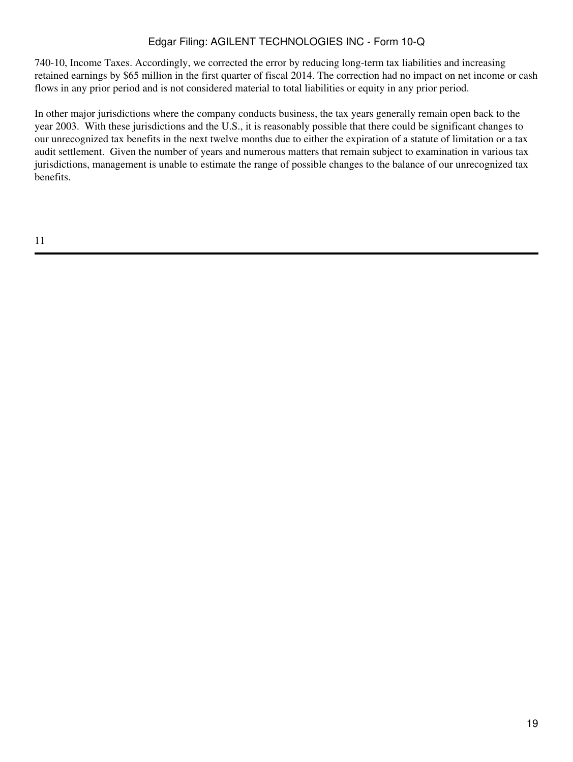740-10, Income Taxes. Accordingly, we corrected the error by reducing long-term tax liabilities and increasing retained earnings by $65 million in the first quarter of fiscal 2014. The correction had no impact on net income or cash flows in any prior period and is not considered material to total liabilities or equity in any prior period.

In other major jurisdictions where the company conducts business, the tax years generally remain open back to the year 2003. With these jurisdictions and the U.S., it is reasonably possible that there could be significant changes to our unrecognized tax benefits in the next twelve months due to either the expiration of a statute of limitation or a tax audit settlement. Given the number of years and numerous matters that remain subject to examination in various tax jurisdictions, management is unable to estimate the range of possible changes to the balance of our unrecognized tax benefits.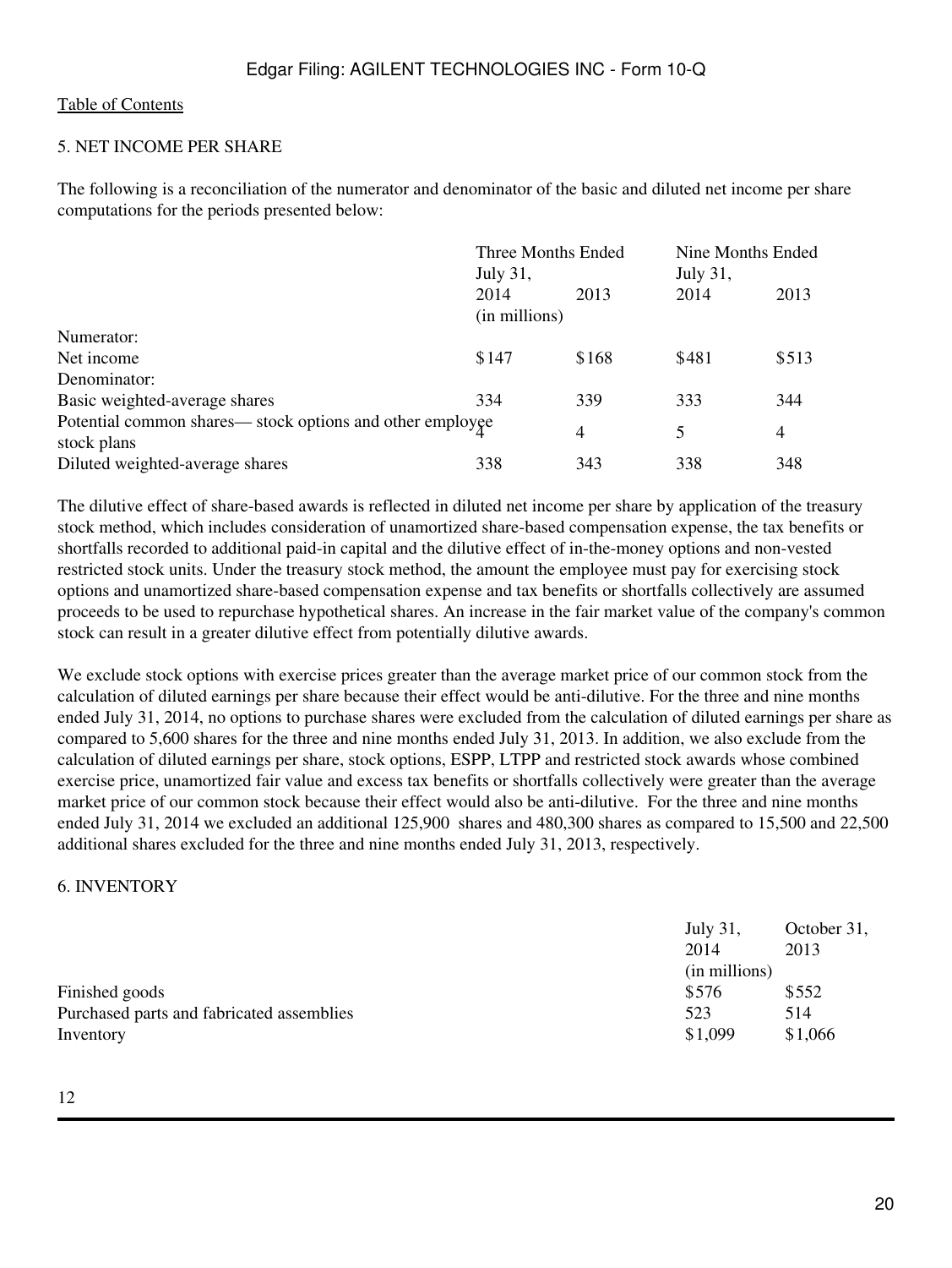Table of Contents

## 5. NET INCOME PER SHARE

The following is a reconciliation of the numerator and denominator of the basic and diluted net income per share computations for the periods presented below:

| | Three Months Ended July 31, | | Nine Months Ended July 31, | |
|---|---|---|---|---|
| | 2014 | 2013 | 2014 | 2013 |
| | (in millions) | | | |
| Numerator: | | | | |
| Net income | $147 | $168 | $481 | $513 |
| Denominator: | | | | |
| Basic weighted-average shares | 334 | 339 | 333 | 344 |
| Potential common shares— stock options and other employee stock plans | 4 | 4 | 5 | 4 |
| Diluted weighted-average shares | 338 | 343 | 338 | 348 |

The dilutive effect of share-based awards is reflected in diluted net income per share by application of the treasury stock method, which includes consideration of unamortized share-based compensation expense, the tax benefits or shortfalls recorded to additional paid-in capital and the dilutive effect of in-the-money options and non-vested restricted stock units. Under the treasury stock method, the amount the employee must pay for exercising stock options and unamortized share-based compensation expense and tax benefits or shortfalls collectively are assumed proceeds to be used to repurchase hypothetical shares. An increase in the fair market value of the company's common stock can result in a greater dilutive effect from potentially dilutive awards.

We exclude stock options with exercise prices greater than the average market price of our common stock from the calculation of diluted earnings per share because their effect would be anti-dilutive. For the three and nine months ended July 31, 2014, no options to purchase shares were excluded from the calculation of diluted earnings per share as compared to 5,600 shares for the three and nine months ended July 31, 2013. In addition, we also exclude from the calculation of diluted earnings per share, stock options, ESPP, LTPP and restricted stock awards whose combined exercise price, unamortized fair value and excess tax benefits or shortfalls collectively were greater than the average market price of our common stock because their effect would also be anti-dilutive. For the three and nine months ended July 31, 2014 we excluded an additional 125,900 shares and 480,300 shares as compared to 15,500 and 22,500 additional shares excluded for the three and nine months ended July 31, 2013, respectively.

## 6. INVENTORY

| | July 31, 2014 | October 31, 2013 |
|---|---|---|
| | (in millions) | |
| Finished goods | $576 | $552 |
| Purchased parts and fabricated assemblies | 523 | 514 |
| Inventory | $1,099 | $1,066 |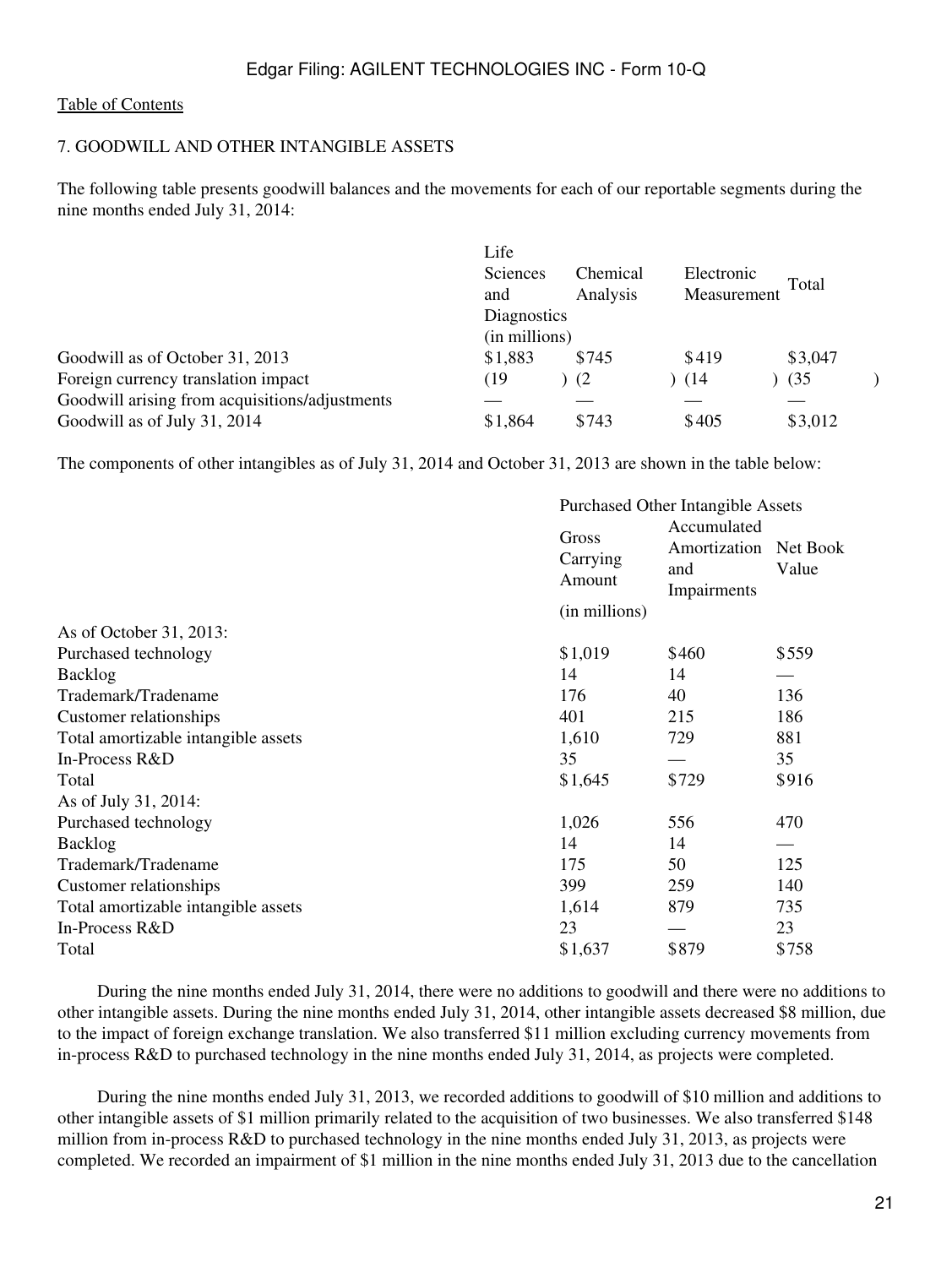## 7. GOODWILL AND OTHER INTANGIBLE ASSETS

The following table presents goodwill balances and the movements for each of our reportable segments during the nine months ended July 31, 2014:

| | Life Sciences and Diagnostics | Chemical Analysis | Electronic Measurement | Total |
|---|---|---|---|---|
| | (in millions) | | | |
| Goodwill as of October 31, 2013 | $1,883 | $745 | $419 | $3,047 |
| Foreign currency translation impact | (19) | (2) | (14) | (35) |
| Goodwill arising from acquisitions/adjustments | — | — | — | — |
| Goodwill as of July 31, 2014 | $1,864 | $743 | $405 | $3,012 |

The components of other intangibles as of July 31, 2014 and October 31, 2013 are shown in the table below:

| | Purchased Other Intangible Assets | | |
|---|---|---|---|
| | Gross Carrying Amount | Accumulated Amortization and Impairments | Net Book Value |
| | (in millions) | | |
| As of October 31, 2013: | | | |
| Purchased technology | $1,019 | $460 | $559 |
| Backlog | 14 | 14 | — |
| Trademark/Tradename | 176 | 40 | 136 |
| Customer relationships | 401 | 215 | 186 |
| Total amortizable intangible assets | 1,610 | 729 | 881 |
| In-Process R&D | 35 | — | 35 |
| Total | $1,645 | $729 | $916 |
| As of July 31, 2014: | | | |
| Purchased technology | 1,026 | 556 | 470 |
| Backlog | 14 | 14 | — |
| Trademark/Tradename | 175 | 50 | 125 |
| Customer relationships | 399 | 259 | 140 |
| Total amortizable intangible assets | 1,614 | 879 | 735 |
| In-Process R&D | 23 | — | 23 |
| Total | $1,637 | $879 | $758 |

During the nine months ended July 31, 2014, there were no additions to goodwill and there were no additions to other intangible assets. During the nine months ended July 31, 2014, other intangible assets decreased $8 million, due to the impact of foreign exchange translation. We also transferred $11 million excluding currency movements from in-process R&D to purchased technology in the nine months ended July 31, 2014, as projects were completed.

During the nine months ended July 31, 2013, we recorded additions to goodwill of $10 million and additions to other intangible assets of $1 million primarily related to the acquisition of two businesses. We also transferred $148 million from in-process R&D to purchased technology in the nine months ended July 31, 2013, as projects were completed. We recorded an impairment of $1 million in the nine months ended July 31, 2013 due to the cancellation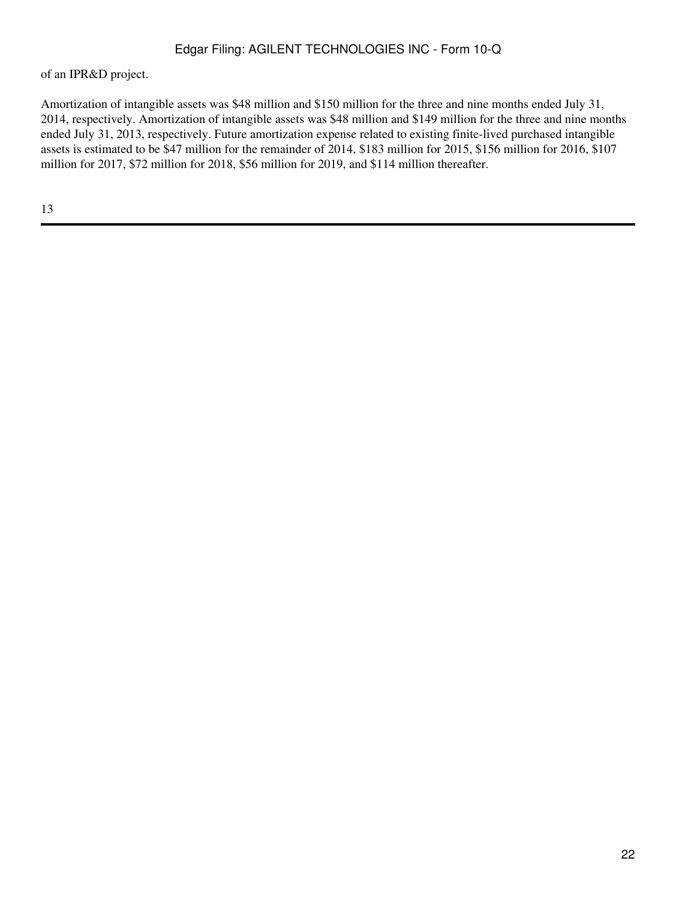of an IPR&D project.

Amortization of intangible assets was $48 million and $150 million for the three and nine months ended July 31, 2014, respectively. Amortization of intangible assets was $48 million and $149 million for the three and nine months ended July 31, 2013, respectively. Future amortization expense related to existing finite-lived purchased intangible assets is estimated to be $47 million for the remainder of 2014, $183 million for 2015, $156 million for 2016, $107 million for 2017, $72 million for 2018, $56 million for 2019, and $114 million thereafter.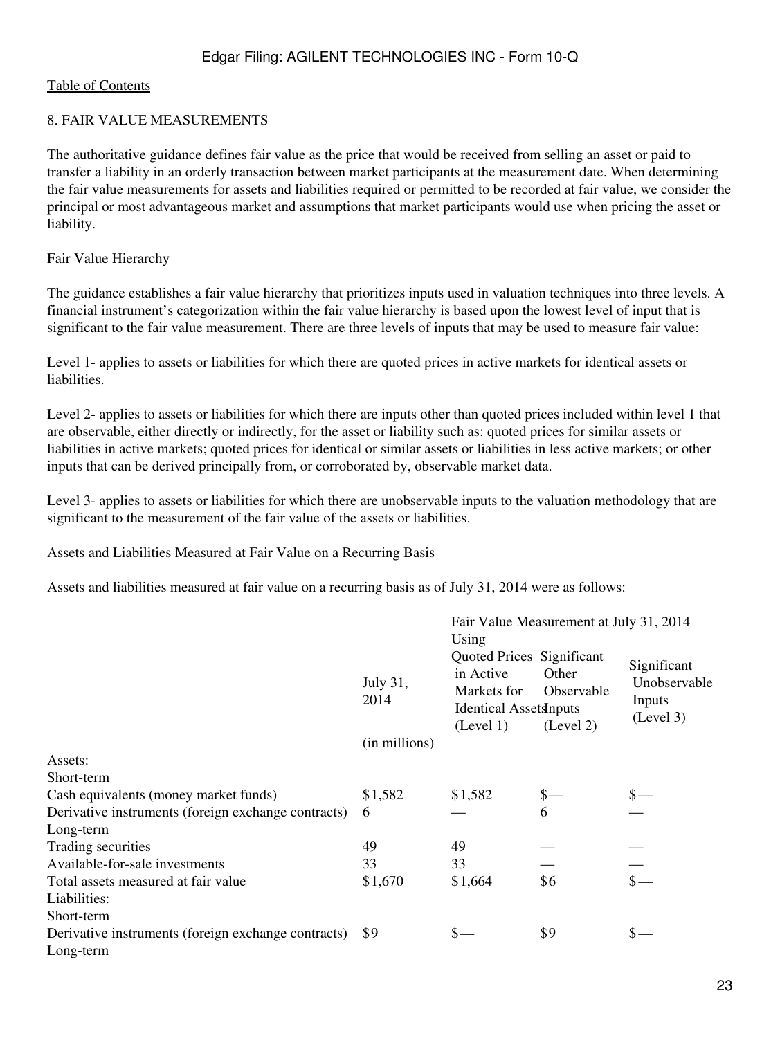[Table of Contents](#)

8. FAIR VALUE MEASUREMENTS

The authoritative guidance defines fair value as the price that would be received from selling an asset or paid to transfer a liability in an orderly transaction between market participants at the measurement date. When determining the fair value measurements for assets and liabilities required or permitted to be recorded at fair value, we consider the principal or most advantageous market and assumptions that market participants would use when pricing the asset or liability.

Fair Value Hierarchy

The guidance establishes a fair value hierarchy that prioritizes inputs used in valuation techniques into three levels. A financial instrument's categorization within the fair value hierarchy is based upon the lowest level of input that is significant to the fair value measurement. There are three levels of inputs that may be used to measure fair value:

Level 1- applies to assets or liabilities for which there are quoted prices in active markets for identical assets or liabilities.

Level 2- applies to assets or liabilities for which there are inputs other than quoted prices included within level 1 that are observable, either directly or indirectly, for the asset or liability such as: quoted prices for similar assets or liabilities in active markets; quoted prices for identical or similar assets or liabilities in less active markets; or other inputs that can be derived principally from, or corroborated by, observable market data.

Level 3- applies to assets or liabilities for which there are unobservable inputs to the valuation methodology that are significant to the measurement of the fair value of the assets or liabilities.

Assets and Liabilities Measured at Fair Value on a Recurring Basis

Assets and liabilities measured at fair value on a recurring basis as of July 31, 2014 were as follows:

| | July 31, 2014 | Fair Value Measurement at July 31, 2014 Using | | |
|---|---|---|---|---|
| | | Quoted Prices in Active Markets for Identical Assets (Level 1) | Significant Other Observable Inputs (Level 2) | Significant Unobservable Inputs (Level 3) |
| | (in millions) | | | |
| Assets: | | | | |
| Short-term | | | | |
| Cash equivalents (money market funds) | $1,582 | $1,582 | $— | $— |
| Derivative instruments (foreign exchange contracts) | 6 | — | 6 | — |
| Long-term | | | | |
| Trading securities | 49 | 49 | — | — |
| Available-for-sale investments | 33 | 33 | — | — |
| Total assets measured at fair value | $1,670 | $1,664 | $6 | $— |
| Liabilities: | | | | |
| Short-term | | | | |
| Derivative instruments (foreign exchange contracts) | $9 | $— | $9 | $— |
| Long-term | | | | |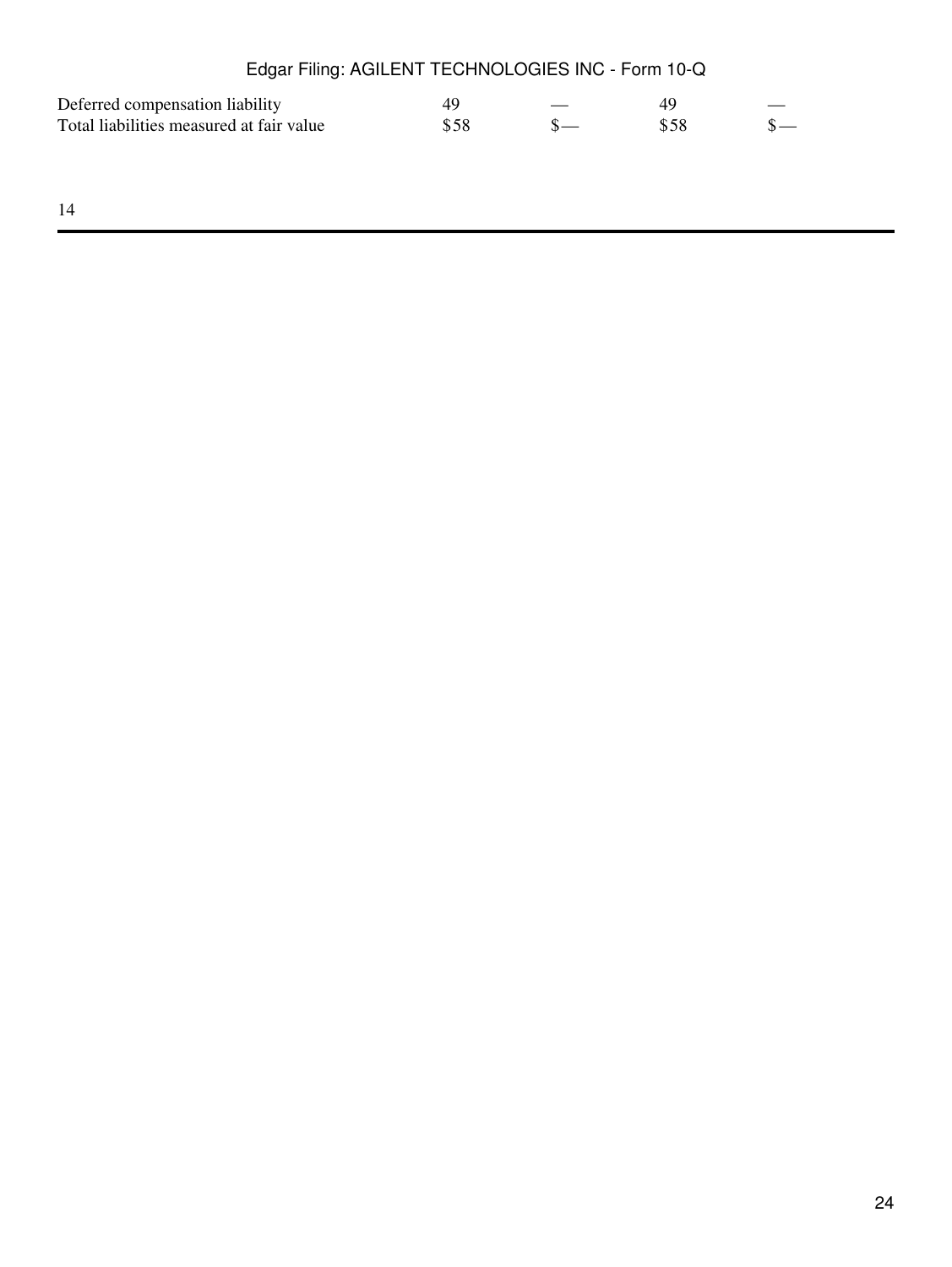| | | | | |
|---|---|---|---|---|
| Deferred compensation liability | 49 | — | 49 | — |
| Total liabilities measured at fair value | $58 | $— | $58 | $— |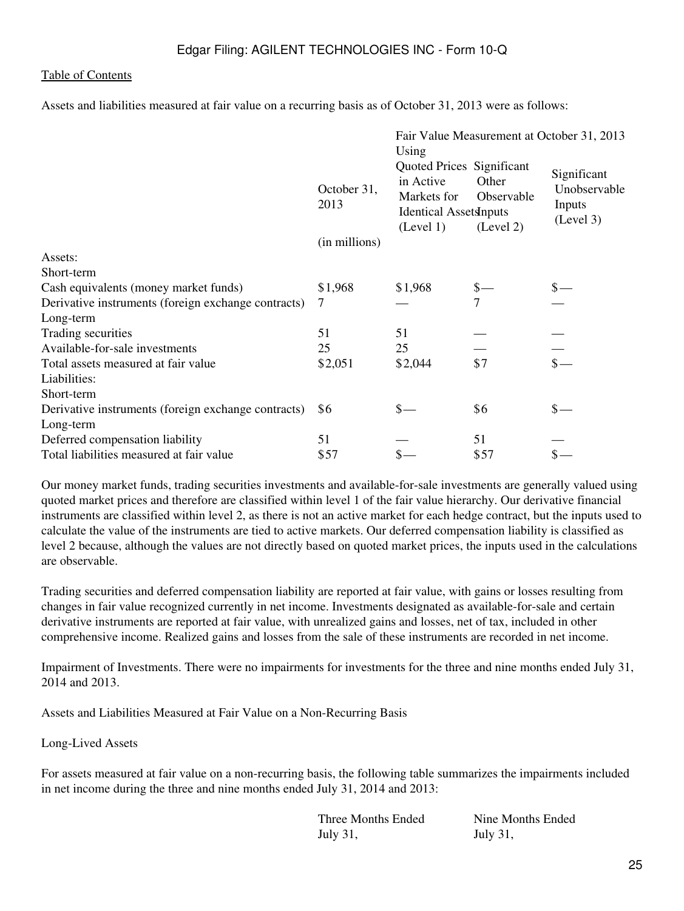Table of Contents

Assets and liabilities measured at fair value on a recurring basis as of October 31, 2013 were as follows:

| | October 31, 2013 | Fair Value Measurement at October 31, 2013 Using | | |
|---|---|---|---|---|
| | | Quoted Prices in Active Markets for Identical Assets (Level 1) | Significant Other Observable Inputs (Level 2) | Significant Unobservable Inputs (Level 3) |
| | (in millions) | | | |
| Assets: | | | | |
| Short-term | | | | |
| Cash equivalents (money market funds) | $1,968 | $1,968 | $— | $— |
| Derivative instruments (foreign exchange contracts) | 7 | — | 7 | — |
| Long-term | | | | |
| Trading securities | 51 | 51 | — | — |
| Available-for-sale investments | 25 | 25 | — | — |
| Total assets measured at fair value | $2,051 | $2,044 | $7 | $— |
| Liabilities: | | | | |
| Short-term | | | | |
| Derivative instruments (foreign exchange contracts) | $6 | $— | $6 | $— |
| Long-term | | | | |
| Deferred compensation liability | 51 | — | 51 | — |
| Total liabilities measured at fair value | $57 | $— | $57 | $— |

Our money market funds, trading securities investments and available-for-sale investments are generally valued using quoted market prices and therefore are classified within level 1 of the fair value hierarchy. Our derivative financial instruments are classified within level 2, as there is not an active market for each hedge contract, but the inputs used to calculate the value of the instruments are tied to active markets. Our deferred compensation liability is classified as level 2 because, although the values are not directly based on quoted market prices, the inputs used in the calculations are observable.

Trading securities and deferred compensation liability are reported at fair value, with gains or losses resulting from changes in fair value recognized currently in net income. Investments designated as available-for-sale and certain derivative instruments are reported at fair value, with unrealized gains and losses, net of tax, included in other comprehensive income. Realized gains and losses from the sale of these instruments are recorded in net income.

Impairment of Investments. There were no impairments for investments for the three and nine months ended July 31, 2014 and 2013.

Assets and Liabilities Measured at Fair Value on a Non-Recurring Basis

Long-Lived Assets

For assets measured at fair value on a non-recurring basis, the following table summarizes the impairments included in net income during the three and nine months ended July 31, 2014 and 2013:

| | Three Months Ended July 31, | Nine Months Ended July 31, |
|---|---|---|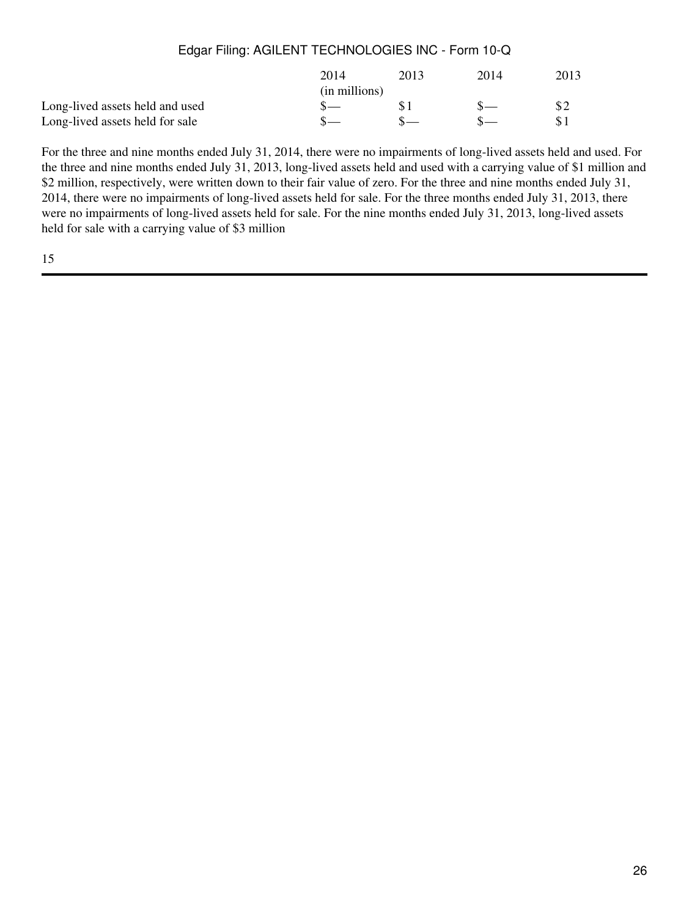| | 2014 | 2013 | 2014 | 2013 |
|---|---|---|---|---|
| | (in millions) | | | |
| Long-lived assets held and used | $— | $1 | $— | $2 |
| Long-lived assets held for sale | $— | $— | $— | $1 |

For the three and nine months ended July 31, 2014, there were no impairments of long-lived assets held and used. For the three and nine months ended July 31, 2013, long-lived assets held and used with a carrying value of $1 million and $2 million, respectively, were written down to their fair value of zero. For the three and nine months ended July 31, 2014, there were no impairments of long-lived assets held for sale. For the three months ended July 31, 2013, there were no impairments of long-lived assets held for sale. For the nine months ended July 31, 2013, long-lived assets held for sale with a carrying value of $3 million

15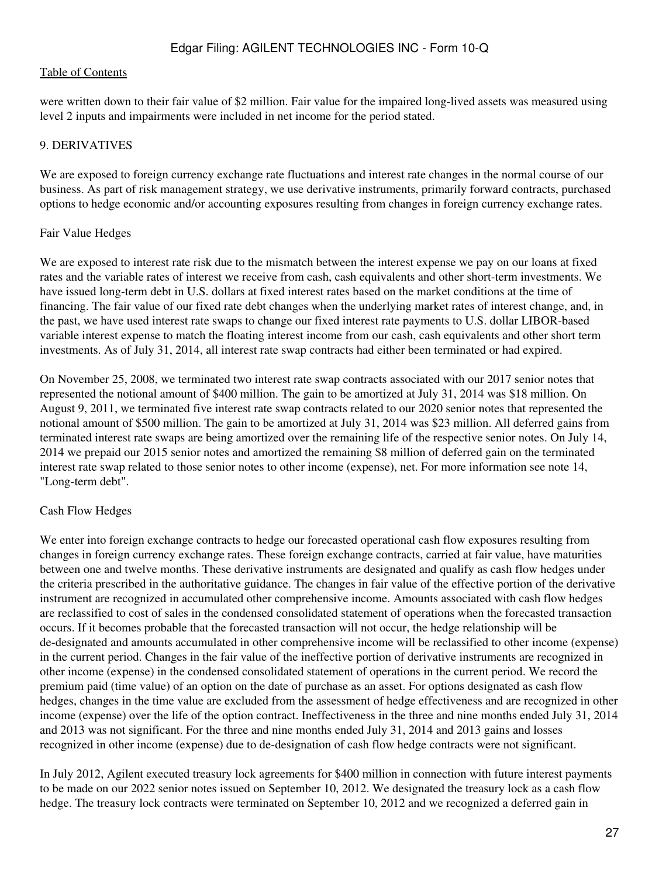were written down to their fair value of $2 million. Fair value for the impaired long-lived assets was measured using level 2 inputs and impairments were included in net income for the period stated.

## 9. DERIVATIVES

We are exposed to foreign currency exchange rate fluctuations and interest rate changes in the normal course of our business. As part of risk management strategy, we use derivative instruments, primarily forward contracts, purchased options to hedge economic and/or accounting exposures resulting from changes in foreign currency exchange rates.

### Fair Value Hedges

We are exposed to interest rate risk due to the mismatch between the interest expense we pay on our loans at fixed rates and the variable rates of interest we receive from cash, cash equivalents and other short-term investments. We have issued long-term debt in U.S. dollars at fixed interest rates based on the market conditions at the time of financing. The fair value of our fixed rate debt changes when the underlying market rates of interest change, and, in the past, we have used interest rate swaps to change our fixed interest rate payments to U.S. dollar LIBOR-based variable interest expense to match the floating interest income from our cash, cash equivalents and other short term investments. As of July 31, 2014, all interest rate swap contracts had either been terminated or had expired.

On November 25, 2008, we terminated two interest rate swap contracts associated with our 2017 senior notes that represented the notional amount of $400 million. The gain to be amortized at July 31, 2014 was $18 million. On August 9, 2011, we terminated five interest rate swap contracts related to our 2020 senior notes that represented the notional amount of $500 million. The gain to be amortized at July 31, 2014 was $23 million. All deferred gains from terminated interest rate swaps are being amortized over the remaining life of the respective senior notes. On July 14, 2014 we prepaid our 2015 senior notes and amortized the remaining $8 million of deferred gain on the terminated interest rate swap related to those senior notes to other income (expense), net. For more information see note 14, "Long-term debt".

### Cash Flow Hedges

We enter into foreign exchange contracts to hedge our forecasted operational cash flow exposures resulting from changes in foreign currency exchange rates. These foreign exchange contracts, carried at fair value, have maturities between one and twelve months. These derivative instruments are designated and qualify as cash flow hedges under the criteria prescribed in the authoritative guidance. The changes in fair value of the effective portion of the derivative instrument are recognized in accumulated other comprehensive income. Amounts associated with cash flow hedges are reclassified to cost of sales in the condensed consolidated statement of operations when the forecasted transaction occurs. If it becomes probable that the forecasted transaction will not occur, the hedge relationship will be de-designated and amounts accumulated in other comprehensive income will be reclassified to other income (expense) in the current period. Changes in the fair value of the ineffective portion of derivative instruments are recognized in other income (expense) in the condensed consolidated statement of operations in the current period. We record the premium paid (time value) of an option on the date of purchase as an asset. For options designated as cash flow hedges, changes in the time value are excluded from the assessment of hedge effectiveness and are recognized in other income (expense) over the life of the option contract. Ineffectiveness in the three and nine months ended July 31, 2014 and 2013 was not significant. For the three and nine months ended July 31, 2014 and 2013 gains and losses recognized in other income (expense) due to de-designation of cash flow hedge contracts were not significant.

In July 2012, Agilent executed treasury lock agreements for $400 million in connection with future interest payments to be made on our 2022 senior notes issued on September 10, 2012. We designated the treasury lock as a cash flow hedge. The treasury lock contracts were terminated on September 10, 2012 and we recognized a deferred gain in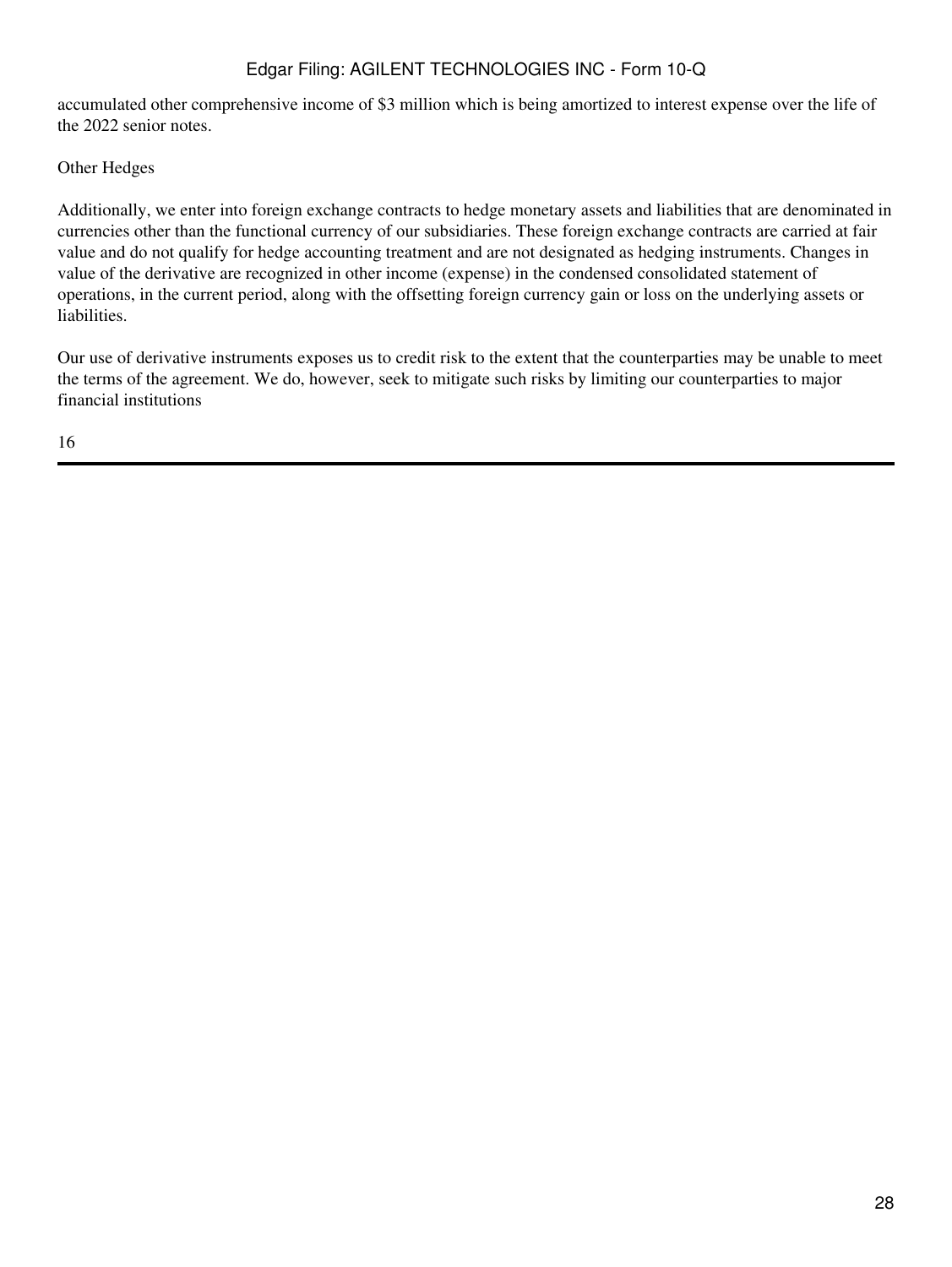accumulated other comprehensive income of $3 million which is being amortized to interest expense over the life of the 2022 senior notes.

Other Hedges

Additionally, we enter into foreign exchange contracts to hedge monetary assets and liabilities that are denominated in currencies other than the functional currency of our subsidiaries. These foreign exchange contracts are carried at fair value and do not qualify for hedge accounting treatment and are not designated as hedging instruments. Changes in value of the derivative are recognized in other income (expense) in the condensed consolidated statement of operations, in the current period, along with the offsetting foreign currency gain or loss on the underlying assets or liabilities.

Our use of derivative instruments exposes us to credit risk to the extent that the counterparties may be unable to meet the terms of the agreement. We do, however, seek to mitigate such risks by limiting our counterparties to major financial institutions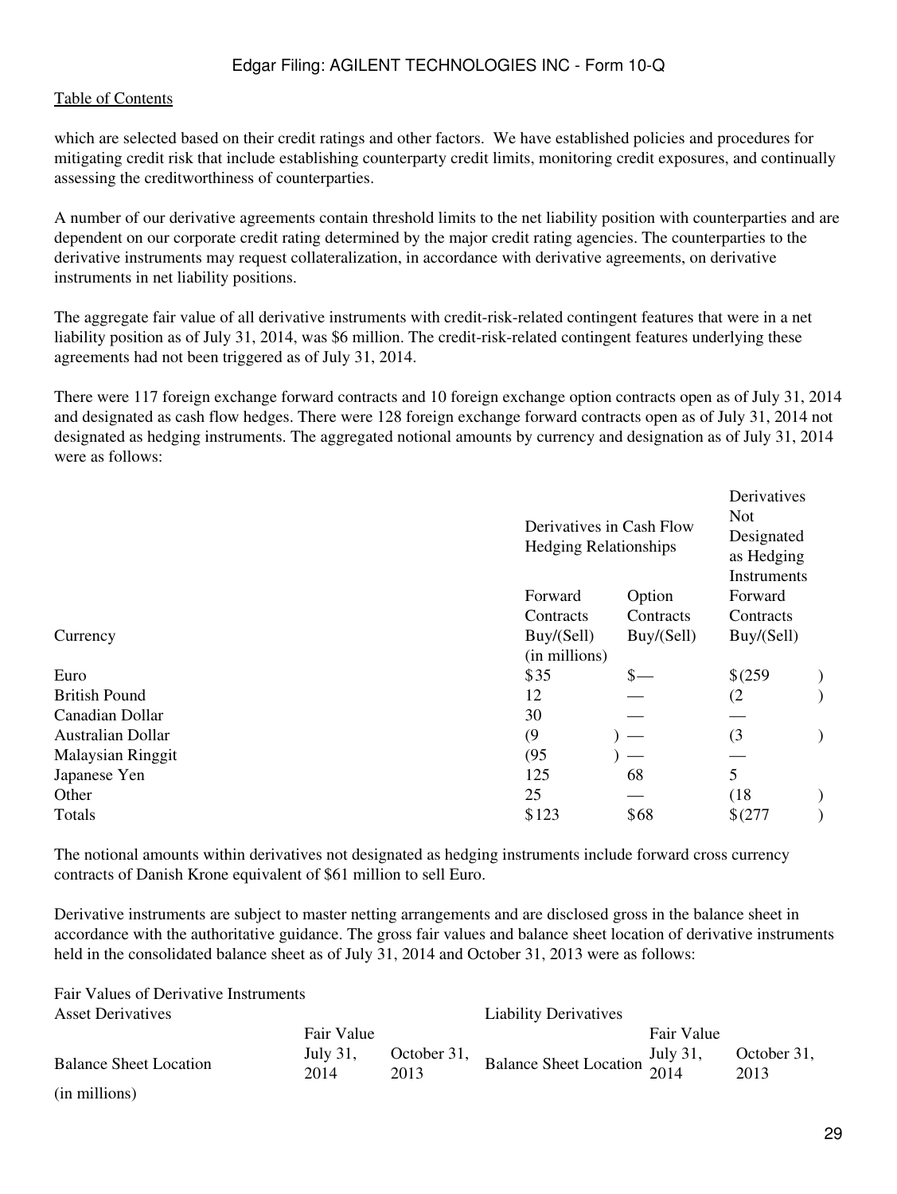which are selected based on their credit ratings and other factors. We have established policies and procedures for mitigating credit risk that include establishing counterparty credit limits, monitoring credit exposures, and continually assessing the creditworthiness of counterparties.

A number of our derivative agreements contain threshold limits to the net liability position with counterparties and are dependent on our corporate credit rating determined by the major credit rating agencies. The counterparties to the derivative instruments may request collateralization, in accordance with derivative agreements, on derivative instruments in net liability positions.

The aggregate fair value of all derivative instruments with credit-risk-related contingent features that were in a net liability position as of July 31, 2014, was $6 million. The credit-risk-related contingent features underlying these agreements had not been triggered as of July 31, 2014.

There were 117 foreign exchange forward contracts and 10 foreign exchange option contracts open as of July 31, 2014 and designated as cash flow hedges. There were 128 foreign exchange forward contracts open as of July 31, 2014 not designated as hedging instruments. The aggregated notional amounts by currency and designation as of July 31, 2014 were as follows:

| | Derivatives in Cash Flow Hedging Relationships | | Derivatives Not Designated as Hedging Instruments |
|---|---|---|---|
| Currency | Forward Contracts Buy/(Sell) | Option Contracts Buy/(Sell) | Forward Contracts Buy/(Sell) |
| | (in millions) | | |
| Euro | $35 | $— | $(259) |
| British Pound | 12 | — | (2) |
| Canadian Dollar | 30 | — | — |
| Australian Dollar | (9) | — | (3) |
| Malaysian Ringgit | (95) | — | — |
| Japanese Yen | 125 | 68 | 5 |
| Other | 25 | — | (18) |
| Totals | $123 | $68 | $(277) |

The notional amounts within derivatives not designated as hedging instruments include forward cross currency contracts of Danish Krone equivalent of $61 million to sell Euro.

Derivative instruments are subject to master netting arrangements and are disclosed gross in the balance sheet in accordance with the authoritative guidance. The gross fair values and balance sheet location of derivative instruments held in the consolidated balance sheet as of July 31, 2014 and October 31, 2013 were as follows:

Fair Values of Derivative Instruments

| Asset Derivatives | | | Liability Derivatives | | |
|---|---|---|---|---|---|
| | Fair Value | | | Fair Value | |
| Balance Sheet Location | July 31, 2014 | October 31, 2013 | Balance Sheet Location | July 31, 2014 | October 31, 2013 |
| (in millions) | | | | | |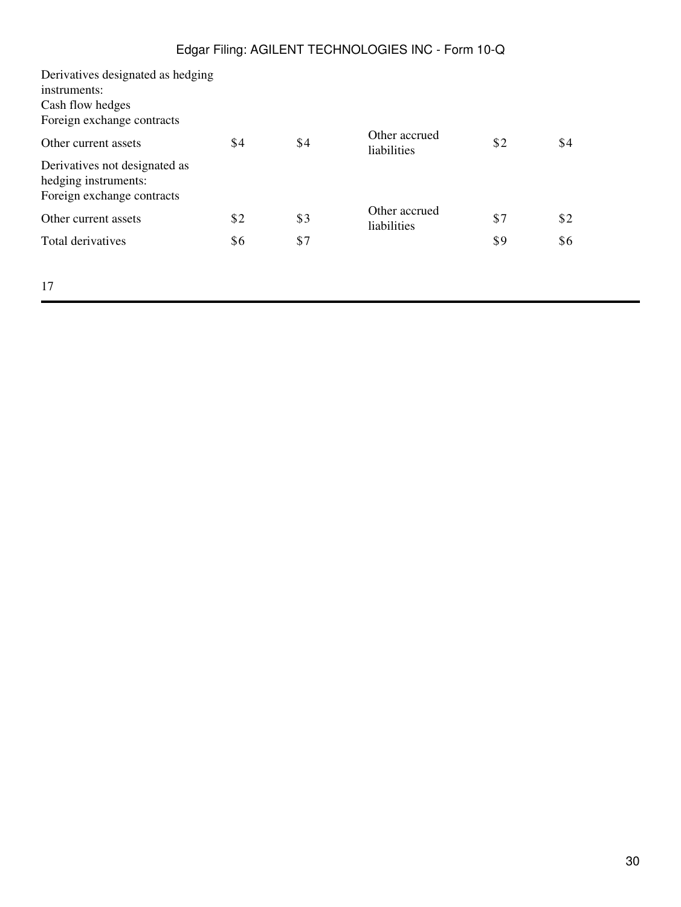| | | | | | |
|---|---|---|---|---|---|
| Derivatives designated as hedging instruments: | | | | | |
| Cash flow hedges | | | | | |
| Foreign exchange contracts | | | | | |
| Other current assets | $4 | $4 | Other accrued liabilities | $2 | $4 |
| Derivatives not designated as hedging instruments: | | | | | |
| Foreign exchange contracts | | | | | |
| Other current assets | $2 | $3 | Other accrued liabilities | $7 | $2 |
| Total derivatives | $6 | $7 | | $9 | $6 |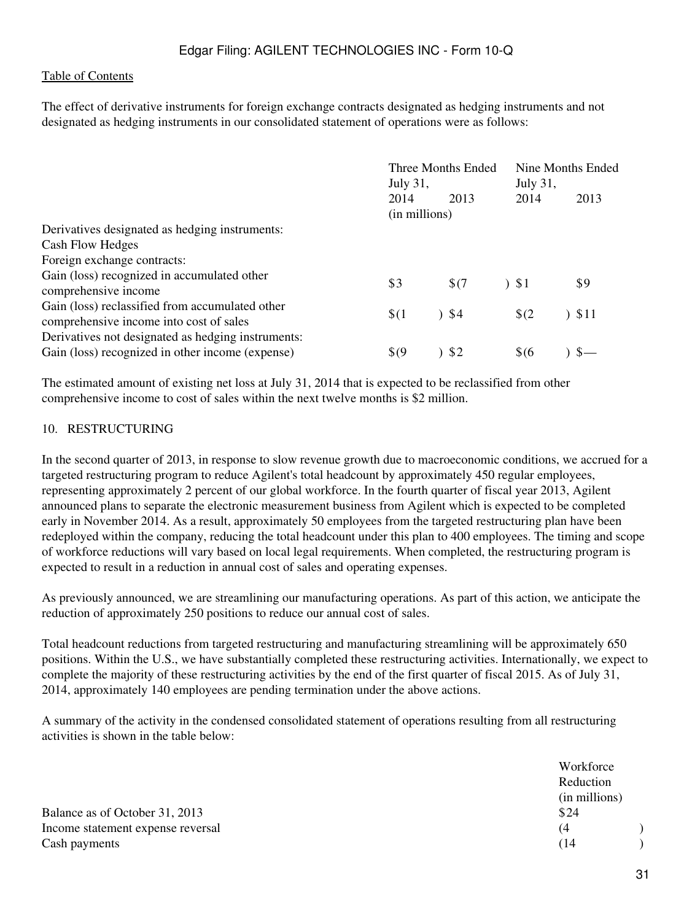The effect of derivative instruments for foreign exchange contracts designated as hedging instruments and not designated as hedging instruments in our consolidated statement of operations were as follows:

| | Three Months Ended July 31, | | Nine Months Ended July 31, | |
|---|---|---|---|---|
| | 2014 | 2013 | 2014 | 2013 |
| | (in millions) | | | |
| Derivatives designated as hedging instruments: | | | | |
| Cash Flow Hedges | | | | |
| Foreign exchange contracts: | | | | |
| Gain (loss) recognized in accumulated other comprehensive income | $3 | $(7) | $1 | $9 |
| Gain (loss) reclassified from accumulated other comprehensive income into cost of sales | $(1) | $4 | $(2) | $11 |
| Derivatives not designated as hedging instruments: | | | | |
| Gain (loss) recognized in other income (expense) | $(9) | $2 | $(6) | $— |

The estimated amount of existing net loss at July 31, 2014 that is expected to be reclassified from other comprehensive income to cost of sales within the next twelve months is $2 million.

## 10. RESTRUCTURING

In the second quarter of 2013, in response to slow revenue growth due to macroeconomic conditions, we accrued for a targeted restructuring program to reduce Agilent's total headcount by approximately 450 regular employees, representing approximately 2 percent of our global workforce. In the fourth quarter of fiscal year 2013, Agilent announced plans to separate the electronic measurement business from Agilent which is expected to be completed early in November 2014. As a result, approximately 50 employees from the targeted restructuring plan have been redeployed within the company, reducing the total headcount under this plan to 400 employees. The timing and scope of workforce reductions will vary based on local legal requirements. When completed, the restructuring program is expected to result in a reduction in annual cost of sales and operating expenses.

As previously announced, we are streamlining our manufacturing operations. As part of this action, we anticipate the reduction of approximately 250 positions to reduce our annual cost of sales.

Total headcount reductions from targeted restructuring and manufacturing streamlining will be approximately 650 positions. Within the U.S., we have substantially completed these restructuring activities. Internationally, we expect to complete the majority of these restructuring activities by the end of the first quarter of fiscal 2015. As of July 31, 2014, approximately 140 employees are pending termination under the above actions.

A summary of the activity in the condensed consolidated statement of operations resulting from all restructuring activities is shown in the table below:

| | Workforce Reduction (in millions) |
|---|---|
| Balance as of October 31, 2013 | $24 |
| Income statement expense reversal | (4) |
| Cash payments | (14) |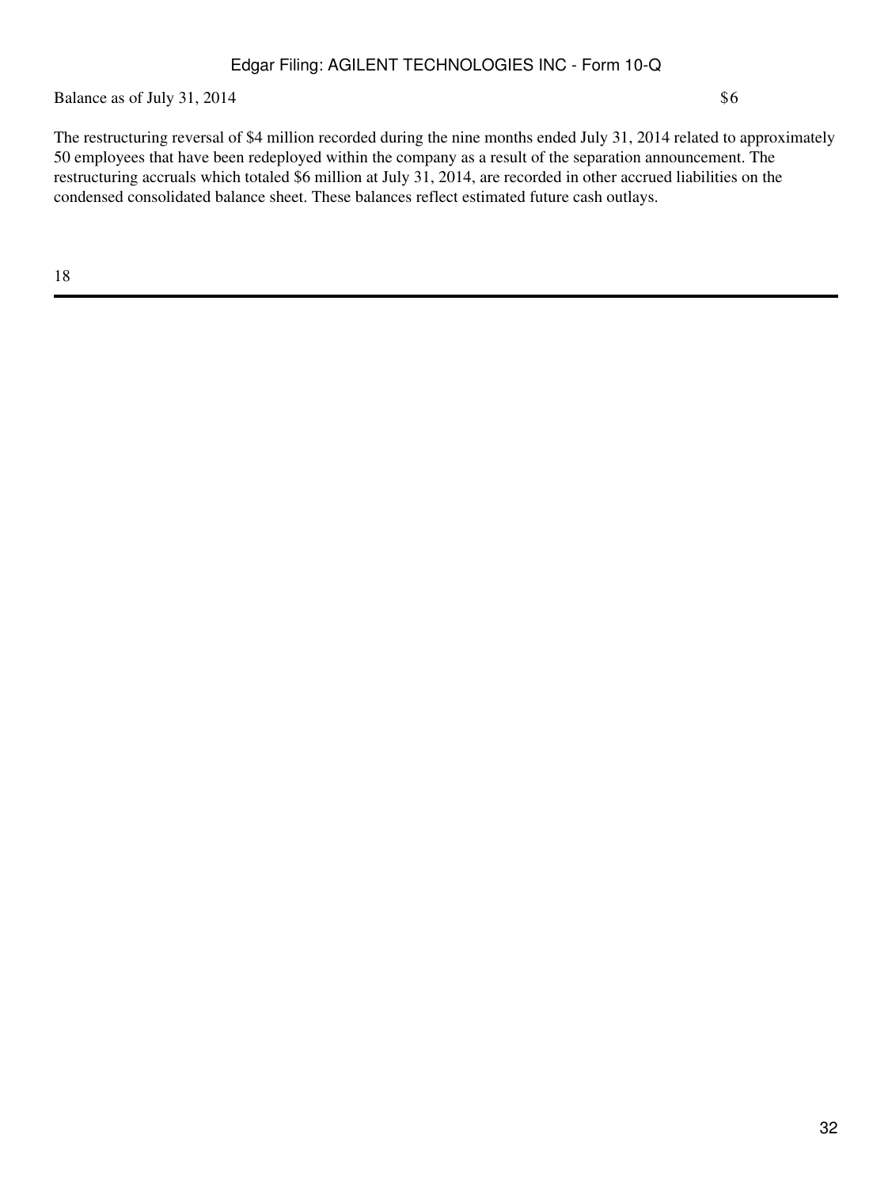| Balance as of July 31, 2014 | $6 |
| --- | --- |

The restructuring reversal of $4 million recorded during the nine months ended July 31, 2014 related to approximately 50 employees that have been redeployed within the company as a result of the separation announcement. The restructuring accruals which totaled $6 million at July 31, 2014, are recorded in other accrued liabilities on the condensed consolidated balance sheet. These balances reflect estimated future cash outlays.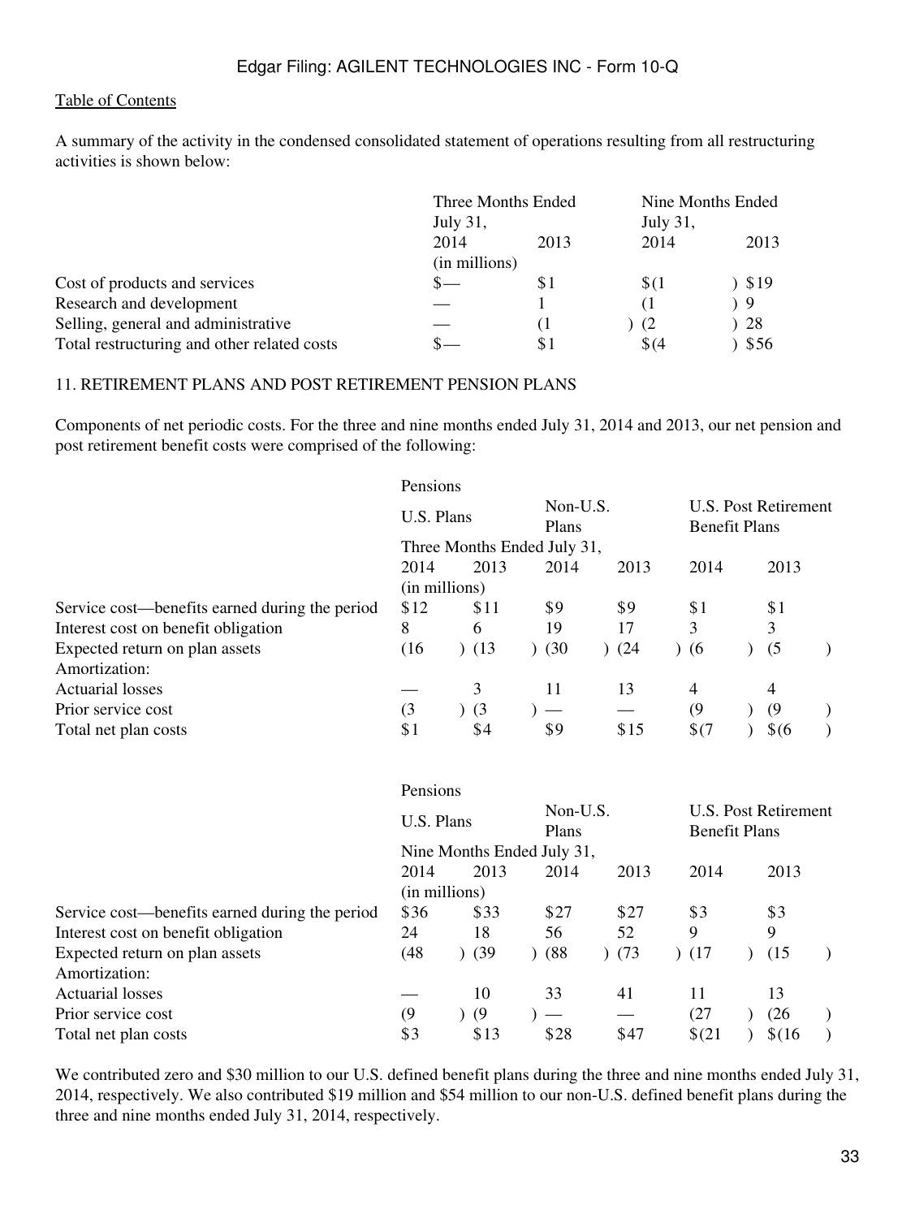A summary of the activity in the condensed consolidated statement of operations resulting from all restructuring activities is shown below:

| | Three Months Ended July 31, | | Nine Months Ended July 31, | |
|---|---|---|---|---|
| | 2014 | 2013 | 2014 | 2013 |
| | (in millions) | | | |
| Cost of products and services | $— | $1 | $(1) | $19 |
| Research and development | — | 1 | (1) | 9 |
| Selling, general and administrative | — | (1) | (2) | 28 |
| Total restructuring and other related costs | $— | $1 | $(4) | $56 |

## 11. RETIREMENT PLANS AND POST RETIREMENT PENSION PLANS

Components of net periodic costs. For the three and nine months ended July 31, 2014 and 2013, our net pension and post retirement benefit costs were comprised of the following:

| | Pensions | | | | | |
|---|---|---|---|---|---|---|
| | U.S. Plans | | Non-U.S. Plans | | U.S. Post Retirement Benefit Plans | |
| | Three Months Ended July 31, | | | | | |
| | 2014 | 2013 | 2014 | 2013 | 2014 | 2013 |
| | (in millions) | | | | | |
| Service cost—benefits earned during the period | $12 | $11 | $9 | $9 | $1 | $1 |
| Interest cost on benefit obligation | 8 | 6 | 19 | 17 | 3 | 3 |
| Expected return on plan assets | (16) | (13) | (30) | (24) | (6) | (5) |
| Amortization: | | | | | | |
| Actuarial losses | — | 3 | 11 | 13 | 4 | 4 |
| Prior service cost | (3) | (3) | — | — | (9) | (9) |
| Total net plan costs | $1 | $4 | $9 | $15 | $(7) | $(6) |

| | Pensions | | | | | |
|---|---|---|---|---|---|---|
| | U.S. Plans | | Non-U.S. Plans | | U.S. Post Retirement Benefit Plans | |
| | Nine Months Ended July 31, | | | | | |
| | 2014 | 2013 | 2014 | 2013 | 2014 | 2013 |
| | (in millions) | | | | | |
| Service cost—benefits earned during the period | $36 | $33 | $27 | $27 | $3 | $3 |
| Interest cost on benefit obligation | 24 | 18 | 56 | 52 | 9 | 9 |
| Expected return on plan assets | (48) | (39) | (88) | (73) | (17) | (15) |
| Amortization: | | | | | | |
| Actuarial losses | — | 10 | 33 | 41 | 11 | 13 |
| Prior service cost | (9) | (9) | — | — | (27) | (26) |
| Total net plan costs | $3 | $13 | $28 | $47 | $(21) | $(16) |

We contributed zero and $30 million to our U.S. defined benefit plans during the three and nine months ended July 31, 2014, respectively. We also contributed $19 million and $54 million to our non-U.S. defined benefit plans during the three and nine months ended July 31, 2014, respectively.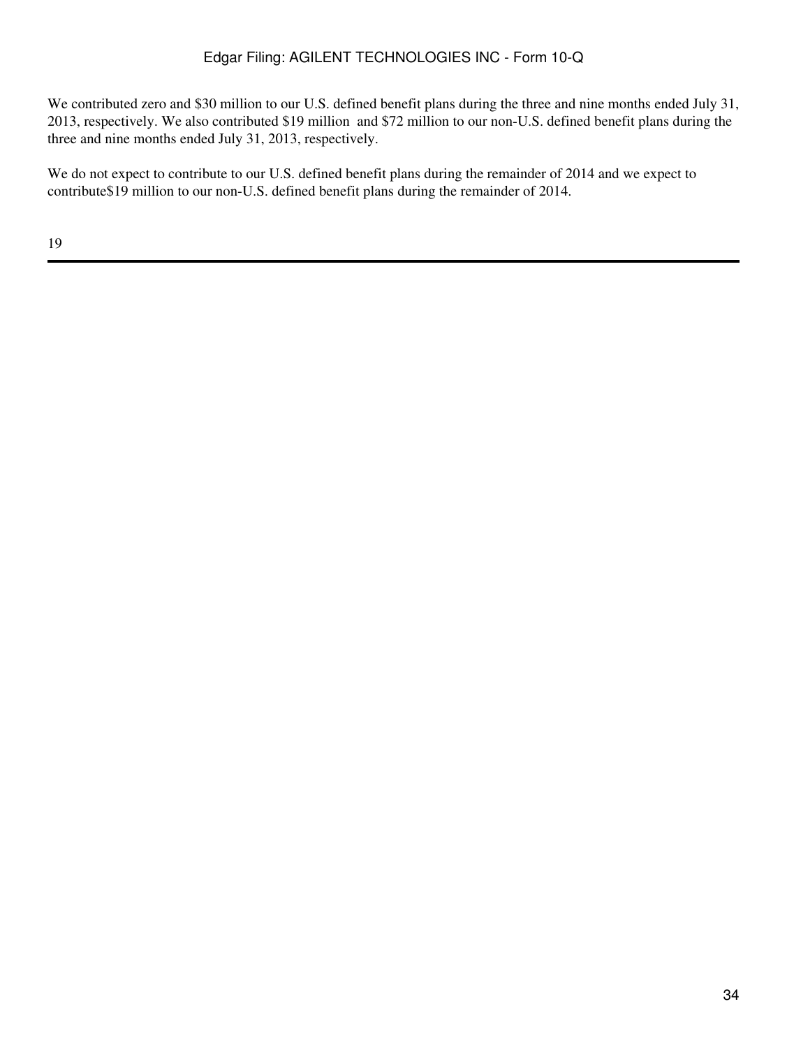We contributed zero and $30 million to our U.S. defined benefit plans during the three and nine months ended July 31, 2013, respectively. We also contributed $19 million and $72 million to our non-U.S. defined benefit plans during the three and nine months ended July 31, 2013, respectively.

We do not expect to contribute to our U.S. defined benefit plans during the remainder of 2014 and we expect to contribute$19 million to our non-U.S. defined benefit plans during the remainder of 2014.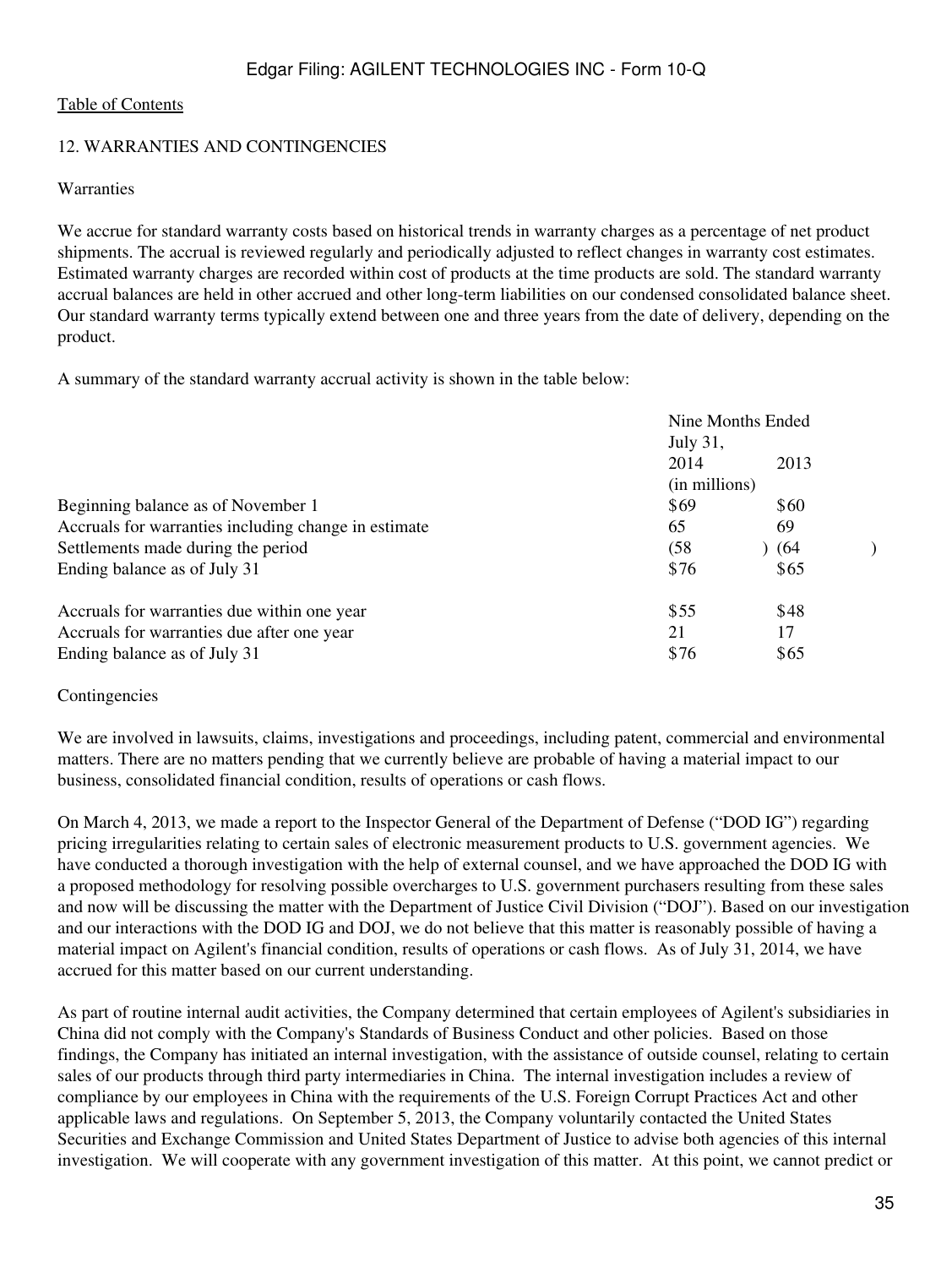[Table of Contents](#)

## 12. WARRANTIES AND CONTINGENCIES

### Warranties

We accrue for standard warranty costs based on historical trends in warranty charges as a percentage of net product shipments. The accrual is reviewed regularly and periodically adjusted to reflect changes in warranty cost estimates. Estimated warranty charges are recorded within cost of products at the time products are sold. The standard warranty accrual balances are held in other accrued and other long-term liabilities on our condensed consolidated balance sheet. Our standard warranty terms typically extend between one and three years from the date of delivery, depending on the product.

A summary of the standard warranty accrual activity is shown in the table below:

| | Nine Months Ended July 31, | |
|---|---|---|
| | 2014 | 2013 |
| | (in millions) | |
| Beginning balance as of November 1 | $69 | $60 |
| Accruals for warranties including change in estimate | 65 | 69 |
| Settlements made during the period | (58) | (64) |
| Ending balance as of July 31 | $76 | $65 |
| | | |
| Accruals for warranties due within one year | $55 | $48 |
| Accruals for warranties due after one year | 21 | 17 |
| Ending balance as of July 31 | $76 | $65 |

### Contingencies

We are involved in lawsuits, claims, investigations and proceedings, including patent, commercial and environmental matters. There are no matters pending that we currently believe are probable of having a material impact to our business, consolidated financial condition, results of operations or cash flows.

On March 4, 2013, we made a report to the Inspector General of the Department of Defense ("DOD IG") regarding pricing irregularities relating to certain sales of electronic measurement products to U.S. government agencies. We have conducted a thorough investigation with the help of external counsel, and we have approached the DOD IG with a proposed methodology for resolving possible overcharges to U.S. government purchasers resulting from these sales and now will be discussing the matter with the Department of Justice Civil Division ("DOJ"). Based on our investigation and our interactions with the DOD IG and DOJ, we do not believe that this matter is reasonably possible of having a material impact on Agilent's financial condition, results of operations or cash flows. As of July 31, 2014, we have accrued for this matter based on our current understanding.

As part of routine internal audit activities, the Company determined that certain employees of Agilent's subsidiaries in China did not comply with the Company's Standards of Business Conduct and other policies. Based on those findings, the Company has initiated an internal investigation, with the assistance of outside counsel, relating to certain sales of our products through third party intermediaries in China. The internal investigation includes a review of compliance by our employees in China with the requirements of the U.S. Foreign Corrupt Practices Act and other applicable laws and regulations. On September 5, 2013, the Company voluntarily contacted the United States Securities and Exchange Commission and United States Department of Justice to advise both agencies of this internal investigation. We will cooperate with any government investigation of this matter. At this point, we cannot predict or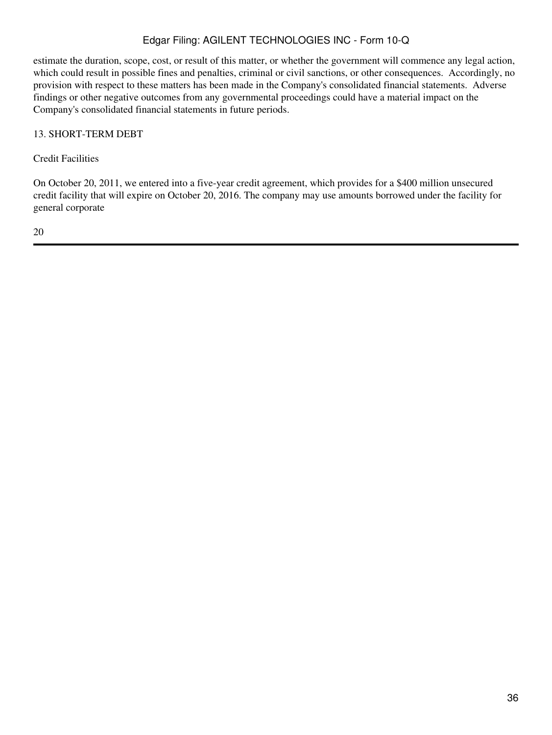estimate the duration, scope, cost, or result of this matter, or whether the government will commence any legal action, which could result in possible fines and penalties, criminal or civil sanctions, or other consequences. Accordingly, no provision with respect to these matters has been made in the Company's consolidated financial statements. Adverse findings or other negative outcomes from any governmental proceedings could have a material impact on the Company's consolidated financial statements in future periods.

## 13. SHORT-TERM DEBT

### Credit Facilities

On October 20, 2011, we entered into a five-year credit agreement, which provides for a $400 million unsecured credit facility that will expire on October 20, 2016. The company may use amounts borrowed under the facility for general corporate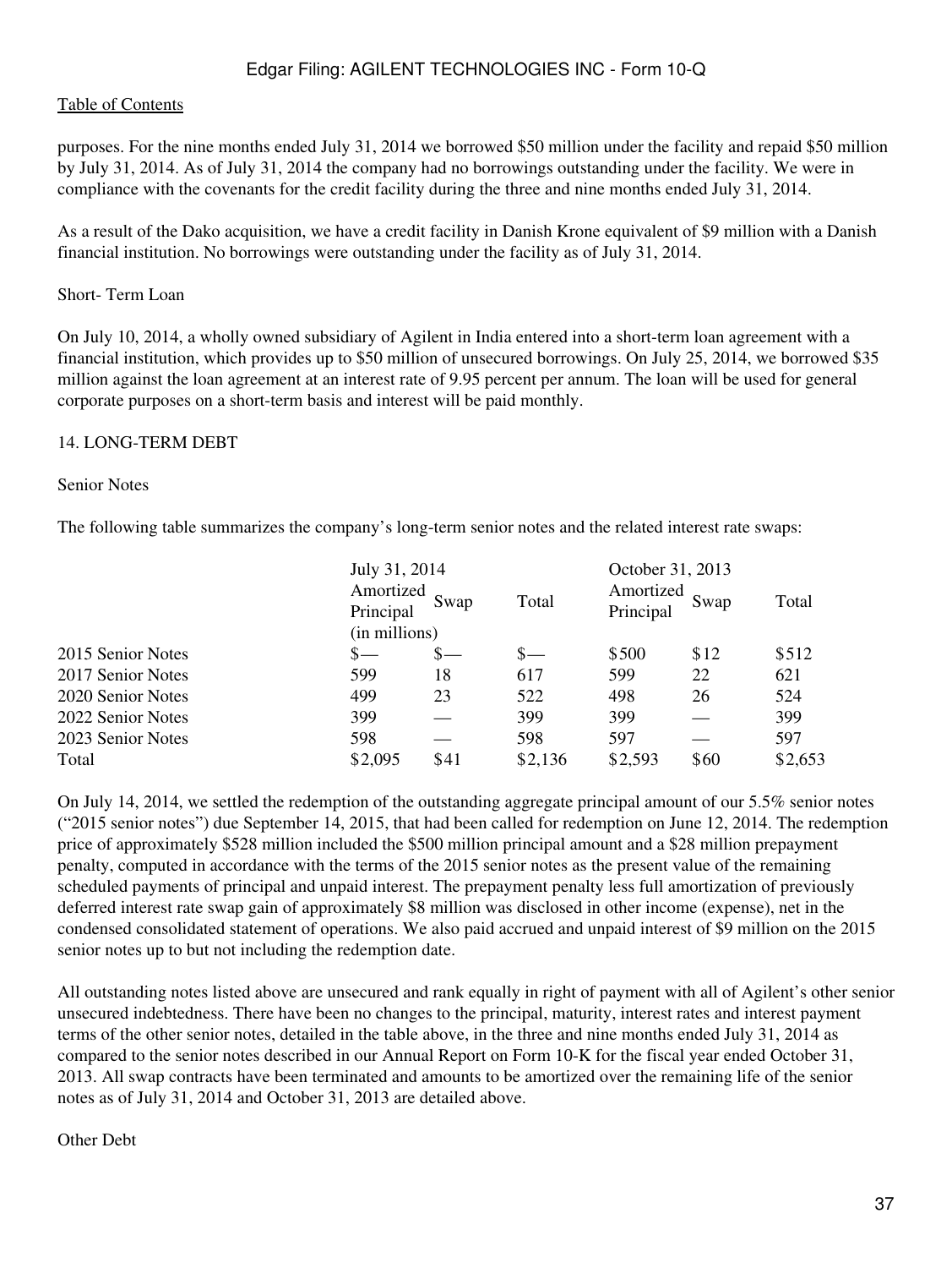purposes. For the nine months ended July 31, 2014 we borrowed $50 million under the facility and repaid $50 million by July 31, 2014. As of July 31, 2014 the company had no borrowings outstanding under the facility. We were in compliance with the covenants for the credit facility during the three and nine months ended July 31, 2014.

As a result of the Dako acquisition, we have a credit facility in Danish Krone equivalent of $9 million with a Danish financial institution. No borrowings were outstanding under the facility as of July 31, 2014.

Short- Term Loan

On July 10, 2014, a wholly owned subsidiary of Agilent in India entered into a short-term loan agreement with a financial institution, which provides up to $50 million of unsecured borrowings. On July 25, 2014, we borrowed $35 million against the loan agreement at an interest rate of 9.95 percent per annum. The loan will be used for general corporate purposes on a short-term basis and interest will be paid monthly.

## 14. LONG-TERM DEBT

Senior Notes

The following table summarizes the company's long-term senior notes and the related interest rate swaps:

| | July 31, 2014 | | | October 31, 2013 | | |
|---|---|---|---|---|---|---|
| | Amortized Principal | Swap | Total | Amortized Principal | Swap | Total |
| | (in millions) | | | | | |
| 2015 Senior Notes | $— | $— | $— | $500 | $12 | $512 |
| 2017 Senior Notes | 599 | 18 | 617 | 599 | 22 | 621 |
| 2020 Senior Notes | 499 | 23 | 522 | 498 | 26 | 524 |
| 2022 Senior Notes | 399 | — | 399 | 399 | — | 399 |
| 2023 Senior Notes | 598 | — | 598 | 597 | — | 597 |
| Total | $2,095 | $41 | $2,136 | $2,593 | $60 | $2,653 |

On July 14, 2014, we settled the redemption of the outstanding aggregate principal amount of our 5.5% senior notes ("2015 senior notes") due September 14, 2015, that had been called for redemption on June 12, 2014. The redemption price of approximately $528 million included the $500 million principal amount and a $28 million prepayment penalty, computed in accordance with the terms of the 2015 senior notes as the present value of the remaining scheduled payments of principal and unpaid interest. The prepayment penalty less full amortization of previously deferred interest rate swap gain of approximately $8 million was disclosed in other income (expense), net in the condensed consolidated statement of operations. We also paid accrued and unpaid interest of $9 million on the 2015 senior notes up to but not including the redemption date.

All outstanding notes listed above are unsecured and rank equally in right of payment with all of Agilent's other senior unsecured indebtedness. There have been no changes to the principal, maturity, interest rates and interest payment terms of the other senior notes, detailed in the table above, in the three and nine months ended July 31, 2014 as compared to the senior notes described in our Annual Report on Form 10-K for the fiscal year ended October 31, 2013. All swap contracts have been terminated and amounts to be amortized over the remaining life of the senior notes as of July 31, 2014 and October 31, 2013 are detailed above.

Other Debt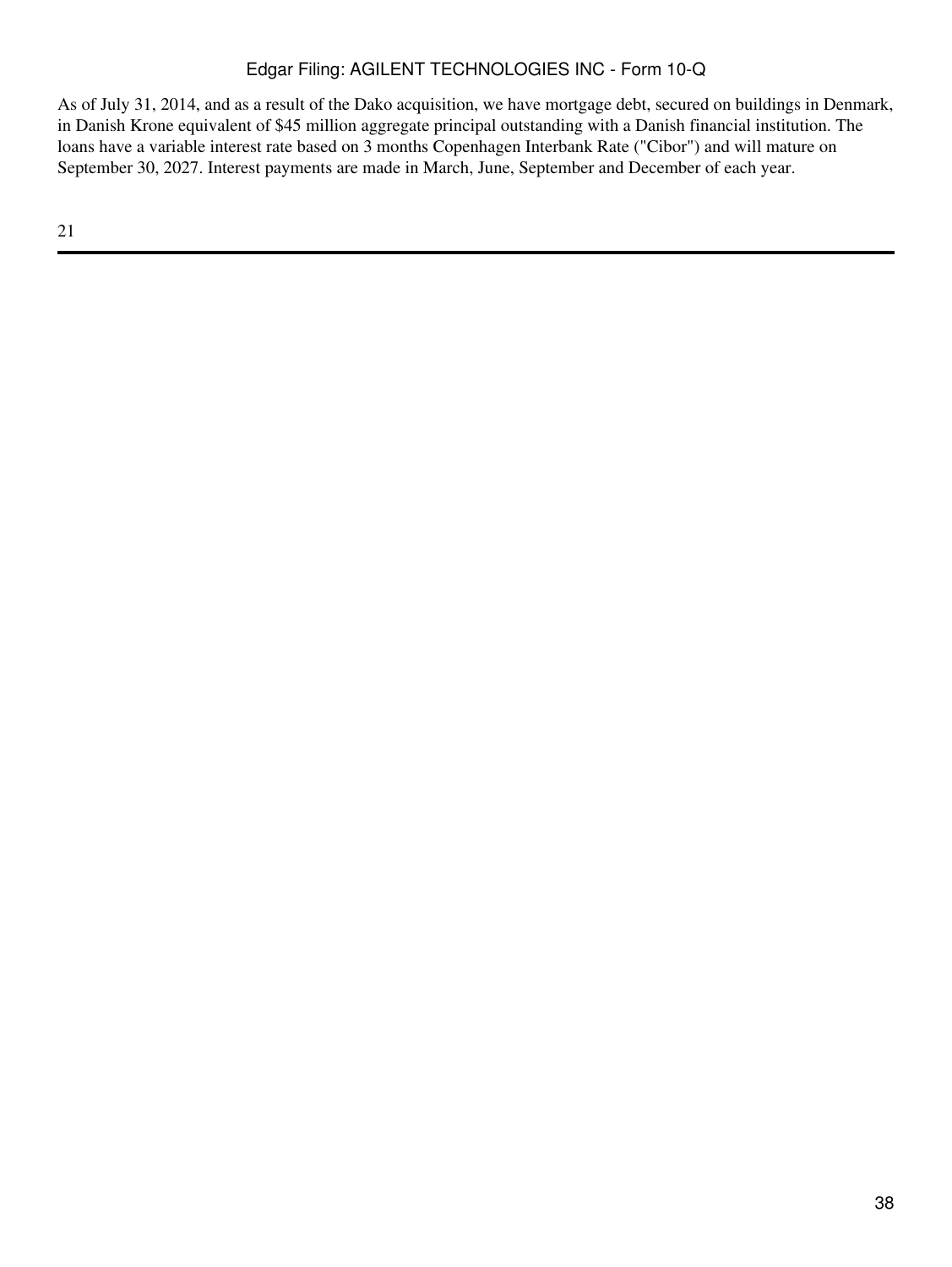As of July 31, 2014, and as a result of the Dako acquisition, we have mortgage debt, secured on buildings in Denmark, in Danish Krone equivalent of $45 million aggregate principal outstanding with a Danish financial institution. The loans have a variable interest rate based on 3 months Copenhagen Interbank Rate ("Cibor") and will mature on September 30, 2027. Interest payments are made in March, June, September and December of each year.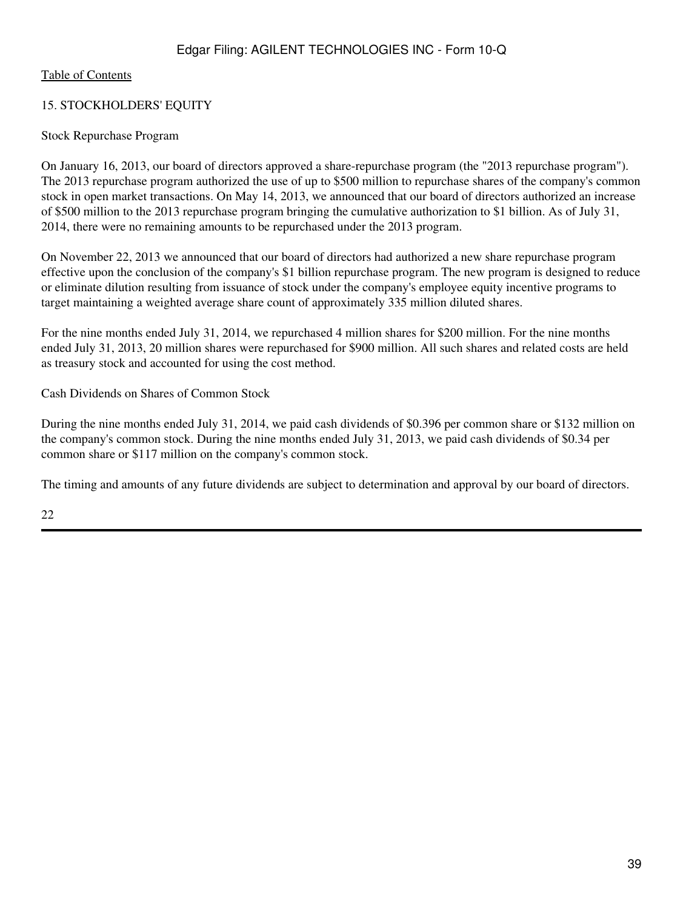## 15. STOCKHOLDERS' EQUITY

### Stock Repurchase Program

On January 16, 2013, our board of directors approved a share-repurchase program (the "2013 repurchase program"). The 2013 repurchase program authorized the use of up to $500 million to repurchase shares of the company's common stock in open market transactions. On May 14, 2013, we announced that our board of directors authorized an increase of $500 million to the 2013 repurchase program bringing the cumulative authorization to $1 billion. As of July 31, 2014, there were no remaining amounts to be repurchased under the 2013 program.

On November 22, 2013 we announced that our board of directors had authorized a new share repurchase program effective upon the conclusion of the company's $1 billion repurchase program. The new program is designed to reduce or eliminate dilution resulting from issuance of stock under the company's employee equity incentive programs to target maintaining a weighted average share count of approximately 335 million diluted shares.

For the nine months ended July 31, 2014, we repurchased 4 million shares for $200 million. For the nine months ended July 31, 2013, 20 million shares were repurchased for $900 million. All such shares and related costs are held as treasury stock and accounted for using the cost method.

### Cash Dividends on Shares of Common Stock

During the nine months ended July 31, 2014, we paid cash dividends of $0.396 per common share or $132 million on the company's common stock. During the nine months ended July 31, 2013, we paid cash dividends of $0.34 per common share or $117 million on the company's common stock.

The timing and amounts of any future dividends are subject to determination and approval by our board of directors.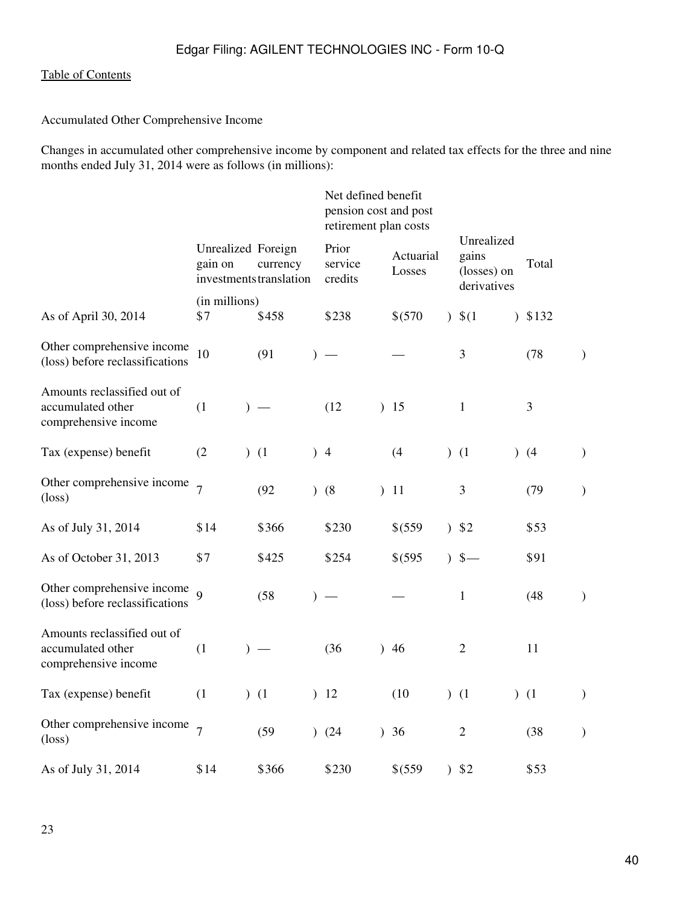Accumulated Other Comprehensive Income

Changes in accumulated other comprehensive income by component and related tax effects for the three and nine months ended July 31, 2014 were as follows (in millions):

| | | | Net defined benefit pension cost and post retirement plan costs | | | |
|---|---|---|---|---|---|---|
| | Unrealized gain on investments | Foreign currency translation | Prior service credits | Actuarial Losses | Unrealized gains (losses) on derivatives | Total |
| | (in millions) | | | | | |
| As of April 30, 2014 | $7 | $458 | $238 | $(570) | $(1) | $132 |
| Other comprehensive income (loss) before reclassifications | 10 | (91) | — | — | 3 | (78) |
| Amounts reclassified out of accumulated other comprehensive income | (1) | — | (12) | 15 | 1 | 3 |
| Tax (expense) benefit | (2) | (1) | 4 | (4) | (1) | (4) |
| Other comprehensive income (loss) | 7 | (92) | (8) | 11 | 3 | (79) |
| As of July 31, 2014 | $14 | $366 | $230 | $(559) | $2 | $53 |
| As of October 31, 2013 | $7 | $425 | $254 | $(595) | $— | $91 |
| Other comprehensive income (loss) before reclassifications | 9 | (58) | — | — | 1 | (48) |
| Amounts reclassified out of accumulated other comprehensive income | (1) | — | (36) | 46 | 2 | 11 |
| Tax (expense) benefit | (1) | (1) | 12 | (10) | (1) | (1) |
| Other comprehensive income (loss) | 7 | (59) | (24) | 36 | 2 | (38) |
| As of July 31, 2014 | $14 | $366 | $230 | $(559) | $2 | $53 |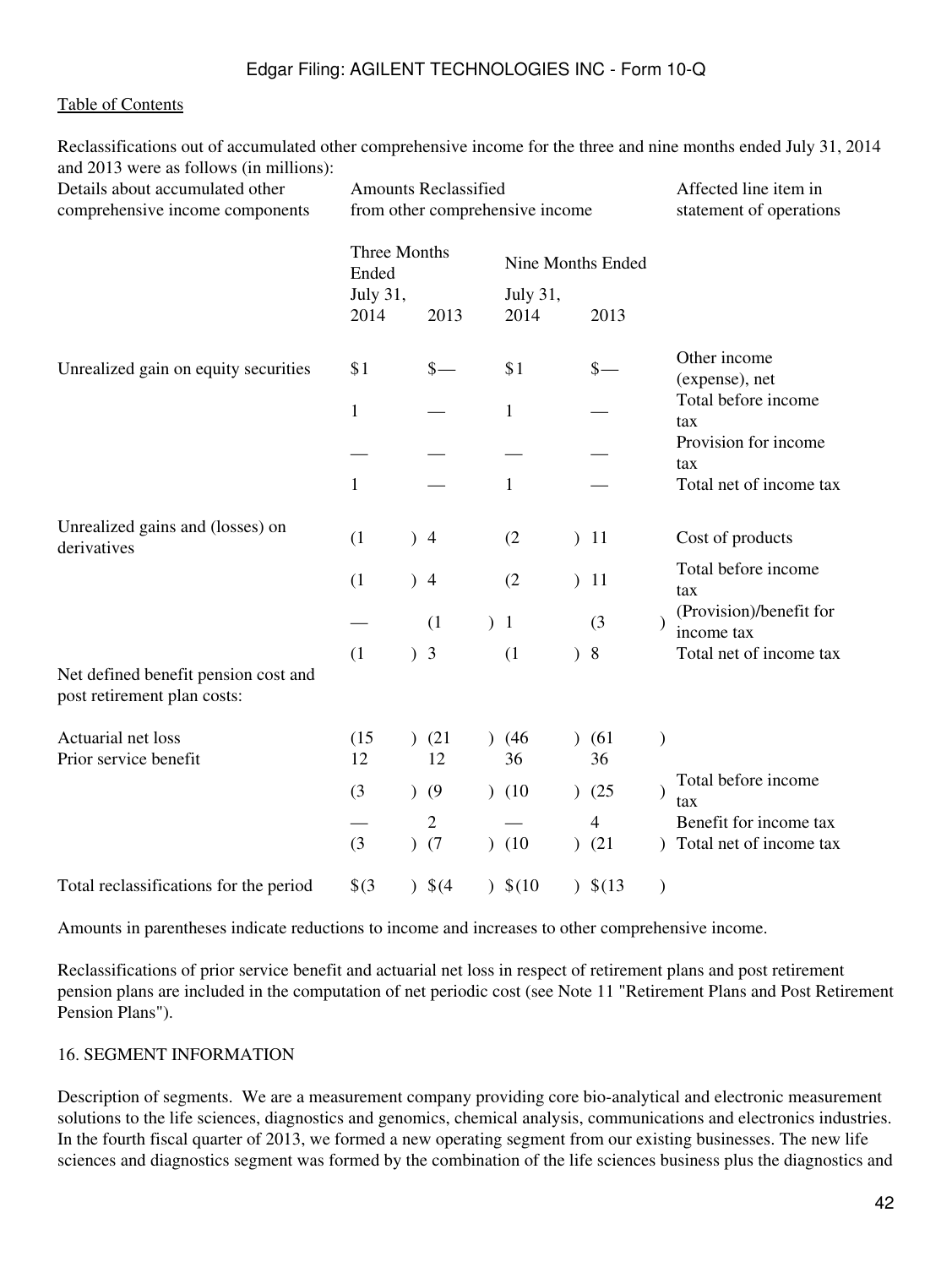Reclassifications out of accumulated other comprehensive income for the three and nine months ended July 31, 2014 and 2013 were as follows (in millions):

| Details about accumulated other comprehensive income components | Amounts Reclassified from other comprehensive income | | | | Affected line item in statement of operations |
|---|---|---|---|---|---|
| | Three Months Ended July 31, | | Nine Months Ended July 31, | | |
| | 2014 | 2013 | 2014 | 2013 | |
| Unrealized gain on equity securities | $1 | $— | $1 | $— | Other income (expense), net |
| | 1 | — | 1 | — | Total before income tax |
| | — | — | — | — | Provision for income tax |
| | 1 | — | 1 | — | Total net of income tax |
| Unrealized gains and (losses) on derivatives | (1) | 4 | (2) | 11 | Cost of products |
| | (1) | 4 | (2) | 11 | Total before income tax |
| | — | (1) | 1 | (3) | (Provision)/benefit for income tax |
| | (1) | 3 | (1) | 8 | Total net of income tax |
| Net defined benefit pension cost and post retirement plan costs: | | | | | |
| Actuarial net loss | (15) | (21) | (46) | (61) | |
| Prior service benefit | 12 | 12 | 36 | 36 | |
| | (3) | (9) | (10) | (25) | Total before income tax |
| | — | 2 | — | 4 | Benefit for income tax |
| | (3) | (7) | (10) | (21) | Total net of income tax |
| Total reclassifications for the period | $(3) | $(4) | $(10) | $(13) | |

Amounts in parentheses indicate reductions to income and increases to other comprehensive income.

Reclassifications of prior service benefit and actuarial net loss in respect of retirement plans and post retirement pension plans are included in the computation of net periodic cost (see Note 11 "Retirement Plans and Post Retirement Pension Plans").

## 16. SEGMENT INFORMATION

Description of segments. We are a measurement company providing core bio-analytical and electronic measurement solutions to the life sciences, diagnostics and genomics, chemical analysis, communications and electronics industries. In the fourth fiscal quarter of 2013, we formed a new operating segment from our existing businesses. The new life sciences and diagnostics segment was formed by the combination of the life sciences business plus the diagnostics and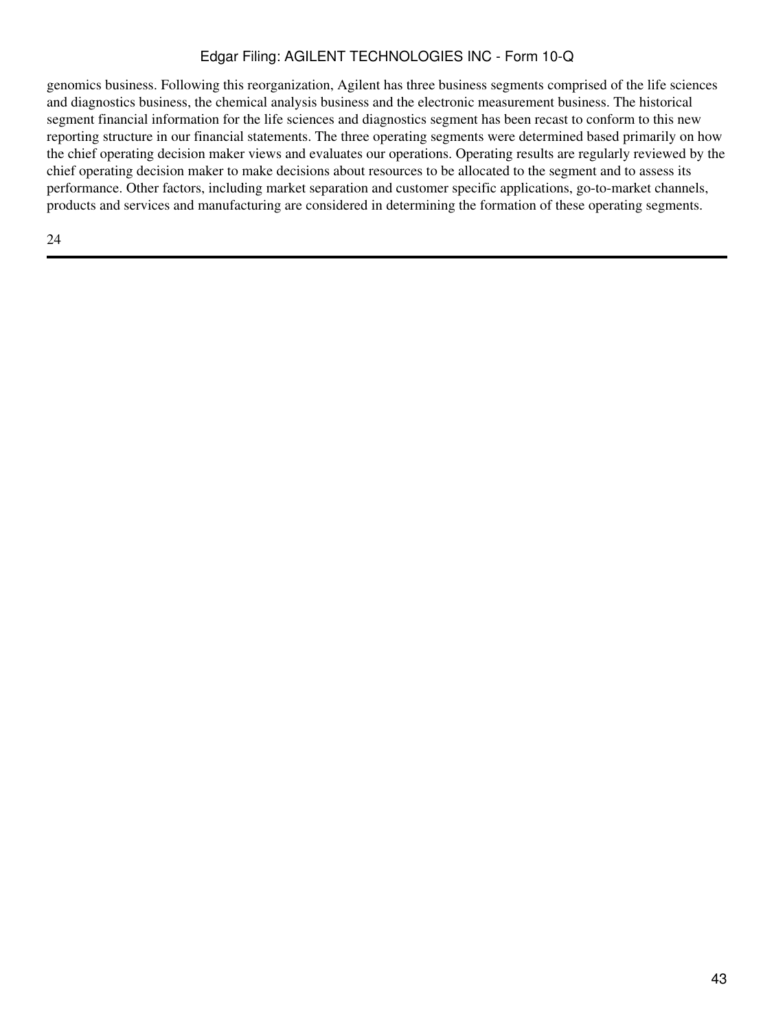genomics business. Following this reorganization, Agilent has three business segments comprised of the life sciences and diagnostics business, the chemical analysis business and the electronic measurement business. The historical segment financial information for the life sciences and diagnostics segment has been recast to conform to this new reporting structure in our financial statements. The three operating segments were determined based primarily on how the chief operating decision maker views and evaluates our operations. Operating results are regularly reviewed by the chief operating decision maker to make decisions about resources to be allocated to the segment and to assess its performance. Other factors, including market separation and customer specific applications, go-to-market channels, products and services and manufacturing are considered in determining the formation of these operating segments.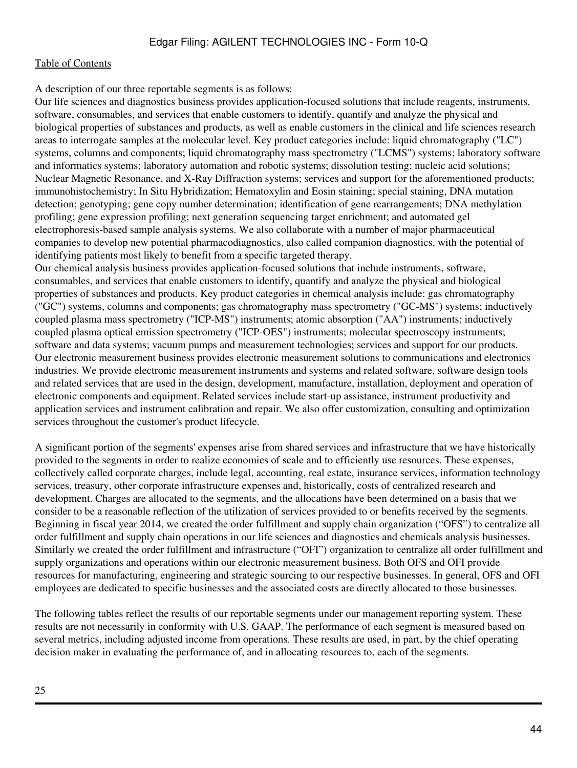A description of our three reportable segments is as follows:

Our life sciences and diagnostics business provides application-focused solutions that include reagents, instruments, software, consumables, and services that enable customers to identify, quantify and analyze the physical and biological properties of substances and products, as well as enable customers in the clinical and life sciences research areas to interrogate samples at the molecular level. Key product categories include: liquid chromatography ("LC") systems, columns and components; liquid chromatography mass spectrometry ("LCMS") systems; laboratory software and informatics systems; laboratory automation and robotic systems; dissolution testing; nucleic acid solutions; Nuclear Magnetic Resonance, and X-Ray Diffraction systems; services and support for the aforementioned products; immunohistochemistry; In Situ Hybridization; Hematoxylin and Eosin staining; special staining, DNA mutation detection; genotyping; gene copy number determination; identification of gene rearrangements; DNA methylation profiling; gene expression profiling; next generation sequencing target enrichment; and automated gel electrophoresis-based sample analysis systems. We also collaborate with a number of major pharmaceutical companies to develop new potential pharmacodiagnostics, also called companion diagnostics, with the potential of identifying patients most likely to benefit from a specific targeted therapy.

Our chemical analysis business provides application-focused solutions that include instruments, software, consumables, and services that enable customers to identify, quantify and analyze the physical and biological properties of substances and products. Key product categories in chemical analysis include: gas chromatography ("GC") systems, columns and components; gas chromatography mass spectrometry ("GC-MS") systems; inductively coupled plasma mass spectrometry ("ICP-MS") instruments; atomic absorption ("AA") instruments; inductively coupled plasma optical emission spectrometry ("ICP-OES") instruments; molecular spectroscopy instruments; software and data systems; vacuum pumps and measurement technologies; services and support for our products.

Our electronic measurement business provides electronic measurement solutions to communications and electronics industries. We provide electronic measurement instruments and systems and related software, software design tools and related services that are used in the design, development, manufacture, installation, deployment and operation of electronic components and equipment. Related services include start-up assistance, instrument productivity and application services and instrument calibration and repair. We also offer customization, consulting and optimization services throughout the customer's product lifecycle.

A significant portion of the segments' expenses arise from shared services and infrastructure that we have historically provided to the segments in order to realize economies of scale and to efficiently use resources. These expenses, collectively called corporate charges, include legal, accounting, real estate, insurance services, information technology services, treasury, other corporate infrastructure expenses and, historically, costs of centralized research and development. Charges are allocated to the segments, and the allocations have been determined on a basis that we consider to be a reasonable reflection of the utilization of services provided to or benefits received by the segments. Beginning in fiscal year 2014, we created the order fulfillment and supply chain organization ("OFS") to centralize all order fulfillment and supply chain operations in our life sciences and diagnostics and chemicals analysis businesses. Similarly we created the order fulfillment and infrastructure ("OFI") organization to centralize all order fulfillment and supply organizations and operations within our electronic measurement business. Both OFS and OFI provide resources for manufacturing, engineering and strategic sourcing to our respective businesses. In general, OFS and OFI employees are dedicated to specific businesses and the associated costs are directly allocated to those businesses.

The following tables reflect the results of our reportable segments under our management reporting system. These results are not necessarily in conformity with U.S. GAAP. The performance of each segment is measured based on several metrics, including adjusted income from operations. These results are used, in part, by the chief operating decision maker in evaluating the performance of, and in allocating resources to, each of the segments.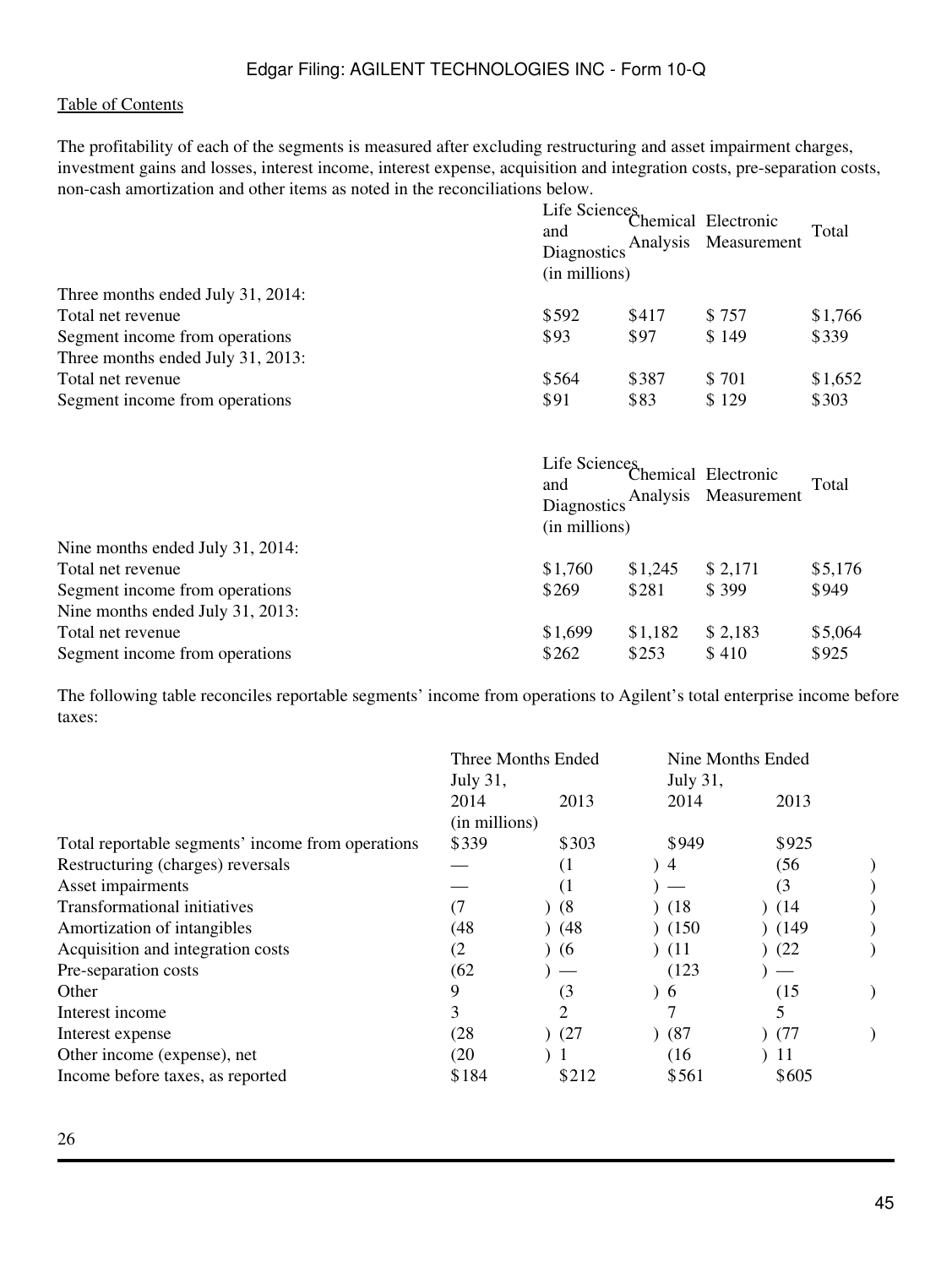The profitability of each of the segments is measured after excluding restructuring and asset impairment charges, investment gains and losses, interest income, interest expense, acquisition and integration costs, pre-separation costs, non-cash amortization and other items as noted in the reconciliations below.

| | Life Sciences and Diagnostics | Chemical Analysis | Electronic Measurement | Total |
|---|---|---|---|---|
| | (in millions) | | | |
| Three months ended July 31, 2014: | | | | |
| Total net revenue | $592 | $417 | $ 757 | $1,766 |
| Segment income from operations | $93 | $97 | $ 149 | $339 |
| Three months ended July 31, 2013: | | | | |
| Total net revenue | $564 | $387 | $ 701 | $1,652 |
| Segment income from operations | $91 | $83 | $ 129 | $303 |

| | Life Sciences and Diagnostics | Chemical Analysis | Electronic Measurement | Total |
|---|---|---|---|---|
| | (in millions) | | | |
| Nine months ended July 31, 2014: | | | | |
| Total net revenue | $1,760 | $1,245 | $ 2,171 | $5,176 |
| Segment income from operations | $269 | $281 | $ 399 | $949 |
| Nine months ended July 31, 2013: | | | | |
| Total net revenue | $1,699 | $1,182 | $ 2,183 | $5,064 |
| Segment income from operations | $262 | $253 | $ 410 | $925 |

The following table reconciles reportable segments' income from operations to Agilent's total enterprise income before taxes:

| | Three Months Ended July 31, | | Nine Months Ended July 31, | |
|---|---|---|---|---|
| | 2014 | 2013 | 2014 | 2013 |
| | (in millions) | | | |
| Total reportable segments' income from operations | $339 | $303 | $949 | $925 |
| Restructuring (charges) reversals | — | (1) | 4 | (56) |
| Asset impairments | — | (1) | — | (3) |
| Transformational initiatives | (7) | (8) | (18) | (14) |
| Amortization of intangibles | (48) | (48) | (150) | (149) |
| Acquisition and integration costs | (2) | (6) | (11) | (22) |
| Pre-separation costs | (62) | — | (123) | — |
| Other | 9 | (3) | 6 | (15) |
| Interest income | 3 | 2 | 7 | 5 |
| Interest expense | (28) | (27) | (87) | (77) |
| Other income (expense), net | (20) | 1 | (16) | 11 |
| Income before taxes, as reported | $184 | $212 | $561 | $605 |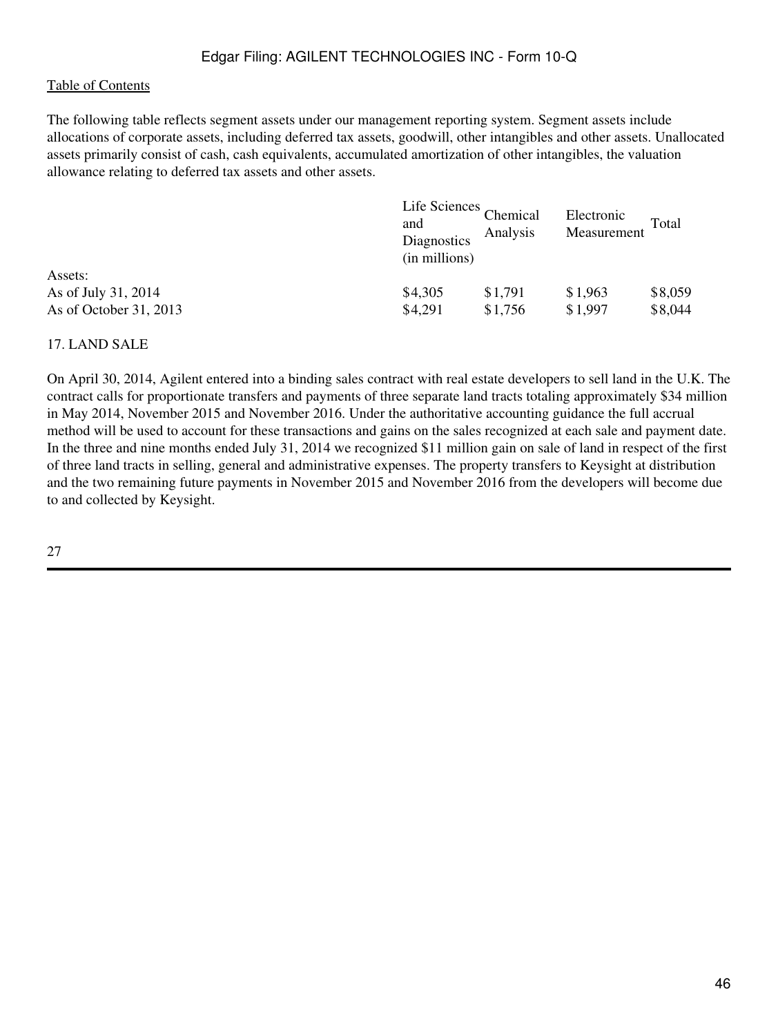The following table reflects segment assets under our management reporting system. Segment assets include allocations of corporate assets, including deferred tax assets, goodwill, other intangibles and other assets. Unallocated assets primarily consist of cash, cash equivalents, accumulated amortization of other intangibles, the valuation allowance relating to deferred tax assets and other assets.

| | Life Sciences and Diagnostics (in millions) | Chemical Analysis | Electronic Measurement | Total |
|---|---|---|---|---|
| Assets: | | | | |
| As of July 31, 2014 | $4,305 | $1,791 | $1,963 | $8,059 |
| As of October 31, 2013 | $4,291 | $1,756 | $1,997 | $8,044 |

## 17. LAND SALE

On April 30, 2014, Agilent entered into a binding sales contract with real estate developers to sell land in the U.K. The contract calls for proportionate transfers and payments of three separate land tracts totaling approximately $34 million in May 2014, November 2015 and November 2016. Under the authoritative accounting guidance the full accrual method will be used to account for these transactions and gains on the sales recognized at each sale and payment date. In the three and nine months ended July 31, 2014 we recognized $11 million gain on sale of land in respect of the first of three land tracts in selling, general and administrative expenses. The property transfers to Keysight at distribution and the two remaining future payments in November 2015 and November 2016 from the developers will become due to and collected by Keysight.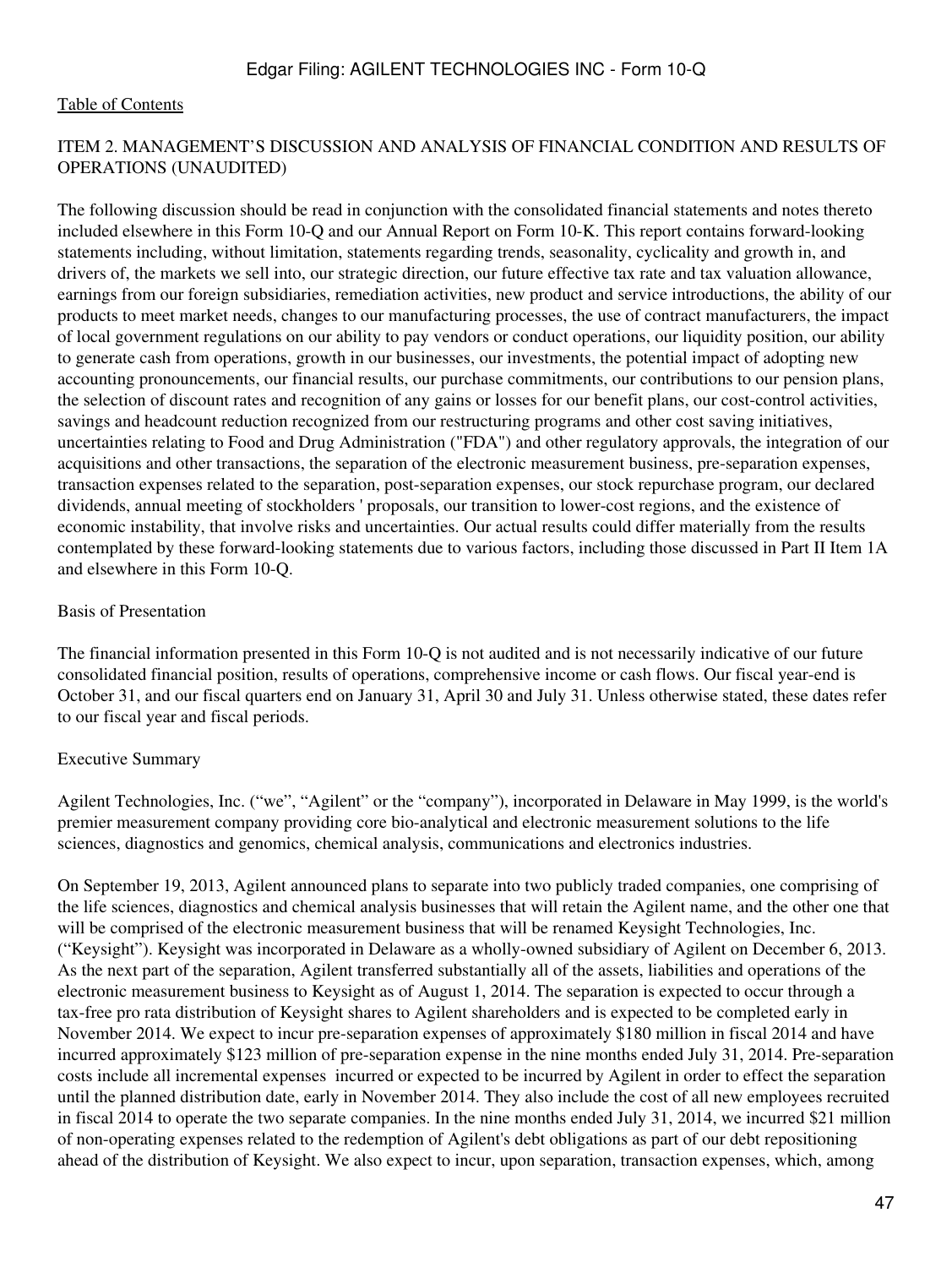[Table of Contents](#)

## ITEM 2. MANAGEMENT'S DISCUSSION AND ANALYSIS OF FINANCIAL CONDITION AND RESULTS OF OPERATIONS (UNAUDITED)

The following discussion should be read in conjunction with the consolidated financial statements and notes thereto included elsewhere in this Form 10-Q and our Annual Report on Form 10-K. This report contains forward-looking statements including, without limitation, statements regarding trends, seasonality, cyclicality and growth in, and drivers of, the markets we sell into, our strategic direction, our future effective tax rate and tax valuation allowance, earnings from our foreign subsidiaries, remediation activities, new product and service introductions, the ability of our products to meet market needs, changes to our manufacturing processes, the use of contract manufacturers, the impact of local government regulations on our ability to pay vendors or conduct operations, our liquidity position, our ability to generate cash from operations, growth in our businesses, our investments, the potential impact of adopting new accounting pronouncements, our financial results, our purchase commitments, our contributions to our pension plans, the selection of discount rates and recognition of any gains or losses for our benefit plans, our cost-control activities, savings and headcount reduction recognized from our restructuring programs and other cost saving initiatives, uncertainties relating to Food and Drug Administration ("FDA") and other regulatory approvals, the integration of our acquisitions and other transactions, the separation of the electronic measurement business, pre-separation expenses, transaction expenses related to the separation, post-separation expenses, our stock repurchase program, our declared dividends, annual meeting of stockholders ' proposals, our transition to lower-cost regions, and the existence of economic instability, that involve risks and uncertainties. Our actual results could differ materially from the results contemplated by these forward-looking statements due to various factors, including those discussed in Part II Item 1A and elsewhere in this Form 10-Q.

### Basis of Presentation

The financial information presented in this Form 10-Q is not audited and is not necessarily indicative of our future consolidated financial position, results of operations, comprehensive income or cash flows. Our fiscal year-end is October 31, and our fiscal quarters end on January 31, April 30 and July 31. Unless otherwise stated, these dates refer to our fiscal year and fiscal periods.

### Executive Summary

Agilent Technologies, Inc. ("we", "Agilent" or the "company"), incorporated in Delaware in May 1999, is the world's premier measurement company providing core bio-analytical and electronic measurement solutions to the life sciences, diagnostics and genomics, chemical analysis, communications and electronics industries.

On September 19, 2013, Agilent announced plans to separate into two publicly traded companies, one comprising of the life sciences, diagnostics and chemical analysis businesses that will retain the Agilent name, and the other one that will be comprised of the electronic measurement business that will be renamed Keysight Technologies, Inc. ("Keysight"). Keysight was incorporated in Delaware as a wholly-owned subsidiary of Agilent on December 6, 2013. As the next part of the separation, Agilent transferred substantially all of the assets, liabilities and operations of the electronic measurement business to Keysight as of August 1, 2014. The separation is expected to occur through a tax-free pro rata distribution of Keysight shares to Agilent shareholders and is expected to be completed early in November 2014. We expect to incur pre-separation expenses of approximately $180 million in fiscal 2014 and have incurred approximately $123 million of pre-separation expense in the nine months ended July 31, 2014. Pre-separation costs include all incremental expenses incurred or expected to be incurred by Agilent in order to effect the separation until the planned distribution date, early in November 2014. They also include the cost of all new employees recruited in fiscal 2014 to operate the two separate companies. In the nine months ended July 31, 2014, we incurred $21 million of non-operating expenses related to the redemption of Agilent's debt obligations as part of our debt repositioning ahead of the distribution of Keysight. We also expect to incur, upon separation, transaction expenses, which, among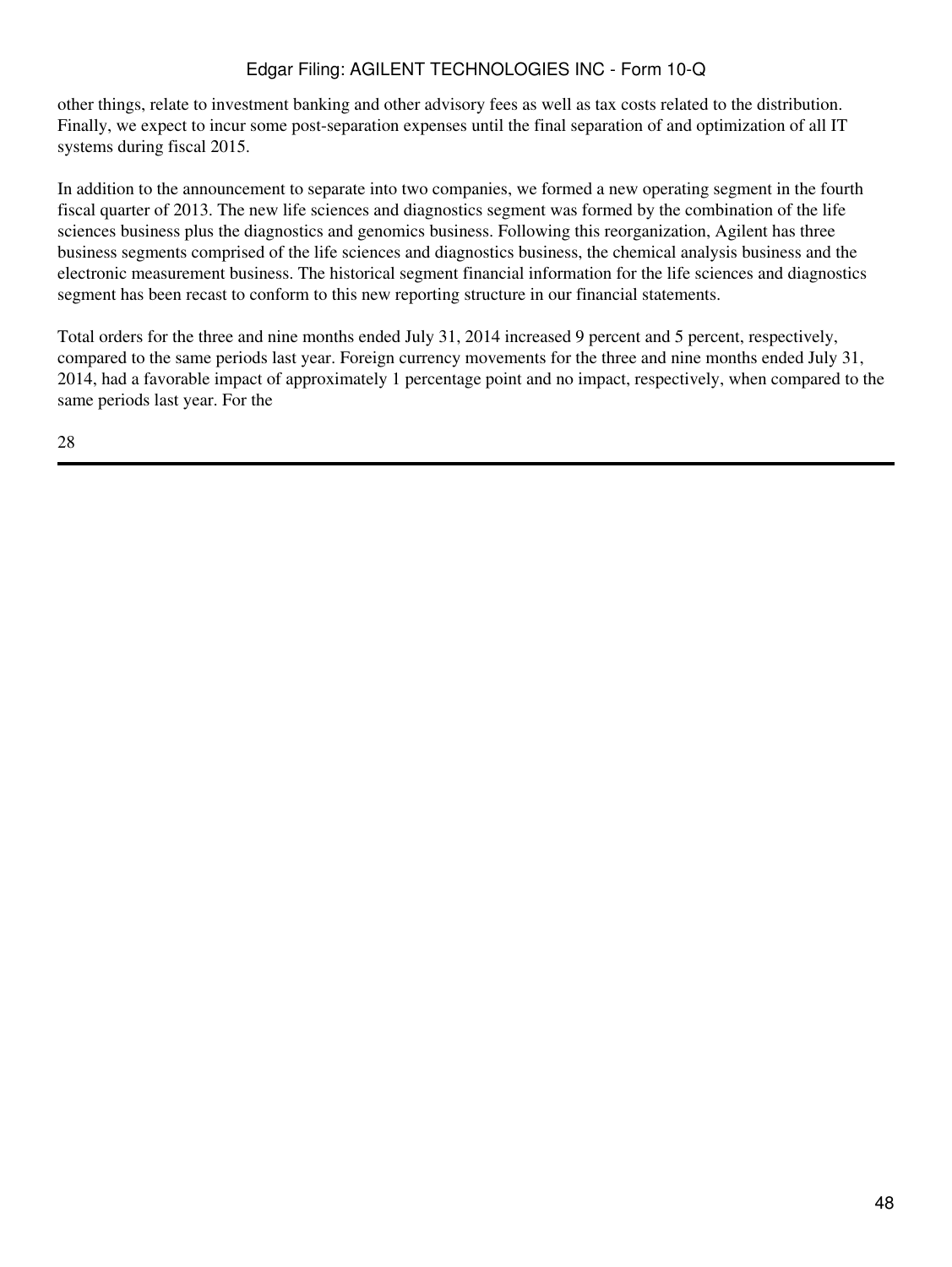other things, relate to investment banking and other advisory fees as well as tax costs related to the distribution. Finally, we expect to incur some post-separation expenses until the final separation of and optimization of all IT systems during fiscal 2015.

In addition to the announcement to separate into two companies, we formed a new operating segment in the fourth fiscal quarter of 2013. The new life sciences and diagnostics segment was formed by the combination of the life sciences business plus the diagnostics and genomics business. Following this reorganization, Agilent has three business segments comprised of the life sciences and diagnostics business, the chemical analysis business and the electronic measurement business. The historical segment financial information for the life sciences and diagnostics segment has been recast to conform to this new reporting structure in our financial statements.

Total orders for the three and nine months ended July 31, 2014 increased 9 percent and 5 percent, respectively, compared to the same periods last year. Foreign currency movements for the three and nine months ended July 31, 2014, had a favorable impact of approximately 1 percentage point and no impact, respectively, when compared to the same periods last year. For the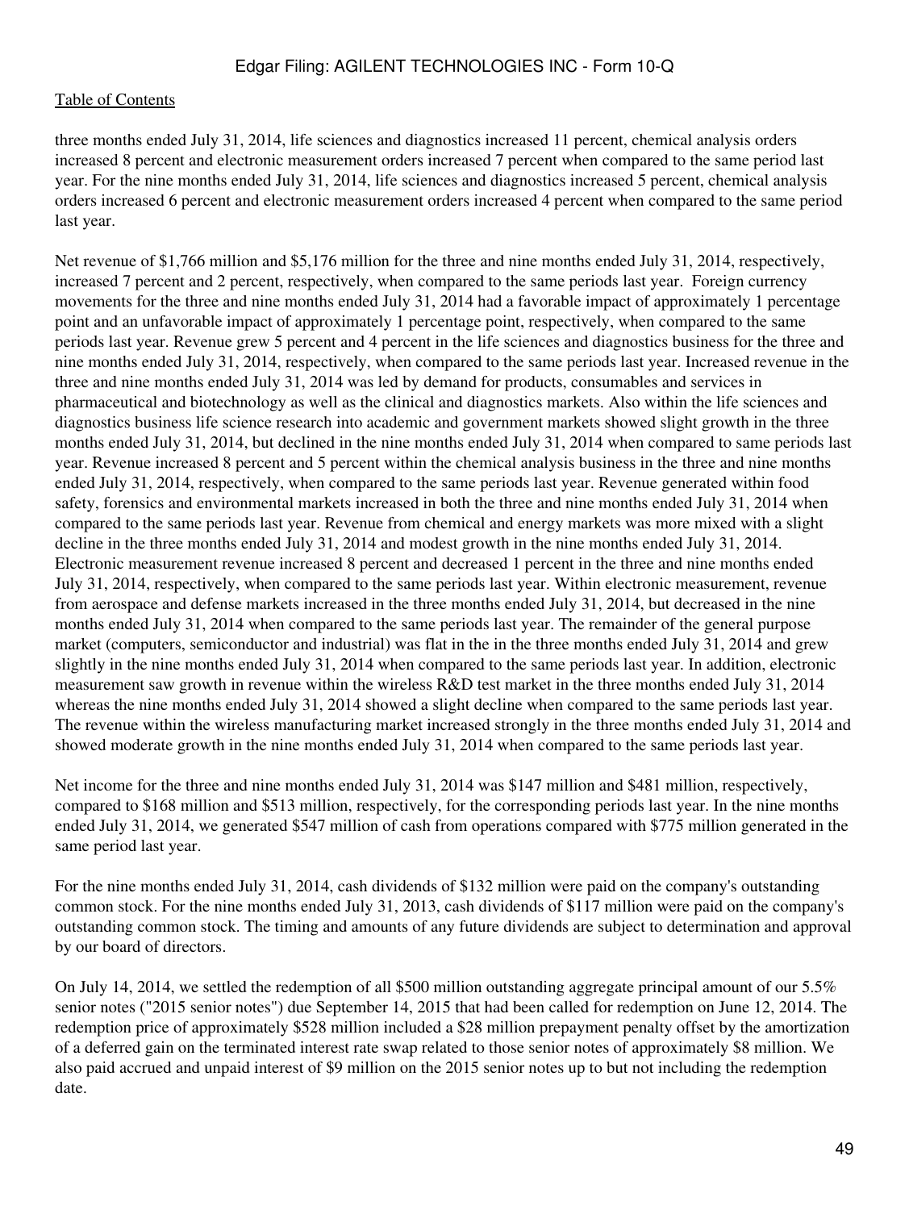three months ended July 31, 2014, life sciences and diagnostics increased 11 percent, chemical analysis orders increased 8 percent and electronic measurement orders increased 7 percent when compared to the same period last year. For the nine months ended July 31, 2014, life sciences and diagnostics increased 5 percent, chemical analysis orders increased 6 percent and electronic measurement orders increased 4 percent when compared to the same period last year.

Net revenue of $1,766 million and $5,176 million for the three and nine months ended July 31, 2014, respectively, increased 7 percent and 2 percent, respectively, when compared to the same periods last year. Foreign currency movements for the three and nine months ended July 31, 2014 had a favorable impact of approximately 1 percentage point and an unfavorable impact of approximately 1 percentage point, respectively, when compared to the same periods last year. Revenue grew 5 percent and 4 percent in the life sciences and diagnostics business for the three and nine months ended July 31, 2014, respectively, when compared to the same periods last year. Increased revenue in the three and nine months ended July 31, 2014 was led by demand for products, consumables and services in pharmaceutical and biotechnology as well as the clinical and diagnostics markets. Also within the life sciences and diagnostics business life science research into academic and government markets showed slight growth in the three months ended July 31, 2014, but declined in the nine months ended July 31, 2014 when compared to same periods last year. Revenue increased 8 percent and 5 percent within the chemical analysis business in the three and nine months ended July 31, 2014, respectively, when compared to the same periods last year. Revenue generated within food safety, forensics and environmental markets increased in both the three and nine months ended July 31, 2014 when compared to the same periods last year. Revenue from chemical and energy markets was more mixed with a slight decline in the three months ended July 31, 2014 and modest growth in the nine months ended July 31, 2014. Electronic measurement revenue increased 8 percent and decreased 1 percent in the three and nine months ended July 31, 2014, respectively, when compared to the same periods last year. Within electronic measurement, revenue from aerospace and defense markets increased in the three months ended July 31, 2014, but decreased in the nine months ended July 31, 2014 when compared to the same periods last year. The remainder of the general purpose market (computers, semiconductor and industrial) was flat in the in the three months ended July 31, 2014 and grew slightly in the nine months ended July 31, 2014 when compared to the same periods last year. In addition, electronic measurement saw growth in revenue within the wireless R&D test market in the three months ended July 31, 2014 whereas the nine months ended July 31, 2014 showed a slight decline when compared to the same periods last year. The revenue within the wireless manufacturing market increased strongly in the three months ended July 31, 2014 and showed moderate growth in the nine months ended July 31, 2014 when compared to the same periods last year.

Net income for the three and nine months ended July 31, 2014 was $147 million and $481 million, respectively, compared to $168 million and $513 million, respectively, for the corresponding periods last year. In the nine months ended July 31, 2014, we generated $547 million of cash from operations compared with $775 million generated in the same period last year.

For the nine months ended July 31, 2014, cash dividends of $132 million were paid on the company's outstanding common stock. For the nine months ended July 31, 2013, cash dividends of $117 million were paid on the company's outstanding common stock. The timing and amounts of any future dividends are subject to determination and approval by our board of directors.

On July 14, 2014, we settled the redemption of all $500 million outstanding aggregate principal amount of our 5.5% senior notes ("2015 senior notes") due September 14, 2015 that had been called for redemption on June 12, 2014. The redemption price of approximately $528 million included a $28 million prepayment penalty offset by the amortization of a deferred gain on the terminated interest rate swap related to those senior notes of approximately $8 million. We also paid accrued and unpaid interest of $9 million on the 2015 senior notes up to but not including the redemption date.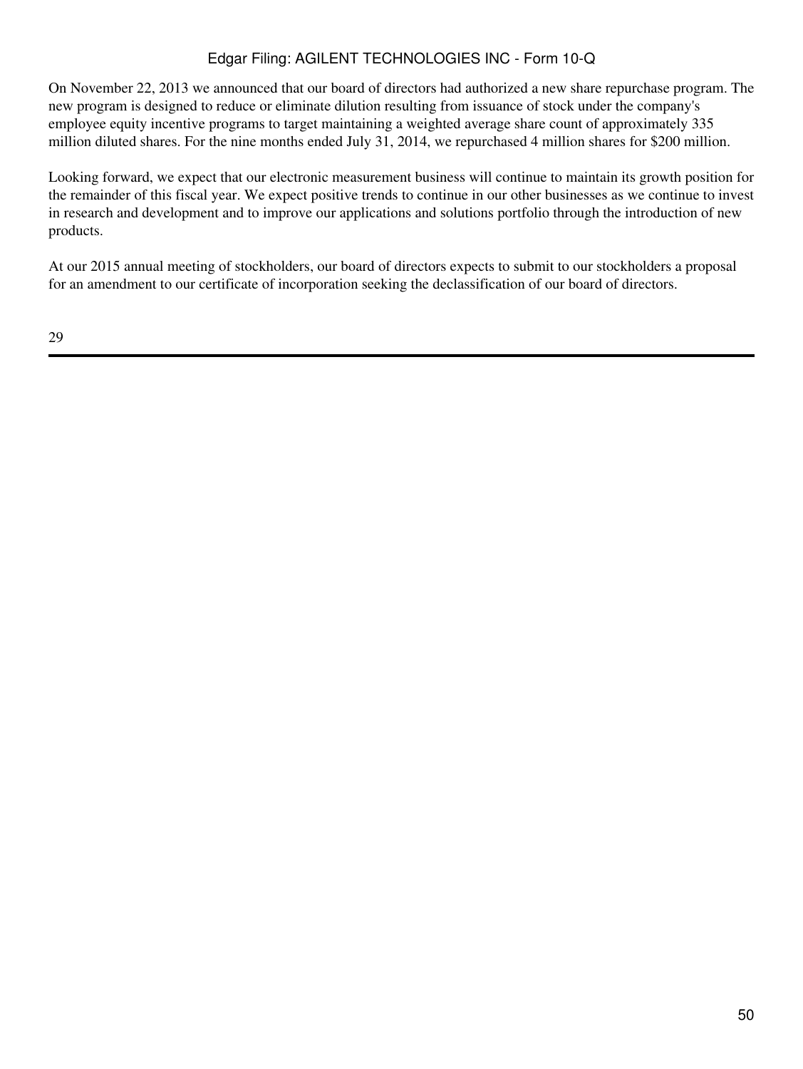On November 22, 2013 we announced that our board of directors had authorized a new share repurchase program. The new program is designed to reduce or eliminate dilution resulting from issuance of stock under the company's employee equity incentive programs to target maintaining a weighted average share count of approximately 335 million diluted shares. For the nine months ended July 31, 2014, we repurchased 4 million shares for $200 million.

Looking forward, we expect that our electronic measurement business will continue to maintain its growth position for the remainder of this fiscal year. We expect positive trends to continue in our other businesses as we continue to invest in research and development and to improve our applications and solutions portfolio through the introduction of new products.

At our 2015 annual meeting of stockholders, our board of directors expects to submit to our stockholders a proposal for an amendment to our certificate of incorporation seeking the declassification of our board of directors.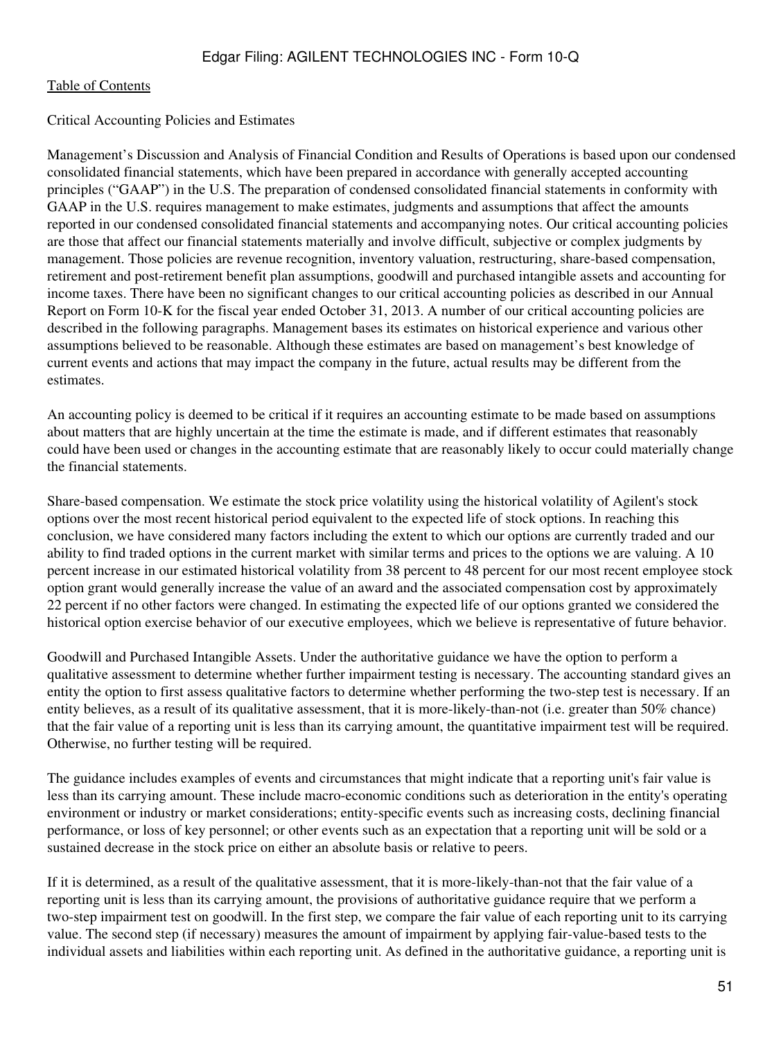[Table of Contents](#)

Critical Accounting Policies and Estimates

Management's Discussion and Analysis of Financial Condition and Results of Operations is based upon our condensed consolidated financial statements, which have been prepared in accordance with generally accepted accounting principles ("GAAP") in the U.S. The preparation of condensed consolidated financial statements in conformity with GAAP in the U.S. requires management to make estimates, judgments and assumptions that affect the amounts reported in our condensed consolidated financial statements and accompanying notes. Our critical accounting policies are those that affect our financial statements materially and involve difficult, subjective or complex judgments by management. Those policies are revenue recognition, inventory valuation, restructuring, share-based compensation, retirement and post-retirement benefit plan assumptions, goodwill and purchased intangible assets and accounting for income taxes. There have been no significant changes to our critical accounting policies as described in our Annual Report on Form 10-K for the fiscal year ended October 31, 2013. A number of our critical accounting policies are described in the following paragraphs. Management bases its estimates on historical experience and various other assumptions believed to be reasonable. Although these estimates are based on management's best knowledge of current events and actions that may impact the company in the future, actual results may be different from the estimates.

An accounting policy is deemed to be critical if it requires an accounting estimate to be made based on assumptions about matters that are highly uncertain at the time the estimate is made, and if different estimates that reasonably could have been used or changes in the accounting estimate that are reasonably likely to occur could materially change the financial statements.

Share-based compensation. We estimate the stock price volatility using the historical volatility of Agilent's stock options over the most recent historical period equivalent to the expected life of stock options. In reaching this conclusion, we have considered many factors including the extent to which our options are currently traded and our ability to find traded options in the current market with similar terms and prices to the options we are valuing. A 10 percent increase in our estimated historical volatility from 38 percent to 48 percent for our most recent employee stock option grant would generally increase the value of an award and the associated compensation cost by approximately 22 percent if no other factors were changed. In estimating the expected life of our options granted we considered the historical option exercise behavior of our executive employees, which we believe is representative of future behavior.

Goodwill and Purchased Intangible Assets. Under the authoritative guidance we have the option to perform a qualitative assessment to determine whether further impairment testing is necessary. The accounting standard gives an entity the option to first assess qualitative factors to determine whether performing the two-step test is necessary. If an entity believes, as a result of its qualitative assessment, that it is more-likely-than-not (i.e. greater than 50% chance) that the fair value of a reporting unit is less than its carrying amount, the quantitative impairment test will be required. Otherwise, no further testing will be required.

The guidance includes examples of events and circumstances that might indicate that a reporting unit's fair value is less than its carrying amount. These include macro-economic conditions such as deterioration in the entity's operating environment or industry or market considerations; entity-specific events such as increasing costs, declining financial performance, or loss of key personnel; or other events such as an expectation that a reporting unit will be sold or a sustained decrease in the stock price on either an absolute basis or relative to peers.

If it is determined, as a result of the qualitative assessment, that it is more-likely-than-not that the fair value of a reporting unit is less than its carrying amount, the provisions of authoritative guidance require that we perform a two-step impairment test on goodwill. In the first step, we compare the fair value of each reporting unit to its carrying value. The second step (if necessary) measures the amount of impairment by applying fair-value-based tests to the individual assets and liabilities within each reporting unit. As defined in the authoritative guidance, a reporting unit is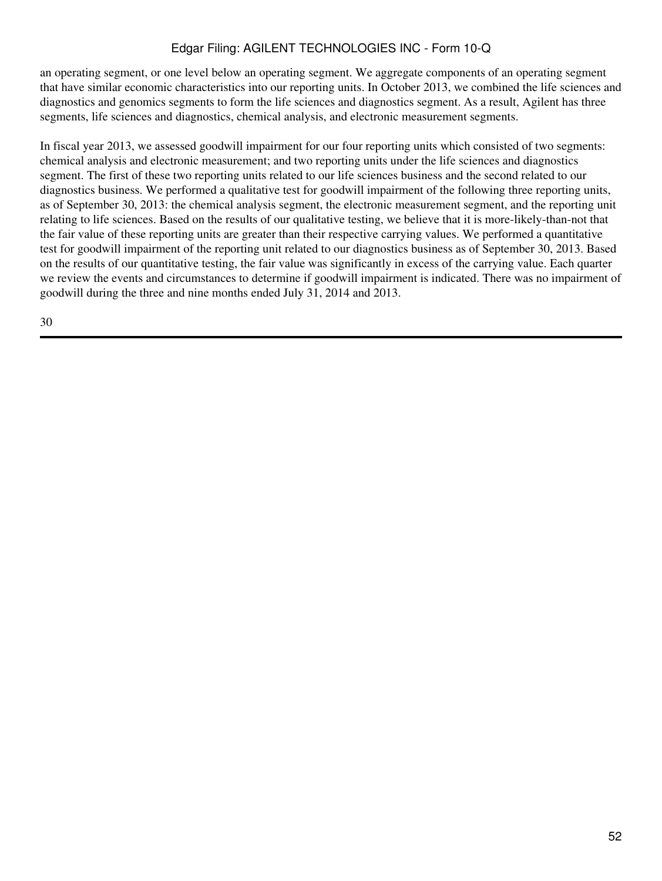an operating segment, or one level below an operating segment. We aggregate components of an operating segment that have similar economic characteristics into our reporting units. In October 2013, we combined the life sciences and diagnostics and genomics segments to form the life sciences and diagnostics segment. As a result, Agilent has three segments, life sciences and diagnostics, chemical analysis, and electronic measurement segments.

In fiscal year 2013, we assessed goodwill impairment for our four reporting units which consisted of two segments: chemical analysis and electronic measurement; and two reporting units under the life sciences and diagnostics segment. The first of these two reporting units related to our life sciences business and the second related to our diagnostics business. We performed a qualitative test for goodwill impairment of the following three reporting units, as of September 30, 2013: the chemical analysis segment, the electronic measurement segment, and the reporting unit relating to life sciences. Based on the results of our qualitative testing, we believe that it is more-likely-than-not that the fair value of these reporting units are greater than their respective carrying values. We performed a quantitative test for goodwill impairment of the reporting unit related to our diagnostics business as of September 30, 2013. Based on the results of our quantitative testing, the fair value was significantly in excess of the carrying value. Each quarter we review the events and circumstances to determine if goodwill impairment is indicated. There was no impairment of goodwill during the three and nine months ended July 31, 2014 and 2013.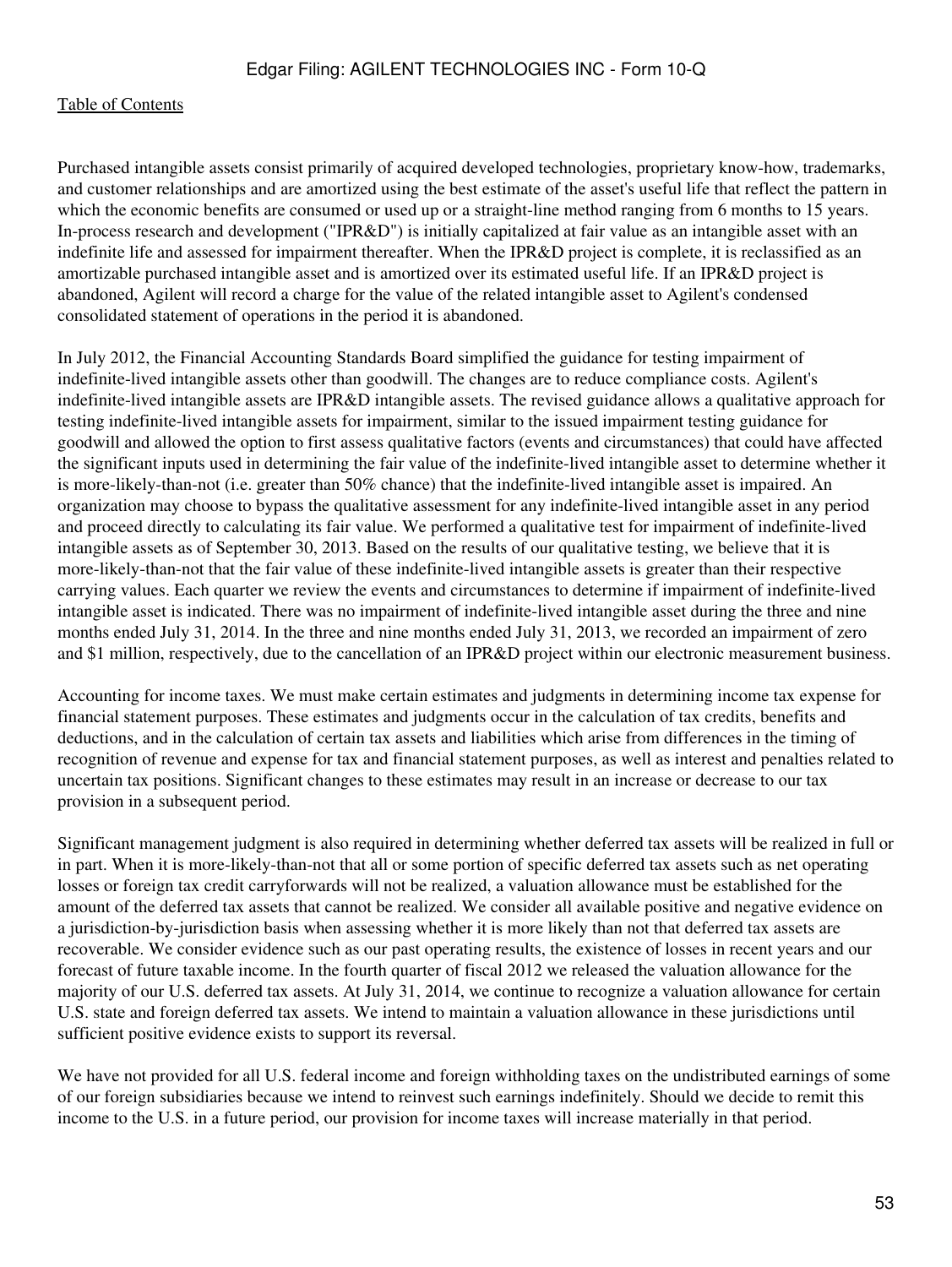Purchased intangible assets consist primarily of acquired developed technologies, proprietary know-how, trademarks, and customer relationships and are amortized using the best estimate of the asset's useful life that reflect the pattern in which the economic benefits are consumed or used up or a straight-line method ranging from 6 months to 15 years. In-process research and development ("IPR&D") is initially capitalized at fair value as an intangible asset with an indefinite life and assessed for impairment thereafter. When the IPR&D project is complete, it is reclassified as an amortizable purchased intangible asset and is amortized over its estimated useful life. If an IPR&D project is abandoned, Agilent will record a charge for the value of the related intangible asset to Agilent's condensed consolidated statement of operations in the period it is abandoned.

In July 2012, the Financial Accounting Standards Board simplified the guidance for testing impairment of indefinite-lived intangible assets other than goodwill. The changes are to reduce compliance costs. Agilent's indefinite-lived intangible assets are IPR&D intangible assets. The revised guidance allows a qualitative approach for testing indefinite-lived intangible assets for impairment, similar to the issued impairment testing guidance for goodwill and allowed the option to first assess qualitative factors (events and circumstances) that could have affected the significant inputs used in determining the fair value of the indefinite-lived intangible asset to determine whether it is more-likely-than-not (i.e. greater than 50% chance) that the indefinite-lived intangible asset is impaired. An organization may choose to bypass the qualitative assessment for any indefinite-lived intangible asset in any period and proceed directly to calculating its fair value. We performed a qualitative test for impairment of indefinite-lived intangible assets as of September 30, 2013. Based on the results of our qualitative testing, we believe that it is more-likely-than-not that the fair value of these indefinite-lived intangible assets is greater than their respective carrying values. Each quarter we review the events and circumstances to determine if impairment of indefinite-lived intangible asset is indicated. There was no impairment of indefinite-lived intangible asset during the three and nine months ended July 31, 2014. In the three and nine months ended July 31, 2013, we recorded an impairment of zero and $1 million, respectively, due to the cancellation of an IPR&D project within our electronic measurement business.

Accounting for income taxes. We must make certain estimates and judgments in determining income tax expense for financial statement purposes. These estimates and judgments occur in the calculation of tax credits, benefits and deductions, and in the calculation of certain tax assets and liabilities which arise from differences in the timing of recognition of revenue and expense for tax and financial statement purposes, as well as interest and penalties related to uncertain tax positions. Significant changes to these estimates may result in an increase or decrease to our tax provision in a subsequent period.

Significant management judgment is also required in determining whether deferred tax assets will be realized in full or in part. When it is more-likely-than-not that all or some portion of specific deferred tax assets such as net operating losses or foreign tax credit carryforwards will not be realized, a valuation allowance must be established for the amount of the deferred tax assets that cannot be realized. We consider all available positive and negative evidence on a jurisdiction-by-jurisdiction basis when assessing whether it is more likely than not that deferred tax assets are recoverable. We consider evidence such as our past operating results, the existence of losses in recent years and our forecast of future taxable income. In the fourth quarter of fiscal 2012 we released the valuation allowance for the majority of our U.S. deferred tax assets. At July 31, 2014, we continue to recognize a valuation allowance for certain U.S. state and foreign deferred tax assets. We intend to maintain a valuation allowance in these jurisdictions until sufficient positive evidence exists to support its reversal.

We have not provided for all U.S. federal income and foreign withholding taxes on the undistributed earnings of some of our foreign subsidiaries because we intend to reinvest such earnings indefinitely. Should we decide to remit this income to the U.S. in a future period, our provision for income taxes will increase materially in that period.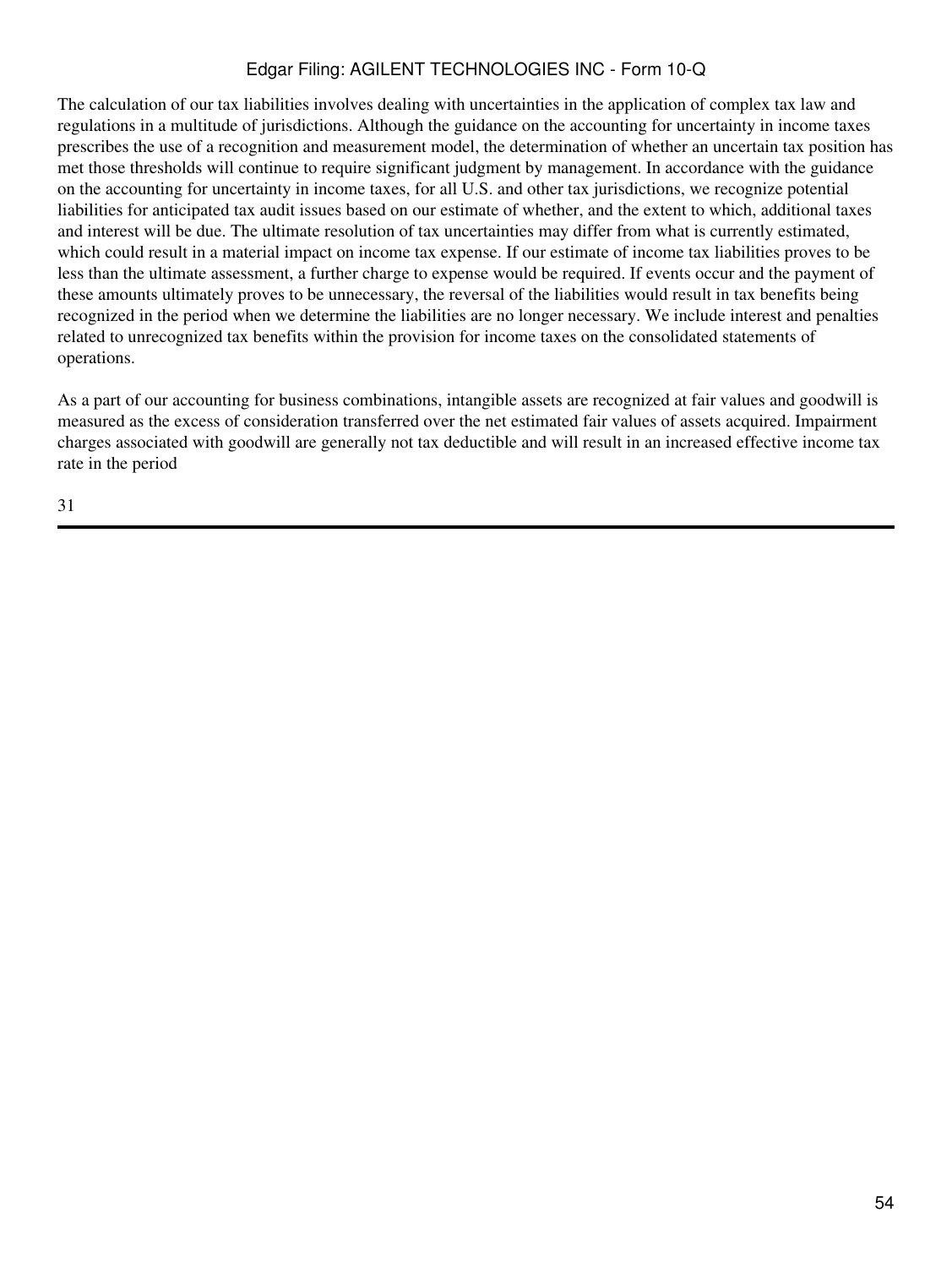The calculation of our tax liabilities involves dealing with uncertainties in the application of complex tax law and regulations in a multitude of jurisdictions. Although the guidance on the accounting for uncertainty in income taxes prescribes the use of a recognition and measurement model, the determination of whether an uncertain tax position has met those thresholds will continue to require significant judgment by management. In accordance with the guidance on the accounting for uncertainty in income taxes, for all U.S. and other tax jurisdictions, we recognize potential liabilities for anticipated tax audit issues based on our estimate of whether, and the extent to which, additional taxes and interest will be due. The ultimate resolution of tax uncertainties may differ from what is currently estimated, which could result in a material impact on income tax expense. If our estimate of income tax liabilities proves to be less than the ultimate assessment, a further charge to expense would be required. If events occur and the payment of these amounts ultimately proves to be unnecessary, the reversal of the liabilities would result in tax benefits being recognized in the period when we determine the liabilities are no longer necessary. We include interest and penalties related to unrecognized tax benefits within the provision for income taxes on the consolidated statements of operations.

As a part of our accounting for business combinations, intangible assets are recognized at fair values and goodwill is measured as the excess of consideration transferred over the net estimated fair values of assets acquired. Impairment charges associated with goodwill are generally not tax deductible and will result in an increased effective income tax rate in the period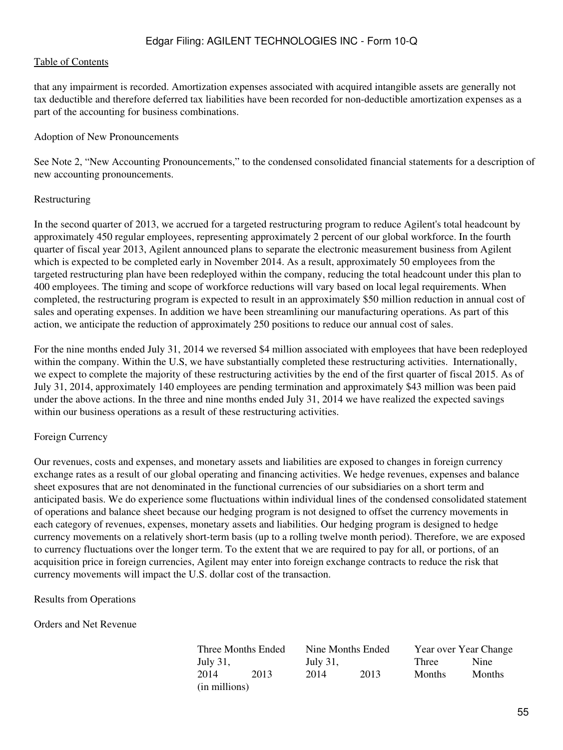that any impairment is recorded. Amortization expenses associated with acquired intangible assets are generally not tax deductible and therefore deferred tax liabilities have been recorded for non-deductible amortization expenses as a part of the accounting for business combinations.

Adoption of New Pronouncements

See Note 2, "New Accounting Pronouncements," to the condensed consolidated financial statements for a description of new accounting pronouncements.

Restructuring

In the second quarter of 2013, we accrued for a targeted restructuring program to reduce Agilent's total headcount by approximately 450 regular employees, representing approximately 2 percent of our global workforce. In the fourth quarter of fiscal year 2013, Agilent announced plans to separate the electronic measurement business from Agilent which is expected to be completed early in November 2014. As a result, approximately 50 employees from the targeted restructuring plan have been redeployed within the company, reducing the total headcount under this plan to 400 employees. The timing and scope of workforce reductions will vary based on local legal requirements. When completed, the restructuring program is expected to result in an approximately $50 million reduction in annual cost of sales and operating expenses. In addition we have been streamlining our manufacturing operations. As part of this action, we anticipate the reduction of approximately 250 positions to reduce our annual cost of sales.

For the nine months ended July 31, 2014 we reversed $4 million associated with employees that have been redeployed within the company. Within the U.S, we have substantially completed these restructuring activities. Internationally, we expect to complete the majority of these restructuring activities by the end of the first quarter of fiscal 2015. As of July 31, 2014, approximately 140 employees are pending termination and approximately $43 million was been paid under the above actions. In the three and nine months ended July 31, 2014 we have realized the expected savings within our business operations as a result of these restructuring activities.

Foreign Currency

Our revenues, costs and expenses, and monetary assets and liabilities are exposed to changes in foreign currency exchange rates as a result of our global operating and financing activities. We hedge revenues, expenses and balance sheet exposures that are not denominated in the functional currencies of our subsidiaries on a short term and anticipated basis. We do experience some fluctuations within individual lines of the condensed consolidated statement of operations and balance sheet because our hedging program is not designed to offset the currency movements in each category of revenues, expenses, monetary assets and liabilities. Our hedging program is designed to hedge currency movements on a relatively short-term basis (up to a rolling twelve month period). Therefore, we are exposed to currency fluctuations over the longer term. To the extent that we are required to pay for all, or portions, of an acquisition price in foreign currencies, Agilent may enter into foreign exchange contracts to reduce the risk that currency movements will impact the U.S. dollar cost of the transaction.

Results from Operations

Orders and Net Revenue

| | Three Months Ended July 31, | | Nine Months Ended July 31, | | Year over Year Change | |
|---|---|---|---|---|---|---|
| | 2014 | 2013 | 2014 | 2013 | Three Months | Nine Months |
| | (in millions) | | | | | |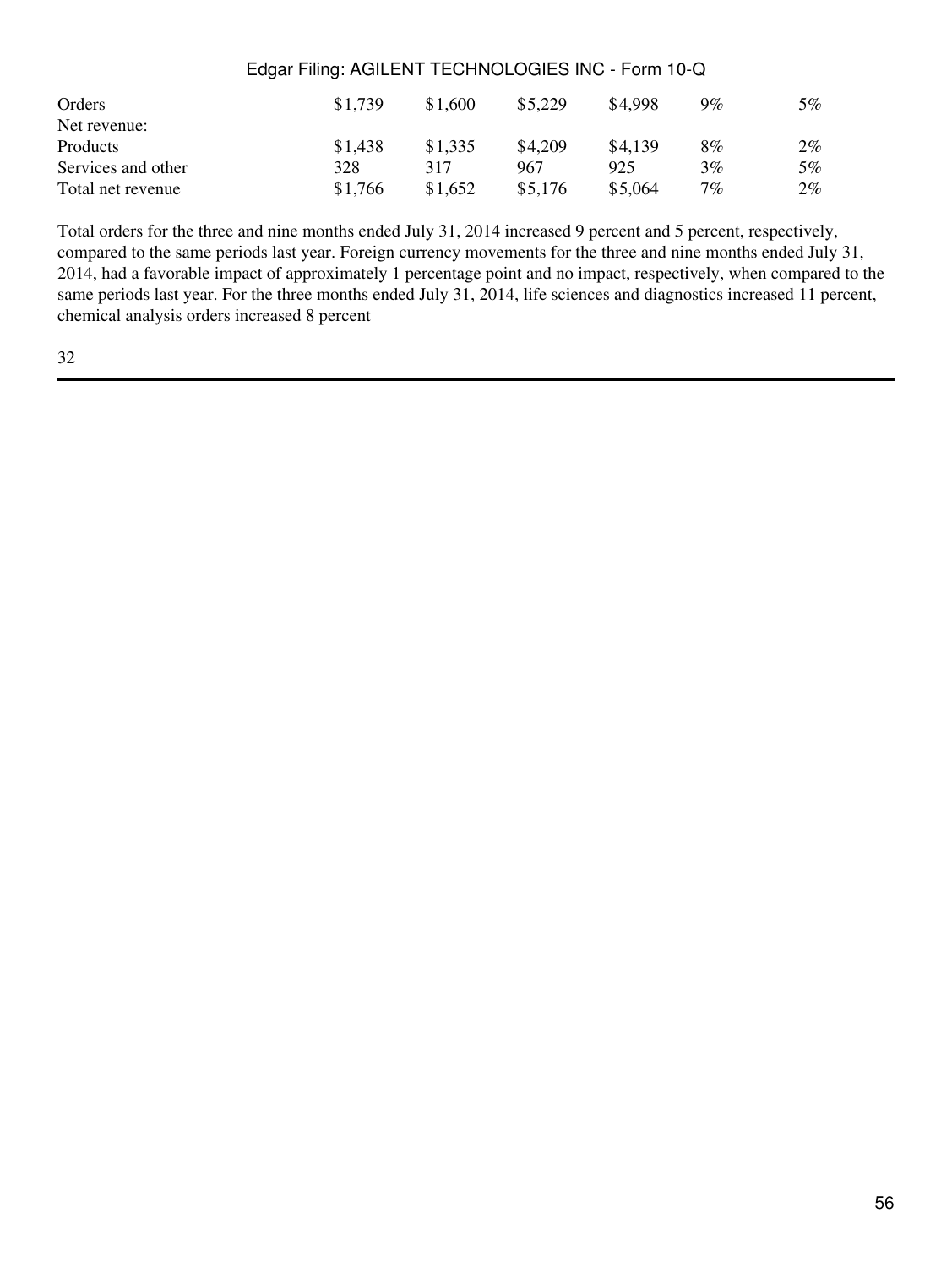| | | | | | | |
|---|---|---|---|---|---|---|
| Orders | $1,739 | $1,600 | $5,229 | $4,998 | 9% | 5% |
| Net revenue: | | | | | | |
| Products | $1,438 | $1,335 | $4,209 | $4,139 | 8% | 2% |
| Services and other | 328 | 317 | 967 | 925 | 3% | 5% |
| Total net revenue | $1,766 | $1,652 | $5,176 | $5,064 | 7% | 2% |

Total orders for the three and nine months ended July 31, 2014 increased 9 percent and 5 percent, respectively, compared to the same periods last year. Foreign currency movements for the three and nine months ended July 31, 2014, had a favorable impact of approximately 1 percentage point and no impact, respectively, when compared to the same periods last year. For the three months ended July 31, 2014, life sciences and diagnostics increased 11 percent, chemical analysis orders increased 8 percent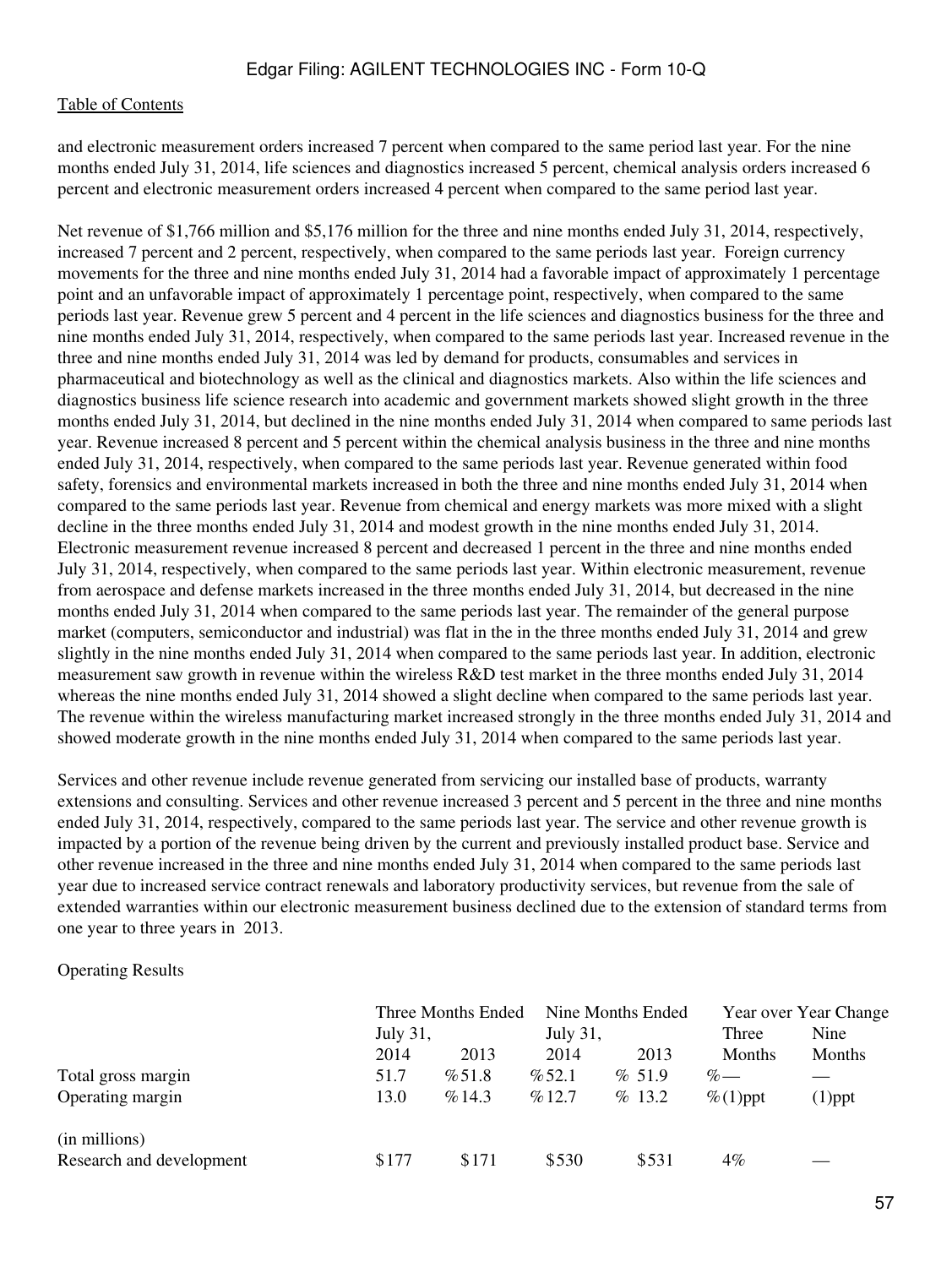and electronic measurement orders increased 7 percent when compared to the same period last year. For the nine months ended July 31, 2014, life sciences and diagnostics increased 5 percent, chemical analysis orders increased 6 percent and electronic measurement orders increased 4 percent when compared to the same period last year.

Net revenue of $1,766 million and $5,176 million for the three and nine months ended July 31, 2014, respectively, increased 7 percent and 2 percent, respectively, when compared to the same periods last year. Foreign currency movements for the three and nine months ended July 31, 2014 had a favorable impact of approximately 1 percentage point and an unfavorable impact of approximately 1 percentage point, respectively, when compared to the same periods last year. Revenue grew 5 percent and 4 percent in the life sciences and diagnostics business for the three and nine months ended July 31, 2014, respectively, when compared to the same periods last year. Increased revenue in the three and nine months ended July 31, 2014 was led by demand for products, consumables and services in pharmaceutical and biotechnology as well as the clinical and diagnostics markets. Also within the life sciences and diagnostics business life science research into academic and government markets showed slight growth in the three months ended July 31, 2014, but declined in the nine months ended July 31, 2014 when compared to same periods last year. Revenue increased 8 percent and 5 percent within the chemical analysis business in the three and nine months ended July 31, 2014, respectively, when compared to the same periods last year. Revenue generated within food safety, forensics and environmental markets increased in both the three and nine months ended July 31, 2014 when compared to the same periods last year. Revenue from chemical and energy markets was more mixed with a slight decline in the three months ended July 31, 2014 and modest growth in the nine months ended July 31, 2014. Electronic measurement revenue increased 8 percent and decreased 1 percent in the three and nine months ended July 31, 2014, respectively, when compared to the same periods last year. Within electronic measurement, revenue from aerospace and defense markets increased in the three months ended July 31, 2014, but decreased in the nine months ended July 31, 2014 when compared to the same periods last year. The remainder of the general purpose market (computers, semiconductor and industrial) was flat in the in the three months ended July 31, 2014 and grew slightly in the nine months ended July 31, 2014 when compared to the same periods last year. In addition, electronic measurement saw growth in revenue within the wireless R&D test market in the three months ended July 31, 2014 whereas the nine months ended July 31, 2014 showed a slight decline when compared to the same periods last year. The revenue within the wireless manufacturing market increased strongly in the three months ended July 31, 2014 and showed moderate growth in the nine months ended July 31, 2014 when compared to the same periods last year.

Services and other revenue include revenue generated from servicing our installed base of products, warranty extensions and consulting. Services and other revenue increased 3 percent and 5 percent in the three and nine months ended July 31, 2014, respectively, compared to the same periods last year. The service and other revenue growth is impacted by a portion of the revenue being driven by the current and previously installed product base. Service and other revenue increased in the three and nine months ended July 31, 2014 when compared to the same periods last year due to increased service contract renewals and laboratory productivity services, but revenue from the sale of extended warranties within our electronic measurement business declined due to the extension of standard terms from one year to three years in 2013.

Operating Results

| | Three Months Ended July 31, | | Nine Months Ended July 31, | | Year over Year Change | |
|---|---|---|---|---|---|---|
| | 2014 | 2013 | 2014 | 2013 | Three Months | Nine Months |
| Total gross margin | 51.7% | 51.8% | 52.1% | 51.9% | — | — |
| Operating margin | 13.0% | 14.3% | 12.7% | 13.2% | (1)ppt | (1)ppt |
| (in millions) | | | | | | |
| Research and development | $177 | $171 | $530 | $531 | 4% | — |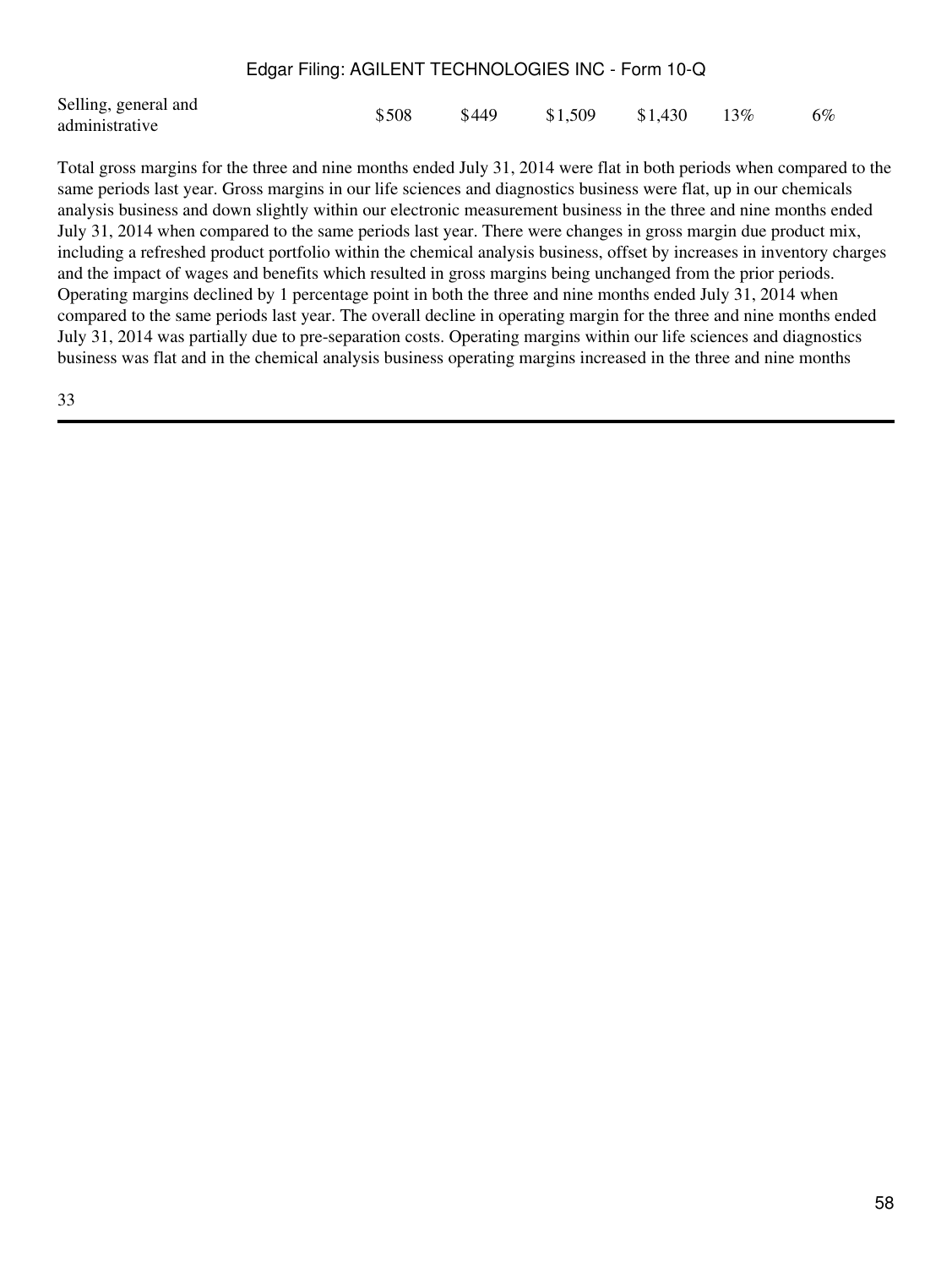| | | | | | | |
|---|---|---|---|---|---|---|
| Selling, general and administrative | $508 | $449 | $1,509 | $1,430 | 13% | 6% |

Total gross margins for the three and nine months ended July 31, 2014 were flat in both periods when compared to the same periods last year. Gross margins in our life sciences and diagnostics business were flat, up in our chemicals analysis business and down slightly within our electronic measurement business in the three and nine months ended July 31, 2014 when compared to the same periods last year. There were changes in gross margin due product mix, including a refreshed product portfolio within the chemical analysis business, offset by increases in inventory charges and the impact of wages and benefits which resulted in gross margins being unchanged from the prior periods. Operating margins declined by 1 percentage point in both the three and nine months ended July 31, 2014 when compared to the same periods last year. The overall decline in operating margin for the three and nine months ended July 31, 2014 was partially due to pre-separation costs. Operating margins within our life sciences and diagnostics business was flat and in the chemical analysis business operating margins increased in the three and nine months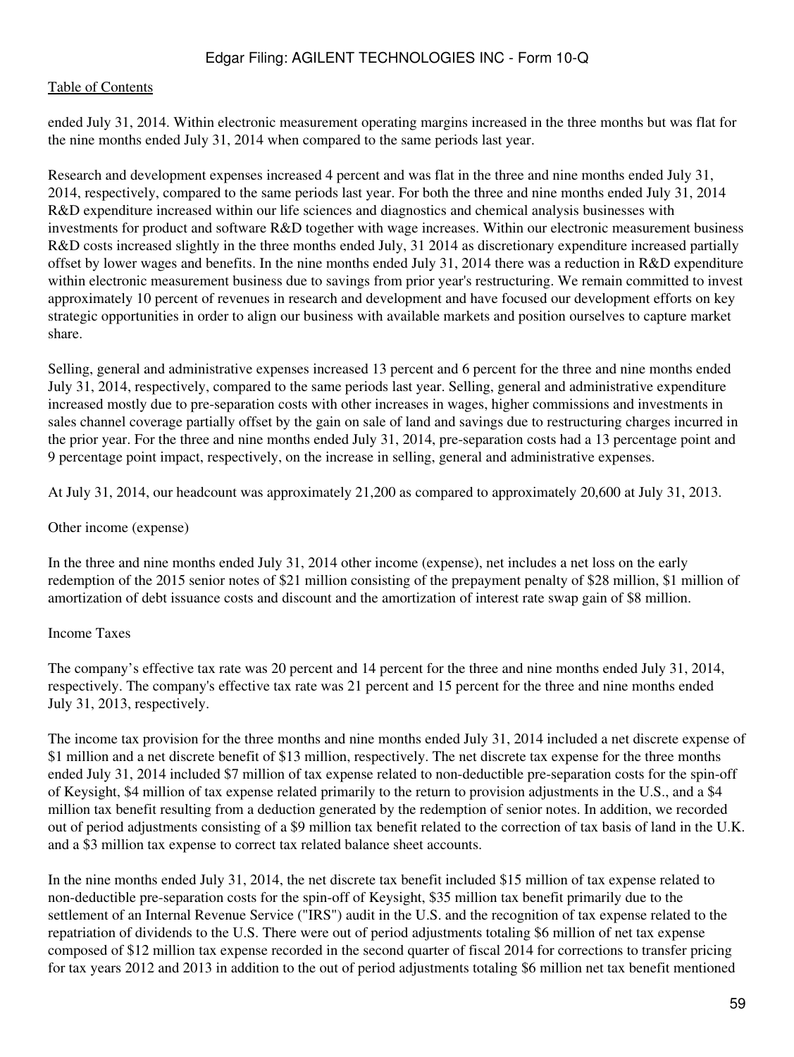ended July 31, 2014. Within electronic measurement operating margins increased in the three months but was flat for the nine months ended July 31, 2014 when compared to the same periods last year.

Research and development expenses increased 4 percent and was flat in the three and nine months ended July 31, 2014, respectively, compared to the same periods last year. For both the three and nine months ended July 31, 2014 R&D expenditure increased within our life sciences and diagnostics and chemical analysis businesses with investments for product and software R&D together with wage increases. Within our electronic measurement business R&D costs increased slightly in the three months ended July, 31 2014 as discretionary expenditure increased partially offset by lower wages and benefits. In the nine months ended July 31, 2014 there was a reduction in R&D expenditure within electronic measurement business due to savings from prior year's restructuring. We remain committed to invest approximately 10 percent of revenues in research and development and have focused our development efforts on key strategic opportunities in order to align our business with available markets and position ourselves to capture market share.

Selling, general and administrative expenses increased 13 percent and 6 percent for the three and nine months ended July 31, 2014, respectively, compared to the same periods last year. Selling, general and administrative expenditure increased mostly due to pre-separation costs with other increases in wages, higher commissions and investments in sales channel coverage partially offset by the gain on sale of land and savings due to restructuring charges incurred in the prior year. For the three and nine months ended July 31, 2014, pre-separation costs had a 13 percentage point and 9 percentage point impact, respectively, on the increase in selling, general and administrative expenses.

At July 31, 2014, our headcount was approximately 21,200 as compared to approximately 20,600 at July 31, 2013.

Other income (expense)

In the three and nine months ended July 31, 2014 other income (expense), net includes a net loss on the early redemption of the 2015 senior notes of $21 million consisting of the prepayment penalty of $28 million, $1 million of amortization of debt issuance costs and discount and the amortization of interest rate swap gain of $8 million.

Income Taxes

The company's effective tax rate was 20 percent and 14 percent for the three and nine months ended July 31, 2014, respectively. The company's effective tax rate was 21 percent and 15 percent for the three and nine months ended July 31, 2013, respectively.

The income tax provision for the three months and nine months ended July 31, 2014 included a net discrete expense of $1 million and a net discrete benefit of $13 million, respectively. The net discrete tax expense for the three months ended July 31, 2014 included $7 million of tax expense related to non-deductible pre-separation costs for the spin-off of Keysight, $4 million of tax expense related primarily to the return to provision adjustments in the U.S., and a $4 million tax benefit resulting from a deduction generated by the redemption of senior notes. In addition, we recorded out of period adjustments consisting of a $9 million tax benefit related to the correction of tax basis of land in the U.K. and a $3 million tax expense to correct tax related balance sheet accounts.

In the nine months ended July 31, 2014, the net discrete tax benefit included $15 million of tax expense related to non-deductible pre-separation costs for the spin-off of Keysight, $35 million tax benefit primarily due to the settlement of an Internal Revenue Service ("IRS") audit in the U.S. and the recognition of tax expense related to the repatriation of dividends to the U.S. There were out of period adjustments totaling $6 million of net tax expense composed of $12 million tax expense recorded in the second quarter of fiscal 2014 for corrections to transfer pricing for tax years 2012 and 2013 in addition to the out of period adjustments totaling $6 million net tax benefit mentioned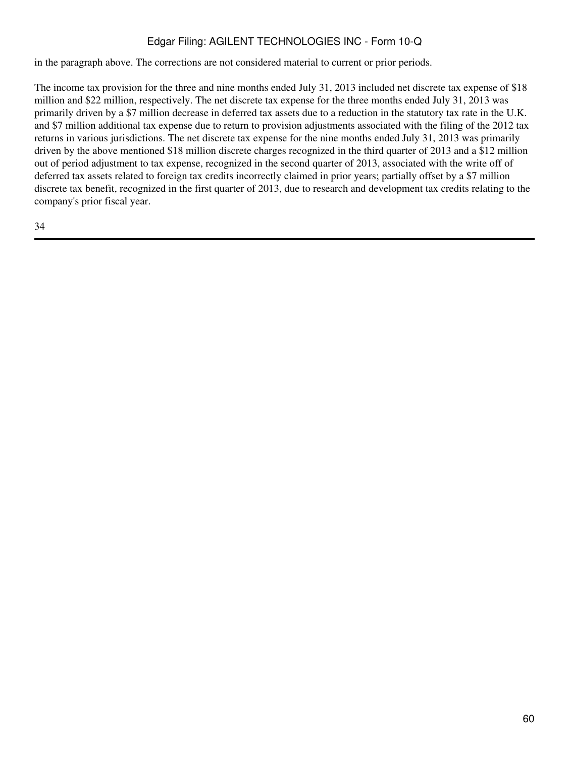in the paragraph above. The corrections are not considered material to current or prior periods.

The income tax provision for the three and nine months ended July 31, 2013 included net discrete tax expense of $18 million and $22 million, respectively. The net discrete tax expense for the three months ended July 31, 2013 was primarily driven by a $7 million decrease in deferred tax assets due to a reduction in the statutory tax rate in the U.K. and $7 million additional tax expense due to return to provision adjustments associated with the filing of the 2012 tax returns in various jurisdictions. The net discrete tax expense for the nine months ended July 31, 2013 was primarily driven by the above mentioned $18 million discrete charges recognized in the third quarter of 2013 and a $12 million out of period adjustment to tax expense, recognized in the second quarter of 2013, associated with the write off of deferred tax assets related to foreign tax credits incorrectly claimed in prior years; partially offset by a $7 million discrete tax benefit, recognized in the first quarter of 2013, due to research and development tax credits relating to the company's prior fiscal year.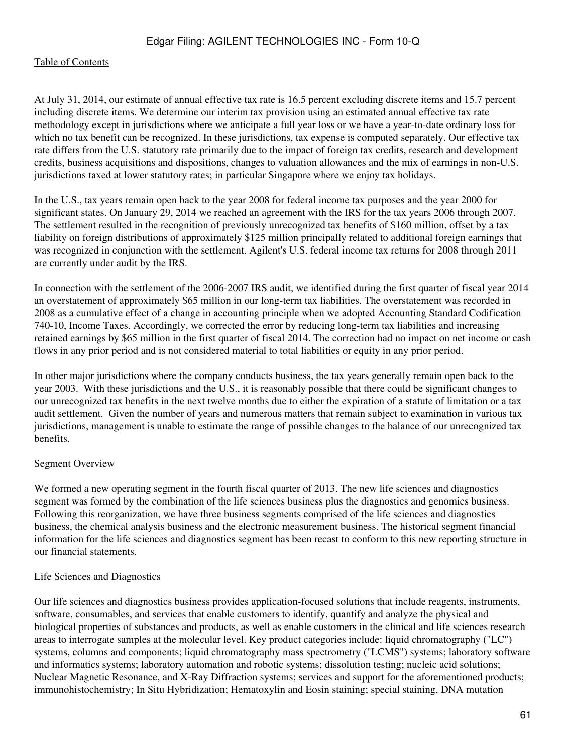At July 31, 2014, our estimate of annual effective tax rate is 16.5 percent excluding discrete items and 15.7 percent including discrete items. We determine our interim tax provision using an estimated annual effective tax rate methodology except in jurisdictions where we anticipate a full year loss or we have a year-to-date ordinary loss for which no tax benefit can be recognized. In these jurisdictions, tax expense is computed separately. Our effective tax rate differs from the U.S. statutory rate primarily due to the impact of foreign tax credits, research and development credits, business acquisitions and dispositions, changes to valuation allowances and the mix of earnings in non-U.S. jurisdictions taxed at lower statutory rates; in particular Singapore where we enjoy tax holidays.

In the U.S., tax years remain open back to the year 2008 for federal income tax purposes and the year 2000 for significant states. On January 29, 2014 we reached an agreement with the IRS for the tax years 2006 through 2007. The settlement resulted in the recognition of previously unrecognized tax benefits of $160 million, offset by a tax liability on foreign distributions of approximately $125 million principally related to additional foreign earnings that was recognized in conjunction with the settlement. Agilent's U.S. federal income tax returns for 2008 through 2011 are currently under audit by the IRS.

In connection with the settlement of the 2006-2007 IRS audit, we identified during the first quarter of fiscal year 2014 an overstatement of approximately $65 million in our long-term tax liabilities. The overstatement was recorded in 2008 as a cumulative effect of a change in accounting principle when we adopted Accounting Standard Codification 740-10, Income Taxes. Accordingly, we corrected the error by reducing long-term tax liabilities and increasing retained earnings by $65 million in the first quarter of fiscal 2014. The correction had no impact on net income or cash flows in any prior period and is not considered material to total liabilities or equity in any prior period.

In other major jurisdictions where the company conducts business, the tax years generally remain open back to the year 2003. With these jurisdictions and the U.S., it is reasonably possible that there could be significant changes to our unrecognized tax benefits in the next twelve months due to either the expiration of a statute of limitation or a tax audit settlement. Given the number of years and numerous matters that remain subject to examination in various tax jurisdictions, management is unable to estimate the range of possible changes to the balance of our unrecognized tax benefits.

## Segment Overview

We formed a new operating segment in the fourth fiscal quarter of 2013. The new life sciences and diagnostics segment was formed by the combination of the life sciences business plus the diagnostics and genomics business. Following this reorganization, we have three business segments comprised of the life sciences and diagnostics business, the chemical analysis business and the electronic measurement business. The historical segment financial information for the life sciences and diagnostics segment has been recast to conform to this new reporting structure in our financial statements.

### Life Sciences and Diagnostics

Our life sciences and diagnostics business provides application-focused solutions that include reagents, instruments, software, consumables, and services that enable customers to identify, quantify and analyze the physical and biological properties of substances and products, as well as enable customers in the clinical and life sciences research areas to interrogate samples at the molecular level. Key product categories include: liquid chromatography ("LC") systems, columns and components; liquid chromatography mass spectrometry ("LCMS") systems; laboratory software and informatics systems; laboratory automation and robotic systems; dissolution testing; nucleic acid solutions; Nuclear Magnetic Resonance, and X-Ray Diffraction systems; services and support for the aforementioned products; immunohistochemistry; In Situ Hybridization; Hematoxylin and Eosin staining; special staining, DNA mutation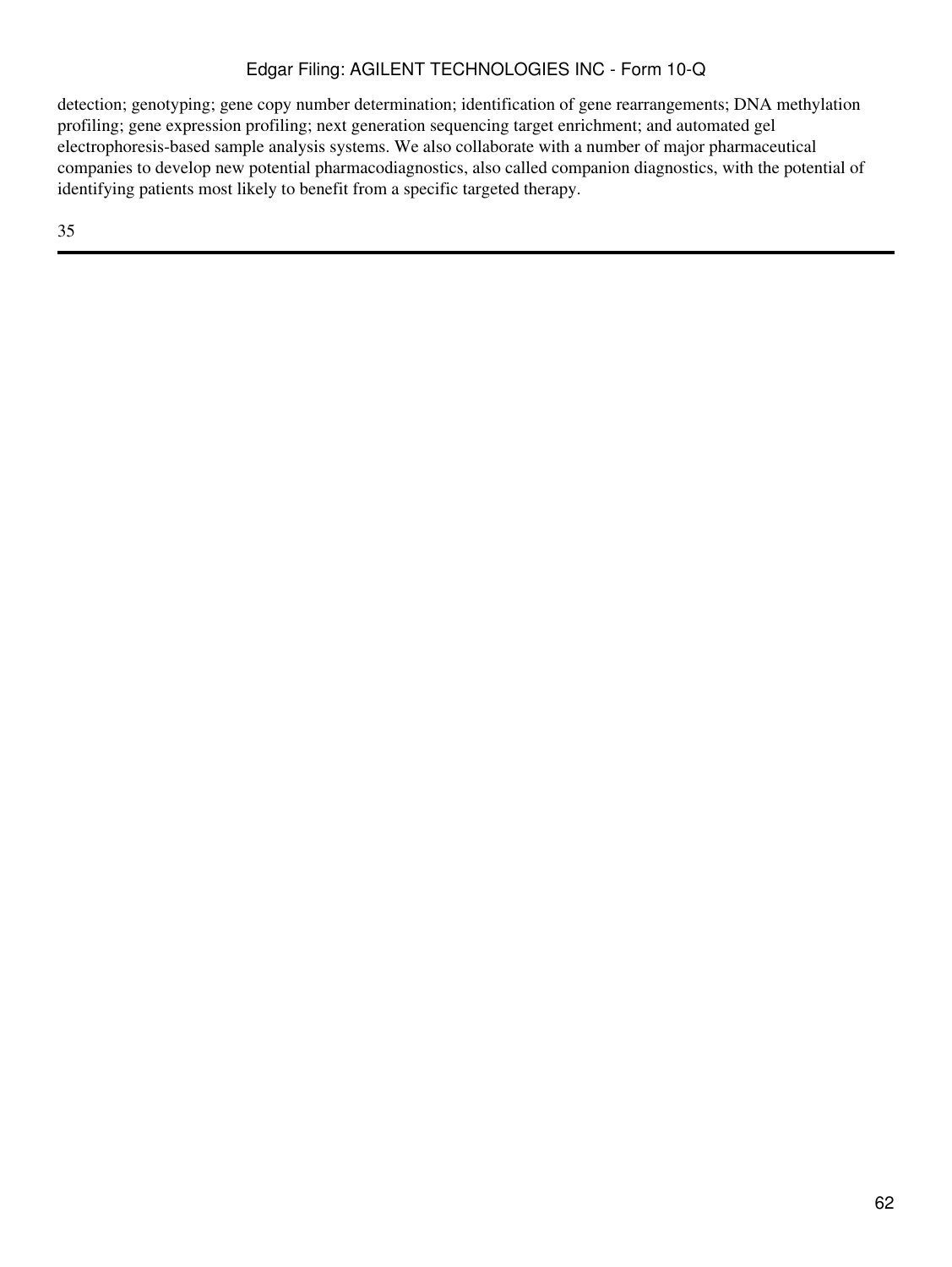detection; genotyping; gene copy number determination; identification of gene rearrangements; DNA methylation profiling; gene expression profiling; next generation sequencing target enrichment; and automated gel electrophoresis-based sample analysis systems. We also collaborate with a number of major pharmaceutical companies to develop new potential pharmacodiagnostics, also called companion diagnostics, with the potential of identifying patients most likely to benefit from a specific targeted therapy.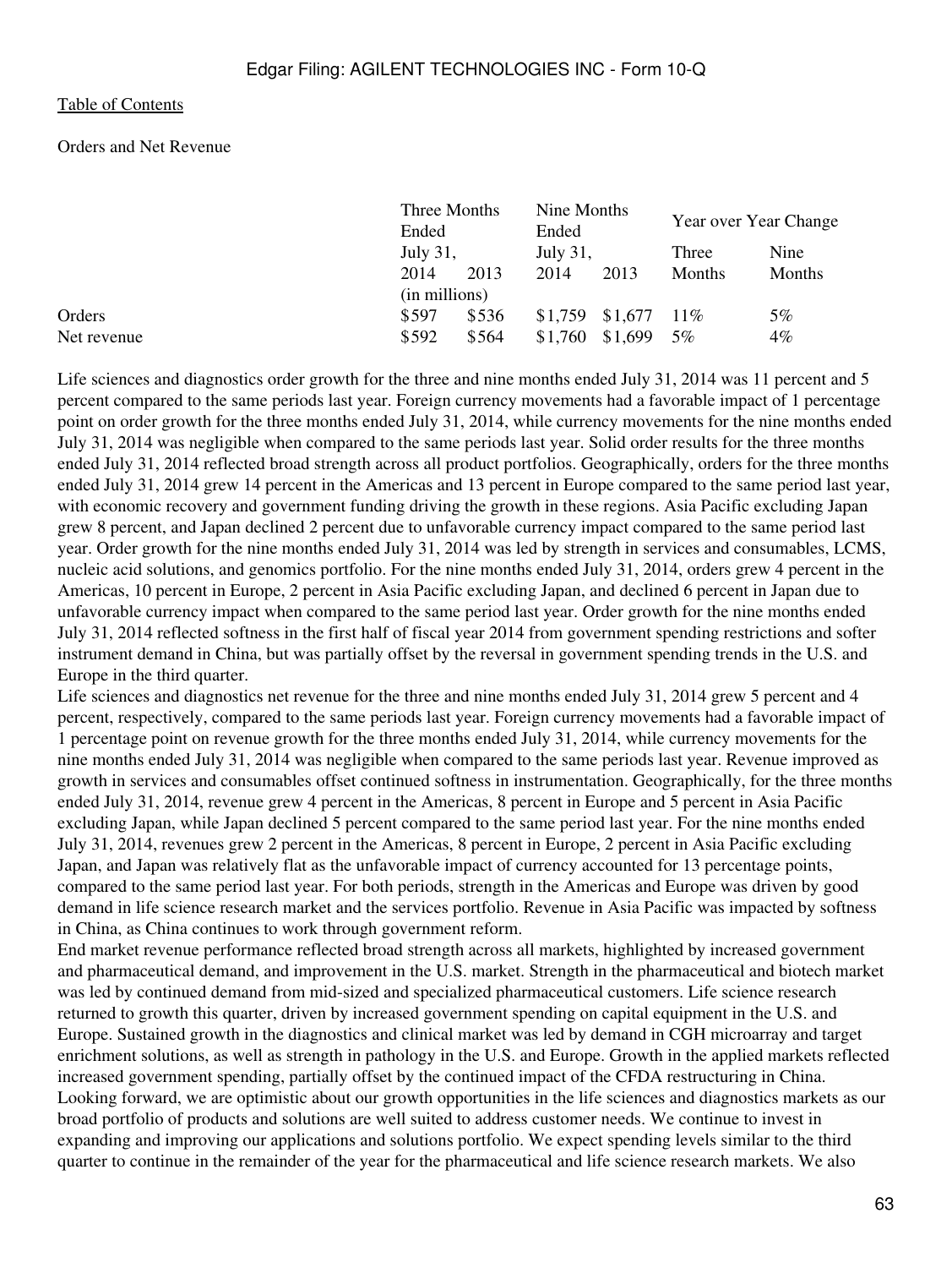Orders and Net Revenue

| | Three Months Ended July 31, | | Nine Months Ended July 31, | | Year over Year Change | |
|---|---|---|---|---|---|---|
| | 2014 | 2013 | 2014 | 2013 | Three Months | Nine Months |
| | (in millions) | | | | | |
| Orders | $597 | $536 | $1,759 | $1,677 | 11% | 5% |
| Net revenue | $592 | $564 | $1,760 | $1,699 | 5% | 4% |

Life sciences and diagnostics order growth for the three and nine months ended July 31, 2014 was 11 percent and 5 percent compared to the same periods last year. Foreign currency movements had a favorable impact of 1 percentage point on order growth for the three months ended July 31, 2014, while currency movements for the nine months ended July 31, 2014 was negligible when compared to the same periods last year. Solid order results for the three months ended July 31, 2014 reflected broad strength across all product portfolios. Geographically, orders for the three months ended July 31, 2014 grew 14 percent in the Americas and 13 percent in Europe compared to the same period last year, with economic recovery and government funding driving the growth in these regions. Asia Pacific excluding Japan grew 8 percent, and Japan declined 2 percent due to unfavorable currency impact compared to the same period last year. Order growth for the nine months ended July 31, 2014 was led by strength in services and consumables, LCMS, nucleic acid solutions, and genomics portfolio. For the nine months ended July 31, 2014, orders grew 4 percent in the Americas, 10 percent in Europe, 2 percent in Asia Pacific excluding Japan, and declined 6 percent in Japan due to unfavorable currency impact when compared to the same period last year. Order growth for the nine months ended July 31, 2014 reflected softness in the first half of fiscal year 2014 from government spending restrictions and softer instrument demand in China, but was partially offset by the reversal in government spending trends in the U.S. and Europe in the third quarter.

Life sciences and diagnostics net revenue for the three and nine months ended July 31, 2014 grew 5 percent and 4 percent, respectively, compared to the same periods last year. Foreign currency movements had a favorable impact of 1 percentage point on revenue growth for the three months ended July 31, 2014, while currency movements for the nine months ended July 31, 2014 was negligible when compared to the same periods last year. Revenue improved as growth in services and consumables offset continued softness in instrumentation. Geographically, for the three months ended July 31, 2014, revenue grew 4 percent in the Americas, 8 percent in Europe and 5 percent in Asia Pacific excluding Japan, while Japan declined 5 percent compared to the same period last year. For the nine months ended July 31, 2014, revenues grew 2 percent in the Americas, 8 percent in Europe, 2 percent in Asia Pacific excluding Japan, and Japan was relatively flat as the unfavorable impact of currency accounted for 13 percentage points, compared to the same period last year. For both periods, strength in the Americas and Europe was driven by good demand in life science research market and the services portfolio. Revenue in Asia Pacific was impacted by softness in China, as China continues to work through government reform.

End market revenue performance reflected broad strength across all markets, highlighted by increased government and pharmaceutical demand, and improvement in the U.S. market. Strength in the pharmaceutical and biotech market was led by continued demand from mid-sized and specialized pharmaceutical customers. Life science research returned to growth this quarter, driven by increased government spending on capital equipment in the U.S. and Europe. Sustained growth in the diagnostics and clinical market was led by demand in CGH microarray and target enrichment solutions, as well as strength in pathology in the U.S. and Europe. Growth in the applied markets reflected increased government spending, partially offset by the continued impact of the CFDA restructuring in China.

Looking forward, we are optimistic about our growth opportunities in the life sciences and diagnostics markets as our broad portfolio of products and solutions are well suited to address customer needs. We continue to invest in expanding and improving our applications and solutions portfolio. We expect spending levels similar to the third quarter to continue in the remainder of the year for the pharmaceutical and life science research markets. We also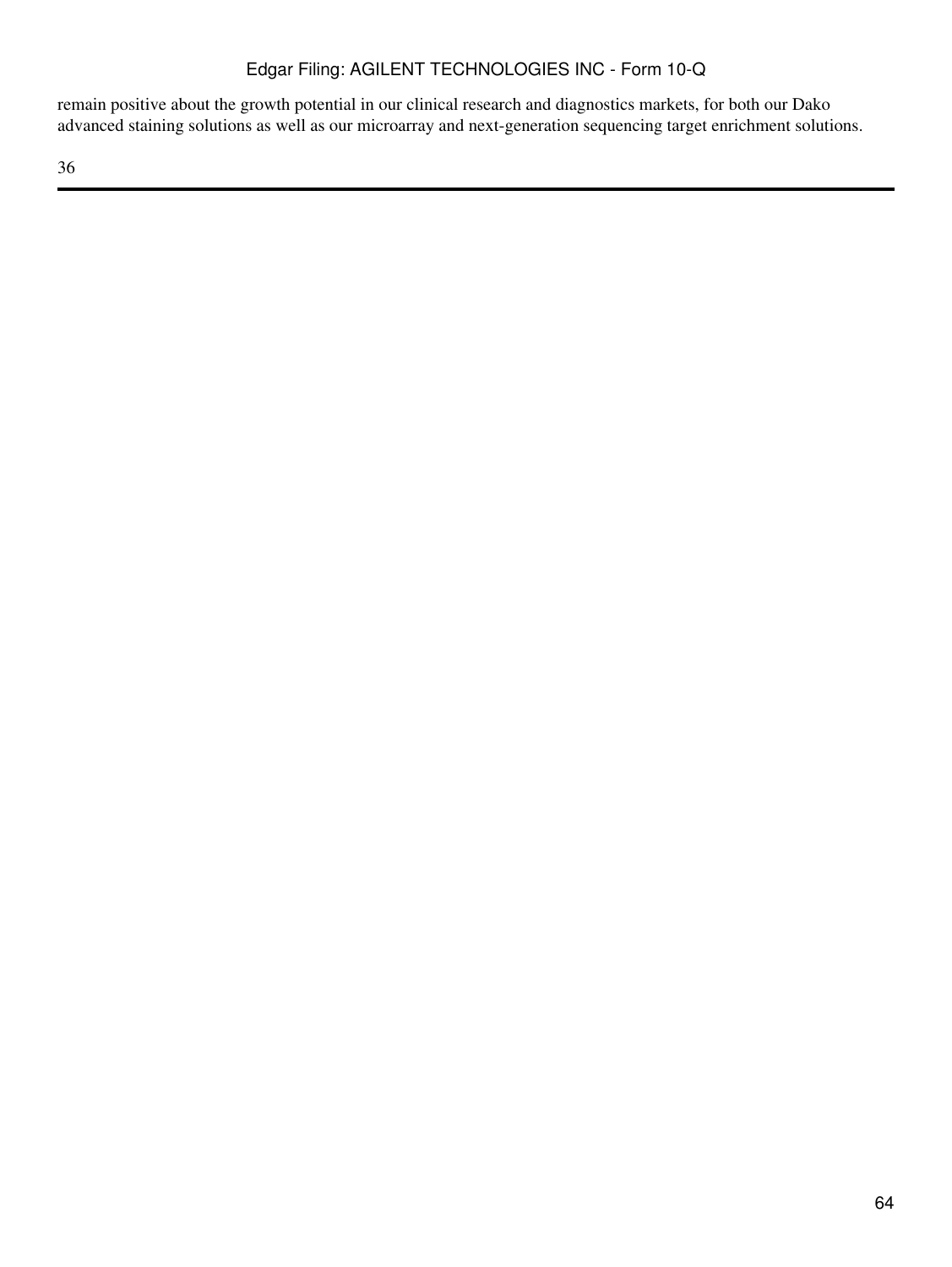remain positive about the growth potential in our clinical research and diagnostics markets, for both our Dako advanced staining solutions as well as our microarray and next-generation sequencing target enrichment solutions.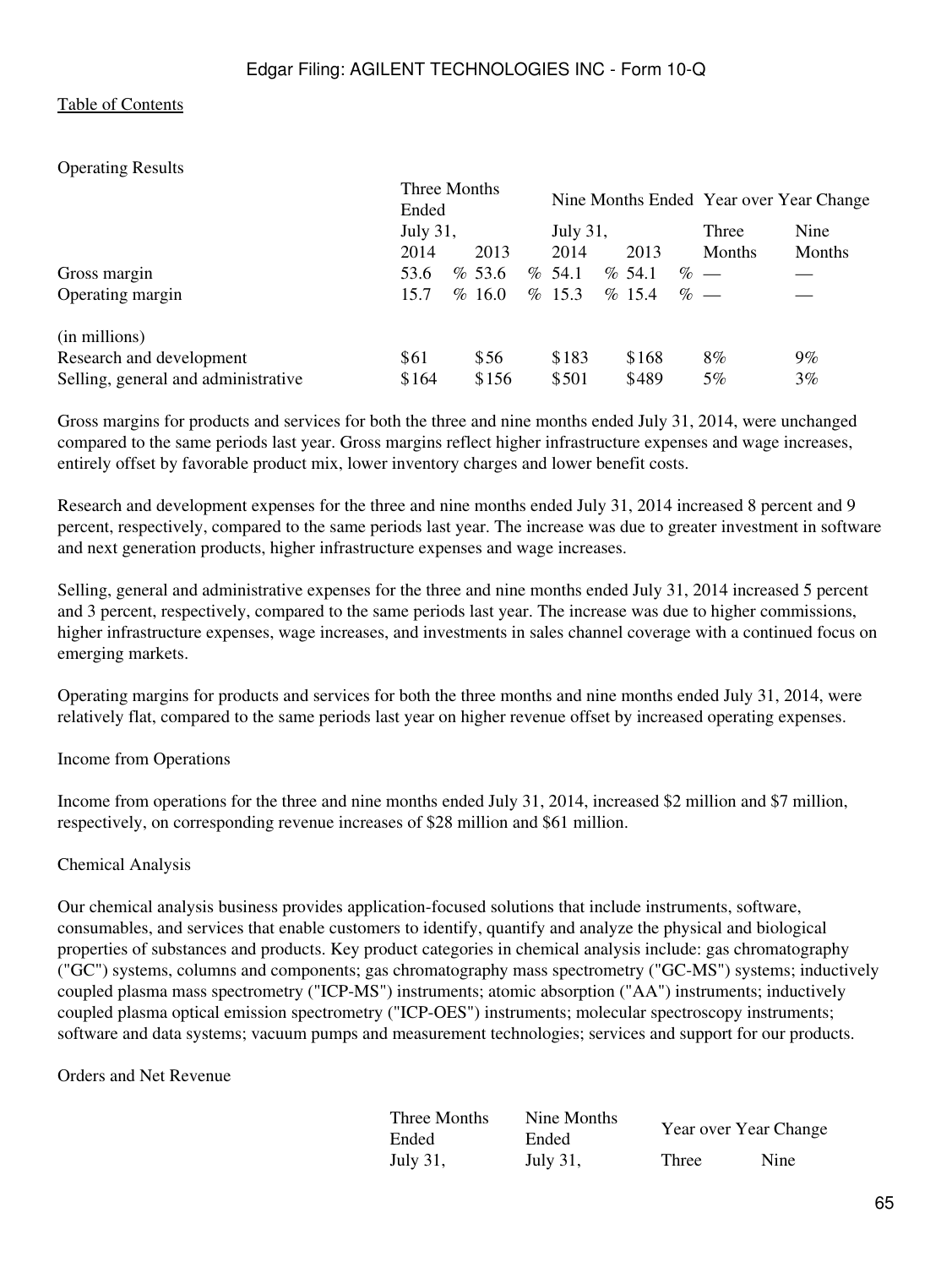Operating Results

| | Three Months Ended July 31, | | Nine Months Ended July 31, | | Year over Year Change | |
|---|---|---|---|---|---|---|
| | 2014 | 2013 | 2014 | 2013 | Three Months | Nine Months |
| Gross margin | 53.6 % | 53.6 % | 54.1 % | 54.1 % | — | — |
| Operating margin | 15.7 % | 16.0 % | 15.3 % | 15.4 % | — | — |
| (in millions) | | | | | | |
| Research and development | $61 | $56 | $183 | $168 | 8% | 9% |
| Selling, general and administrative | $164 | $156 | $501 | $489 | 5% | 3% |

Gross margins for products and services for both the three and nine months ended July 31, 2014, were unchanged compared to the same periods last year. Gross margins reflect higher infrastructure expenses and wage increases, entirely offset by favorable product mix, lower inventory charges and lower benefit costs.

Research and development expenses for the three and nine months ended July 31, 2014 increased 8 percent and 9 percent, respectively, compared to the same periods last year. The increase was due to greater investment in software and next generation products, higher infrastructure expenses and wage increases.

Selling, general and administrative expenses for the three and nine months ended July 31, 2014 increased 5 percent and 3 percent, respectively, compared to the same periods last year. The increase was due to higher commissions, higher infrastructure expenses, wage increases, and investments in sales channel coverage with a continued focus on emerging markets.

Operating margins for products and services for both the three months and nine months ended July 31, 2014, were relatively flat, compared to the same periods last year on higher revenue offset by increased operating expenses.

Income from Operations

Income from operations for the three and nine months ended July 31, 2014, increased $2 million and $7 million, respectively, on corresponding revenue increases of $28 million and $61 million.

Chemical Analysis

Our chemical analysis business provides application-focused solutions that include instruments, software, consumables, and services that enable customers to identify, quantify and analyze the physical and biological properties of substances and products. Key product categories in chemical analysis include: gas chromatography ("GC") systems, columns and components; gas chromatography mass spectrometry ("GC-MS") systems; inductively coupled plasma mass spectrometry ("ICP-MS") instruments; atomic absorption ("AA") instruments; inductively coupled plasma optical emission spectrometry ("ICP-OES") instruments; molecular spectroscopy instruments; software and data systems; vacuum pumps and measurement technologies; services and support for our products.

Orders and Net Revenue

| Three Months Ended July 31, | Nine Months Ended July 31, | Year over Year Change | |
|---|---|---|---|
| | | Three | Nine |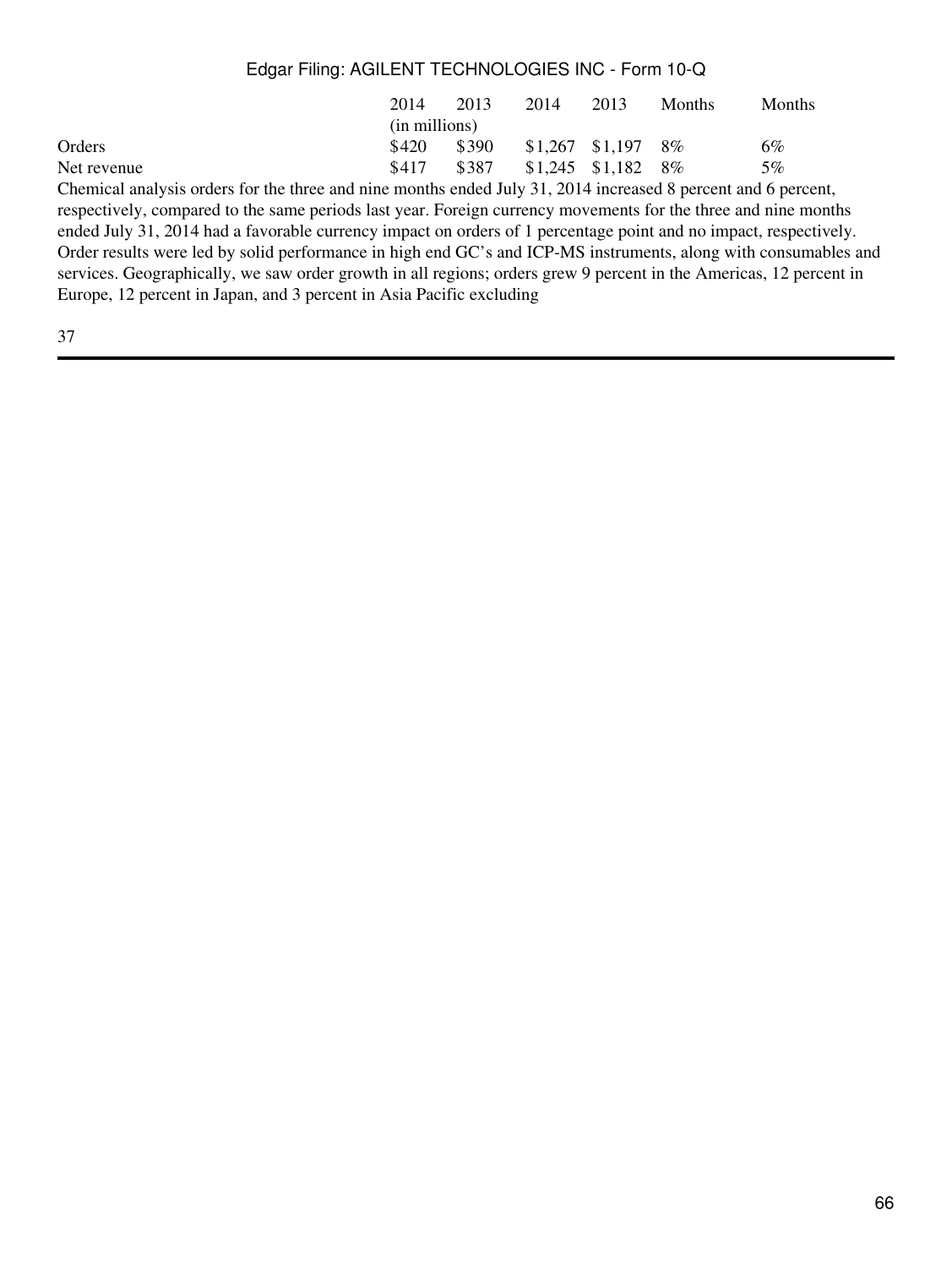| | 2014 | 2013 | 2014 | 2013 | Months | Months |
|---|---|---|---|---|---|---|
| | (in millions) | | | | | |
| Orders | $420 | $390 | $1,267 | $1,197 | 8% | 6% |
| Net revenue | $417 | $387 | $1,245 | $1,182 | 8% | 5% |

Chemical analysis orders for the three and nine months ended July 31, 2014 increased 8 percent and 6 percent, respectively, compared to the same periods last year. Foreign currency movements for the three and nine months ended July 31, 2014 had a favorable currency impact on orders of 1 percentage point and no impact, respectively. Order results were led by solid performance in high end GC's and ICP-MS instruments, along with consumables and services. Geographically, we saw order growth in all regions; orders grew 9 percent in the Americas, 12 percent in Europe, 12 percent in Japan, and 3 percent in Asia Pacific excluding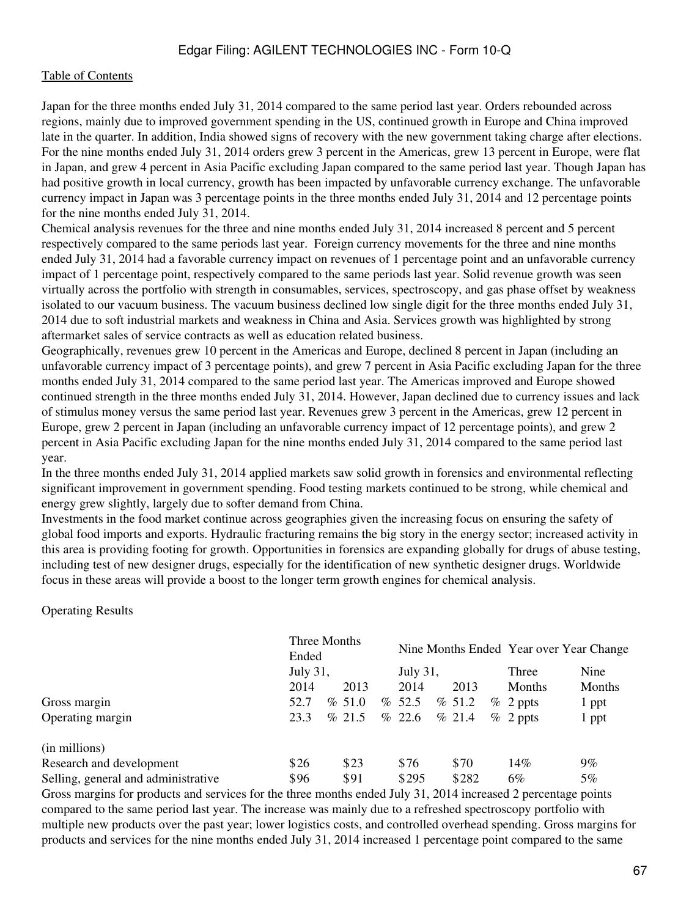Japan for the three months ended July 31, 2014 compared to the same period last year. Orders rebounded across regions, mainly due to improved government spending in the US, continued growth in Europe and China improved late in the quarter. In addition, India showed signs of recovery with the new government taking charge after elections. For the nine months ended July 31, 2014 orders grew 3 percent in the Americas, grew 13 percent in Europe, were flat in Japan, and grew 4 percent in Asia Pacific excluding Japan compared to the same period last year. Though Japan has had positive growth in local currency, growth has been impacted by unfavorable currency exchange. The unfavorable currency impact in Japan was 3 percentage points in the three months ended July 31, 2014 and 12 percentage points for the nine months ended July 31, 2014.

Chemical analysis revenues for the three and nine months ended July 31, 2014 increased 8 percent and 5 percent respectively compared to the same periods last year. Foreign currency movements for the three and nine months ended July 31, 2014 had a favorable currency impact on revenues of 1 percentage point and an unfavorable currency impact of 1 percentage point, respectively compared to the same periods last year. Solid revenue growth was seen virtually across the portfolio with strength in consumables, services, spectroscopy, and gas phase offset by weakness isolated to our vacuum business. The vacuum business declined low single digit for the three months ended July 31, 2014 due to soft industrial markets and weakness in China and Asia. Services growth was highlighted by strong aftermarket sales of service contracts as well as education related business.

Geographically, revenues grew 10 percent in the Americas and Europe, declined 8 percent in Japan (including an unfavorable currency impact of 3 percentage points), and grew 7 percent in Asia Pacific excluding Japan for the three months ended July 31, 2014 compared to the same period last year. The Americas improved and Europe showed continued strength in the three months ended July 31, 2014. However, Japan declined due to currency issues and lack of stimulus money versus the same period last year. Revenues grew 3 percent in the Americas, grew 12 percent in Europe, grew 2 percent in Japan (including an unfavorable currency impact of 12 percentage points), and grew 2 percent in Asia Pacific excluding Japan for the nine months ended July 31, 2014 compared to the same period last year.

In the three months ended July 31, 2014 applied markets saw solid growth in forensics and environmental reflecting significant improvement in government spending. Food testing markets continued to be strong, while chemical and energy grew slightly, largely due to softer demand from China.

Investments in the food market continue across geographies given the increasing focus on ensuring the safety of global food imports and exports. Hydraulic fracturing remains the big story in the energy sector; increased activity in this area is providing footing for growth. Opportunities in forensics are expanding globally for drugs of abuse testing, including test of new designer drugs, especially for the identification of new synthetic designer drugs. Worldwide focus in these areas will provide a boost to the longer term growth engines for chemical analysis.

Operating Results

| | Three Months Ended July 31, | | Nine Months Ended July 31, | | Year over Year Change | |
|---|---|---|---|---|---|---|
| | 2014 | 2013 | 2014 | 2013 | Three Months | Nine Months |
| Gross margin | 52.7 % | 51.0 % | 52.5 % | 51.2 % | 2 ppts | 1 ppt |
| Operating margin | 23.3 % | 21.5 % | 22.6 % | 21.4 % | 2 ppts | 1 ppt |
| (in millions) | | | | | | |
| Research and development | $26 | $23 | $76 | $70 | 14% | 9% |
| Selling, general and administrative | $96 | $91 | $295 | $282 | 6% | 5% |

Gross margins for products and services for the three months ended July 31, 2014 increased 2 percentage points compared to the same period last year. The increase was mainly due to a refreshed spectroscopy portfolio with multiple new products over the past year; lower logistics costs, and controlled overhead spending. Gross margins for products and services for the nine months ended July 31, 2014 increased 1 percentage point compared to the same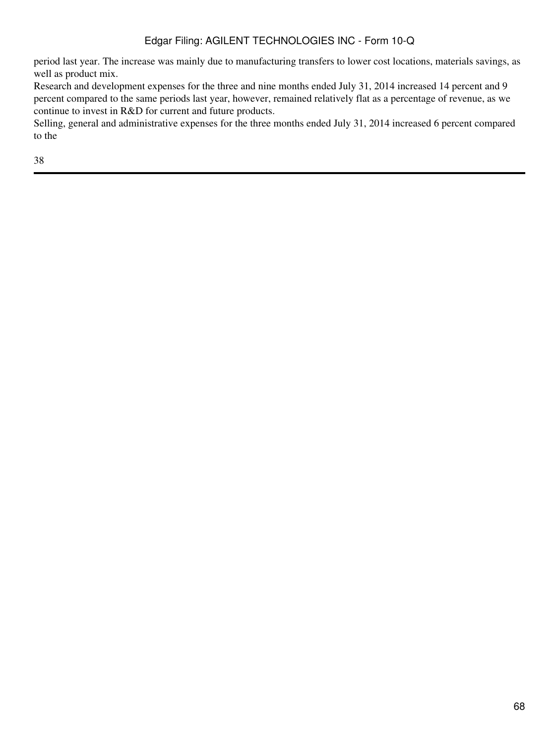period last year. The increase was mainly due to manufacturing transfers to lower cost locations, materials savings, as well as product mix.

Research and development expenses for the three and nine months ended July 31, 2014 increased 14 percent and 9 percent compared to the same periods last year, however, remained relatively flat as a percentage of revenue, as we continue to invest in R&D for current and future products.

Selling, general and administrative expenses for the three months ended July 31, 2014 increased 6 percent compared to the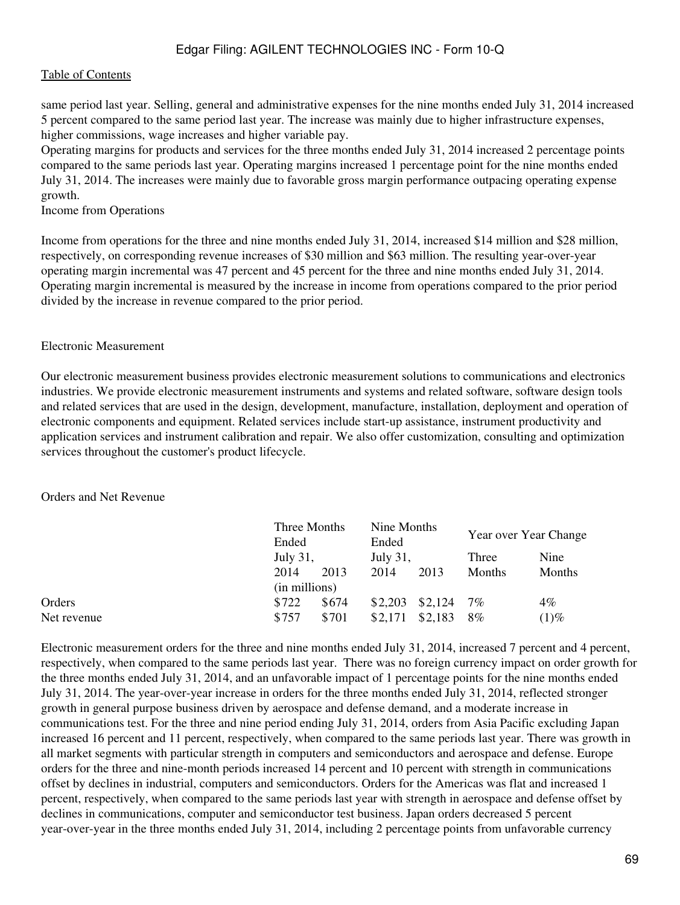same period last year. Selling, general and administrative expenses for the nine months ended July 31, 2014 increased 5 percent compared to the same period last year. The increase was mainly due to higher infrastructure expenses, higher commissions, wage increases and higher variable pay.

Operating margins for products and services for the three months ended July 31, 2014 increased 2 percentage points compared to the same periods last year. Operating margins increased 1 percentage point for the nine months ended July 31, 2014. The increases were mainly due to favorable gross margin performance outpacing operating expense growth.

Income from Operations

Income from operations for the three and nine months ended July 31, 2014, increased $14 million and $28 million, respectively, on corresponding revenue increases of $30 million and $63 million. The resulting year-over-year operating margin incremental was 47 percent and 45 percent for the three and nine months ended July 31, 2014. Operating margin incremental is measured by the increase in income from operations compared to the prior period divided by the increase in revenue compared to the prior period.

Electronic Measurement

Our electronic measurement business provides electronic measurement solutions to communications and electronics industries. We provide electronic measurement instruments and systems and related software, software design tools and related services that are used in the design, development, manufacture, installation, deployment and operation of electronic components and equipment. Related services include start-up assistance, instrument productivity and application services and instrument calibration and repair. We also offer customization, consulting and optimization services throughout the customer's product lifecycle.

Orders and Net Revenue

| | Three Months Ended July 31, | | Nine Months Ended July 31, | | Year over Year Change | |
|---|---|---|---|---|---|---|
| | 2014 | 2013 | 2014 | 2013 | Three Months | Nine Months |
| | (in millions) | | | | | |
| Orders | $722 | $674 | $2,203 | $2,124 | 7% | 4% |
| Net revenue | $757 | $701 | $2,171 | $2,183 | 8% | (1)% |

Electronic measurement orders for the three and nine months ended July 31, 2014, increased 7 percent and 4 percent, respectively, when compared to the same periods last year. There was no foreign currency impact on order growth for the three months ended July 31, 2014, and an unfavorable impact of 1 percentage points for the nine months ended July 31, 2014. The year-over-year increase in orders for the three months ended July 31, 2014, reflected stronger growth in general purpose business driven by aerospace and defense demand, and a moderate increase in communications test. For the three and nine period ending July 31, 2014, orders from Asia Pacific excluding Japan increased 16 percent and 11 percent, respectively, when compared to the same periods last year. There was growth in all market segments with particular strength in computers and semiconductors and aerospace and defense. Europe orders for the three and nine-month periods increased 14 percent and 10 percent with strength in communications offset by declines in industrial, computers and semiconductors. Orders for the Americas was flat and increased 1 percent, respectively, when compared to the same periods last year with strength in aerospace and defense offset by declines in communications, computer and semiconductor test business. Japan orders decreased 5 percent year-over-year in the three months ended July 31, 2014, including 2 percentage points from unfavorable currency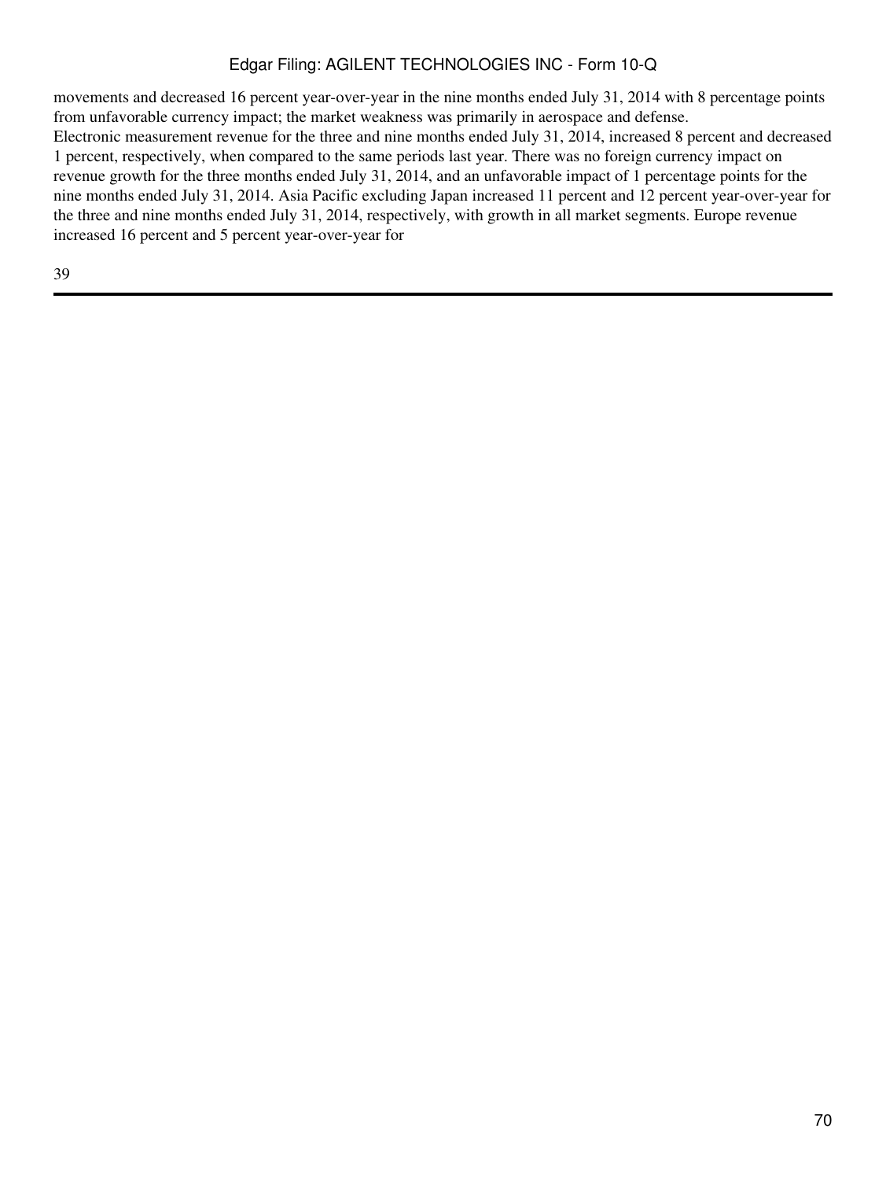movements and decreased 16 percent year-over-year in the nine months ended July 31, 2014 with 8 percentage points from unfavorable currency impact; the market weakness was primarily in aerospace and defense.

Electronic measurement revenue for the three and nine months ended July 31, 2014, increased 8 percent and decreased 1 percent, respectively, when compared to the same periods last year. There was no foreign currency impact on revenue growth for the three months ended July 31, 2014, and an unfavorable impact of 1 percentage points for the nine months ended July 31, 2014. Asia Pacific excluding Japan increased 11 percent and 12 percent year-over-year for the three and nine months ended July 31, 2014, respectively, with growth in all market segments. Europe revenue increased 16 percent and 5 percent year-over-year for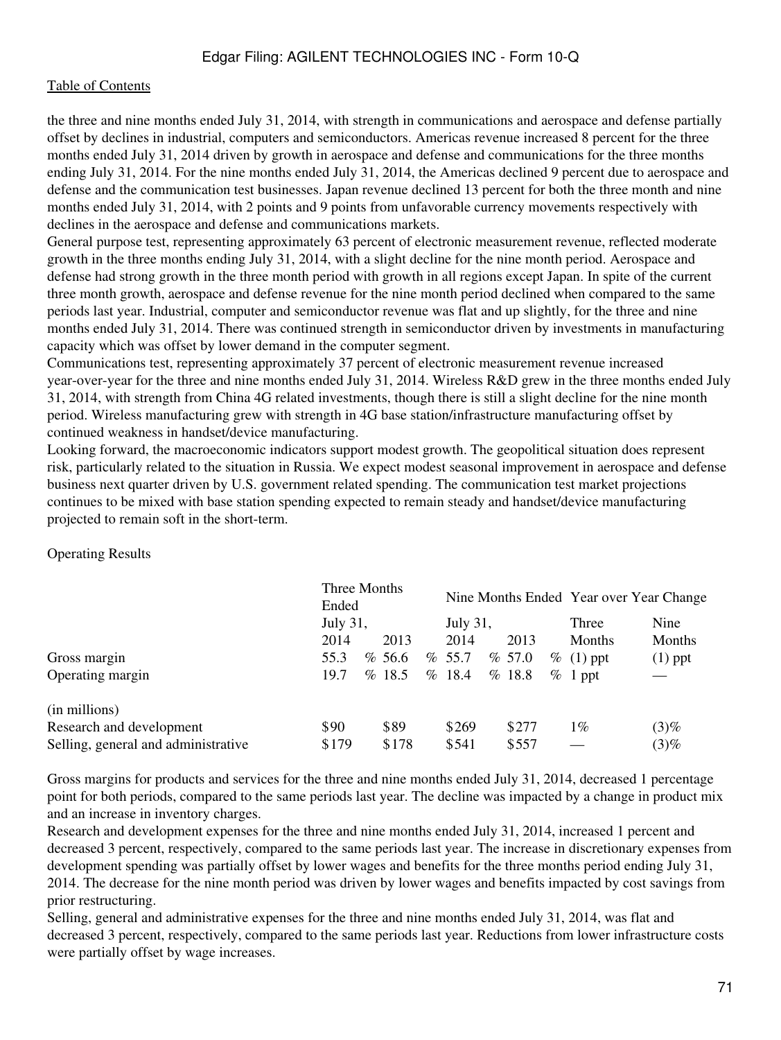the three and nine months ended July 31, 2014, with strength in communications and aerospace and defense partially offset by declines in industrial, computers and semiconductors. Americas revenue increased 8 percent for the three months ended July 31, 2014 driven by growth in aerospace and defense and communications for the three months ending July 31, 2014. For the nine months ended July 31, 2014, the Americas declined 9 percent due to aerospace and defense and the communication test businesses. Japan revenue declined 13 percent for both the three month and nine months ended July 31, 2014, with 2 points and 9 points from unfavorable currency movements respectively with declines in the aerospace and defense and communications markets.

General purpose test, representing approximately 63 percent of electronic measurement revenue, reflected moderate growth in the three months ending July 31, 2014, with a slight decline for the nine month period. Aerospace and defense had strong growth in the three month period with growth in all regions except Japan. In spite of the current three month growth, aerospace and defense revenue for the nine month period declined when compared to the same periods last year. Industrial, computer and semiconductor revenue was flat and up slightly, for the three and nine months ended July 31, 2014. There was continued strength in semiconductor driven by investments in manufacturing capacity which was offset by lower demand in the computer segment.

Communications test, representing approximately 37 percent of electronic measurement revenue increased year-over-year for the three and nine months ended July 31, 2014. Wireless R&D grew in the three months ended July 31, 2014, with strength from China 4G related investments, though there is still a slight decline for the nine month period. Wireless manufacturing grew with strength in 4G base station/infrastructure manufacturing offset by continued weakness in handset/device manufacturing.

Looking forward, the macroeconomic indicators support modest growth. The geopolitical situation does represent risk, particularly related to the situation in Russia. We expect modest seasonal improvement in aerospace and defense business next quarter driven by U.S. government related spending. The communication test market projections continues to be mixed with base station spending expected to remain steady and handset/device manufacturing projected to remain soft in the short-term.

Operating Results

| | Three Months Ended | | Nine Months Ended | | Year over Year Change | |
|---|---|---|---|---|---|---|
| | July 31, | | July 31, | | Three | Nine |
| | 2014 | 2013 | 2014 | 2013 | Months | Months |
| Gross margin | 55.3 % | 56.6 % | 55.7 % | 57.0 % | (1) ppt | (1) ppt |
| Operating margin | 19.7 % | 18.5 % | 18.4 % | 18.8 % | 1 ppt | — |
| (in millions) | | | | | | |
| Research and development | $90 | $89 | $269 | $277 | 1% | (3)% |
| Selling, general and administrative | $179 | $178 | $541 | $557 | — | (3)% |

Gross margins for products and services for the three and nine months ended July 31, 2014, decreased 1 percentage point for both periods, compared to the same periods last year. The decline was impacted by a change in product mix and an increase in inventory charges.

Research and development expenses for the three and nine months ended July 31, 2014, increased 1 percent and decreased 3 percent, respectively, compared to the same periods last year. The increase in discretionary expenses from development spending was partially offset by lower wages and benefits for the three months period ending July 31, 2014. The decrease for the nine month period was driven by lower wages and benefits impacted by cost savings from prior restructuring.

Selling, general and administrative expenses for the three and nine months ended July 31, 2014, was flat and decreased 3 percent, respectively, compared to the same periods last year. Reductions from lower infrastructure costs were partially offset by wage increases.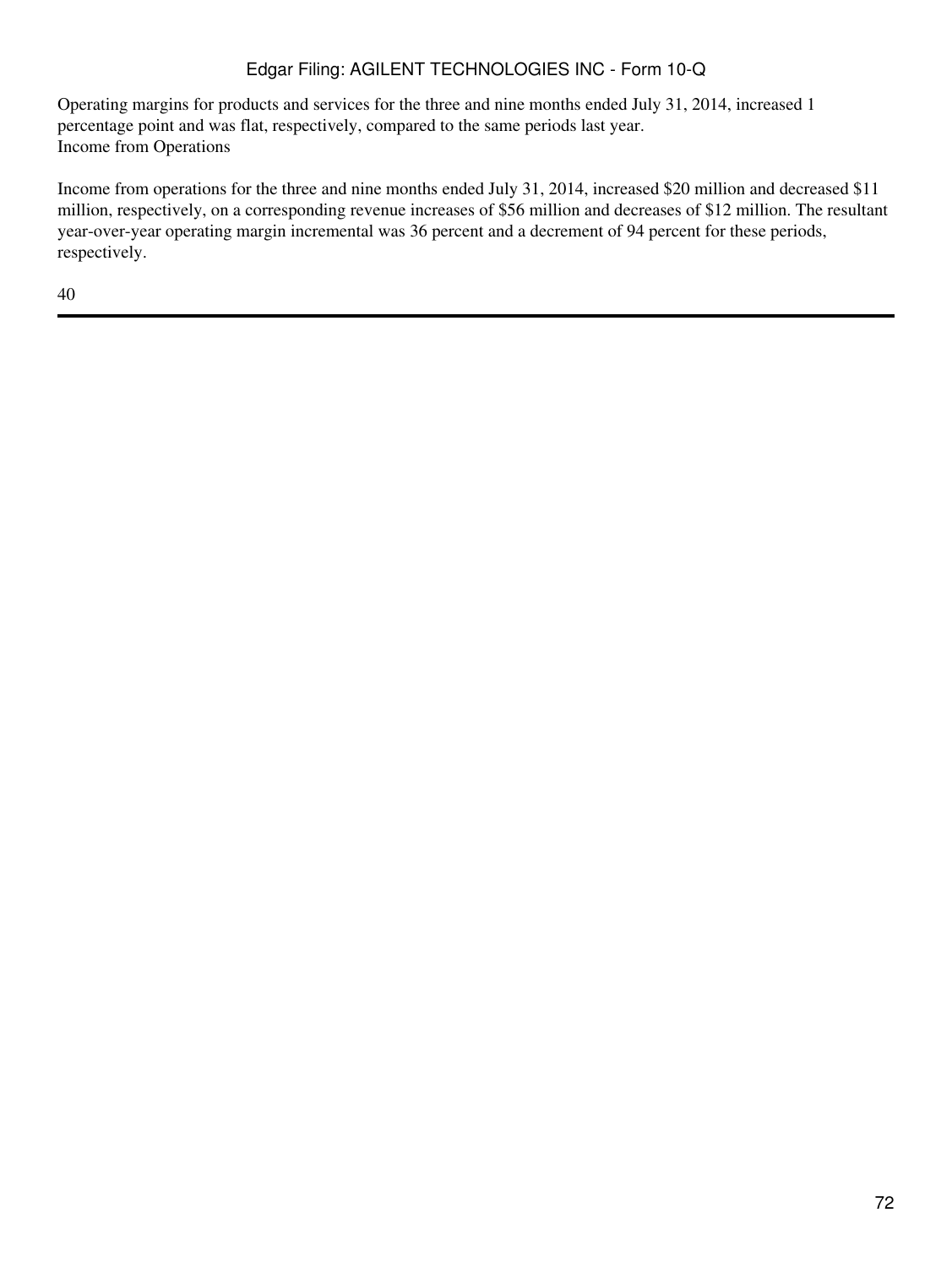Operating margins for products and services for the three and nine months ended July 31, 2014, increased 1 percentage point and was flat, respectively, compared to the same periods last year.

### Income from Operations

Income from operations for the three and nine months ended July 31, 2014, increased $20 million and decreased $11 million, respectively, on a corresponding revenue increases of $56 million and decreases of $12 million. The resultant year-over-year operating margin incremental was 36 percent and a decrement of 94 percent for these periods, respectively.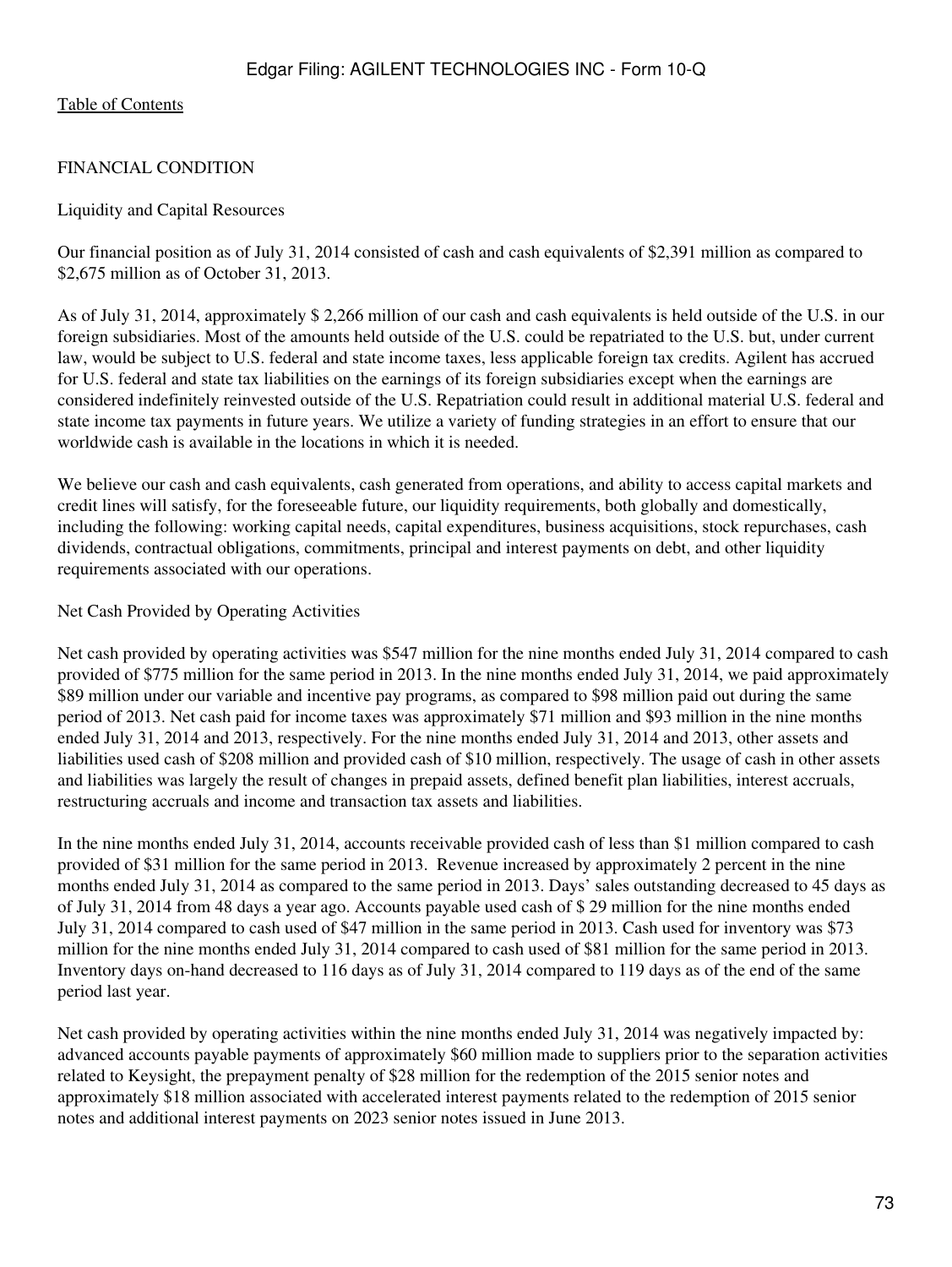FINANCIAL CONDITION

Liquidity and Capital Resources

Our financial position as of July 31, 2014 consisted of cash and cash equivalents of $2,391 million as compared to $2,675 million as of October 31, 2013.

As of July 31, 2014, approximately $ 2,266 million of our cash and cash equivalents is held outside of the U.S. in our foreign subsidiaries. Most of the amounts held outside of the U.S. could be repatriated to the U.S. but, under current law, would be subject to U.S. federal and state income taxes, less applicable foreign tax credits. Agilent has accrued for U.S. federal and state tax liabilities on the earnings of its foreign subsidiaries except when the earnings are considered indefinitely reinvested outside of the U.S. Repatriation could result in additional material U.S. federal and state income tax payments in future years. We utilize a variety of funding strategies in an effort to ensure that our worldwide cash is available in the locations in which it is needed.

We believe our cash and cash equivalents, cash generated from operations, and ability to access capital markets and credit lines will satisfy, for the foreseeable future, our liquidity requirements, both globally and domestically, including the following: working capital needs, capital expenditures, business acquisitions, stock repurchases, cash dividends, contractual obligations, commitments, principal and interest payments on debt, and other liquidity requirements associated with our operations.

Net Cash Provided by Operating Activities

Net cash provided by operating activities was $547 million for the nine months ended July 31, 2014 compared to cash provided of $775 million for the same period in 2013. In the nine months ended July 31, 2014, we paid approximately $89 million under our variable and incentive pay programs, as compared to $98 million paid out during the same period of 2013. Net cash paid for income taxes was approximately $71 million and $93 million in the nine months ended July 31, 2014 and 2013, respectively. For the nine months ended July 31, 2014 and 2013, other assets and liabilities used cash of $208 million and provided cash of $10 million, respectively. The usage of cash in other assets and liabilities was largely the result of changes in prepaid assets, defined benefit plan liabilities, interest accruals, restructuring accruals and income and transaction tax assets and liabilities.

In the nine months ended July 31, 2014, accounts receivable provided cash of less than $1 million compared to cash provided of $31 million for the same period in 2013. Revenue increased by approximately 2 percent in the nine months ended July 31, 2014 as compared to the same period in 2013. Days' sales outstanding decreased to 45 days as of July 31, 2014 from 48 days a year ago. Accounts payable used cash of $ 29 million for the nine months ended July 31, 2014 compared to cash used of $47 million in the same period in 2013. Cash used for inventory was $73 million for the nine months ended July 31, 2014 compared to cash used of $81 million for the same period in 2013. Inventory days on-hand decreased to 116 days as of July 31, 2014 compared to 119 days as of the end of the same period last year.

Net cash provided by operating activities within the nine months ended July 31, 2014 was negatively impacted by: advanced accounts payable payments of approximately $60 million made to suppliers prior to the separation activities related to Keysight, the prepayment penalty of $28 million for the redemption of the 2015 senior notes and approximately $18 million associated with accelerated interest payments related to the redemption of 2015 senior notes and additional interest payments on 2023 senior notes issued in June 2013.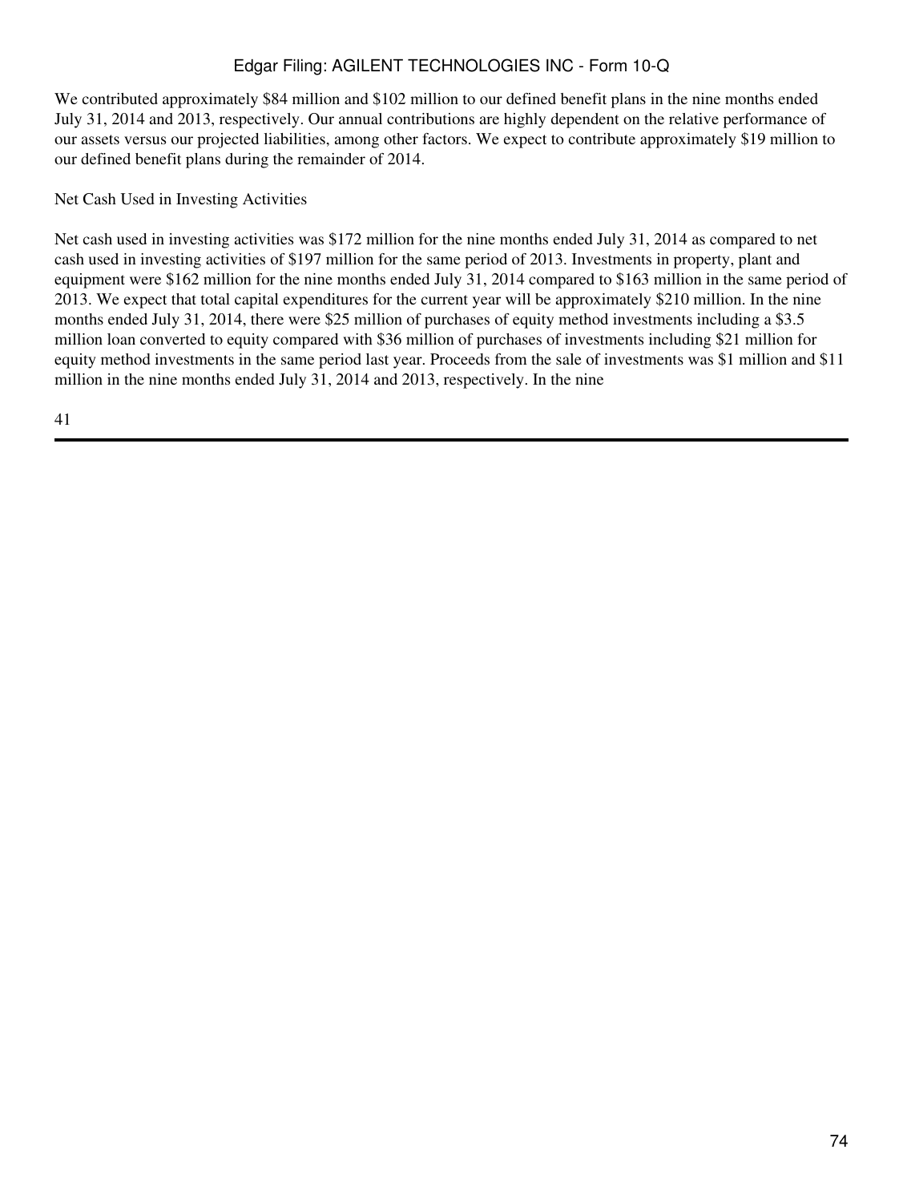We contributed approximately $84 million and $102 million to our defined benefit plans in the nine months ended July 31, 2014 and 2013, respectively. Our annual contributions are highly dependent on the relative performance of our assets versus our projected liabilities, among other factors. We expect to contribute approximately $19 million to our defined benefit plans during the remainder of 2014.

Net Cash Used in Investing Activities

Net cash used in investing activities was $172 million for the nine months ended July 31, 2014 as compared to net cash used in investing activities of $197 million for the same period of 2013. Investments in property, plant and equipment were $162 million for the nine months ended July 31, 2014 compared to $163 million in the same period of 2013. We expect that total capital expenditures for the current year will be approximately $210 million. In the nine months ended July 31, 2014, there were $25 million of purchases of equity method investments including a $3.5 million loan converted to equity compared with $36 million of purchases of investments including $21 million for equity method investments in the same period last year. Proceeds from the sale of investments was $1 million and $11 million in the nine months ended July 31, 2014 and 2013, respectively. In the nine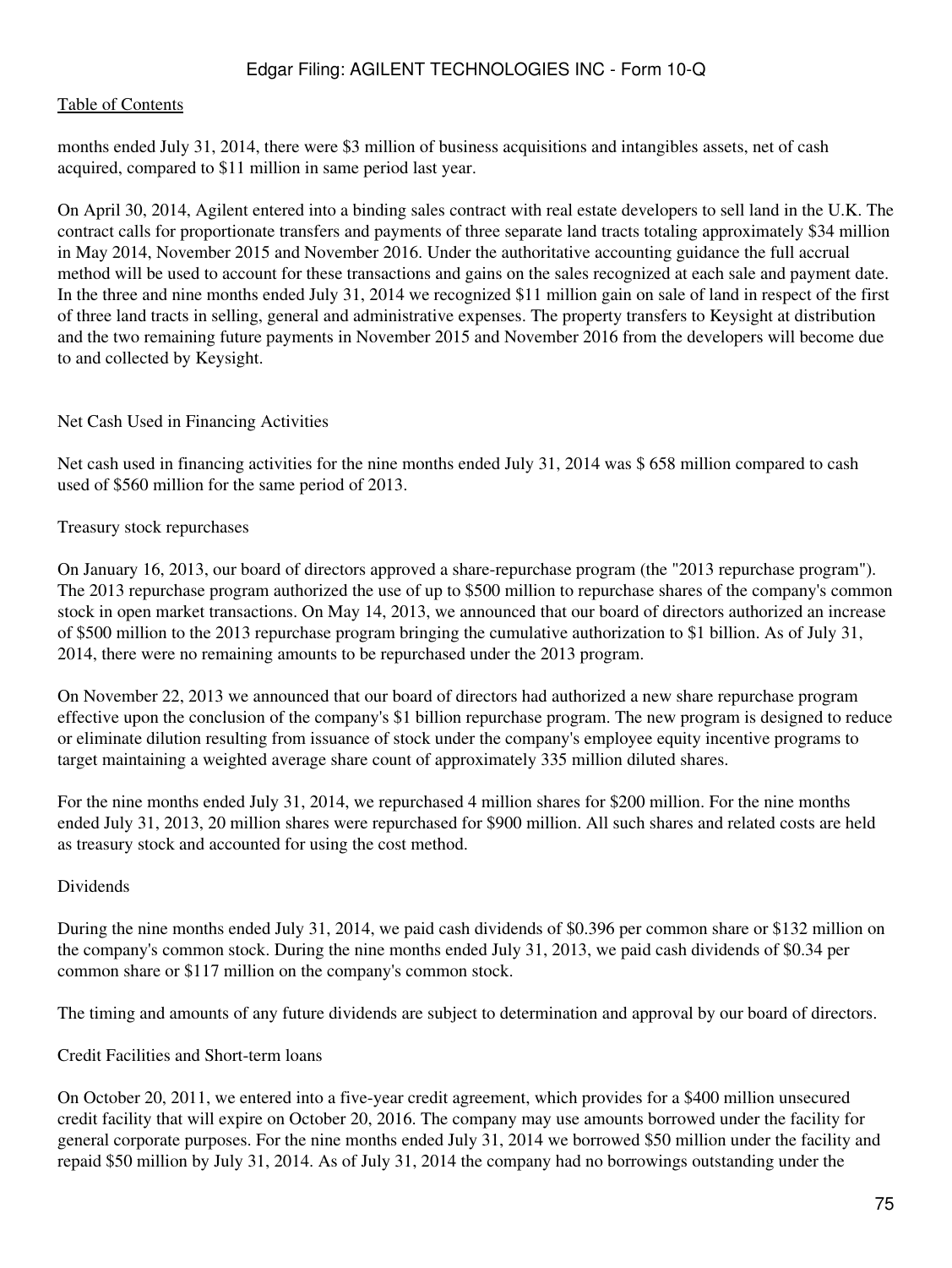months ended July 31, 2014, there were $3 million of business acquisitions and intangibles assets, net of cash acquired, compared to $11 million in same period last year.

On April 30, 2014, Agilent entered into a binding sales contract with real estate developers to sell land in the U.K. The contract calls for proportionate transfers and payments of three separate land tracts totaling approximately $34 million in May 2014, November 2015 and November 2016. Under the authoritative accounting guidance the full accrual method will be used to account for these transactions and gains on the sales recognized at each sale and payment date. In the three and nine months ended July 31, 2014 we recognized $11 million gain on sale of land in respect of the first of three land tracts in selling, general and administrative expenses. The property transfers to Keysight at distribution and the two remaining future payments in November 2015 and November 2016 from the developers will become due to and collected by Keysight.

Net Cash Used in Financing Activities

Net cash used in financing activities for the nine months ended July 31, 2014 was $ 658 million compared to cash used of $560 million for the same period of 2013.

Treasury stock repurchases

On January 16, 2013, our board of directors approved a share-repurchase program (the "2013 repurchase program"). The 2013 repurchase program authorized the use of up to $500 million to repurchase shares of the company's common stock in open market transactions. On May 14, 2013, we announced that our board of directors authorized an increase of $500 million to the 2013 repurchase program bringing the cumulative authorization to $1 billion. As of July 31, 2014, there were no remaining amounts to be repurchased under the 2013 program.

On November 22, 2013 we announced that our board of directors had authorized a new share repurchase program effective upon the conclusion of the company's $1 billion repurchase program. The new program is designed to reduce or eliminate dilution resulting from issuance of stock under the company's employee equity incentive programs to target maintaining a weighted average share count of approximately 335 million diluted shares.

For the nine months ended July 31, 2014, we repurchased 4 million shares for $200 million. For the nine months ended July 31, 2013, 20 million shares were repurchased for $900 million. All such shares and related costs are held as treasury stock and accounted for using the cost method.

Dividends

During the nine months ended July 31, 2014, we paid cash dividends of $0.396 per common share or $132 million on the company's common stock. During the nine months ended July 31, 2013, we paid cash dividends of $0.34 per common share or $117 million on the company's common stock.

The timing and amounts of any future dividends are subject to determination and approval by our board of directors.

Credit Facilities and Short-term loans

On October 20, 2011, we entered into a five-year credit agreement, which provides for a $400 million unsecured credit facility that will expire on October 20, 2016. The company may use amounts borrowed under the facility for general corporate purposes. For the nine months ended July 31, 2014 we borrowed $50 million under the facility and repaid $50 million by July 31, 2014. As of July 31, 2014 the company had no borrowings outstanding under the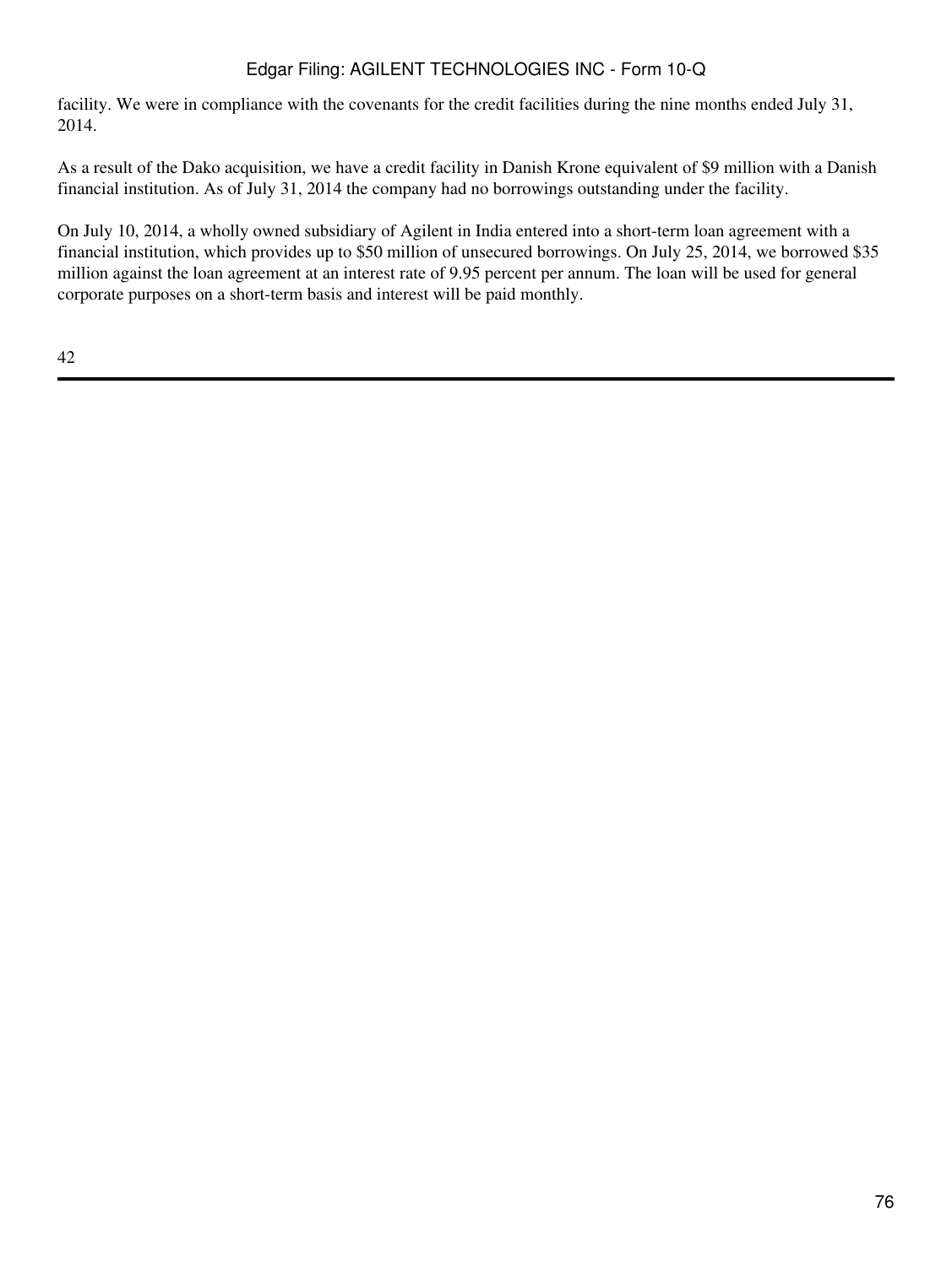facility. We were in compliance with the covenants for the credit facilities during the nine months ended July 31, 2014.

As a result of the Dako acquisition, we have a credit facility in Danish Krone equivalent of $9 million with a Danish financial institution. As of July 31, 2014 the company had no borrowings outstanding under the facility.

On July 10, 2014, a wholly owned subsidiary of Agilent in India entered into a short-term loan agreement with a financial institution, which provides up to $50 million of unsecured borrowings. On July 25, 2014, we borrowed $35 million against the loan agreement at an interest rate of 9.95 percent per annum. The loan will be used for general corporate purposes on a short-term basis and interest will be paid monthly.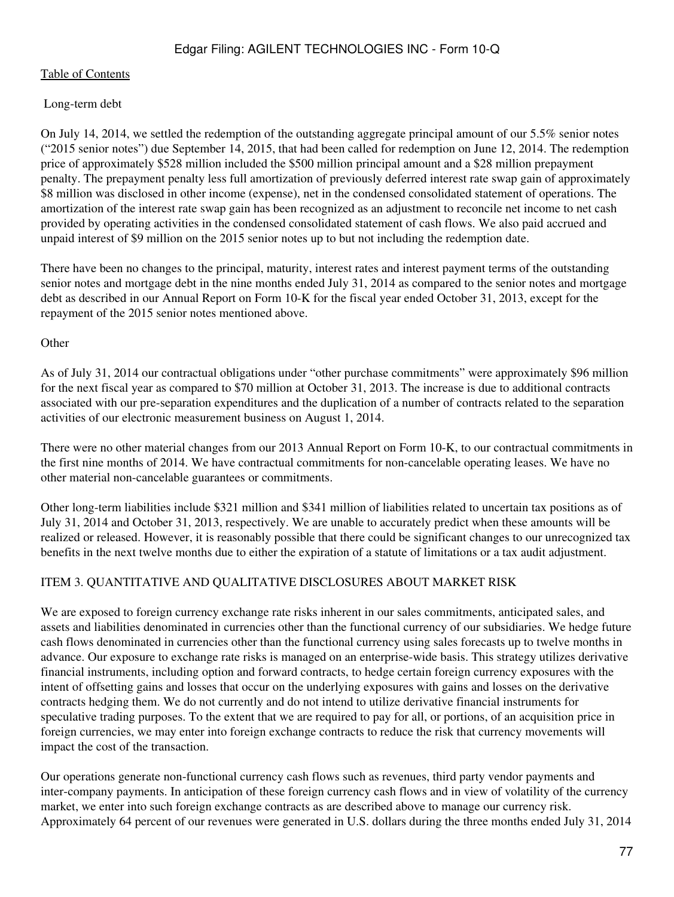Long-term debt

On July 14, 2014, we settled the redemption of the outstanding aggregate principal amount of our 5.5% senior notes ("2015 senior notes") due September 14, 2015, that had been called for redemption on June 12, 2014. The redemption price of approximately $528 million included the $500 million principal amount and a $28 million prepayment penalty. The prepayment penalty less full amortization of previously deferred interest rate swap gain of approximately $8 million was disclosed in other income (expense), net in the condensed consolidated statement of operations. The amortization of the interest rate swap gain has been recognized as an adjustment to reconcile net income to net cash provided by operating activities in the condensed consolidated statement of cash flows. We also paid accrued and unpaid interest of $9 million on the 2015 senior notes up to but not including the redemption date.

There have been no changes to the principal, maturity, interest rates and interest payment terms of the outstanding senior notes and mortgage debt in the nine months ended July 31, 2014 as compared to the senior notes and mortgage debt as described in our Annual Report on Form 10-K for the fiscal year ended October 31, 2013, except for the repayment of the 2015 senior notes mentioned above.

Other

As of July 31, 2014 our contractual obligations under "other purchase commitments" were approximately $96 million for the next fiscal year as compared to $70 million at October 31, 2013. The increase is due to additional contracts associated with our pre-separation expenditures and the duplication of a number of contracts related to the separation activities of our electronic measurement business on August 1, 2014.

There were no other material changes from our 2013 Annual Report on Form 10-K, to our contractual commitments in the first nine months of 2014. We have contractual commitments for non-cancelable operating leases. We have no other material non-cancelable guarantees or commitments.

Other long-term liabilities include $321 million and $341 million of liabilities related to uncertain tax positions as of July 31, 2014 and October 31, 2013, respectively. We are unable to accurately predict when these amounts will be realized or released. However, it is reasonably possible that there could be significant changes to our unrecognized tax benefits in the next twelve months due to either the expiration of a statute of limitations or a tax audit adjustment.

## ITEM 3. QUANTITATIVE AND QUALITATIVE DISCLOSURES ABOUT MARKET RISK

We are exposed to foreign currency exchange rate risks inherent in our sales commitments, anticipated sales, and assets and liabilities denominated in currencies other than the functional currency of our subsidiaries. We hedge future cash flows denominated in currencies other than the functional currency using sales forecasts up to twelve months in advance. Our exposure to exchange rate risks is managed on an enterprise-wide basis. This strategy utilizes derivative financial instruments, including option and forward contracts, to hedge certain foreign currency exposures with the intent of offsetting gains and losses that occur on the underlying exposures with gains and losses on the derivative contracts hedging them. We do not currently and do not intend to utilize derivative financial instruments for speculative trading purposes. To the extent that we are required to pay for all, or portions, of an acquisition price in foreign currencies, we may enter into foreign exchange contracts to reduce the risk that currency movements will impact the cost of the transaction.

Our operations generate non-functional currency cash flows such as revenues, third party vendor payments and inter-company payments. In anticipation of these foreign currency cash flows and in view of volatility of the currency market, we enter into such foreign exchange contracts as are described above to manage our currency risk. Approximately 64 percent of our revenues were generated in U.S. dollars during the three months ended July 31, 2014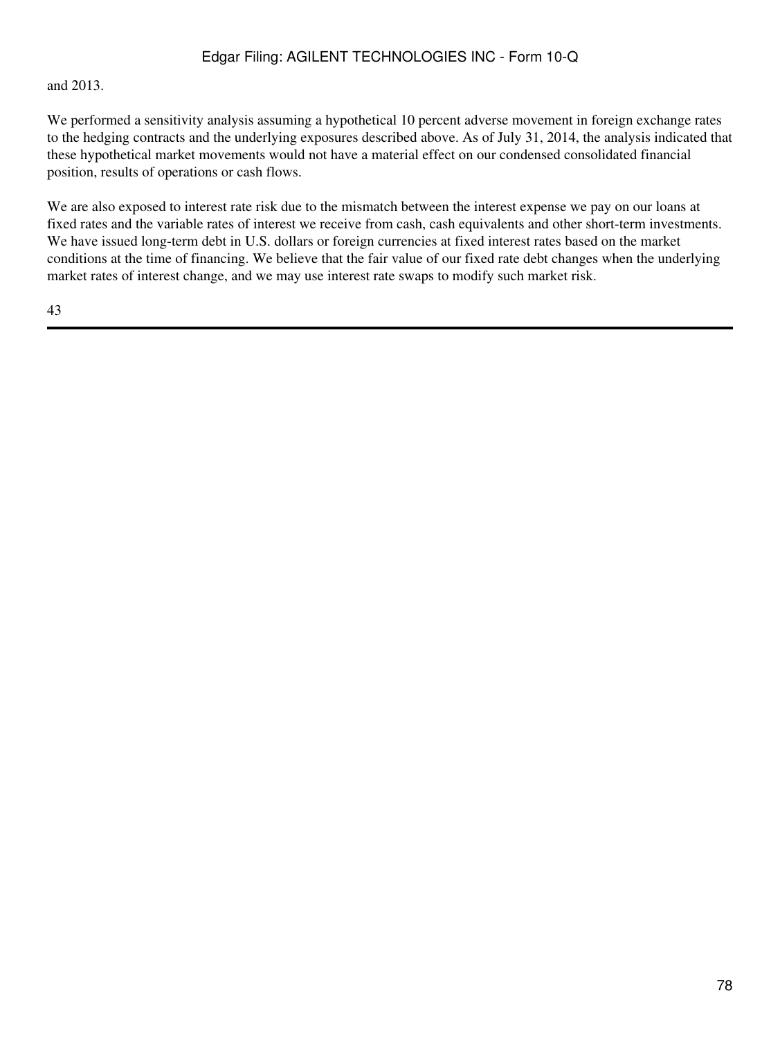and 2013.

We performed a sensitivity analysis assuming a hypothetical 10 percent adverse movement in foreign exchange rates to the hedging contracts and the underlying exposures described above. As of July 31, 2014, the analysis indicated that these hypothetical market movements would not have a material effect on our condensed consolidated financial position, results of operations or cash flows.

We are also exposed to interest rate risk due to the mismatch between the interest expense we pay on our loans at fixed rates and the variable rates of interest we receive from cash, cash equivalents and other short-term investments. We have issued long-term debt in U.S. dollars or foreign currencies at fixed interest rates based on the market conditions at the time of financing. We believe that the fair value of our fixed rate debt changes when the underlying market rates of interest change, and we may use interest rate swaps to modify such market risk.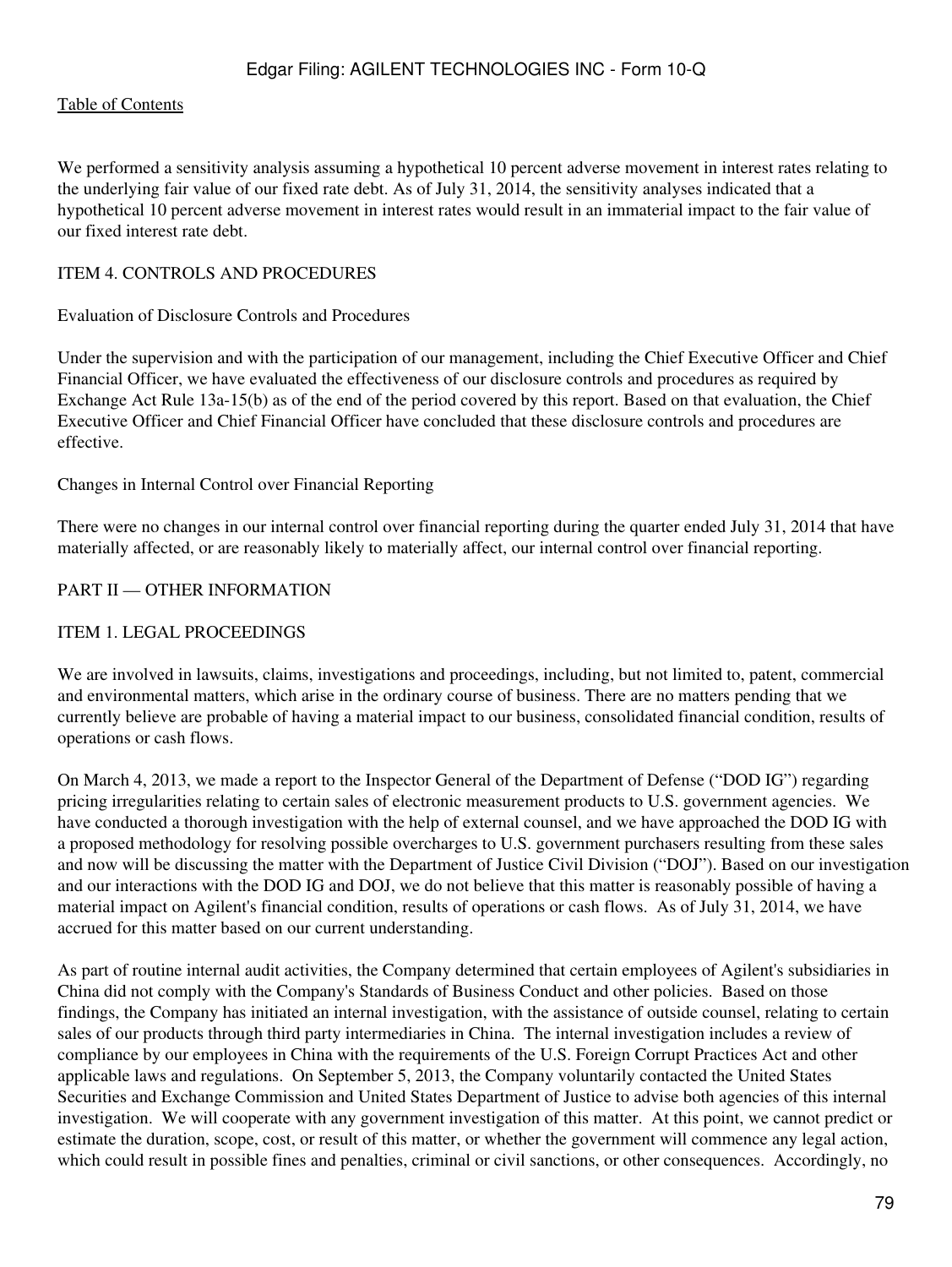We performed a sensitivity analysis assuming a hypothetical 10 percent adverse movement in interest rates relating to the underlying fair value of our fixed rate debt. As of July 31, 2014, the sensitivity analyses indicated that a hypothetical 10 percent adverse movement in interest rates would result in an immaterial impact to the fair value of our fixed interest rate debt.

## ITEM 4. CONTROLS AND PROCEDURES

### Evaluation of Disclosure Controls and Procedures

Under the supervision and with the participation of our management, including the Chief Executive Officer and Chief Financial Officer, we have evaluated the effectiveness of our disclosure controls and procedures as required by Exchange Act Rule 13a-15(b) as of the end of the period covered by this report. Based on that evaluation, the Chief Executive Officer and Chief Financial Officer have concluded that these disclosure controls and procedures are effective.

### Changes in Internal Control over Financial Reporting

There were no changes in our internal control over financial reporting during the quarter ended July 31, 2014 that have materially affected, or are reasonably likely to materially affect, our internal control over financial reporting.

# PART II — OTHER INFORMATION

## ITEM 1. LEGAL PROCEEDINGS

We are involved in lawsuits, claims, investigations and proceedings, including, but not limited to, patent, commercial and environmental matters, which arise in the ordinary course of business. There are no matters pending that we currently believe are probable of having a material impact to our business, consolidated financial condition, results of operations or cash flows.

On March 4, 2013, we made a report to the Inspector General of the Department of Defense ("DOD IG") regarding pricing irregularities relating to certain sales of electronic measurement products to U.S. government agencies. We have conducted a thorough investigation with the help of external counsel, and we have approached the DOD IG with a proposed methodology for resolving possible overcharges to U.S. government purchasers resulting from these sales and now will be discussing the matter with the Department of Justice Civil Division ("DOJ"). Based on our investigation and our interactions with the DOD IG and DOJ, we do not believe that this matter is reasonably possible of having a material impact on Agilent's financial condition, results of operations or cash flows. As of July 31, 2014, we have accrued for this matter based on our current understanding.

As part of routine internal audit activities, the Company determined that certain employees of Agilent's subsidiaries in China did not comply with the Company's Standards of Business Conduct and other policies. Based on those findings, the Company has initiated an internal investigation, with the assistance of outside counsel, relating to certain sales of our products through third party intermediaries in China. The internal investigation includes a review of compliance by our employees in China with the requirements of the U.S. Foreign Corrupt Practices Act and other applicable laws and regulations. On September 5, 2013, the Company voluntarily contacted the United States Securities and Exchange Commission and United States Department of Justice to advise both agencies of this internal investigation. We will cooperate with any government investigation of this matter. At this point, we cannot predict or estimate the duration, scope, cost, or result of this matter, or whether the government will commence any legal action, which could result in possible fines and penalties, criminal or civil sanctions, or other consequences. Accordingly, no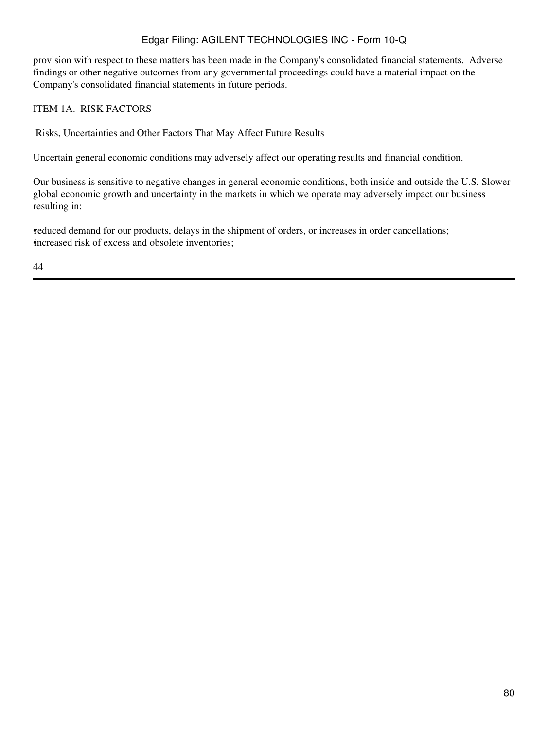provision with respect to these matters has been made in the Company's consolidated financial statements. Adverse findings or other negative outcomes from any governmental proceedings could have a material impact on the Company's consolidated financial statements in future periods.

## ITEM 1A. RISK FACTORS

### Risks, Uncertainties and Other Factors That May Affect Future Results

Uncertain general economic conditions may adversely affect our operating results and financial condition.

Our business is sensitive to negative changes in general economic conditions, both inside and outside the U.S. Slower global economic growth and uncertainty in the markets in which we operate may adversely impact our business resulting in:

- reduced demand for our products, delays in the shipment of orders, or increases in order cancellations;
- increased risk of excess and obsolete inventories;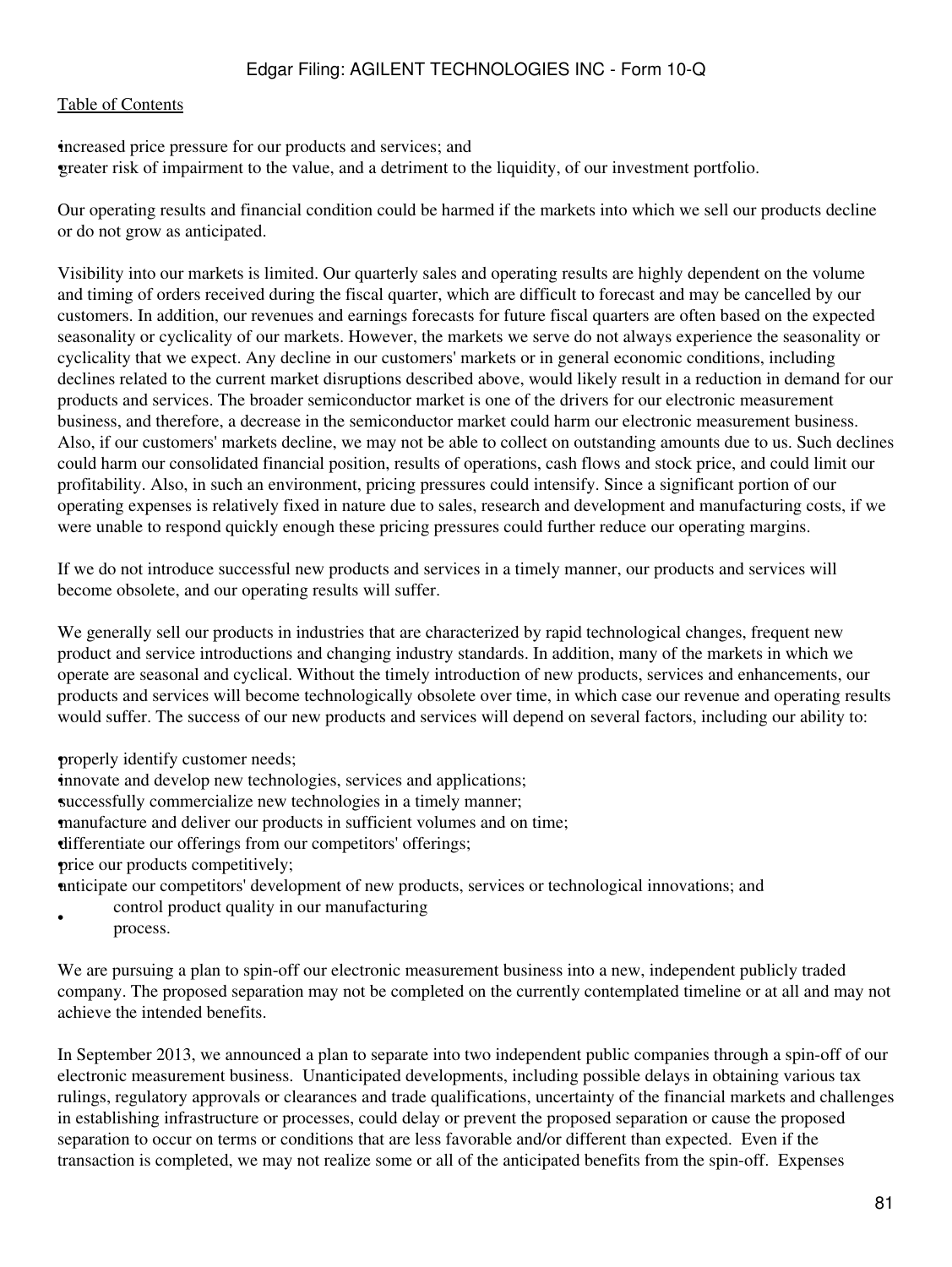- increased price pressure for our products and services; and
- greater risk of impairment to the value, and a detriment to the liquidity, of our investment portfolio.

Our operating results and financial condition could be harmed if the markets into which we sell our products decline or do not grow as anticipated.

Visibility into our markets is limited. Our quarterly sales and operating results are highly dependent on the volume and timing of orders received during the fiscal quarter, which are difficult to forecast and may be cancelled by our customers. In addition, our revenues and earnings forecasts for future fiscal quarters are often based on the expected seasonality or cyclicality of our markets. However, the markets we serve do not always experience the seasonality or cyclicality that we expect. Any decline in our customers' markets or in general economic conditions, including declines related to the current market disruptions described above, would likely result in a reduction in demand for our products and services. The broader semiconductor market is one of the drivers for our electronic measurement business, and therefore, a decrease in the semiconductor market could harm our electronic measurement business. Also, if our customers' markets decline, we may not be able to collect on outstanding amounts due to us. Such declines could harm our consolidated financial position, results of operations, cash flows and stock price, and could limit our profitability. Also, in such an environment, pricing pressures could intensify. Since a significant portion of our operating expenses is relatively fixed in nature due to sales, research and development and manufacturing costs, if we were unable to respond quickly enough these pricing pressures could further reduce our operating margins.

If we do not introduce successful new products and services in a timely manner, our products and services will become obsolete, and our operating results will suffer.

We generally sell our products in industries that are characterized by rapid technological changes, frequent new product and service introductions and changing industry standards. In addition, many of the markets in which we operate are seasonal and cyclical. Without the timely introduction of new products, services and enhancements, our products and services will become technologically obsolete over time, in which case our revenue and operating results would suffer. The success of our new products and services will depend on several factors, including our ability to:

- properly identify customer needs;
- innovate and develop new technologies, services and applications;
- successfully commercialize new technologies in a timely manner;
- manufacture and deliver our products in sufficient volumes and on time;
- differentiate our offerings from our competitors' offerings;
- price our products competitively;
- anticipate our competitors' development of new products, services or technological innovations; and
- control product quality in our manufacturing process.

We are pursuing a plan to spin-off our electronic measurement business into a new, independent publicly traded company. The proposed separation may not be completed on the currently contemplated timeline or at all and may not achieve the intended benefits.

In September 2013, we announced a plan to separate into two independent public companies through a spin-off of our electronic measurement business. Unanticipated developments, including possible delays in obtaining various tax rulings, regulatory approvals or clearances and trade qualifications, uncertainty of the financial markets and challenges in establishing infrastructure or processes, could delay or prevent the proposed separation or cause the proposed separation to occur on terms or conditions that are less favorable and/or different than expected. Even if the transaction is completed, we may not realize some or all of the anticipated benefits from the spin-off. Expenses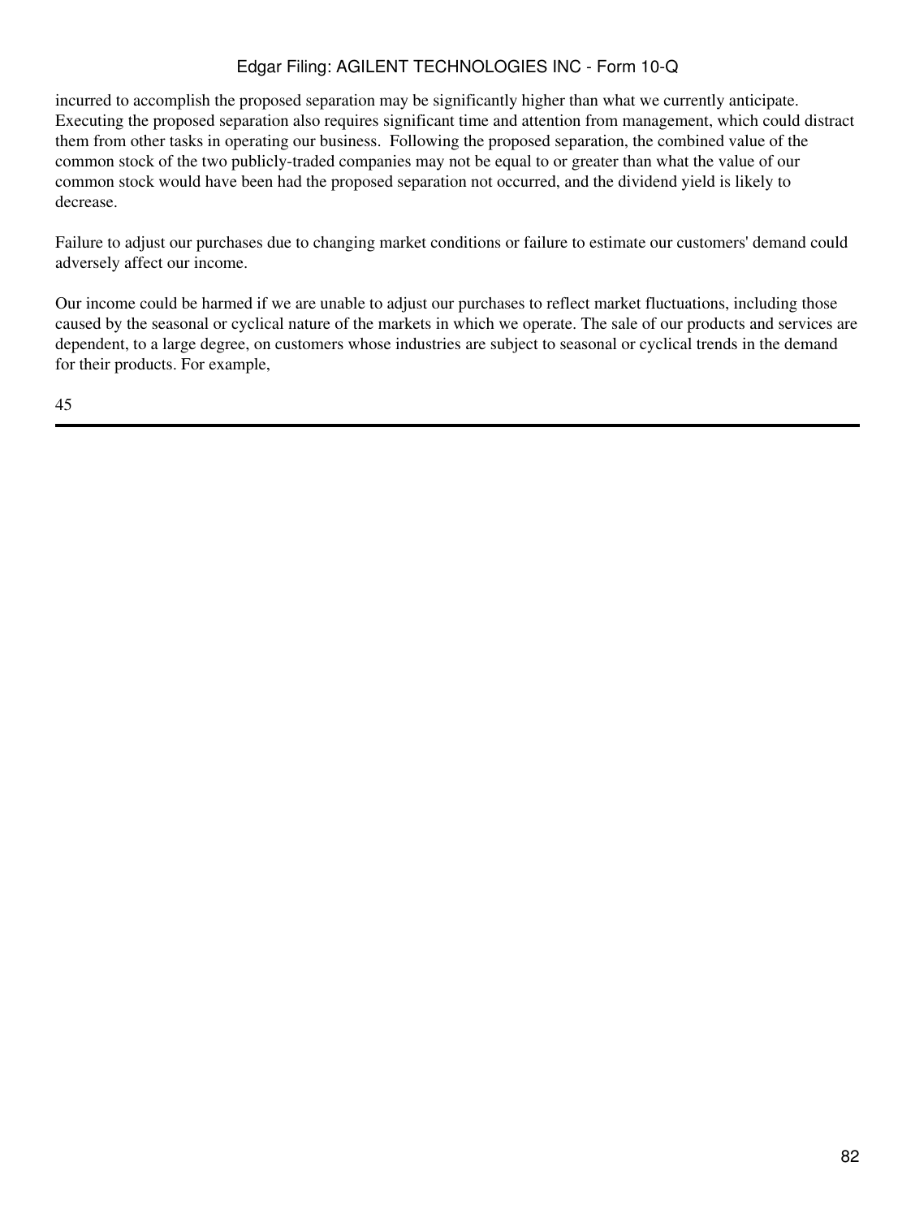incurred to accomplish the proposed separation may be significantly higher than what we currently anticipate. Executing the proposed separation also requires significant time and attention from management, which could distract them from other tasks in operating our business.  Following the proposed separation, the combined value of the common stock of the two publicly-traded companies may not be equal to or greater than what the value of our common stock would have been had the proposed separation not occurred, and the dividend yield is likely to decrease.

Failure to adjust our purchases due to changing market conditions or failure to estimate our customers' demand could adversely affect our income.

Our income could be harmed if we are unable to adjust our purchases to reflect market fluctuations, including those caused by the seasonal or cyclical nature of the markets in which we operate. The sale of our products and services are dependent, to a large degree, on customers whose industries are subject to seasonal or cyclical trends in the demand for their products. For example,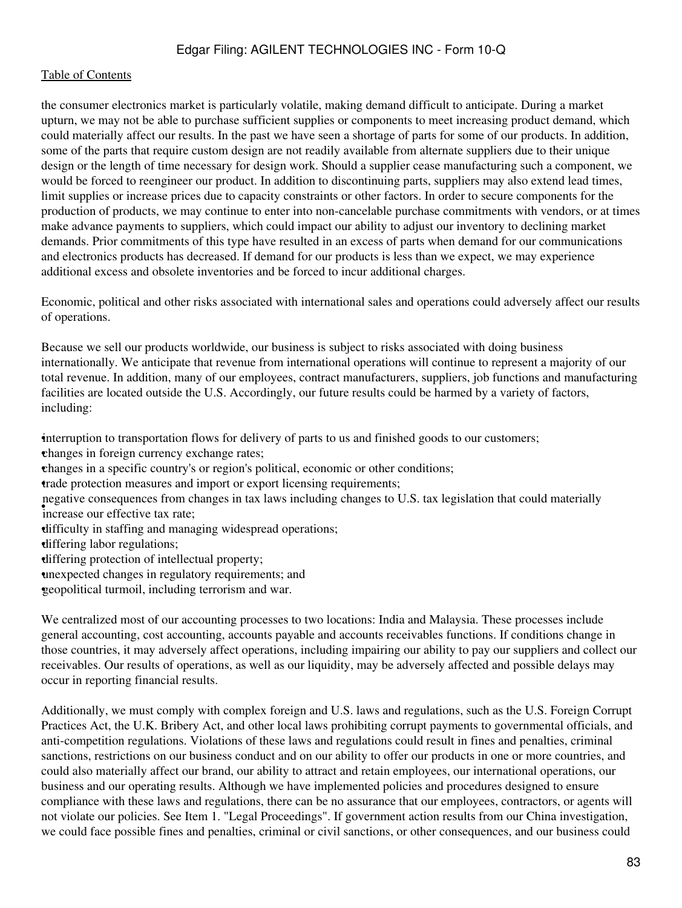the consumer electronics market is particularly volatile, making demand difficult to anticipate. During a market upturn, we may not be able to purchase sufficient supplies or components to meet increasing product demand, which could materially affect our results. In the past we have seen a shortage of parts for some of our products. In addition, some of the parts that require custom design are not readily available from alternate suppliers due to their unique design or the length of time necessary for design work. Should a supplier cease manufacturing such a component, we would be forced to reengineer our product. In addition to discontinuing parts, suppliers may also extend lead times, limit supplies or increase prices due to capacity constraints or other factors. In order to secure components for the production of products, we may continue to enter into non-cancelable purchase commitments with vendors, or at times make advance payments to suppliers, which could impact our ability to adjust our inventory to declining market demands. Prior commitments of this type have resulted in an excess of parts when demand for our communications and electronics products has decreased. If demand for our products is less than we expect, we may experience additional excess and obsolete inventories and be forced to incur additional charges.

Economic, political and other risks associated with international sales and operations could adversely affect our results of operations.

Because we sell our products worldwide, our business is subject to risks associated with doing business internationally. We anticipate that revenue from international operations will continue to represent a majority of our total revenue. In addition, many of our employees, contract manufacturers, suppliers, job functions and manufacturing facilities are located outside the U.S. Accordingly, our future results could be harmed by a variety of factors, including:

- interruption to transportation flows for delivery of parts to us and finished goods to our customers;
- changes in foreign currency exchange rates;
- changes in a specific country's or region's political, economic or other conditions;
- trade protection measures and import or export licensing requirements;
- negative consequences from changes in tax laws including changes to U.S. tax legislation that could materially increase our effective tax rate;
- difficulty in staffing and managing widespread operations;
- differing labor regulations;
- differing protection of intellectual property;
- unexpected changes in regulatory requirements; and
- geopolitical turmoil, including terrorism and war.

We centralized most of our accounting processes to two locations: India and Malaysia. These processes include general accounting, cost accounting, accounts payable and accounts receivables functions. If conditions change in those countries, it may adversely affect operations, including impairing our ability to pay our suppliers and collect our receivables. Our results of operations, as well as our liquidity, may be adversely affected and possible delays may occur in reporting financial results.

Additionally, we must comply with complex foreign and U.S. laws and regulations, such as the U.S. Foreign Corrupt Practices Act, the U.K. Bribery Act, and other local laws prohibiting corrupt payments to governmental officials, and anti-competition regulations. Violations of these laws and regulations could result in fines and penalties, criminal sanctions, restrictions on our business conduct and on our ability to offer our products in one or more countries, and could also materially affect our brand, our ability to attract and retain employees, our international operations, our business and our operating results. Although we have implemented policies and procedures designed to ensure compliance with these laws and regulations, there can be no assurance that our employees, contractors, or agents will not violate our policies. See Item 1. "Legal Proceedings". If government action results from our China investigation, we could face possible fines and penalties, criminal or civil sanctions, or other consequences, and our business could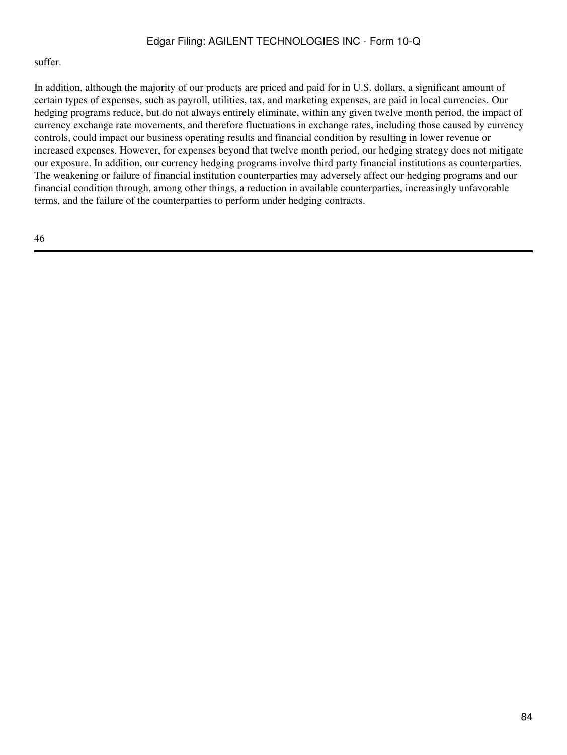suffer.

In addition, although the majority of our products are priced and paid for in U.S. dollars, a significant amount of certain types of expenses, such as payroll, utilities, tax, and marketing expenses, are paid in local currencies. Our hedging programs reduce, but do not always entirely eliminate, within any given twelve month period, the impact of currency exchange rate movements, and therefore fluctuations in exchange rates, including those caused by currency controls, could impact our business operating results and financial condition by resulting in lower revenue or increased expenses. However, for expenses beyond that twelve month period, our hedging strategy does not mitigate our exposure. In addition, our currency hedging programs involve third party financial institutions as counterparties. The weakening or failure of financial institution counterparties may adversely affect our hedging programs and our financial condition through, among other things, a reduction in available counterparties, increasingly unfavorable terms, and the failure of the counterparties to perform under hedging contracts.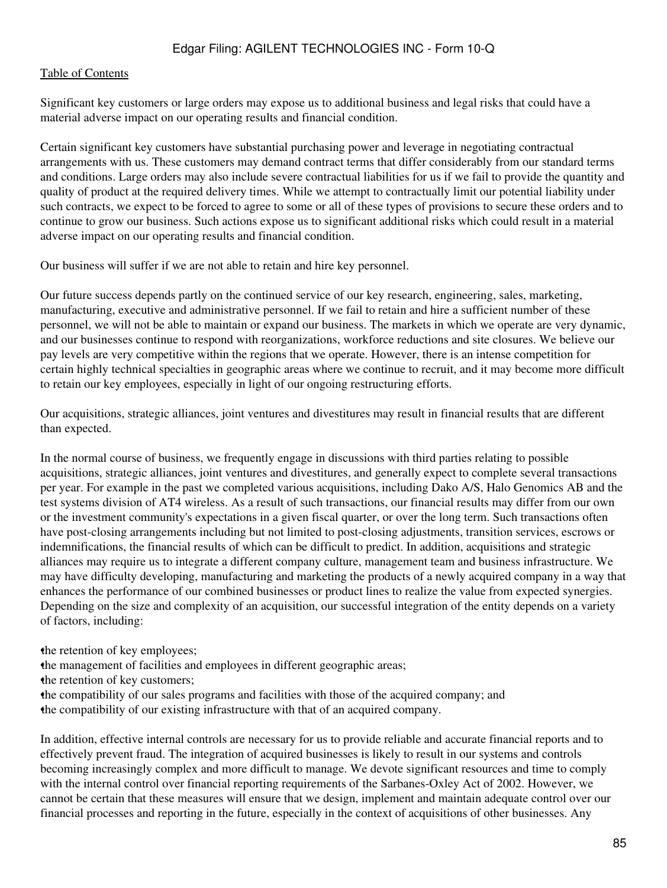Significant key customers or large orders may expose us to additional business and legal risks that could have a material adverse impact on our operating results and financial condition.

Certain significant key customers have substantial purchasing power and leverage in negotiating contractual arrangements with us. These customers may demand contract terms that differ considerably from our standard terms and conditions. Large orders may also include severe contractual liabilities for us if we fail to provide the quantity and quality of product at the required delivery times. While we attempt to contractually limit our potential liability under such contracts, we expect to be forced to agree to some or all of these types of provisions to secure these orders and to continue to grow our business. Such actions expose us to significant additional risks which could result in a material adverse impact on our operating results and financial condition.

Our business will suffer if we are not able to retain and hire key personnel.

Our future success depends partly on the continued service of our key research, engineering, sales, marketing, manufacturing, executive and administrative personnel. If we fail to retain and hire a sufficient number of these personnel, we will not be able to maintain or expand our business. The markets in which we operate are very dynamic, and our businesses continue to respond with reorganizations, workforce reductions and site closures. We believe our pay levels are very competitive within the regions that we operate. However, there is an intense competition for certain highly technical specialties in geographic areas where we continue to recruit, and it may become more difficult to retain our key employees, especially in light of our ongoing restructuring efforts.

Our acquisitions, strategic alliances, joint ventures and divestitures may result in financial results that are different than expected.

In the normal course of business, we frequently engage in discussions with third parties relating to possible acquisitions, strategic alliances, joint ventures and divestitures, and generally expect to complete several transactions per year. For example in the past we completed various acquisitions, including Dako A/S, Halo Genomics AB and the test systems division of AT4 wireless. As a result of such transactions, our financial results may differ from our own or the investment community's expectations in a given fiscal quarter, or over the long term. Such transactions often have post-closing arrangements including but not limited to post-closing adjustments, transition services, escrows or indemnifications, the financial results of which can be difficult to predict. In addition, acquisitions and strategic alliances may require us to integrate a different company culture, management team and business infrastructure. We may have difficulty developing, manufacturing and marketing the products of a newly acquired company in a way that enhances the performance of our combined businesses or product lines to realize the value from expected synergies. Depending on the size and complexity of an acquisition, our successful integration of the entity depends on a variety of factors, including:

- the retention of key employees;
- the management of facilities and employees in different geographic areas;
- the retention of key customers;
- the compatibility of our sales programs and facilities with those of the acquired company; and
- the compatibility of our existing infrastructure with that of an acquired company.

In addition, effective internal controls are necessary for us to provide reliable and accurate financial reports and to effectively prevent fraud. The integration of acquired businesses is likely to result in our systems and controls becoming increasingly complex and more difficult to manage. We devote significant resources and time to comply with the internal control over financial reporting requirements of the Sarbanes-Oxley Act of 2002. However, we cannot be certain that these measures will ensure that we design, implement and maintain adequate control over our financial processes and reporting in the future, especially in the context of acquisitions of other businesses. Any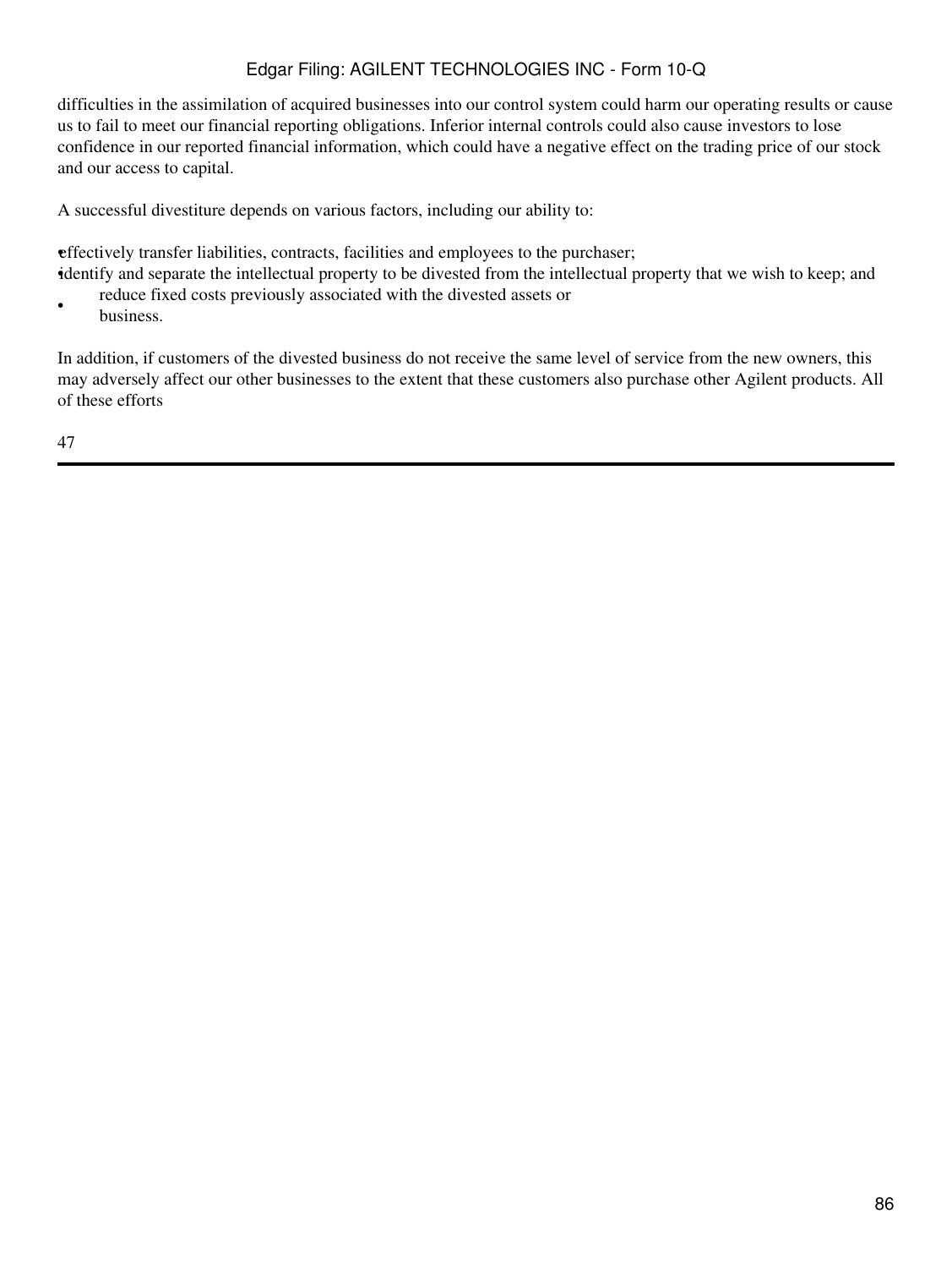difficulties in the assimilation of acquired businesses into our control system could harm our operating results or cause us to fail to meet our financial reporting obligations. Inferior internal controls could also cause investors to lose confidence in our reported financial information, which could have a negative effect on the trading price of our stock and our access to capital.

A successful divestiture depends on various factors, including our ability to:

- effectively transfer liabilities, contracts, facilities and employees to the purchaser;
- identify and separate the intellectual property to be divested from the intellectual property that we wish to keep; and
- reduce fixed costs previously associated with the divested assets or business.

In addition, if customers of the divested business do not receive the same level of service from the new owners, this may adversely affect our other businesses to the extent that these customers also purchase other Agilent products. All of these efforts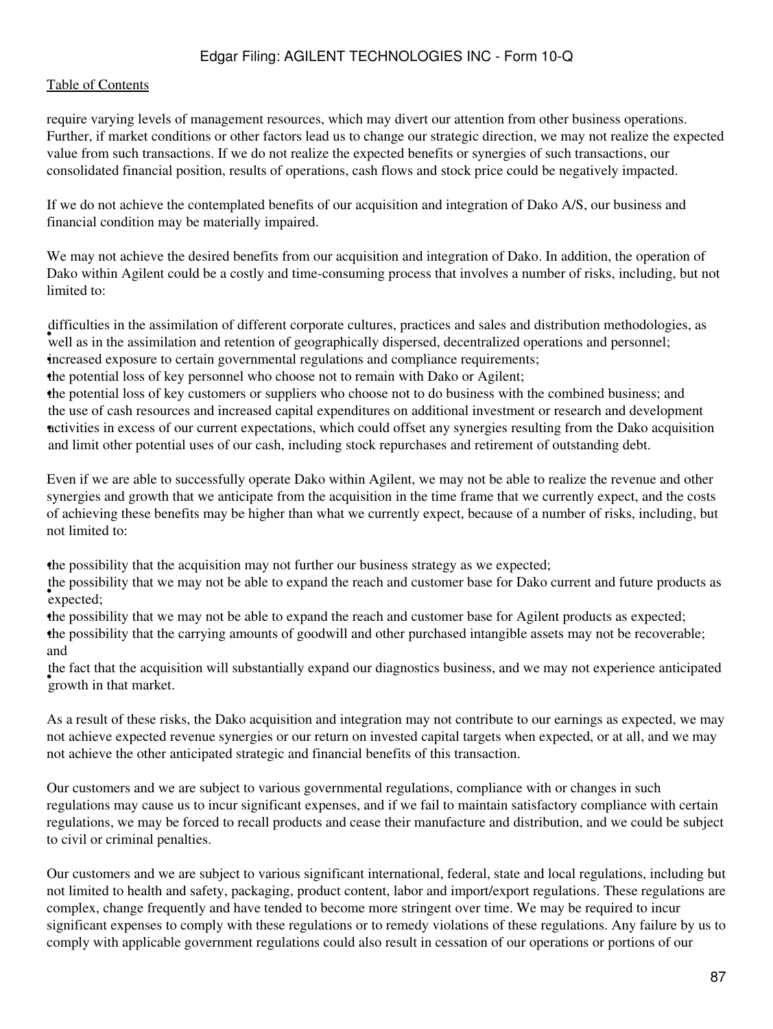require varying levels of management resources, which may divert our attention from other business operations. Further, if market conditions or other factors lead us to change our strategic direction, we may not realize the expected value from such transactions. If we do not realize the expected benefits or synergies of such transactions, our consolidated financial position, results of operations, cash flows and stock price could be negatively impacted.

If we do not achieve the contemplated benefits of our acquisition and integration of Dako A/S, our business and financial condition may be materially impaired.

We may not achieve the desired benefits from our acquisition and integration of Dako. In addition, the operation of Dako within Agilent could be a costly and time-consuming process that involves a number of risks, including, but not limited to:

- difficulties in the assimilation of different corporate cultures, practices and sales and distribution methodologies, as well as in the assimilation and retention of geographically dispersed, decentralized operations and personnel;
- increased exposure to certain governmental regulations and compliance requirements;
- the potential loss of key personnel who choose not to remain with Dako or Agilent;
- the potential loss of key customers or suppliers who choose not to do business with the combined business; and
- the use of cash resources and increased capital expenditures on additional investment or research and development activities in excess of our current expectations, which could offset any synergies resulting from the Dako acquisition and limit other potential uses of our cash, including stock repurchases and retirement of outstanding debt.

Even if we are able to successfully operate Dako within Agilent, we may not be able to realize the revenue and other synergies and growth that we anticipate from the acquisition in the time frame that we currently expect, and the costs of achieving these benefits may be higher than what we currently expect, because of a number of risks, including, but not limited to:

- the possibility that the acquisition may not further our business strategy as we expected;
- the possibility that we may not be able to expand the reach and customer base for Dako current and future products as expected;
- the possibility that we may not be able to expand the reach and customer base for Agilent products as expected;
- the possibility that the carrying amounts of goodwill and other purchased intangible assets may not be recoverable; and
- the fact that the acquisition will substantially expand our diagnostics business, and we may not experience anticipated growth in that market.

As a result of these risks, the Dako acquisition and integration may not contribute to our earnings as expected, we may not achieve expected revenue synergies or our return on invested capital targets when expected, or at all, and we may not achieve the other anticipated strategic and financial benefits of this transaction.

Our customers and we are subject to various governmental regulations, compliance with or changes in such regulations may cause us to incur significant expenses, and if we fail to maintain satisfactory compliance with certain regulations, we may be forced to recall products and cease their manufacture and distribution, and we could be subject to civil or criminal penalties.

Our customers and we are subject to various significant international, federal, state and local regulations, including but not limited to health and safety, packaging, product content, labor and import/export regulations. These regulations are complex, change frequently and have tended to become more stringent over time. We may be required to incur significant expenses to comply with these regulations or to remedy violations of these regulations. Any failure by us to comply with applicable government regulations could also result in cessation of our operations or portions of our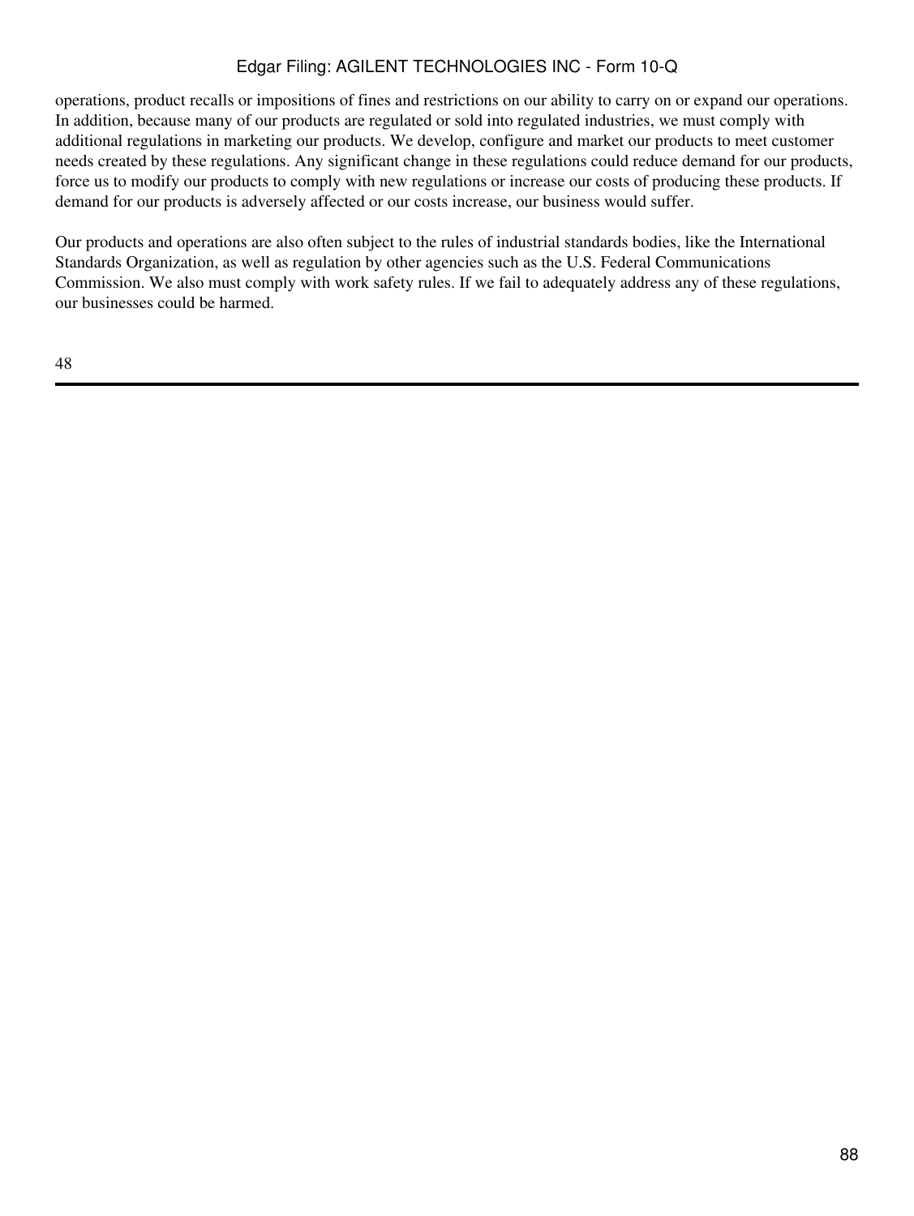operations, product recalls or impositions of fines and restrictions on our ability to carry on or expand our operations. In addition, because many of our products are regulated or sold into regulated industries, we must comply with additional regulations in marketing our products. We develop, configure and market our products to meet customer needs created by these regulations. Any significant change in these regulations could reduce demand for our products, force us to modify our products to comply with new regulations or increase our costs of producing these products. If demand for our products is adversely affected or our costs increase, our business would suffer.

Our products and operations are also often subject to the rules of industrial standards bodies, like the International Standards Organization, as well as regulation by other agencies such as the U.S. Federal Communications Commission. We also must comply with work safety rules. If we fail to adequately address any of these regulations, our businesses could be harmed.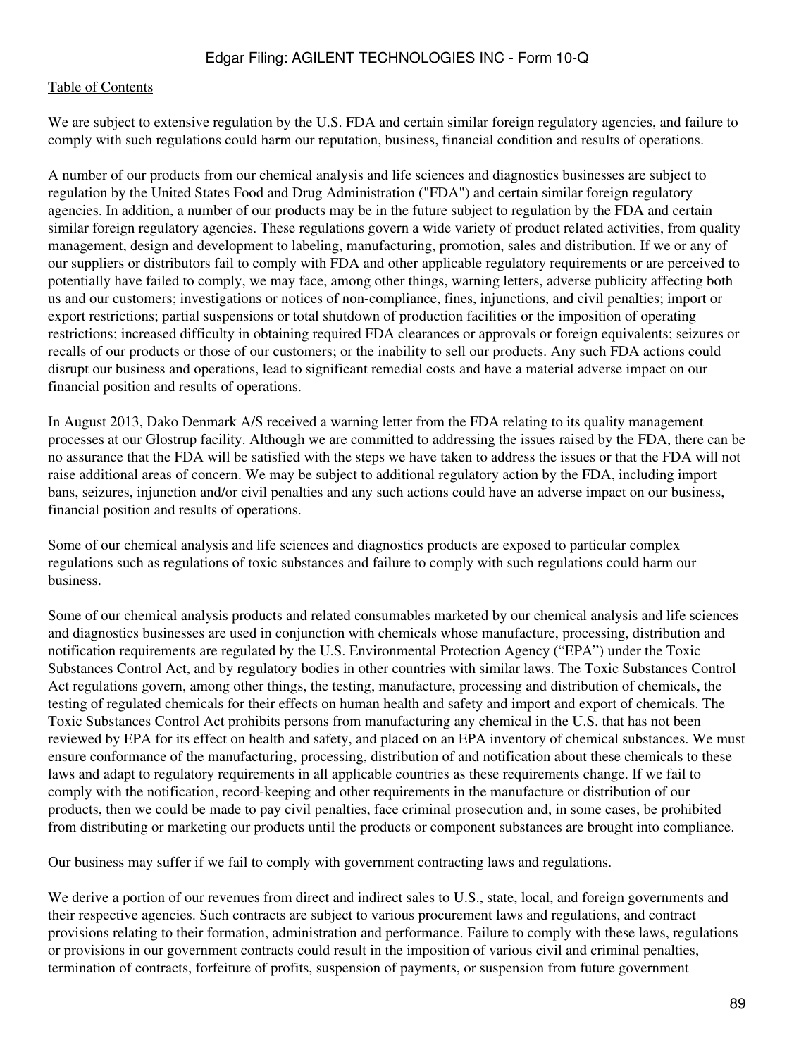[Table of Contents](#)

We are subject to extensive regulation by the U.S. FDA and certain similar foreign regulatory agencies, and failure to comply with such regulations could harm our reputation, business, financial condition and results of operations.

A number of our products from our chemical analysis and life sciences and diagnostics businesses are subject to regulation by the United States Food and Drug Administration ("FDA") and certain similar foreign regulatory agencies. In addition, a number of our products may be in the future subject to regulation by the FDA and certain similar foreign regulatory agencies. These regulations govern a wide variety of product related activities, from quality management, design and development to labeling, manufacturing, promotion, sales and distribution. If we or any of our suppliers or distributors fail to comply with FDA and other applicable regulatory requirements or are perceived to potentially have failed to comply, we may face, among other things, warning letters, adverse publicity affecting both us and our customers; investigations or notices of non-compliance, fines, injunctions, and civil penalties; import or export restrictions; partial suspensions or total shutdown of production facilities or the imposition of operating restrictions; increased difficulty in obtaining required FDA clearances or approvals or foreign equivalents; seizures or recalls of our products or those of our customers; or the inability to sell our products. Any such FDA actions could disrupt our business and operations, lead to significant remedial costs and have a material adverse impact on our financial position and results of operations.

In August 2013, Dako Denmark A/S received a warning letter from the FDA relating to its quality management processes at our Glostrup facility. Although we are committed to addressing the issues raised by the FDA, there can be no assurance that the FDA will be satisfied with the steps we have taken to address the issues or that the FDA will not raise additional areas of concern. We may be subject to additional regulatory action by the FDA, including import bans, seizures, injunction and/or civil penalties and any such actions could have an adverse impact on our business, financial position and results of operations.

Some of our chemical analysis and life sciences and diagnostics products are exposed to particular complex regulations such as regulations of toxic substances and failure to comply with such regulations could harm our business.

Some of our chemical analysis products and related consumables marketed by our chemical analysis and life sciences and diagnostics businesses are used in conjunction with chemicals whose manufacture, processing, distribution and notification requirements are regulated by the U.S. Environmental Protection Agency ("EPA") under the Toxic Substances Control Act, and by regulatory bodies in other countries with similar laws. The Toxic Substances Control Act regulations govern, among other things, the testing, manufacture, processing and distribution of chemicals, the testing of regulated chemicals for their effects on human health and safety and import and export of chemicals. The Toxic Substances Control Act prohibits persons from manufacturing any chemical in the U.S. that has not been reviewed by EPA for its effect on health and safety, and placed on an EPA inventory of chemical substances. We must ensure conformance of the manufacturing, processing, distribution of and notification about these chemicals to these laws and adapt to regulatory requirements in all applicable countries as these requirements change. If we fail to comply with the notification, record-keeping and other requirements in the manufacture or distribution of our products, then we could be made to pay civil penalties, face criminal prosecution and, in some cases, be prohibited from distributing or marketing our products until the products or component substances are brought into compliance.

Our business may suffer if we fail to comply with government contracting laws and regulations.

We derive a portion of our revenues from direct and indirect sales to U.S., state, local, and foreign governments and their respective agencies. Such contracts are subject to various procurement laws and regulations, and contract provisions relating to their formation, administration and performance. Failure to comply with these laws, regulations or provisions in our government contracts could result in the imposition of various civil and criminal penalties, termination of contracts, forfeiture of profits, suspension of payments, or suspension from future government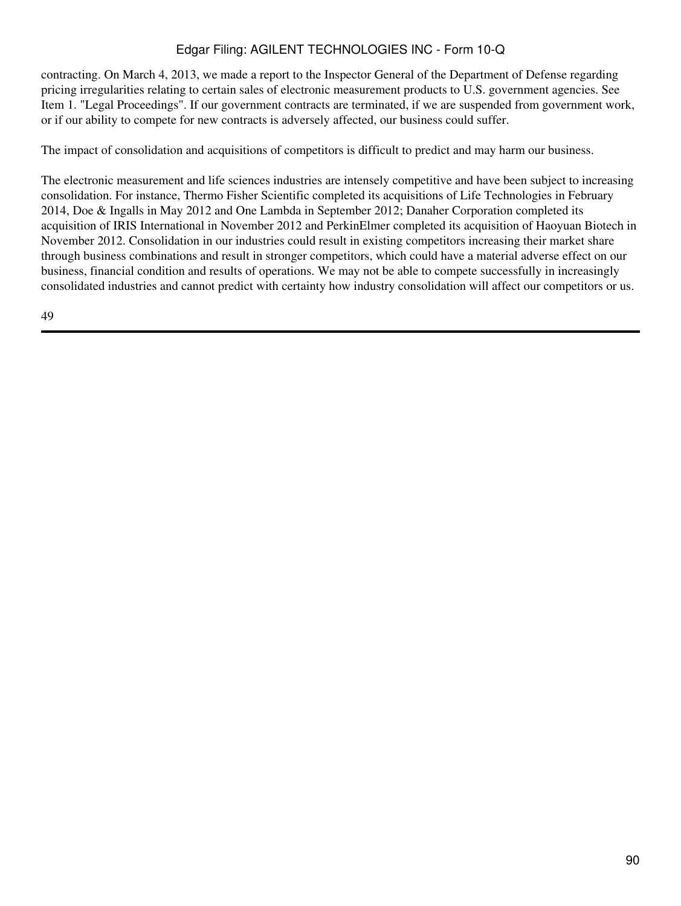contracting. On March 4, 2013, we made a report to the Inspector General of the Department of Defense regarding pricing irregularities relating to certain sales of electronic measurement products to U.S. government agencies. See Item 1. "Legal Proceedings". If our government contracts are terminated, if we are suspended from government work, or if our ability to compete for new contracts is adversely affected, our business could suffer.

The impact of consolidation and acquisitions of competitors is difficult to predict and may harm our business.

The electronic measurement and life sciences industries are intensely competitive and have been subject to increasing consolidation. For instance, Thermo Fisher Scientific completed its acquisitions of Life Technologies in February 2014, Doe & Ingalls in May 2012 and One Lambda in September 2012; Danaher Corporation completed its acquisition of IRIS International in November 2012 and PerkinElmer completed its acquisition of Haoyuan Biotech in November 2012. Consolidation in our industries could result in existing competitors increasing their market share through business combinations and result in stronger competitors, which could have a material adverse effect on our business, financial condition and results of operations. We may not be able to compete successfully in increasingly consolidated industries and cannot predict with certainty how industry consolidation will affect our competitors or us.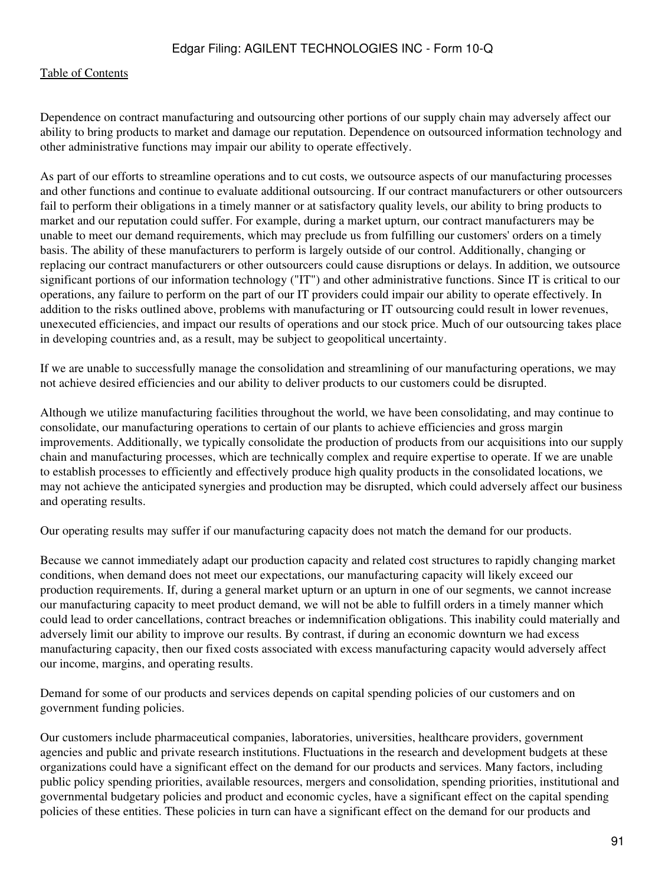Dependence on contract manufacturing and outsourcing other portions of our supply chain may adversely affect our ability to bring products to market and damage our reputation. Dependence on outsourced information technology and other administrative functions may impair our ability to operate effectively.

As part of our efforts to streamline operations and to cut costs, we outsource aspects of our manufacturing processes and other functions and continue to evaluate additional outsourcing. If our contract manufacturers or other outsourcers fail to perform their obligations in a timely manner or at satisfactory quality levels, our ability to bring products to market and our reputation could suffer. For example, during a market upturn, our contract manufacturers may be unable to meet our demand requirements, which may preclude us from fulfilling our customers' orders on a timely basis. The ability of these manufacturers to perform is largely outside of our control. Additionally, changing or replacing our contract manufacturers or other outsourcers could cause disruptions or delays. In addition, we outsource significant portions of our information technology ("IT") and other administrative functions. Since IT is critical to our operations, any failure to perform on the part of our IT providers could impair our ability to operate effectively. In addition to the risks outlined above, problems with manufacturing or IT outsourcing could result in lower revenues, unexecuted efficiencies, and impact our results of operations and our stock price. Much of our outsourcing takes place in developing countries and, as a result, may be subject to geopolitical uncertainty.

If we are unable to successfully manage the consolidation and streamlining of our manufacturing operations, we may not achieve desired efficiencies and our ability to deliver products to our customers could be disrupted.

Although we utilize manufacturing facilities throughout the world, we have been consolidating, and may continue to consolidate, our manufacturing operations to certain of our plants to achieve efficiencies and gross margin improvements. Additionally, we typically consolidate the production of products from our acquisitions into our supply chain and manufacturing processes, which are technically complex and require expertise to operate. If we are unable to establish processes to efficiently and effectively produce high quality products in the consolidated locations, we may not achieve the anticipated synergies and production may be disrupted, which could adversely affect our business and operating results.

Our operating results may suffer if our manufacturing capacity does not match the demand for our products.

Because we cannot immediately adapt our production capacity and related cost structures to rapidly changing market conditions, when demand does not meet our expectations, our manufacturing capacity will likely exceed our production requirements. If, during a general market upturn or an upturn in one of our segments, we cannot increase our manufacturing capacity to meet product demand, we will not be able to fulfill orders in a timely manner which could lead to order cancellations, contract breaches or indemnification obligations. This inability could materially and adversely limit our ability to improve our results. By contrast, if during an economic downturn we had excess manufacturing capacity, then our fixed costs associated with excess manufacturing capacity would adversely affect our income, margins, and operating results.

Demand for some of our products and services depends on capital spending policies of our customers and on government funding policies.

Our customers include pharmaceutical companies, laboratories, universities, healthcare providers, government agencies and public and private research institutions. Fluctuations in the research and development budgets at these organizations could have a significant effect on the demand for our products and services. Many factors, including public policy spending priorities, available resources, mergers and consolidation, spending priorities, institutional and governmental budgetary policies and product and economic cycles, have a significant effect on the capital spending policies of these entities. These policies in turn can have a significant effect on the demand for our products and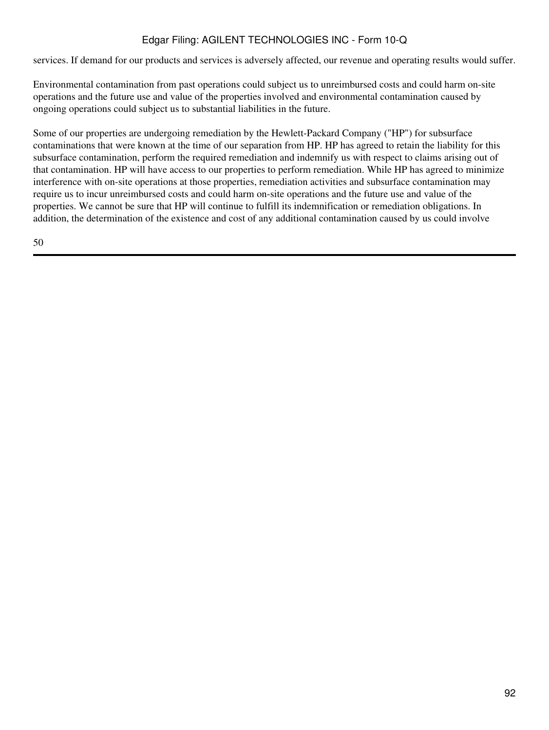services. If demand for our products and services is adversely affected, our revenue and operating results would suffer.

Environmental contamination from past operations could subject us to unreimbursed costs and could harm on-site operations and the future use and value of the properties involved and environmental contamination caused by ongoing operations could subject us to substantial liabilities in the future.

Some of our properties are undergoing remediation by the Hewlett-Packard Company ("HP") for subsurface contaminations that were known at the time of our separation from HP. HP has agreed to retain the liability for this subsurface contamination, perform the required remediation and indemnify us with respect to claims arising out of that contamination. HP will have access to our properties to perform remediation. While HP has agreed to minimize interference with on-site operations at those properties, remediation activities and subsurface contamination may require us to incur unreimbursed costs and could harm on-site operations and the future use and value of the properties. We cannot be sure that HP will continue to fulfill its indemnification or remediation obligations. In addition, the determination of the existence and cost of any additional contamination caused by us could involve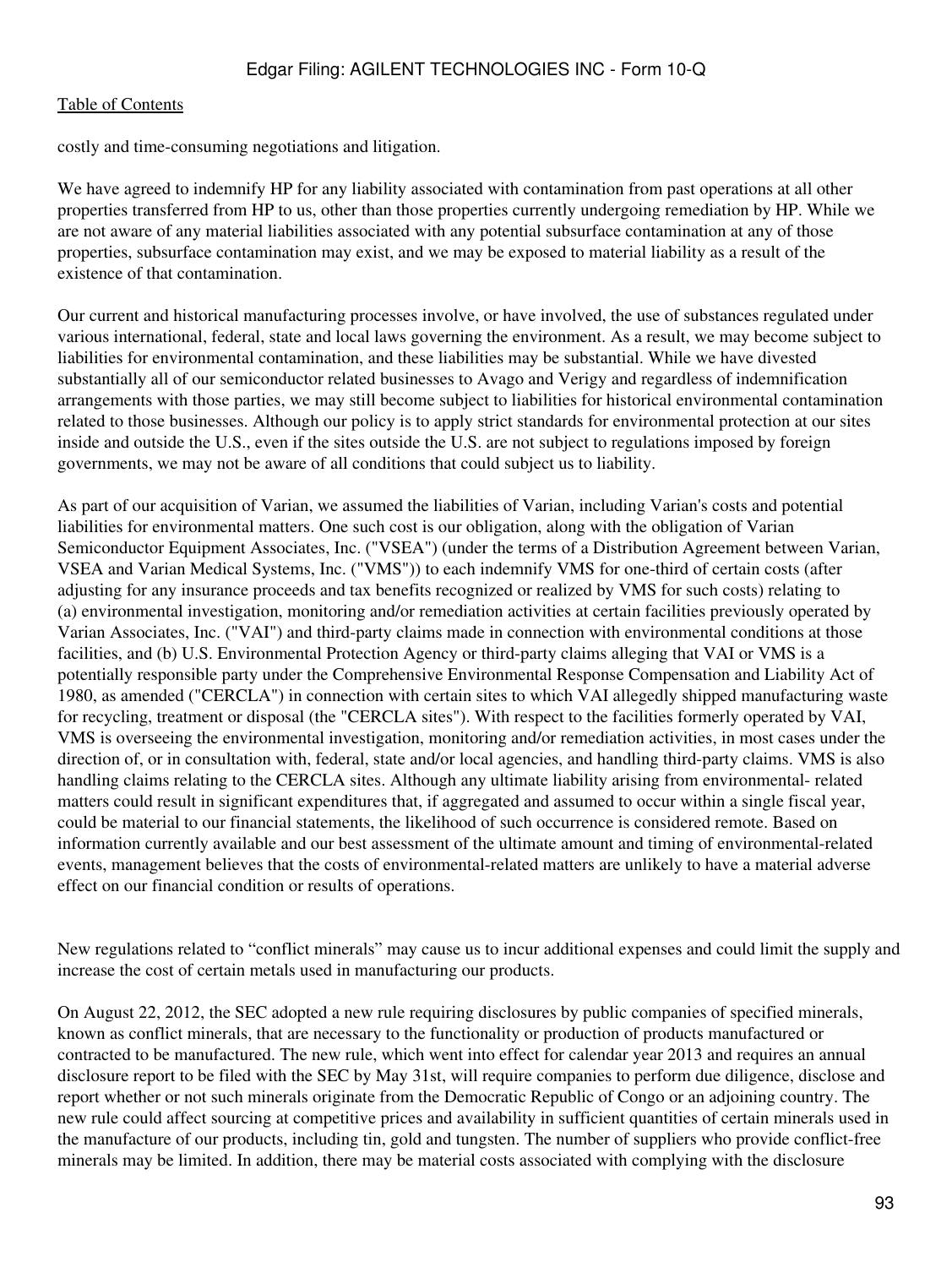costly and time-consuming negotiations and litigation.

We have agreed to indemnify HP for any liability associated with contamination from past operations at all other properties transferred from HP to us, other than those properties currently undergoing remediation by HP. While we are not aware of any material liabilities associated with any potential subsurface contamination at any of those properties, subsurface contamination may exist, and we may be exposed to material liability as a result of the existence of that contamination.

Our current and historical manufacturing processes involve, or have involved, the use of substances regulated under various international, federal, state and local laws governing the environment. As a result, we may become subject to liabilities for environmental contamination, and these liabilities may be substantial. While we have divested substantially all of our semiconductor related businesses to Avago and Verigy and regardless of indemnification arrangements with those parties, we may still become subject to liabilities for historical environmental contamination related to those businesses. Although our policy is to apply strict standards for environmental protection at our sites inside and outside the U.S., even if the sites outside the U.S. are not subject to regulations imposed by foreign governments, we may not be aware of all conditions that could subject us to liability.

As part of our acquisition of Varian, we assumed the liabilities of Varian, including Varian's costs and potential liabilities for environmental matters. One such cost is our obligation, along with the obligation of Varian Semiconductor Equipment Associates, Inc. ("VSEA") (under the terms of a Distribution Agreement between Varian, VSEA and Varian Medical Systems, Inc. ("VMS")) to each indemnify VMS for one-third of certain costs (after adjusting for any insurance proceeds and tax benefits recognized or realized by VMS for such costs) relating to (a) environmental investigation, monitoring and/or remediation activities at certain facilities previously operated by Varian Associates, Inc. ("VAI") and third-party claims made in connection with environmental conditions at those facilities, and (b) U.S. Environmental Protection Agency or third-party claims alleging that VAI or VMS is a potentially responsible party under the Comprehensive Environmental Response Compensation and Liability Act of 1980, as amended ("CERCLA") in connection with certain sites to which VAI allegedly shipped manufacturing waste for recycling, treatment or disposal (the "CERCLA sites"). With respect to the facilities formerly operated by VAI, VMS is overseeing the environmental investigation, monitoring and/or remediation activities, in most cases under the direction of, or in consultation with, federal, state and/or local agencies, and handling third-party claims. VMS is also handling claims relating to the CERCLA sites. Although any ultimate liability arising from environmental- related matters could result in significant expenditures that, if aggregated and assumed to occur within a single fiscal year, could be material to our financial statements, the likelihood of such occurrence is considered remote. Based on information currently available and our best assessment of the ultimate amount and timing of environmental-related events, management believes that the costs of environmental-related matters are unlikely to have a material adverse effect on our financial condition or results of operations.

New regulations related to "conflict minerals" may cause us to incur additional expenses and could limit the supply and increase the cost of certain metals used in manufacturing our products.

On August 22, 2012, the SEC adopted a new rule requiring disclosures by public companies of specified minerals, known as conflict minerals, that are necessary to the functionality or production of products manufactured or contracted to be manufactured. The new rule, which went into effect for calendar year 2013 and requires an annual disclosure report to be filed with the SEC by May 31st, will require companies to perform due diligence, disclose and report whether or not such minerals originate from the Democratic Republic of Congo or an adjoining country. The new rule could affect sourcing at competitive prices and availability in sufficient quantities of certain minerals used in the manufacture of our products, including tin, gold and tungsten. The number of suppliers who provide conflict-free minerals may be limited. In addition, there may be material costs associated with complying with the disclosure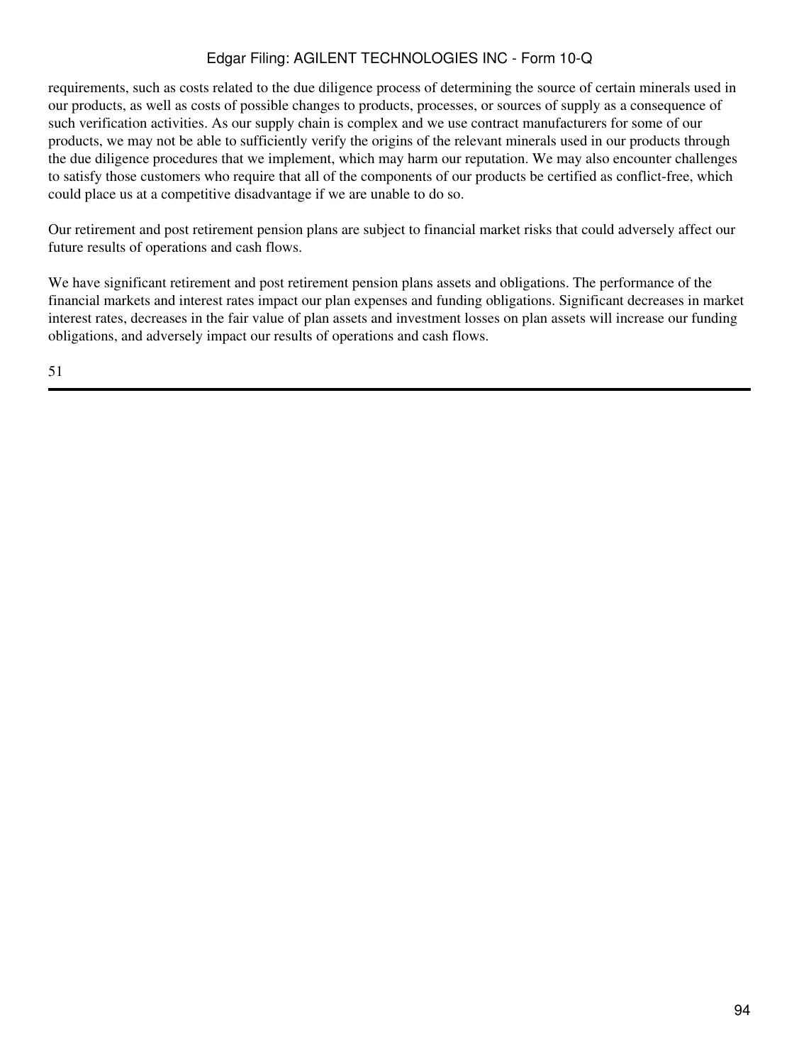requirements, such as costs related to the due diligence process of determining the source of certain minerals used in our products, as well as costs of possible changes to products, processes, or sources of supply as a consequence of such verification activities. As our supply chain is complex and we use contract manufacturers for some of our products, we may not be able to sufficiently verify the origins of the relevant minerals used in our products through the due diligence procedures that we implement, which may harm our reputation. We may also encounter challenges to satisfy those customers who require that all of the components of our products be certified as conflict-free, which could place us at a competitive disadvantage if we are unable to do so.

Our retirement and post retirement pension plans are subject to financial market risks that could adversely affect our future results of operations and cash flows.

We have significant retirement and post retirement pension plans assets and obligations. The performance of the financial markets and interest rates impact our plan expenses and funding obligations. Significant decreases in market interest rates, decreases in the fair value of plan assets and investment losses on plan assets will increase our funding obligations, and adversely impact our results of operations and cash flows.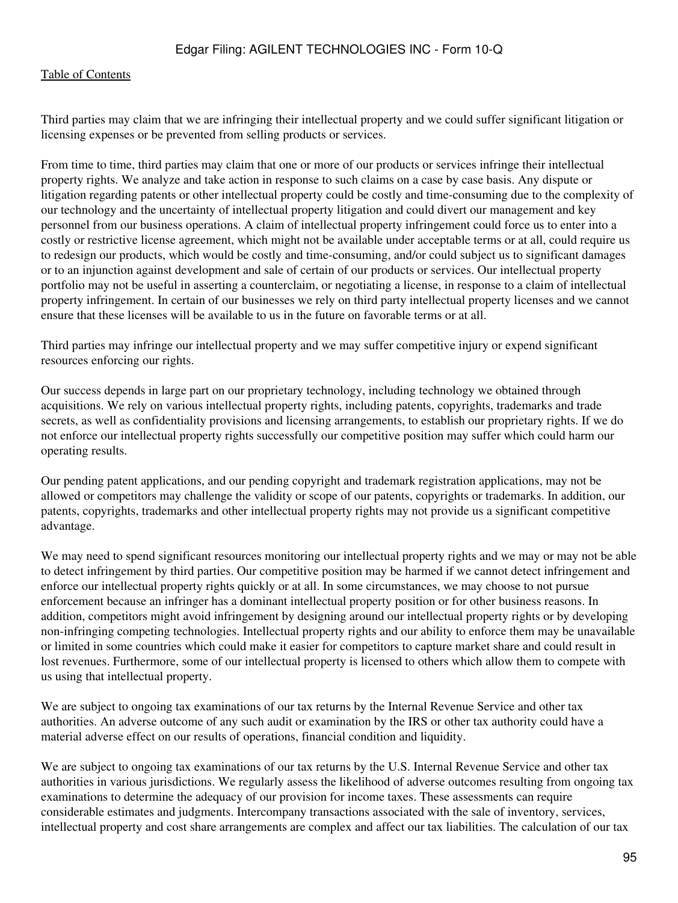Third parties may claim that we are infringing their intellectual property and we could suffer significant litigation or licensing expenses or be prevented from selling products or services.

From time to time, third parties may claim that one or more of our products or services infringe their intellectual property rights. We analyze and take action in response to such claims on a case by case basis. Any dispute or litigation regarding patents or other intellectual property could be costly and time-consuming due to the complexity of our technology and the uncertainty of intellectual property litigation and could divert our management and key personnel from our business operations. A claim of intellectual property infringement could force us to enter into a costly or restrictive license agreement, which might not be available under acceptable terms or at all, could require us to redesign our products, which would be costly and time-consuming, and/or could subject us to significant damages or to an injunction against development and sale of certain of our products or services. Our intellectual property portfolio may not be useful in asserting a counterclaim, or negotiating a license, in response to a claim of intellectual property infringement. In certain of our businesses we rely on third party intellectual property licenses and we cannot ensure that these licenses will be available to us in the future on favorable terms or at all.

Third parties may infringe our intellectual property and we may suffer competitive injury or expend significant resources enforcing our rights.

Our success depends in large part on our proprietary technology, including technology we obtained through acquisitions. We rely on various intellectual property rights, including patents, copyrights, trademarks and trade secrets, as well as confidentiality provisions and licensing arrangements, to establish our proprietary rights. If we do not enforce our intellectual property rights successfully our competitive position may suffer which could harm our operating results.

Our pending patent applications, and our pending copyright and trademark registration applications, may not be allowed or competitors may challenge the validity or scope of our patents, copyrights or trademarks. In addition, our patents, copyrights, trademarks and other intellectual property rights may not provide us a significant competitive advantage.

We may need to spend significant resources monitoring our intellectual property rights and we may or may not be able to detect infringement by third parties. Our competitive position may be harmed if we cannot detect infringement and enforce our intellectual property rights quickly or at all. In some circumstances, we may choose to not pursue enforcement because an infringer has a dominant intellectual property position or for other business reasons. In addition, competitors might avoid infringement by designing around our intellectual property rights or by developing non-infringing competing technologies. Intellectual property rights and our ability to enforce them may be unavailable or limited in some countries which could make it easier for competitors to capture market share and could result in lost revenues. Furthermore, some of our intellectual property is licensed to others which allow them to compete with us using that intellectual property.

We are subject to ongoing tax examinations of our tax returns by the Internal Revenue Service and other tax authorities. An adverse outcome of any such audit or examination by the IRS or other tax authority could have a material adverse effect on our results of operations, financial condition and liquidity.

We are subject to ongoing tax examinations of our tax returns by the U.S. Internal Revenue Service and other tax authorities in various jurisdictions. We regularly assess the likelihood of adverse outcomes resulting from ongoing tax examinations to determine the adequacy of our provision for income taxes. These assessments can require considerable estimates and judgments. Intercompany transactions associated with the sale of inventory, services, intellectual property and cost share arrangements are complex and affect our tax liabilities. The calculation of our tax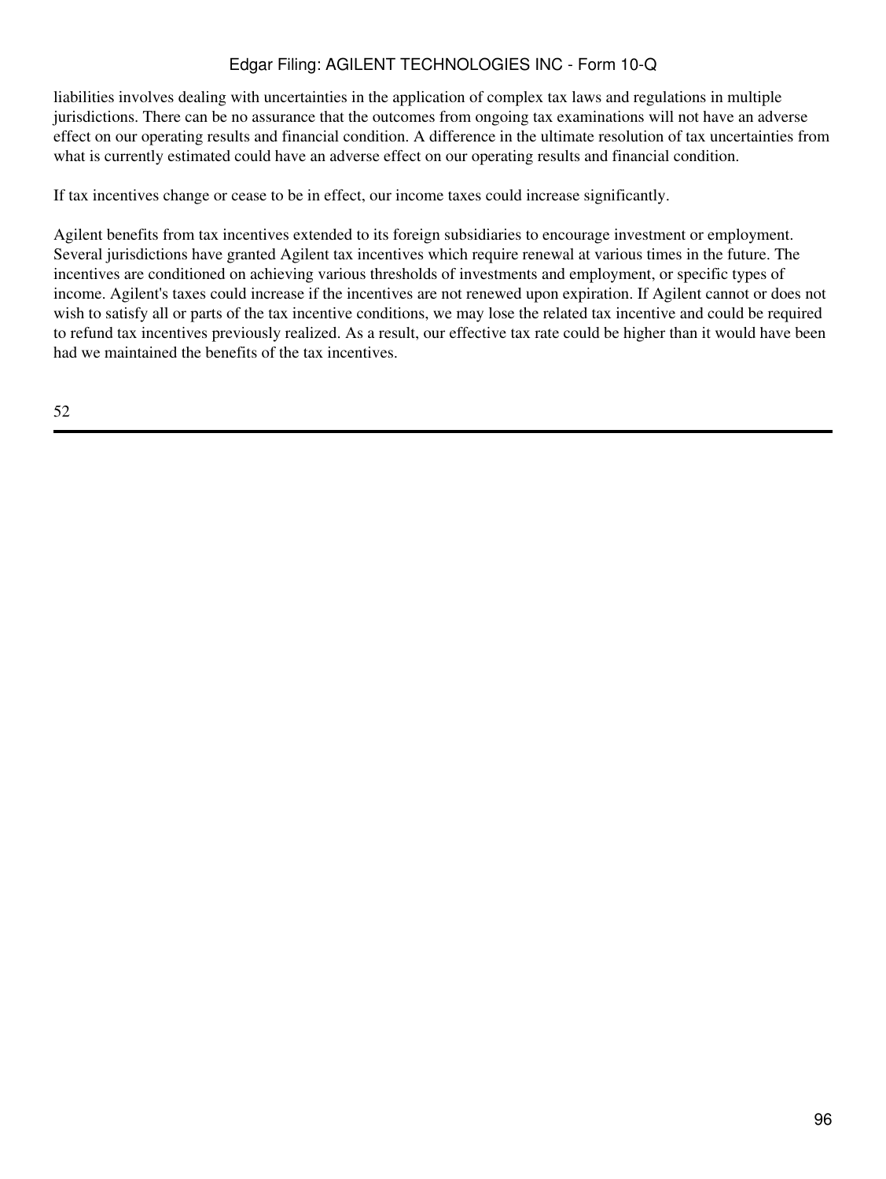liabilities involves dealing with uncertainties in the application of complex tax laws and regulations in multiple jurisdictions. There can be no assurance that the outcomes from ongoing tax examinations will not have an adverse effect on our operating results and financial condition. A difference in the ultimate resolution of tax uncertainties from what is currently estimated could have an adverse effect on our operating results and financial condition.

If tax incentives change or cease to be in effect, our income taxes could increase significantly.

Agilent benefits from tax incentives extended to its foreign subsidiaries to encourage investment or employment. Several jurisdictions have granted Agilent tax incentives which require renewal at various times in the future. The incentives are conditioned on achieving various thresholds of investments and employment, or specific types of income. Agilent's taxes could increase if the incentives are not renewed upon expiration. If Agilent cannot or does not wish to satisfy all or parts of the tax incentive conditions, we may lose the related tax incentive and could be required to refund tax incentives previously realized. As a result, our effective tax rate could be higher than it would have been had we maintained the benefits of the tax incentives.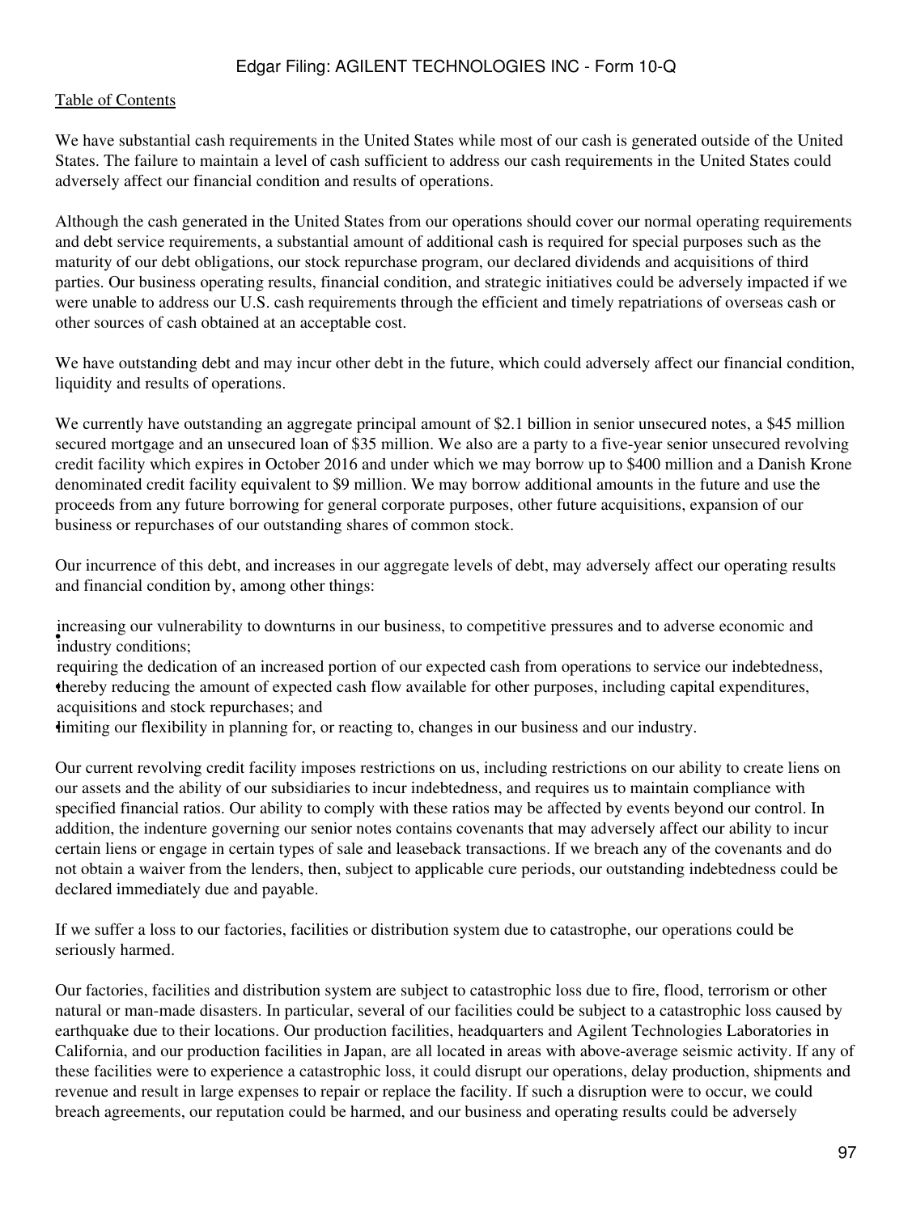We have substantial cash requirements in the United States while most of our cash is generated outside of the United States. The failure to maintain a level of cash sufficient to address our cash requirements in the United States could adversely affect our financial condition and results of operations.

Although the cash generated in the United States from our operations should cover our normal operating requirements and debt service requirements, a substantial amount of additional cash is required for special purposes such as the maturity of our debt obligations, our stock repurchase program, our declared dividends and acquisitions of third parties. Our business operating results, financial condition, and strategic initiatives could be adversely impacted if we were unable to address our U.S. cash requirements through the efficient and timely repatriations of overseas cash or other sources of cash obtained at an acceptable cost.

We have outstanding debt and may incur other debt in the future, which could adversely affect our financial condition, liquidity and results of operations.

We currently have outstanding an aggregate principal amount of $2.1 billion in senior unsecured notes, a $45 million secured mortgage and an unsecured loan of $35 million. We also are a party to a five-year senior unsecured revolving credit facility which expires in October 2016 and under which we may borrow up to $400 million and a Danish Krone denominated credit facility equivalent to $9 million. We may borrow additional amounts in the future and use the proceeds from any future borrowing for general corporate purposes, other future acquisitions, expansion of our business or repurchases of our outstanding shares of common stock.

Our incurrence of this debt, and increases in our aggregate levels of debt, may adversely affect our operating results and financial condition by, among other things:

- increasing our vulnerability to downturns in our business, to competitive pressures and to adverse economic and industry conditions;
- requiring the dedication of an increased portion of our expected cash from operations to service our indebtedness, thereby reducing the amount of expected cash flow available for other purposes, including capital expenditures, acquisitions and stock repurchases; and
- limiting our flexibility in planning for, or reacting to, changes in our business and our industry.

Our current revolving credit facility imposes restrictions on us, including restrictions on our ability to create liens on our assets and the ability of our subsidiaries to incur indebtedness, and requires us to maintain compliance with specified financial ratios. Our ability to comply with these ratios may be affected by events beyond our control. In addition, the indenture governing our senior notes contains covenants that may adversely affect our ability to incur certain liens or engage in certain types of sale and leaseback transactions. If we breach any of the covenants and do not obtain a waiver from the lenders, then, subject to applicable cure periods, our outstanding indebtedness could be declared immediately due and payable.

If we suffer a loss to our factories, facilities or distribution system due to catastrophe, our operations could be seriously harmed.

Our factories, facilities and distribution system are subject to catastrophic loss due to fire, flood, terrorism or other natural or man-made disasters. In particular, several of our facilities could be subject to a catastrophic loss caused by earthquake due to their locations. Our production facilities, headquarters and Agilent Technologies Laboratories in California, and our production facilities in Japan, are all located in areas with above-average seismic activity. If any of these facilities were to experience a catastrophic loss, it could disrupt our operations, delay production, shipments and revenue and result in large expenses to repair or replace the facility. If such a disruption were to occur, we could breach agreements, our reputation could be harmed, and our business and operating results could be adversely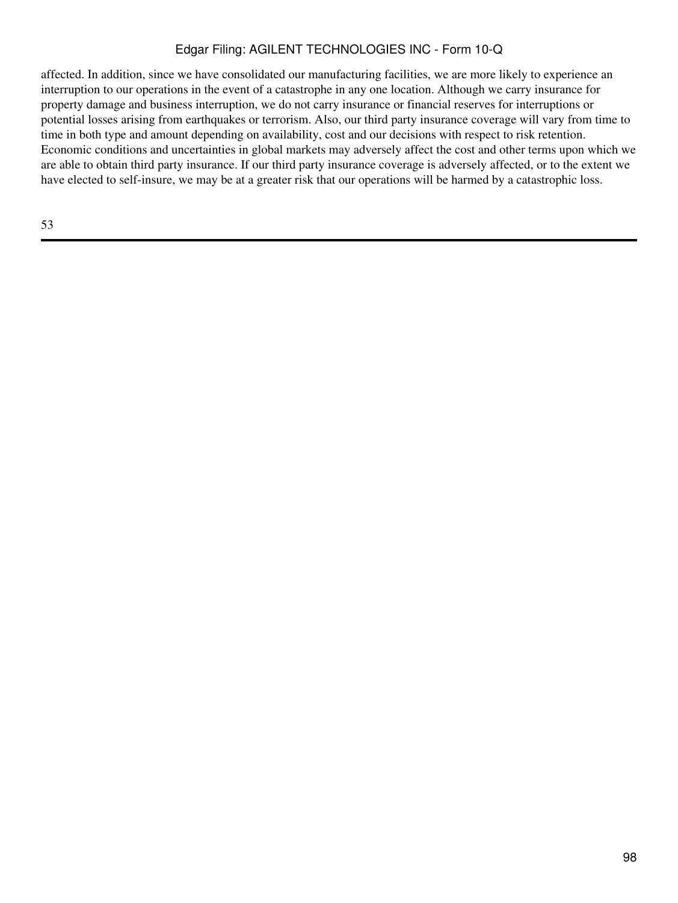affected. In addition, since we have consolidated our manufacturing facilities, we are more likely to experience an interruption to our operations in the event of a catastrophe in any one location. Although we carry insurance for property damage and business interruption, we do not carry insurance or financial reserves for interruptions or potential losses arising from earthquakes or terrorism. Also, our third party insurance coverage will vary from time to time in both type and amount depending on availability, cost and our decisions with respect to risk retention. Economic conditions and uncertainties in global markets may adversely affect the cost and other terms upon which we are able to obtain third party insurance. If our third party insurance coverage is adversely affected, or to the extent we have elected to self-insure, we may be at a greater risk that our operations will be harmed by a catastrophic loss.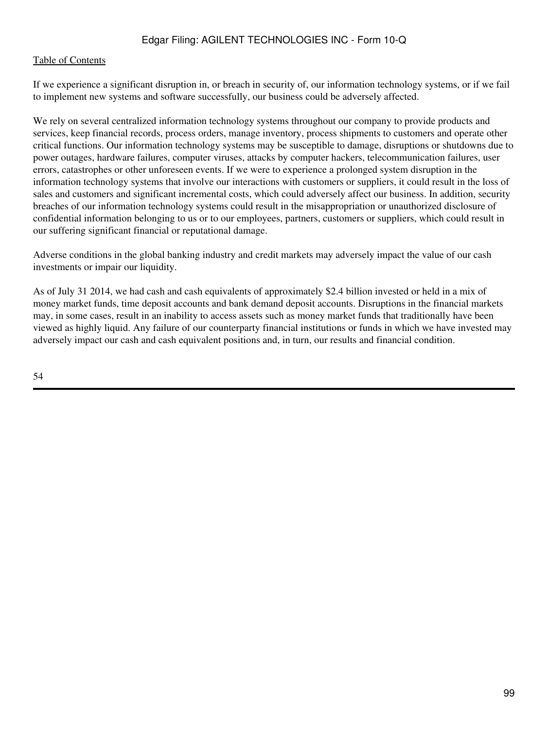If we experience a significant disruption in, or breach in security of, our information technology systems, or if we fail to implement new systems and software successfully, our business could be adversely affected.

We rely on several centralized information technology systems throughout our company to provide products and services, keep financial records, process orders, manage inventory, process shipments to customers and operate other critical functions. Our information technology systems may be susceptible to damage, disruptions or shutdowns due to power outages, hardware failures, computer viruses, attacks by computer hackers, telecommunication failures, user errors, catastrophes or other unforeseen events. If we were to experience a prolonged system disruption in the information technology systems that involve our interactions with customers or suppliers, it could result in the loss of sales and customers and significant incremental costs, which could adversely affect our business. In addition, security breaches of our information technology systems could result in the misappropriation or unauthorized disclosure of confidential information belonging to us or to our employees, partners, customers or suppliers, which could result in our suffering significant financial or reputational damage.

Adverse conditions in the global banking industry and credit markets may adversely impact the value of our cash investments or impair our liquidity.

As of July 31 2014, we had cash and cash equivalents of approximately $2.4 billion invested or held in a mix of money market funds, time deposit accounts and bank demand deposit accounts. Disruptions in the financial markets may, in some cases, result in an inability to access assets such as money market funds that traditionally have been viewed as highly liquid. Any failure of our counterparty financial institutions or funds in which we have invested may adversely impact our cash and cash equivalent positions and, in turn, our results and financial condition.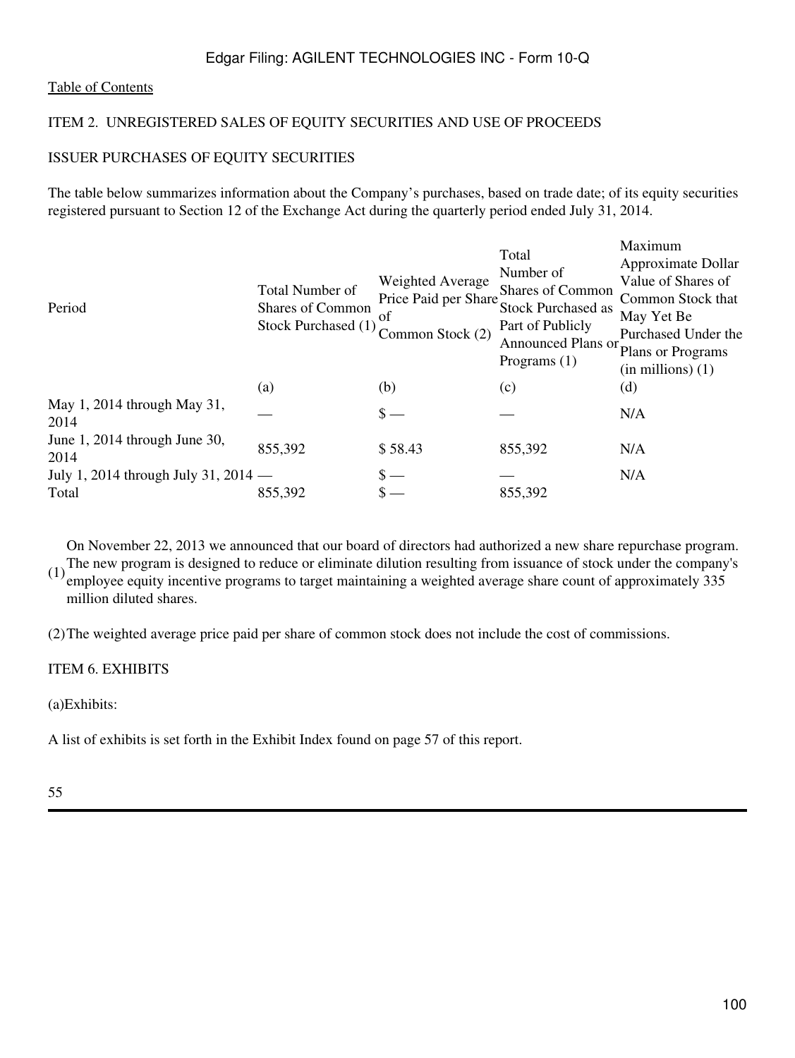[Table of Contents]

ITEM 2. UNREGISTERED SALES OF EQUITY SECURITIES AND USE OF PROCEEDS

ISSUER PURCHASES OF EQUITY SECURITIES

The table below summarizes information about the Company's purchases, based on trade date; of its equity securities registered pursuant to Section 12 of the Exchange Act during the quarterly period ended July 31, 2014.

| Period | Total Number of Shares of Common Stock Purchased (1) | Weighted Average Price Paid per Share of Common Stock (2) | Total Number of Shares of Common Stock Purchased as Part of Publicly Announced Plans or Programs (1) | Maximum Approximate Dollar Value of Shares of Common Stock that May Yet Be Purchased Under the Plans or Programs (in millions) (1) |
|---|---|---|---|---|
| | (a) | (b) | (c) | (d) |
| May 1, 2014 through May 31, 2014 | — | $ — | — | N/A |
| June 1, 2014 through June 30, 2014 | 855,392 | $ 58.43 | 855,392 | N/A |
| July 1, 2014 through July 31, 2014 | — | $ — | — | N/A |
| Total | 855,392 | $ — | 855,392 | |

(1) On November 22, 2013 we announced that our board of directors had authorized a new share repurchase program. The new program is designed to reduce or eliminate dilution resulting from issuance of stock under the company's employee equity incentive programs to target maintaining a weighted average share count of approximately 335 million diluted shares.

(2) The weighted average price paid per share of common stock does not include the cost of commissions.

ITEM 6. EXHIBITS

(a) Exhibits:

A list of exhibits is set forth in the Exhibit Index found on page 57 of this report.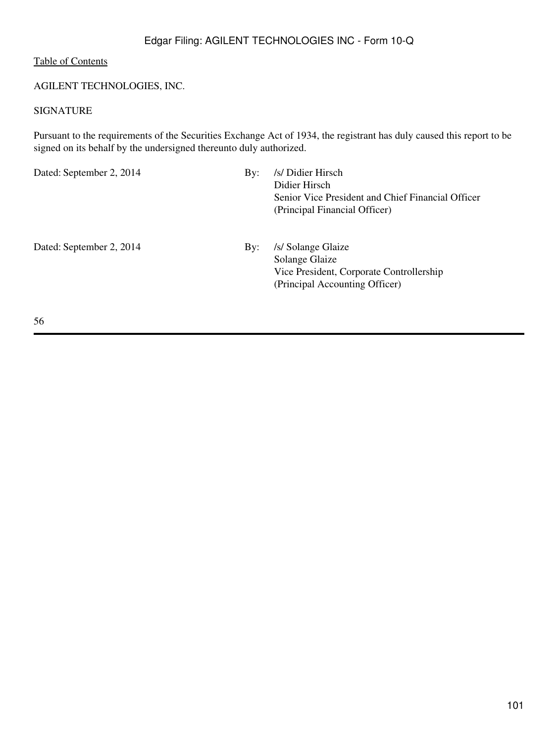AGILENT TECHNOLOGIES, INC.

SIGNATURE

Pursuant to the requirements of the Securities Exchange Act of 1934, the registrant has duly caused this report to be signed on its behalf by the undersigned thereunto duly authorized.

| | | |
|---|---|---|
| Dated: September 2, 2014 | By: | /s/ Didier Hirsch<br>Didier Hirsch<br>Senior Vice President and Chief Financial Officer<br>(Principal Financial Officer) |
| Dated: September 2, 2014 | By: | /s/ Solange Glaize<br>Solange Glaize<br>Vice President, Corporate Controllership<br>(Principal Accounting Officer) |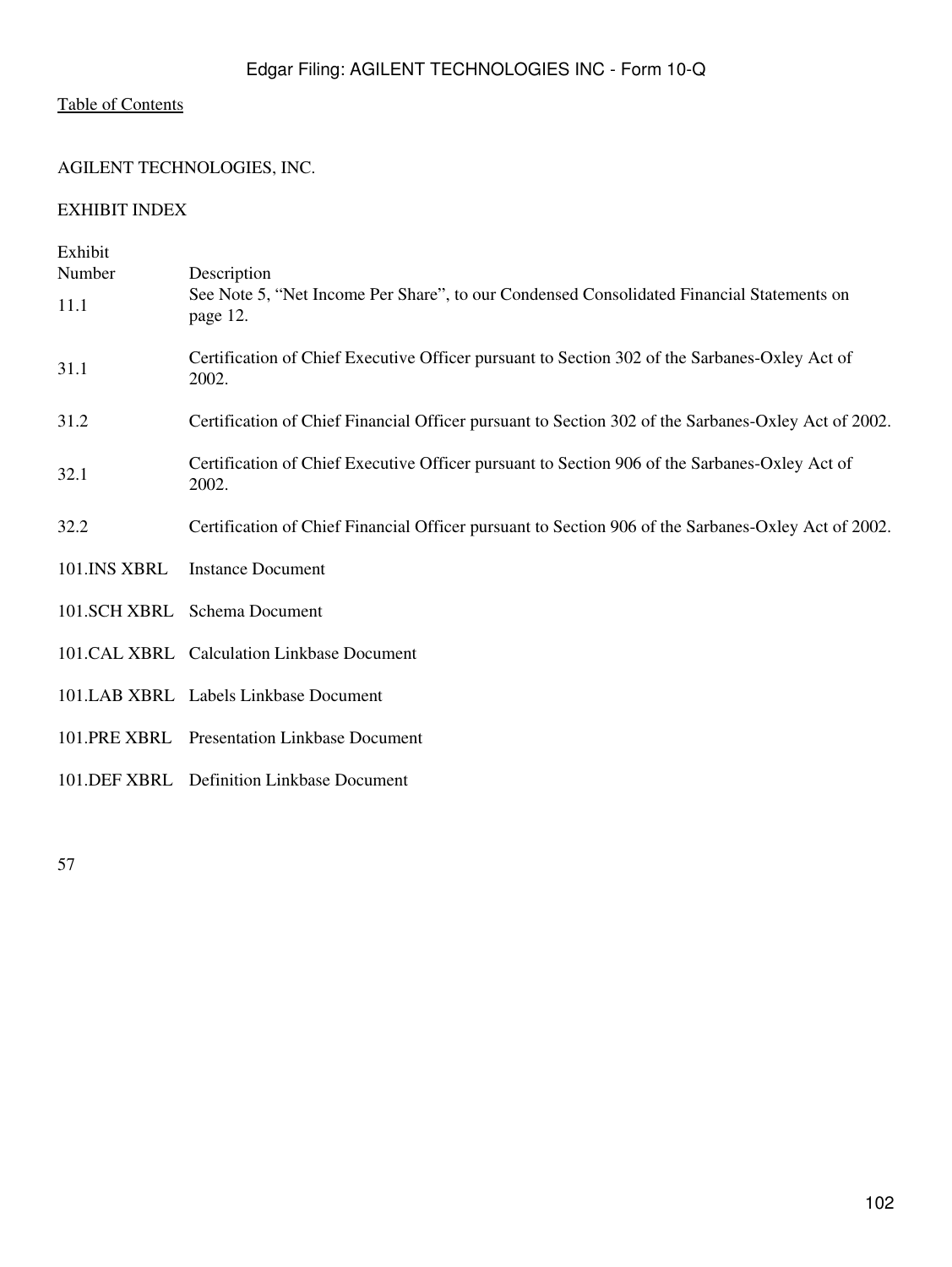[Table of Contents](#)

AGILENT TECHNOLOGIES, INC.

EXHIBIT INDEX

| Exhibit Number | Description |
| --- | --- |
| 11.1 | See Note 5, "Net Income Per Share", to our Condensed Consolidated Financial Statements on page 12. |
| 31.1 | Certification of Chief Executive Officer pursuant to Section 302 of the Sarbanes-Oxley Act of 2002. |
| 31.2 | Certification of Chief Financial Officer pursuant to Section 302 of the Sarbanes-Oxley Act of 2002. |
| 32.1 | Certification of Chief Executive Officer pursuant to Section 906 of the Sarbanes-Oxley Act of 2002. |
| 32.2 | Certification of Chief Financial Officer pursuant to Section 906 of the Sarbanes-Oxley Act of 2002. |
| 101.INS XBRL | Instance Document |
| 101.SCH XBRL | Schema Document |
| 101.CAL XBRL | Calculation Linkbase Document |
| 101.LAB XBRL | Labels Linkbase Document |
| 101.PRE XBRL | Presentation Linkbase Document |
| 101.DEF XBRL | Definition Linkbase Document |